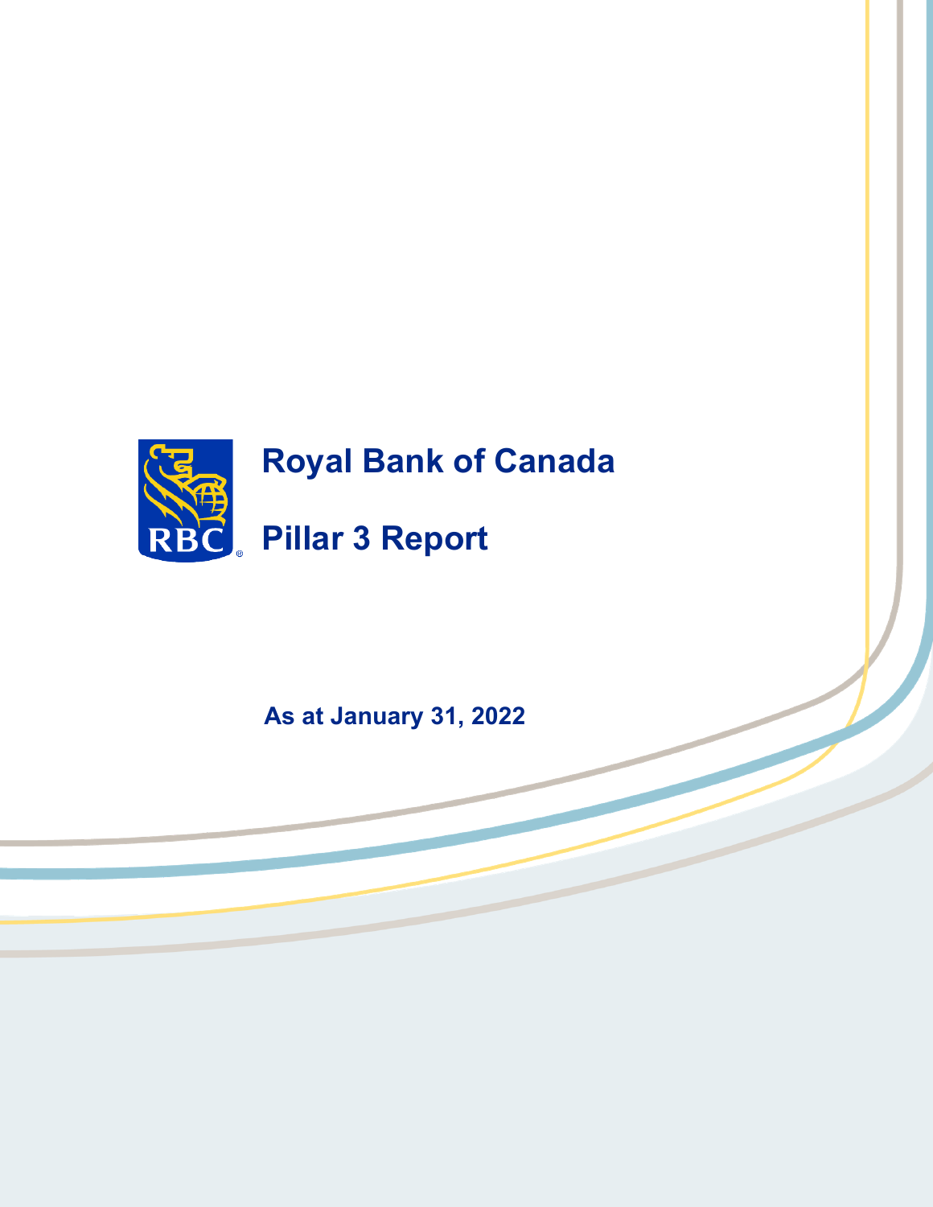# Royal Bank of Canada

# Pillar 3 Report

**As at January 31, 2022**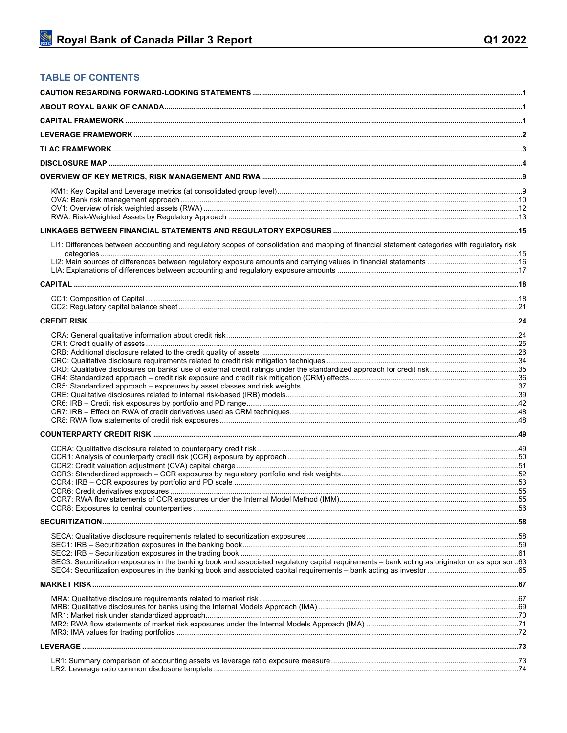## TABLE OF CONTENTS

**CAUTION REGARDING FORWARD-LOOKING STATEMENTS** ....... 1

**ABOUT ROYAL BANK OF CANADA** ....... 1

**CAPITAL FRAMEWORK** ....... 1

**LEVERAGE FRAMEWORK** ....... 2

**TLAC FRAMEWORK** ....... 3

**DISCLOSURE MAP** ....... 4

**OVERVIEW OF KEY METRICS, RISK MANAGEMENT AND RWA** ....... 9

- KM1: Key Capital and Leverage metrics (at consolidated group level) ....... 9
- OVA: Bank risk management approach ....... 10
- OV1: Overview of risk weighted assets (RWA) ....... 12
- RWA: Risk-Weighted Assets by Regulatory Approach ....... 13

**LINKAGES BETWEEN FINANCIAL STATEMENTS AND REGULATORY EXPOSURES** ....... 15

- LI1: Differences between accounting and regulatory scopes of consolidation and mapping of financial statement categories with regulatory risk categories ....... 15
- LI2: Main sources of differences between regulatory exposure amounts and carrying values in financial statements ....... 16
- LIA: Explanations of differences between accounting and regulatory exposure amounts ....... 17

**CAPITAL** ....... 18

- CC1: Composition of Capital ....... 18
- CC2: Regulatory capital balance sheet ....... 21

**CREDIT RISK** ....... 24

- CRA: General qualitative information about credit risk ....... 24
- CR1: Credit quality of assets ....... 25
- CRB: Additional disclosure related to the credit quality of assets ....... 26
- CRC: Qualitative disclosure requirements related to credit risk mitigation techniques ....... 34
- CRD: Qualitative disclosures on banks' use of external credit ratings under the standardized approach for credit risk ....... 35
- CR4: Standardized approach – credit risk exposure and credit risk mitigation (CRM) effects ....... 36
- CR5: Standardized approach – exposures by asset classes and risk weights ....... 37
- CRE: Qualitative disclosures related to internal risk-based (IRB) models ....... 39
- CR6: IRB – Credit risk exposures by portfolio and PD range ....... 42
- CR7: IRB – Effect on RWA of credit derivatives used as CRM techniques ....... 48
- CR8: RWA flow statements of credit risk exposures ....... 48

**COUNTERPARTY CREDIT RISK** ....... 49

- CCRA: Qualitative disclosure related to counterparty credit risk ....... 49
- CCR1: Analysis of counterparty credit risk (CCR) exposure by approach ....... 50
- CCR2: Credit valuation adjustment (CVA) capital charge ....... 51
- CCR3: Standardized approach – CCR exposures by regulatory portfolio and risk weights ....... 52
- CCR4: IRB – CCR exposures by portfolio and PD scale ....... 53
- CCR6: Credit derivatives exposures ....... 55
- CCR7: RWA flow statements of CCR exposures under the Internal Model Method (IMM) ....... 55
- CCR8: Exposures to central counterparties ....... 56

**SECURITIZATION** ....... 58

- SECA: Qualitative disclosure requirements related to securitization exposures ....... 58
- SEC1: IRB – Securitization exposures in the banking book ....... 59
- SEC2: IRB – Securitization exposures in the trading book ....... 61
- SEC3: Securitization exposures in the banking book and associated regulatory capital requirements – bank acting as originator or as sponsor ....... 63
- SEC4: Securitization exposures in the banking book and associated capital requirements – bank acting as investor ....... 65

**MARKET RISK** ....... 67

- MRA: Qualitative disclosure requirements related to market risk ....... 67
- MRB: Qualitative disclosures for banks using the Internal Models Approach (IMA) ....... 69
- MR1: Market risk under standardized approach ....... 70
- MR2: RWA flow statements of market risk exposures under the Internal Models Approach (IMA) ....... 71
- MR3: IMA values for trading portfolios ....... 72

**LEVERAGE** ....... 73

- LR1: Summary comparison of accounting assets vs leverage ratio exposure measure ....... 73
- LR2: Leverage ratio common disclosure template ....... 74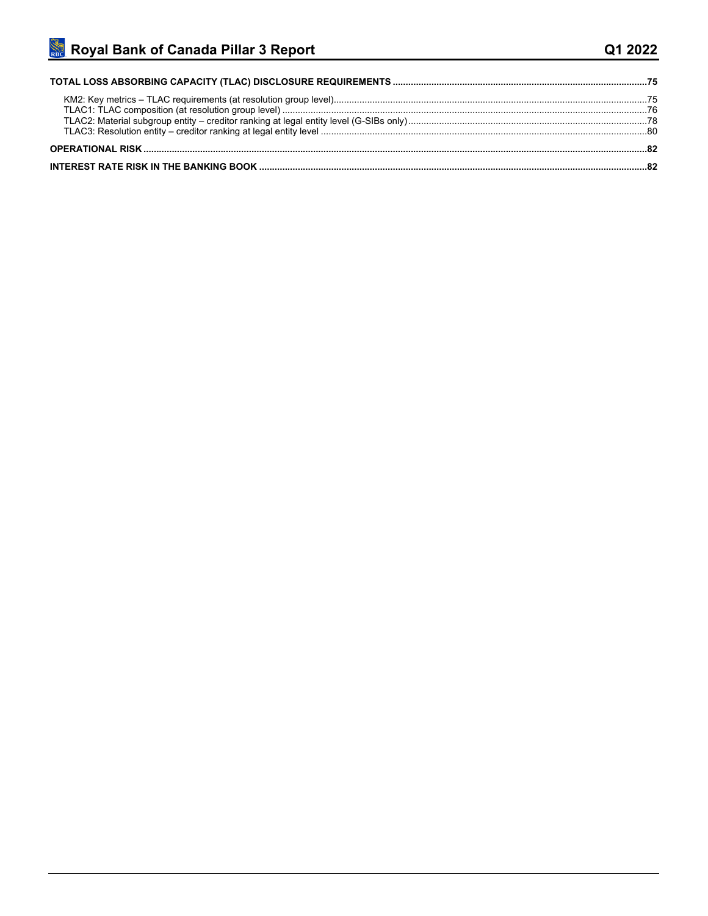**TOTAL LOSS ABSORBING CAPACITY (TLAC) DISCLOSURE REQUIREMENTS** .....75

KM2: Key metrics – TLAC requirements (at resolution group level).....75
TLAC1: TLAC composition (at resolution group level) .....76
TLAC2: Material subgroup entity – creditor ranking at legal entity level (G-SIBs only).....78
TLAC3: Resolution entity – creditor ranking at legal entity level .....80

**OPERATIONAL RISK** .....82

**INTEREST RATE RISK IN THE BANKING BOOK** .....82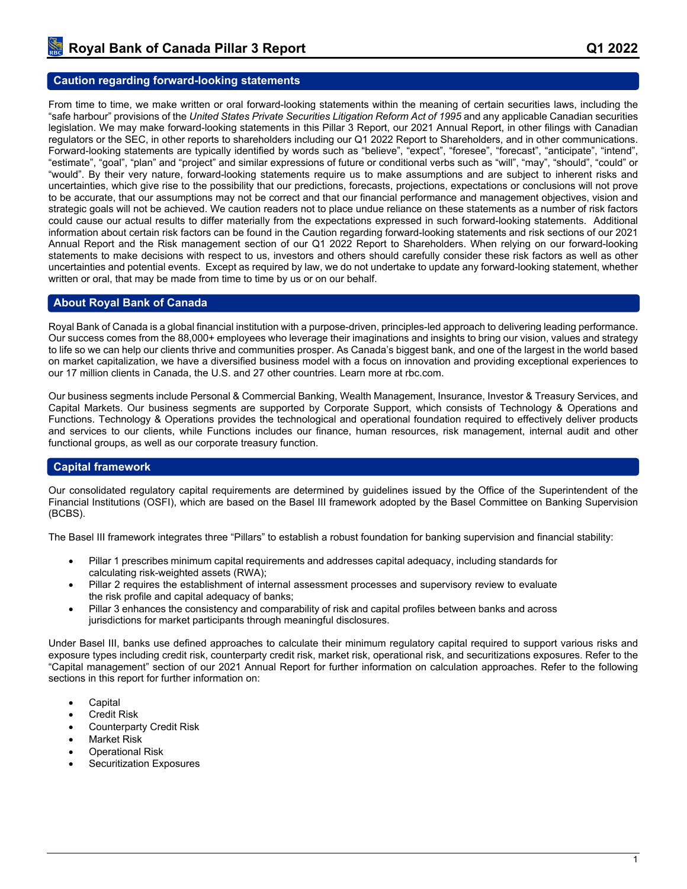## Caution regarding forward-looking statements

From time to time, we make written or oral forward-looking statements within the meaning of certain securities laws, including the "safe harbour" provisions of the *United States Private Securities Litigation Reform Act of 1995* and any applicable Canadian securities legislation. We may make forward-looking statements in this Pillar 3 Report, our 2021 Annual Report, in other filings with Canadian regulators or the SEC, in other reports to shareholders including our Q1 2022 Report to Shareholders, and in other communications. Forward-looking statements are typically identified by words such as "believe", "expect", "foresee", "forecast", "anticipate", "intend", "estimate", "goal", "plan" and "project" and similar expressions of future or conditional verbs such as "will", "may", "should", "could" or "would". By their very nature, forward-looking statements require us to make assumptions and are subject to inherent risks and uncertainties, which give rise to the possibility that our predictions, forecasts, projections, expectations or conclusions will not prove to be accurate, that our assumptions may not be correct and that our financial performance and management objectives, vision and strategic goals will not be achieved. We caution readers not to place undue reliance on these statements as a number of risk factors could cause our actual results to differ materially from the expectations expressed in such forward-looking statements. Additional information about certain risk factors can be found in the Caution regarding forward-looking statements and risk sections of our 2021 Annual Report and the Risk management section of our Q1 2022 Report to Shareholders. When relying on our forward-looking statements to make decisions with respect to us, investors and others should carefully consider these risk factors as well as other uncertainties and potential events. Except as required by law, we do not undertake to update any forward-looking statement, whether written or oral, that may be made from time to time by us or on our behalf.

## About Royal Bank of Canada

Royal Bank of Canada is a global financial institution with a purpose-driven, principles-led approach to delivering leading performance. Our success comes from the 88,000+ employees who leverage their imaginations and insights to bring our vision, values and strategy to life so we can help our clients thrive and communities prosper. As Canada's biggest bank, and one of the largest in the world based on market capitalization, we have a diversified business model with a focus on innovation and providing exceptional experiences to our 17 million clients in Canada, the U.S. and 27 other countries. Learn more at rbc.com.

Our business segments include Personal & Commercial Banking, Wealth Management, Insurance, Investor & Treasury Services, and Capital Markets. Our business segments are supported by Corporate Support, which consists of Technology & Operations and Functions. Technology & Operations provides the technological and operational foundation required to effectively deliver products and services to our clients, while Functions includes our finance, human resources, risk management, internal audit and other functional groups, as well as our corporate treasury function.

## Capital framework

Our consolidated regulatory capital requirements are determined by guidelines issued by the Office of the Superintendent of the Financial Institutions (OSFI), which are based on the Basel III framework adopted by the Basel Committee on Banking Supervision (BCBS).

The Basel III framework integrates three "Pillars" to establish a robust foundation for banking supervision and financial stability:

- Pillar 1 prescribes minimum capital requirements and addresses capital adequacy, including standards for calculating risk-weighted assets (RWA);
- Pillar 2 requires the establishment of internal assessment processes and supervisory review to evaluate the risk profile and capital adequacy of banks;
- Pillar 3 enhances the consistency and comparability of risk and capital profiles between banks and across jurisdictions for market participants through meaningful disclosures.

Under Basel III, banks use defined approaches to calculate their minimum regulatory capital required to support various risks and exposure types including credit risk, counterparty credit risk, market risk, operational risk, and securitizations exposures. Refer to the "Capital management" section of our 2021 Annual Report for further information on calculation approaches. Refer to the following sections in this report for further information on:

- Capital
- Credit Risk
- Counterparty Credit Risk
- Market Risk
- Operational Risk
- Securitization Exposures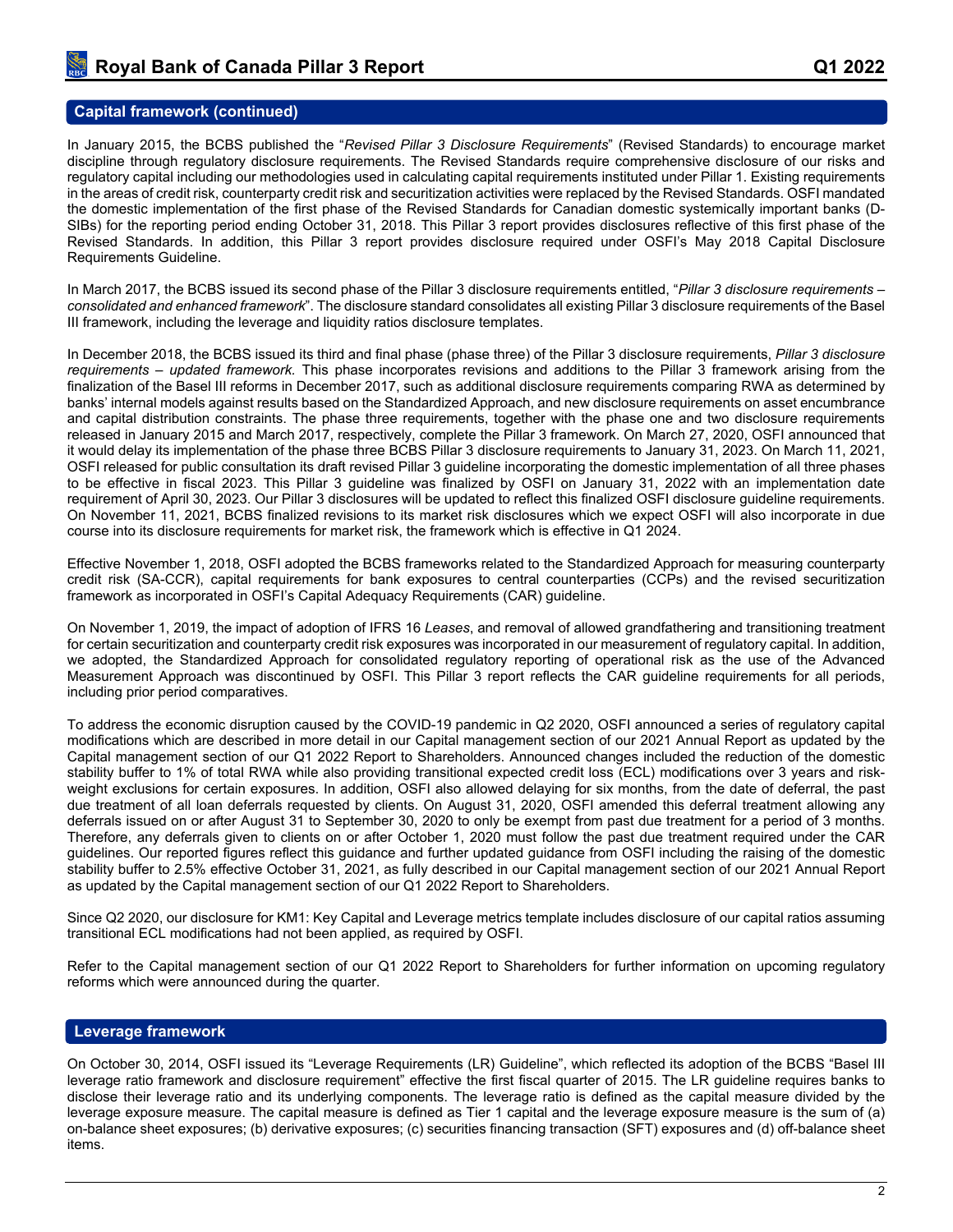## Capital framework (continued)

In January 2015, the BCBS published the "*Revised Pillar 3 Disclosure Requirements*" (Revised Standards) to encourage market discipline through regulatory disclosure requirements. The Revised Standards require comprehensive disclosure of our risks and regulatory capital including our methodologies used in calculating capital requirements instituted under Pillar 1. Existing requirements in the areas of credit risk, counterparty credit risk and securitization activities were replaced by the Revised Standards. OSFI mandated the domestic implementation of the first phase of the Revised Standards for Canadian domestic systemically important banks (D-SIBs) for the reporting period ending October 31, 2018. This Pillar 3 report provides disclosures reflective of this first phase of the Revised Standards. In addition, this Pillar 3 report provides disclosure required under OSFI's May 2018 Capital Disclosure Requirements Guideline.

In March 2017, the BCBS issued its second phase of the Pillar 3 disclosure requirements entitled, "*Pillar 3 disclosure requirements – consolidated and enhanced framework*". The disclosure standard consolidates all existing Pillar 3 disclosure requirements of the Basel III framework, including the leverage and liquidity ratios disclosure templates.

In December 2018, the BCBS issued its third and final phase (phase three) of the Pillar 3 disclosure requirements, *Pillar 3 disclosure requirements – updated framework.* This phase incorporates revisions and additions to the Pillar 3 framework arising from the finalization of the Basel III reforms in December 2017, such as additional disclosure requirements comparing RWA as determined by banks' internal models against results based on the Standardized Approach, and new disclosure requirements on asset encumbrance and capital distribution constraints. The phase three requirements, together with the phase one and two disclosure requirements released in January 2015 and March 2017, respectively, complete the Pillar 3 framework. On March 27, 2020, OSFI announced that it would delay its implementation of the phase three BCBS Pillar 3 disclosure requirements to January 31, 2023. On March 11, 2021, OSFI released for public consultation its draft revised Pillar 3 guideline incorporating the domestic implementation of all three phases to be effective in fiscal 2023. This Pillar 3 guideline was finalized by OSFI on January 31, 2022 with an implementation date requirement of April 30, 2023. Our Pillar 3 disclosures will be updated to reflect this finalized OSFI disclosure guideline requirements. On November 11, 2021, BCBS finalized revisions to its market risk disclosures which we expect OSFI will also incorporate in due course into its disclosure requirements for market risk, the framework which is effective in Q1 2024.

Effective November 1, 2018, OSFI adopted the BCBS frameworks related to the Standardized Approach for measuring counterparty credit risk (SA-CCR), capital requirements for bank exposures to central counterparties (CCPs) and the revised securitization framework as incorporated in OSFI's Capital Adequacy Requirements (CAR) guideline.

On November 1, 2019, the impact of adoption of IFRS 16 *Leases*, and removal of allowed grandfathering and transitioning treatment for certain securitization and counterparty credit risk exposures was incorporated in our measurement of regulatory capital. In addition, we adopted, the Standardized Approach for consolidated regulatory reporting of operational risk as the use of the Advanced Measurement Approach was discontinued by OSFI. This Pillar 3 report reflects the CAR guideline requirements for all periods, including prior period comparatives.

To address the economic disruption caused by the COVID-19 pandemic in Q2 2020, OSFI announced a series of regulatory capital modifications which are described in more detail in our Capital management section of our 2021 Annual Report as updated by the Capital management section of our Q1 2022 Report to Shareholders. Announced changes included the reduction of the domestic stability buffer to 1% of total RWA while also providing transitional expected credit loss (ECL) modifications over 3 years and risk-weight exclusions for certain exposures. In addition, OSFI also allowed delaying for six months, from the date of deferral, the past due treatment of all loan deferrals requested by clients. On August 31, 2020, OSFI amended this deferral treatment allowing any deferrals issued on or after August 31 to September 30, 2020 to only be exempt from past due treatment for a period of 3 months. Therefore, any deferrals given to clients on or after October 1, 2020 must follow the past due treatment required under the CAR guidelines. Our reported figures reflect this guidance and further updated guidance from OSFI including the raising of the domestic stability buffer to 2.5% effective October 31, 2021, as fully described in our Capital management section of our 2021 Annual Report as updated by the Capital management section of our Q1 2022 Report to Shareholders.

Since Q2 2020, our disclosure for KM1: Key Capital and Leverage metrics template includes disclosure of our capital ratios assuming transitional ECL modifications had not been applied, as required by OSFI.

Refer to the Capital management section of our Q1 2022 Report to Shareholders for further information on upcoming regulatory reforms which were announced during the quarter.

## Leverage framework

On October 30, 2014, OSFI issued its "Leverage Requirements (LR) Guideline", which reflected its adoption of the BCBS "Basel III leverage ratio framework and disclosure requirement" effective the first fiscal quarter of 2015. The LR guideline requires banks to disclose their leverage ratio and its underlying components. The leverage ratio is defined as the capital measure divided by the leverage exposure measure. The capital measure is defined as Tier 1 capital and the leverage exposure measure is the sum of (a) on-balance sheet exposures; (b) derivative exposures; (c) securities financing transaction (SFT) exposures and (d) off-balance sheet items.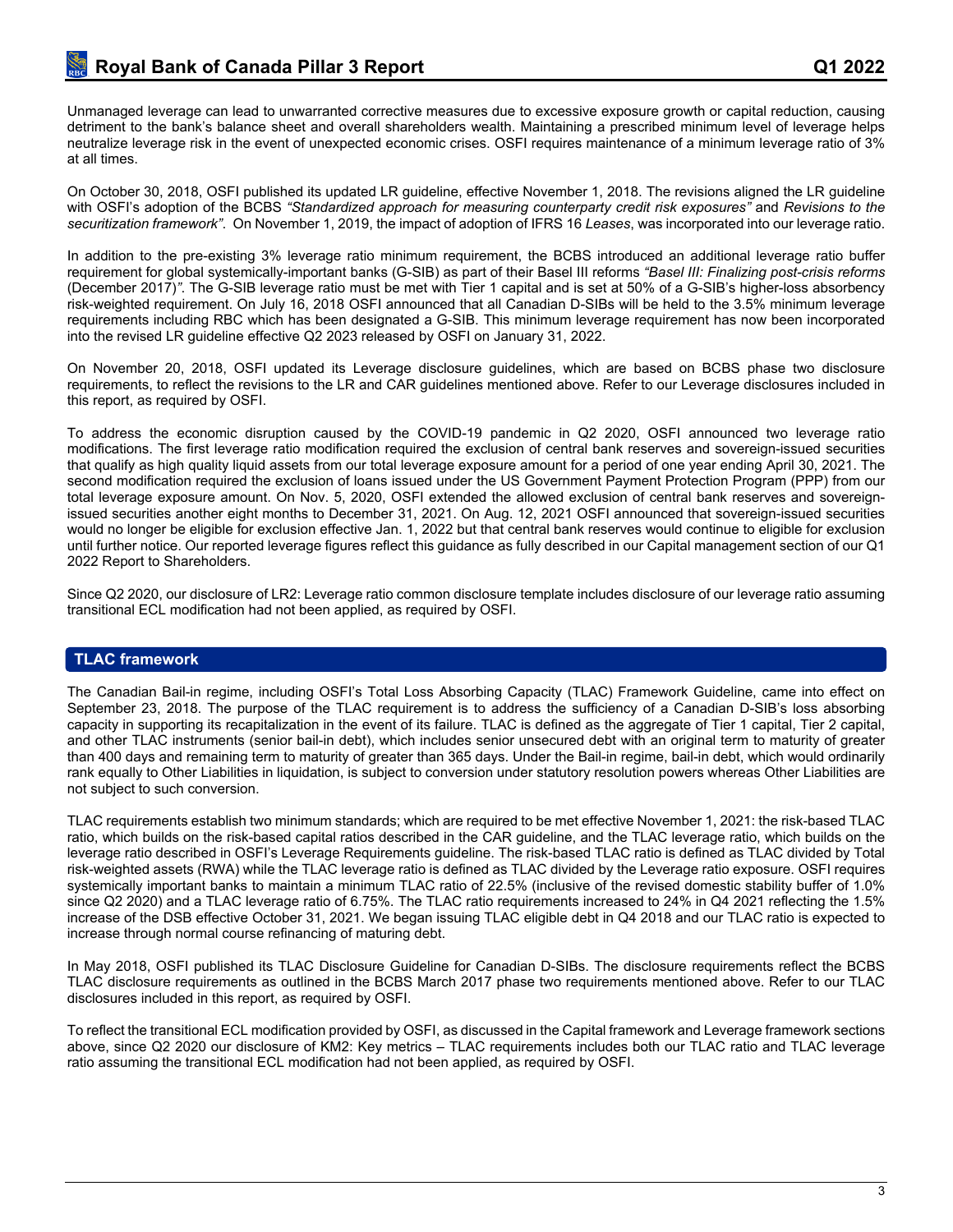Unmanaged leverage can lead to unwarranted corrective measures due to excessive exposure growth or capital reduction, causing detriment to the bank's balance sheet and overall shareholders wealth. Maintaining a prescribed minimum level of leverage helps neutralize leverage risk in the event of unexpected economic crises. OSFI requires maintenance of a minimum leverage ratio of 3% at all times.

On October 30, 2018, OSFI published its updated LR guideline, effective November 1, 2018. The revisions aligned the LR guideline with OSFI's adoption of the BCBS *"Standardized approach for measuring counterparty credit risk exposures"* and *Revisions to the securitization framework"*. On November 1, 2019, the impact of adoption of IFRS 16 *Leases*, was incorporated into our leverage ratio.

In addition to the pre-existing 3% leverage ratio minimum requirement, the BCBS introduced an additional leverage ratio buffer requirement for global systemically-important banks (G-SIB) as part of their Basel III reforms *"Basel III: Finalizing post-crisis reforms* (December 2017)*"*. The G-SIB leverage ratio must be met with Tier 1 capital and is set at 50% of a G-SIB's higher-loss absorbency risk-weighted requirement. On July 16, 2018 OSFI announced that all Canadian D-SIBs will be held to the 3.5% minimum leverage requirements including RBC which has been designated a G-SIB. This minimum leverage requirement has now been incorporated into the revised LR guideline effective Q2 2023 released by OSFI on January 31, 2022.

On November 20, 2018, OSFI updated its Leverage disclosure guidelines, which are based on BCBS phase two disclosure requirements, to reflect the revisions to the LR and CAR guidelines mentioned above. Refer to our Leverage disclosures included in this report, as required by OSFI.

To address the economic disruption caused by the COVID-19 pandemic in Q2 2020, OSFI announced two leverage ratio modifications. The first leverage ratio modification required the exclusion of central bank reserves and sovereign-issued securities that qualify as high quality liquid assets from our total leverage exposure amount for a period of one year ending April 30, 2021. The second modification required the exclusion of loans issued under the US Government Payment Protection Program (PPP) from our total leverage exposure amount. On Nov. 5, 2020, OSFI extended the allowed exclusion of central bank reserves and sovereign-issued securities another eight months to December 31, 2021. On Aug. 12, 2021 OSFI announced that sovereign-issued securities would no longer be eligible for exclusion effective Jan. 1, 2022 but that central bank reserves would continue to eligible for exclusion until further notice. Our reported leverage figures reflect this guidance as fully described in our Capital management section of our Q1 2022 Report to Shareholders.

Since Q2 2020, our disclosure of LR2: Leverage ratio common disclosure template includes disclosure of our leverage ratio assuming transitional ECL modification had not been applied, as required by OSFI.

## TLAC framework

The Canadian Bail-in regime, including OSFI's Total Loss Absorbing Capacity (TLAC) Framework Guideline, came into effect on September 23, 2018. The purpose of the TLAC requirement is to address the sufficiency of a Canadian D-SIB's loss absorbing capacity in supporting its recapitalization in the event of its failure. TLAC is defined as the aggregate of Tier 1 capital, Tier 2 capital, and other TLAC instruments (senior bail-in debt), which includes senior unsecured debt with an original term to maturity of greater than 400 days and remaining term to maturity of greater than 365 days. Under the Bail-in regime, bail-in debt, which would ordinarily rank equally to Other Liabilities in liquidation, is subject to conversion under statutory resolution powers whereas Other Liabilities are not subject to such conversion.

TLAC requirements establish two minimum standards; which are required to be met effective November 1, 2021: the risk-based TLAC ratio, which builds on the risk-based capital ratios described in the CAR guideline, and the TLAC leverage ratio, which builds on the leverage ratio described in OSFI's Leverage Requirements guideline. The risk-based TLAC ratio is defined as TLAC divided by Total risk-weighted assets (RWA) while the TLAC leverage ratio is defined as TLAC divided by the Leverage ratio exposure. OSFI requires systemically important banks to maintain a minimum TLAC ratio of 22.5% (inclusive of the revised domestic stability buffer of 1.0% since Q2 2020) and a TLAC leverage ratio of 6.75%. The TLAC ratio requirements increased to 24% in Q4 2021 reflecting the 1.5% increase of the DSB effective October 31, 2021. We began issuing TLAC eligible debt in Q4 2018 and our TLAC ratio is expected to increase through normal course refinancing of maturing debt.

In May 2018, OSFI published its TLAC Disclosure Guideline for Canadian D-SIBs. The disclosure requirements reflect the BCBS TLAC disclosure requirements as outlined in the BCBS March 2017 phase two requirements mentioned above. Refer to our TLAC disclosures included in this report, as required by OSFI.

To reflect the transitional ECL modification provided by OSFI, as discussed in the Capital framework and Leverage framework sections above, since Q2 2020 our disclosure of KM2: Key metrics – TLAC requirements includes both our TLAC ratio and TLAC leverage ratio assuming the transitional ECL modification had not been applied, as required by OSFI.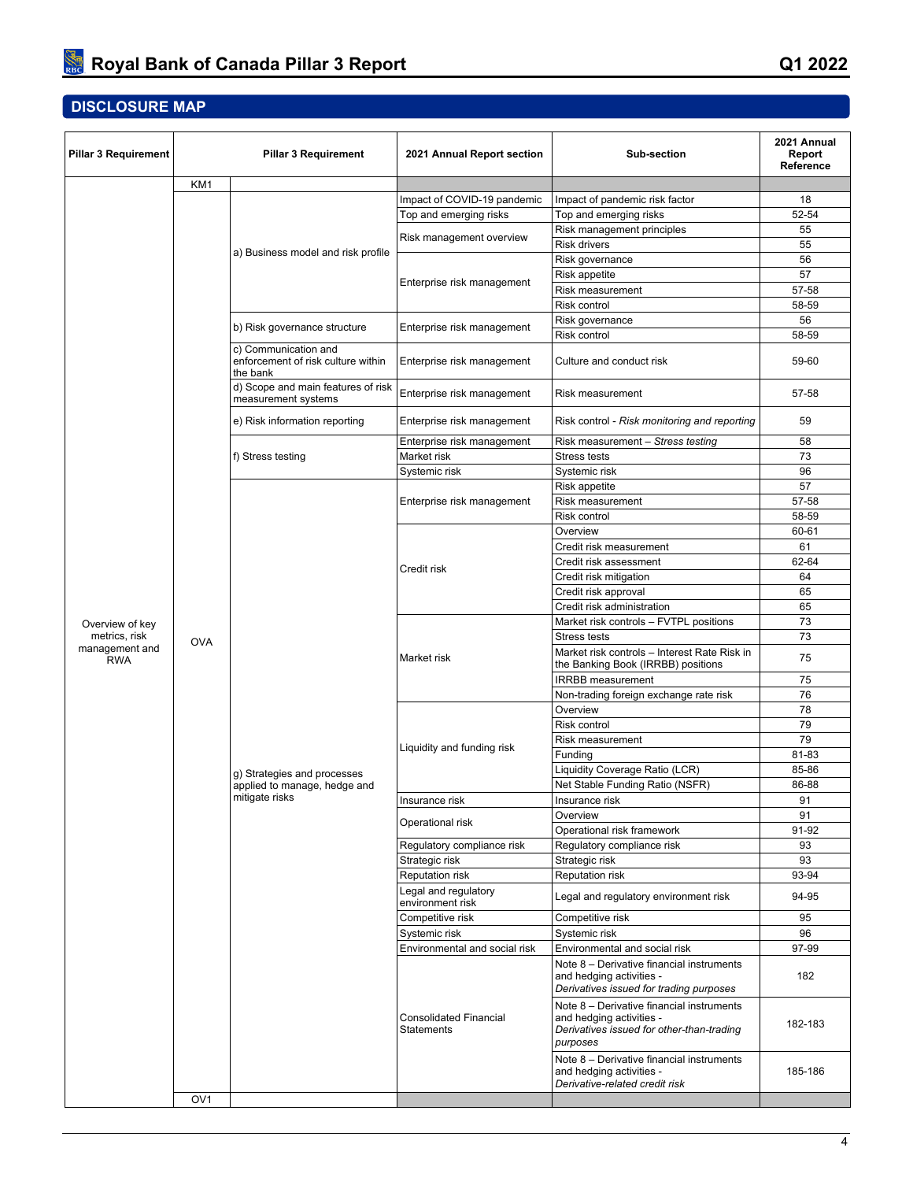## DISCLOSURE MAP

| Pillar 3 Requirement | | Pillar 3 Requirement | 2021 Annual Report section | Sub-section | 2021 Annual Report Reference |
|---|---|---|---|---|---|
| Overview of key metrics, risk management and RWA | KM1 | | | | |
| | OVA | a) Business model and risk profile | Impact of COVID-19 pandemic | Impact of pandemic risk factor | 18 |
| | | | Top and emerging risks | Top and emerging risks | 52-54 |
| | | | Risk management overview | Risk management principles | 55 |
| | | | | Risk drivers | 55 |
| | | | Enterprise risk management | Risk governance | 56 |
| | | | | Risk appetite | 57 |
| | | | | Risk measurement | 57-58 |
| | | | | Risk control | 58-59 |
| | | b) Risk governance structure | Enterprise risk management | Risk governance | 56 |
| | | | | Risk control | 58-59 |
| | | c) Communication and enforcement of risk culture within the bank | Enterprise risk management | Culture and conduct risk | 59-60 |
| | | d) Scope and main features of risk measurement systems | Enterprise risk management | Risk measurement | 57-58 |
| | | e) Risk information reporting | Enterprise risk management | Risk control - *Risk monitoring and reporting* | 59 |
| | | f) Stress testing | Enterprise risk management | Risk measurement – *Stress testing* | 58 |
| | | | Market risk | Stress tests | 73 |
| | | | Systemic risk | Systemic risk | 96 |
| | | g) Strategies and processes applied to manage, hedge and mitigate risks | Enterprise risk management | Risk appetite | 57 |
| | | | | Risk measurement | 57-58 |
| | | | | Risk control | 58-59 |
| | | | Credit risk | Overview | 60-61 |
| | | | | Credit risk measurement | 61 |
| | | | | Credit risk assessment | 62-64 |
| | | | | Credit risk mitigation | 64 |
| | | | | Credit risk approval | 65 |
| | | | | Credit risk administration | 65 |
| | | | Market risk | Market risk controls – FVTPL positions | 73 |
| | | | | Stress tests | 73 |
| | | | | Market risk controls – Interest Rate Risk in the Banking Book (IRRBB) positions | 75 |
| | | | | IRRBB measurement | 75 |
| | | | | Non-trading foreign exchange rate risk | 76 |
| | | | Liquidity and funding risk | Overview | 78 |
| | | | | Risk control | 79 |
| | | | | Risk measurement | 79 |
| | | | | Funding | 81-83 |
| | | | | Liquidity Coverage Ratio (LCR) | 85-86 |
| | | | | Net Stable Funding Ratio (NSFR) | 86-88 |
| | | | Insurance risk | Insurance risk | 91 |
| | | | Operational risk | Overview | 91 |
| | | | | Operational risk framework | 91-92 |
| | | | Regulatory compliance risk | Regulatory compliance risk | 93 |
| | | | Strategic risk | Strategic risk | 93 |
| | | | Reputation risk | Reputation risk | 93-94 |
| | | | Legal and regulatory environment risk | Legal and regulatory environment risk | 94-95 |
| | | | Competitive risk | Competitive risk | 95 |
| | | | Systemic risk | Systemic risk | 96 |
| | | | Environmental and social risk | Environmental and social risk | 97-99 |
| | | | Consolidated Financial Statements | Note 8 – Derivative financial instruments and hedging activities - *Derivatives issued for trading purposes* | 182 |
| | | | | Note 8 – Derivative financial instruments and hedging activities - *Derivatives issued for other-than-trading purposes* | 182-183 |
| | | | | Note 8 – Derivative financial instruments and hedging activities - *Derivative-related credit risk* | 185-186 |
| | OV1 | | | | |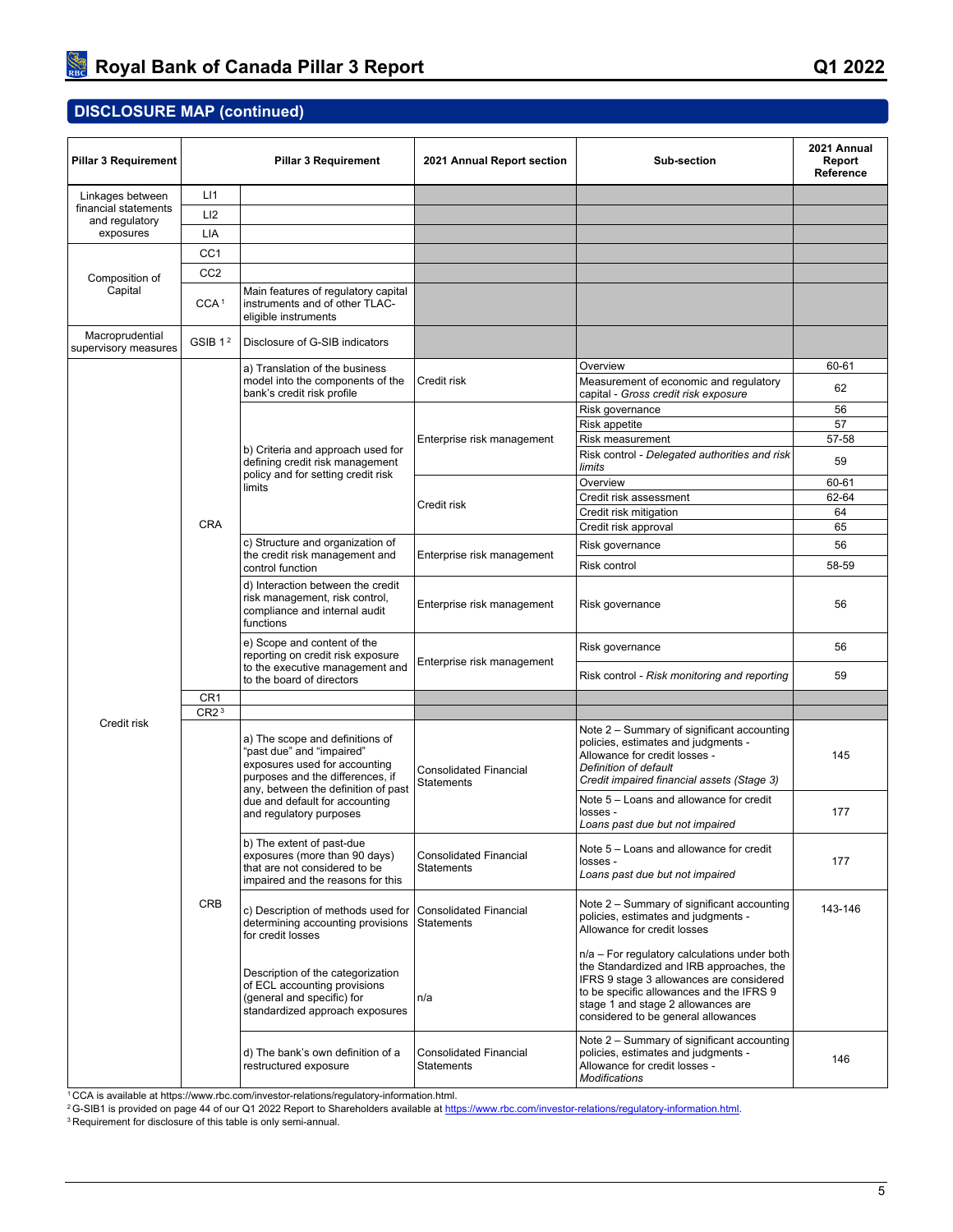## DISCLOSURE MAP (continued)

| Pillar 3 Requirement | Pillar 3 Requirement | | 2021 Annual Report section | Sub-section | 2021 Annual Report Reference |
|---|---|---|---|---|---|
| Linkages between financial statements and regulatory exposures | LI1 | | | | |
| | LI2 | | | | |
| | LIA | | | | |
| Composition of Capital | CC1 | | | | |
| | CC2 | | | | |
| | CCA [1] | Main features of regulatory capital instruments and of other TLAC-eligible instruments | | | |
| Macroprudential supervisory measures | GSIB 1 [2] | Disclosure of G-SIB indicators | | | |
| Credit risk | CRA | a) Translation of the business model into the components of the bank's credit risk profile | Credit risk | Overview | 60-61 |
| | | | | Measurement of economic and regulatory capital - *Gross credit risk exposure* | 62 |
| | | b) Criteria and approach used for defining credit risk management policy and for setting credit risk limits | Enterprise risk management | Risk governance | 56 |
| | | | | Risk appetite | 57 |
| | | | | Risk measurement | 57-58 |
| | | | | Risk control - *Delegated authorities and risk limits* | 59 |
| | | | Credit risk | Overview | 60-61 |
| | | | | Credit risk assessment | 62-64 |
| | | | | Credit risk mitigation | 64 |
| | | | | Credit risk approval | 65 |
| | | c) Structure and organization of the credit risk management and control function | Enterprise risk management | Risk governance | 56 |
| | | | | Risk control | 58-59 |
| | | d) Interaction between the credit risk management, risk control, compliance and internal audit functions | Enterprise risk management | Risk governance | 56 |
| | | e) Scope and content of the reporting on credit risk exposure to the executive management and to the board of directors | Enterprise risk management | Risk governance | 56 |
| | | | | Risk control - *Risk monitoring and reporting* | 59 |
| | CR1 | | | | |
| | CR2 [3] | | | | |
| | CRB | a) The scope and definitions of "past due" and "impaired" exposures used for accounting purposes and the differences, if any, between the definition of past due and default for accounting and regulatory purposes | Consolidated Financial Statements | Note 2 – Summary of significant accounting policies, estimates and judgments - Allowance for credit losses - *Definition of default* *Credit impaired financial assets (Stage 3)* | 145 |
| | | | | Note 5 – Loans and allowance for credit losses - *Loans past due but not impaired* | 177 |
| | | b) The extent of past-due exposures (more than 90 days) that are not considered to be impaired and the reasons for this | Consolidated Financial Statements | Note 5 – Loans and allowance for credit losses - *Loans past due but not impaired* | 177 |
| | | c) Description of methods used for determining accounting provisions for credit losses | Consolidated Financial Statements | Note 2 – Summary of significant accounting policies, estimates and judgments - Allowance for credit losses | 143-146 |
| | | Description of the categorization of ECL accounting provisions (general and specific) for standardized approach exposures | n/a | n/a – For regulatory calculations under both the Standardized and IRB approaches, the IFRS 9 stage 3 allowances are considered to be specific allowances and the IFRS 9 stage 1 and stage 2 allowances are considered to be general allowances | |
| | | d) The bank's own definition of a restructured exposure | Consolidated Financial Statements | Note 2 – Summary of significant accounting policies, estimates and judgments - Allowance for credit losses - *Modifications* | 146 |

[1] CCA is available at https://www.rbc.com/investor-relations/regulatory-information.html.
[2] G-SIB1 is provided on page 44 of our Q1 2022 Report to Shareholders available at https://www.rbc.com/investor-relations/regulatory-information.html.
[3] Requirement for disclosure of this table is only semi-annual.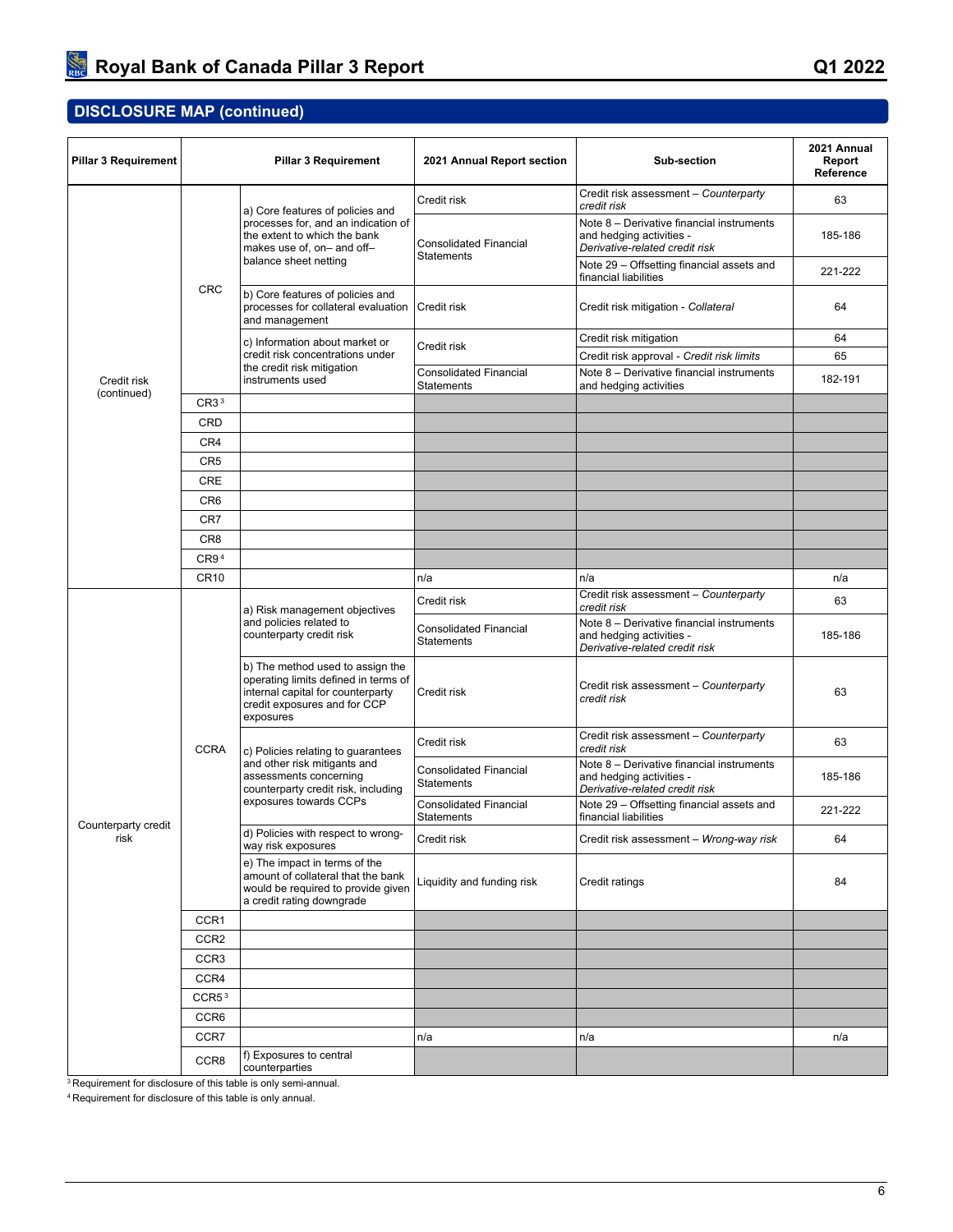## DISCLOSURE MAP (continued)

| Pillar 3 Requirement | Pillar 3 Requirement | | 2021 Annual Report section | Sub-section | 2021 Annual Report Reference |
|---|---|---|---|---|---|
| Credit risk (continued) | CRC | a) Core features of policies and processes for, and an indication of the extent to which the bank makes use of, on– and off–balance sheet netting | Credit risk | Credit risk assessment – *Counterparty credit risk* | 63 |
| | | | Consolidated Financial Statements | Note 8 – Derivative financial instruments and hedging activities - *Derivative-related credit risk* | 185-186 |
| | | | | Note 29 – Offsetting financial assets and financial liabilities | 221-222 |
| | | b) Core features of policies and processes for collateral evaluation and management | Credit risk | Credit risk mitigation - *Collateral* | 64 |
| | | c) Information about market or credit risk concentrations under the credit risk mitigation instruments used | Credit risk | Credit risk mitigation | 64 |
| | | | | Credit risk approval - *Credit risk limits* | 65 |
| | | | Consolidated Financial Statements | Note 8 – Derivative financial instruments and hedging activities | 182-191 |
| | CR3 [3] | | | | |
| | CRD | | | | |
| | CR4 | | | | |
| | CR5 | | | | |
| | CRE | | | | |
| | CR6 | | | | |
| | CR7 | | | | |
| | CR8 | | | | |
| | CR9 [4] | | | | |
| | CR10 | | n/a | n/a | n/a |
| Counterparty credit risk | CCRA | a) Risk management objectives and policies related to counterparty credit risk | Credit risk | Credit risk assessment – *Counterparty credit risk* | 63 |
| | | | Consolidated Financial Statements | Note 8 – Derivative financial instruments and hedging activities - *Derivative-related credit risk* | 185-186 |
| | | b) The method used to assign the operating limits defined in terms of internal capital for counterparty credit exposures and for CCP exposures | Credit risk | Credit risk assessment – *Counterparty credit risk* | 63 |
| | | c) Policies relating to guarantees and other risk mitigants and assessments concerning counterparty credit risk, including exposures towards CCPs | Credit risk | Credit risk assessment – *Counterparty credit risk* | 63 |
| | | | Consolidated Financial Statements | Note 8 – Derivative financial instruments and hedging activities - *Derivative-related credit risk* | 185-186 |
| | | | Consolidated Financial Statements | Note 29 – Offsetting financial assets and financial liabilities | 221-222 |
| | | d) Policies with respect to wrong-way risk exposures | Credit risk | Credit risk assessment – *Wrong-way risk* | 64 |
| | | e) The impact in terms of the amount of collateral that the bank would be required to provide given a credit rating downgrade | Liquidity and funding risk | Credit ratings | 84 |
| | CCR1 | | | | |
| | CCR2 | | | | |
| | CCR3 | | | | |
| | CCR4 | | | | |
| | CCR5 [3] | | | | |
| | CCR6 | | | | |
| | CCR7 | | n/a | n/a | n/a |
| | CCR8 | f) Exposures to central counterparties | | | |

[3] Requirement for disclosure of this table is only semi-annual.

[4] Requirement for disclosure of this table is only annual.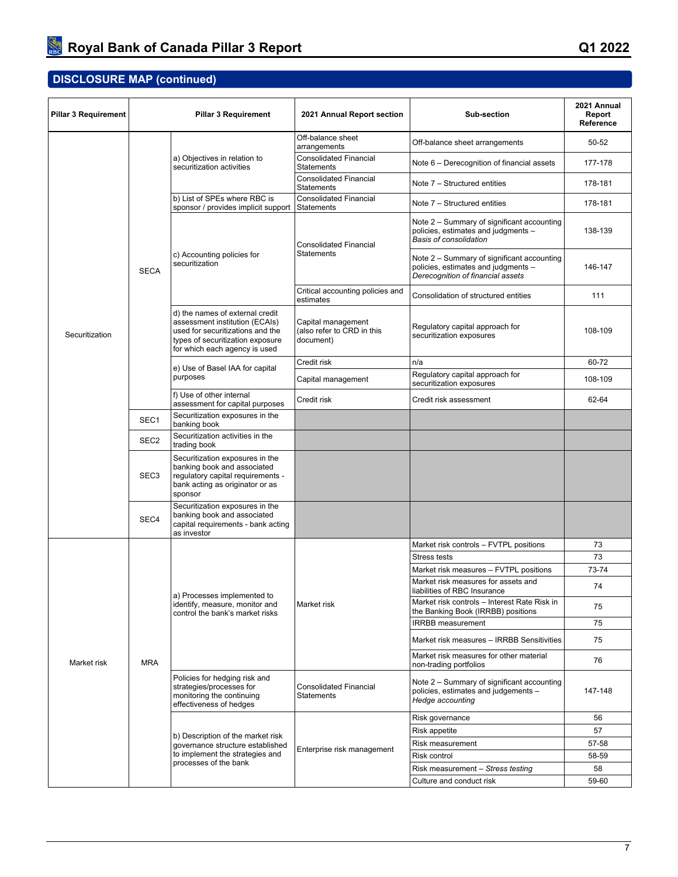## DISCLOSURE MAP (continued)

| Pillar 3 Requirement | | Pillar 3 Requirement | 2021 Annual Report section | Sub-section | 2021 Annual Report Reference |
|---|---|---|---|---|---|
| Securitization | SECA | a) Objectives in relation to securitization activities | Off-balance sheet arrangements | Off-balance sheet arrangements | 50-52 |
| | | | Consolidated Financial Statements | Note 6 – Derecognition of financial assets | 177-178 |
| | | | Consolidated Financial Statements | Note 7 – Structured entities | 178-181 |
| | | b) List of SPEs where RBC is sponsor / provides implicit support | Consolidated Financial Statements | Note 7 – Structured entities | 178-181 |
| | | c) Accounting policies for securitization | Consolidated Financial Statements | Note 2 – Summary of significant accounting policies, estimates and judgments – *Basis of consolidation* | 138-139 |
| | | | | Note 2 – Summary of significant accounting policies, estimates and judgments – *Derecognition of financial assets* | 146-147 |
| | | | Critical accounting policies and estimates | Consolidation of structured entities | 111 |
| | | d) the names of external credit assessment institution (ECAIs) used for securitizations and the types of securitization exposure for which each agency is used | Capital management (also refer to CRD in this document) | Regulatory capital approach for securitization exposures | 108-109 |
| | | e) Use of Basel IAA for capital purposes | Credit risk | n/a | 60-72 |
| | | | Capital management | Regulatory capital approach for securitization exposures | 108-109 |
| | | f) Use of other internal assessment for capital purposes | Credit risk | Credit risk assessment | 62-64 |
| | SEC1 | Securitization exposures in the banking book | | | |
| | SEC2 | Securitization activities in the trading book | | | |
| | SEC3 | Securitization exposures in the banking book and associated regulatory capital requirements - bank acting as originator or as sponsor | | | |
| | SEC4 | Securitization exposures in the banking book and associated capital requirements - bank acting as investor | | | |
| Market risk | MRA | a) Processes implemented to identify, measure, monitor and control the bank's market risks | Market risk | Market risk controls – FVTPL positions | 73 |
| | | | | Stress tests | 73 |
| | | | | Market risk measures – FVTPL positions | 73-74 |
| | | | | Market risk measures for assets and liabilities of RBC Insurance | 74 |
| | | | | Market risk controls – Interest Rate Risk in the Banking Book (IRRBB) positions | 75 |
| | | | | IRRBB measurement | 75 |
| | | | | Market risk measures – IRRBB Sensitivities | 75 |
| | | | | Market risk measures for other material non-trading portfolios | 76 |
| | | Policies for hedging risk and strategies/processes for monitoring the continuing effectiveness of hedges | Consolidated Financial Statements | Note 2 – Summary of significant accounting policies, estimates and judgements – *Hedge accounting* | 147-148 |
| | | b) Description of the market risk governance structure established to implement the strategies and processes of the bank | Enterprise risk management | Risk governance | 56 |
| | | | | Risk appetite | 57 |
| | | | | Risk measurement | 57-58 |
| | | | | Risk control | 58-59 |
| | | | | Risk measurement – *Stress testing* | 58 |
| | | | | Culture and conduct risk | 59-60 |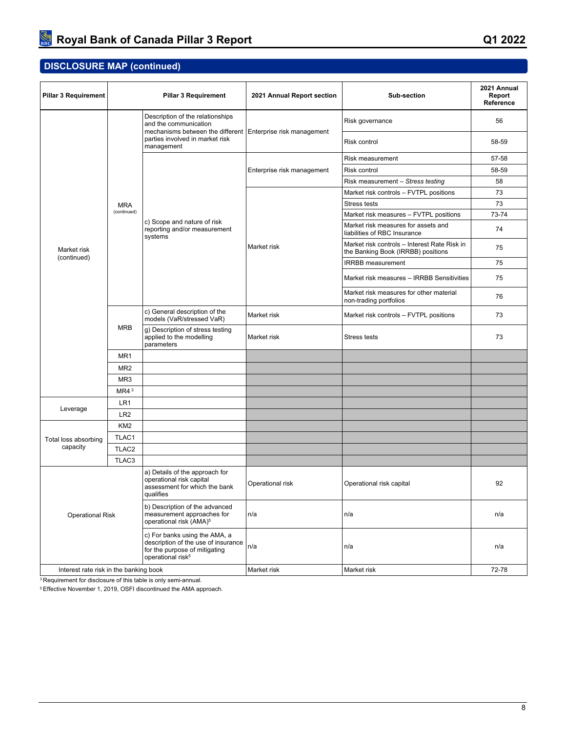## DISCLOSURE MAP (continued)

| Pillar 3 Requirement | | Pillar 3 Requirement | 2021 Annual Report section | Sub-section | 2021 Annual Report Reference |
|---|---|---|---|---|---|
| Market risk (continued) | MRA (continued) | Description of the relationships and the communication mechanisms between the different parties involved in market risk management | Enterprise risk management | Risk governance | 56 |
| | | | | Risk control | 58-59 |
| | | c) Scope and nature of risk reporting and/or measurement systems | Enterprise risk management | Risk measurement | 57-58 |
| | | | | Risk control | 58-59 |
| | | | | Risk measurement – *Stress testing* | 58 |
| | | | Market risk | Market risk controls – FVTPL positions | 73 |
| | | | | Stress tests | 73 |
| | | | | Market risk measures – FVTPL positions | 73-74 |
| | | | | Market risk measures for assets and liabilities of RBC Insurance | 74 |
| | | | | Market risk controls – Interest Rate Risk in the Banking Book (IRRBB) positions | 75 |
| | | | | IRRBB measurement | 75 |
| | | | | Market risk measures – IRRBB Sensitivities | 75 |
| | | | | Market risk measures for other material non-trading portfolios | 76 |
| | MRB | c) General description of the models (VaR/stressed VaR) | Market risk | Market risk controls – FVTPL positions | 73 |
| | | g) Description of stress testing applied to the modelling parameters | Market risk | Stress tests | 73 |
| | MR1 | | | | |
| | MR2 | | | | |
| | MR3 | | | | |
| | MR4 [3] | | | | |
| Leverage | LR1 | | | | |
| | LR2 | | | | |
| Total loss absorbing capacity | KM2 | | | | |
| | TLAC1 | | | | |
| | TLAC2 | | | | |
| | TLAC3 | | | | |
| Operational Risk | | a) Details of the approach for operational risk capital assessment for which the bank qualifies | Operational risk | Operational risk capital | 92 |
| | | b) Description of the advanced measurement approaches for operational risk (AMA)[5] | n/a | n/a | n/a |
| | | c) For banks using the AMA, a description of the use of insurance for the purpose of mitigating operational risk[5] | n/a | n/a | n/a |
| Interest rate risk in the banking book | | | Market risk | Market risk | 72-78 |

[3] Requirement for disclosure of this table is only semi-annual.

[5] Effective November 1, 2019, OSFI discontinued the AMA approach.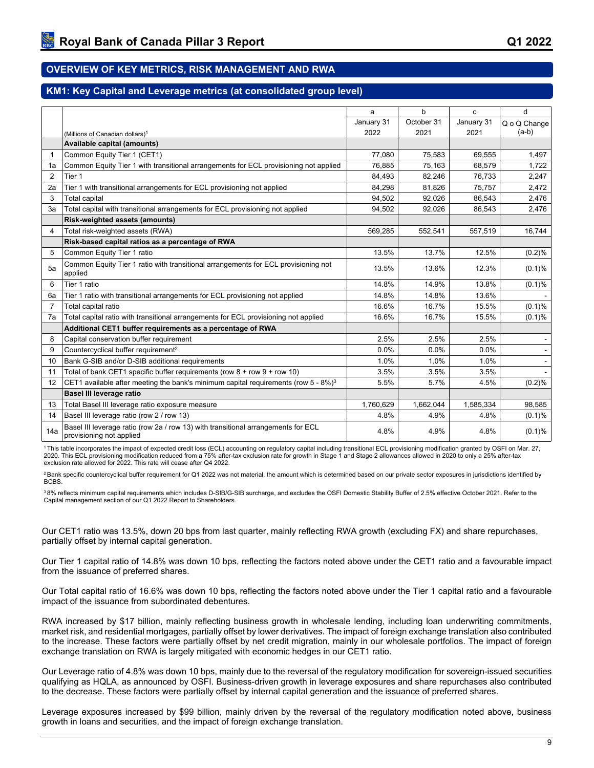## OVERVIEW OF KEY METRICS, RISK MANAGEMENT AND RWA

### KM1: Key Capital and Leverage metrics (at consolidated group level)

| | | a | b | c | d |
|---|---|---|---|---|---|
| | (Millions of Canadian dollars)[1] | January 31 2022 | October 31 2021 | January 31 2021 | Q o Q Change (a-b) |
| | **Available capital (amounts)** | | | | |
| 1 | Common Equity Tier 1 (CET1) | 77,080 | 75,583 | 69,555 | 1,497 |
| 1a | Common Equity Tier 1 with transitional arrangements for ECL provisioning not applied | 76,885 | 75,163 | 68,579 | 1,722 |
| 2 | Tier 1 | 84,493 | 82,246 | 76,733 | 2,247 |
| 2a | Tier 1 with transitional arrangements for ECL provisioning not applied | 84,298 | 81,826 | 75,757 | 2,472 |
| 3 | Total capital | 94,502 | 92,026 | 86,543 | 2,476 |
| 3a | Total capital with transitional arrangements for ECL provisioning not applied | 94,502 | 92,026 | 86,543 | 2,476 |
| | **Risk-weighted assets (amounts)** | | | | |
| 4 | Total risk-weighted assets (RWA) | 569,285 | 552,541 | 557,519 | 16,744 |
| | **Risk-based capital ratios as a percentage of RWA** | | | | |
| 5 | Common Equity Tier 1 ratio | 13.5% | 13.7% | 12.5% | (0.2)% |
| 5a | Common Equity Tier 1 ratio with transitional arrangements for ECL provisioning not applied | 13.5% | 13.6% | 12.3% | (0.1)% |
| 6 | Tier 1 ratio | 14.8% | 14.9% | 13.8% | (0.1)% |
| 6a | Tier 1 ratio with transitional arrangements for ECL provisioning not applied | 14.8% | 14.8% | 13.6% | - |
| 7 | Total capital ratio | 16.6% | 16.7% | 15.5% | (0.1)% |
| 7a | Total capital ratio with transitional arrangements for ECL provisioning not applied | 16.6% | 16.7% | 15.5% | (0.1)% |
| | **Additional CET1 buffer requirements as a percentage of RWA** | | | | |
| 8 | Capital conservation buffer requirement | 2.5% | 2.5% | 2.5% | - |
| 9 | Countercyclical buffer requirement[2] | 0.0% | 0.0% | 0.0% | - |
| 10 | Bank G-SIB and/or D-SIB additional requirements | 1.0% | 1.0% | 1.0% | - |
| 11 | Total of bank CET1 specific buffer requirements (row 8 + row 9 + row 10) | 3.5% | 3.5% | 3.5% | - |
| 12 | CET1 available after meeting the bank's minimum capital requirements (row 5 - 8%)[3] | 5.5% | 5.7% | 4.5% | (0.2)% |
| | **Basel III leverage ratio** | | | | |
| 13 | Total Basel III leverage ratio exposure measure | 1,760,629 | 1,662,044 | 1,585,334 | 98,585 |
| 14 | Basel III leverage ratio (row 2 / row 13) | 4.8% | 4.9% | 4.8% | (0.1)% |
| 14a | Basel III leverage ratio (row 2a / row 13) with transitional arrangements for ECL provisioning not applied | 4.8% | 4.9% | 4.8% | (0.1)% |

[1] This table incorporates the impact of expected credit loss (ECL) accounting on regulatory capital including transitional ECL provisioning modification granted by OSFI on Mar. 27, 2020. This ECL provisioning modification reduced from a 75% after-tax exclusion rate for growth in Stage 1 and Stage 2 allowances allowed in 2020 to only a 25% after-tax exclusion rate allowed for 2022. This rate will cease after Q4 2022.

[2] Bank specific countercyclical buffer requirement for Q1 2022 was not material, the amount which is determined based on our private sector exposures in jurisdictions identified by BCBS.

[3] 8% reflects minimum capital requirements which includes D-SIB/G-SIB surcharge, and excludes the OSFI Domestic Stability Buffer of 2.5% effective October 2021. Refer to the Capital management section of our Q1 2022 Report to Shareholders.

Our CET1 ratio was 13.5%, down 20 bps from last quarter, mainly reflecting RWA growth (excluding FX) and share repurchases, partially offset by internal capital generation.

Our Tier 1 capital ratio of 14.8% was down 10 bps, reflecting the factors noted above under the CET1 ratio and a favourable impact from the issuance of preferred shares.

Our Total capital ratio of 16.6% was down 10 bps, reflecting the factors noted above under the Tier 1 capital ratio and a favourable impact of the issuance from subordinated debentures.

RWA increased by $17 billion, mainly reflecting business growth in wholesale lending, including loan underwriting commitments, market risk, and residential mortgages, partially offset by lower derivatives. The impact of foreign exchange translation also contributed to the increase. These factors were partially offset by net credit migration, mainly in our wholesale portfolios. The impact of foreign exchange translation on RWA is largely mitigated with economic hedges in our CET1 ratio.

Our Leverage ratio of 4.8% was down 10 bps, mainly due to the reversal of the regulatory modification for sovereign-issued securities qualifying as HQLA, as announced by OSFI. Business-driven growth in leverage exposures and share repurchases also contributed to the decrease. These factors were partially offset by internal capital generation and the issuance of preferred shares.

Leverage exposures increased by $99 billion, mainly driven by the reversal of the regulatory modification noted above, business growth in loans and securities, and the impact of foreign exchange translation.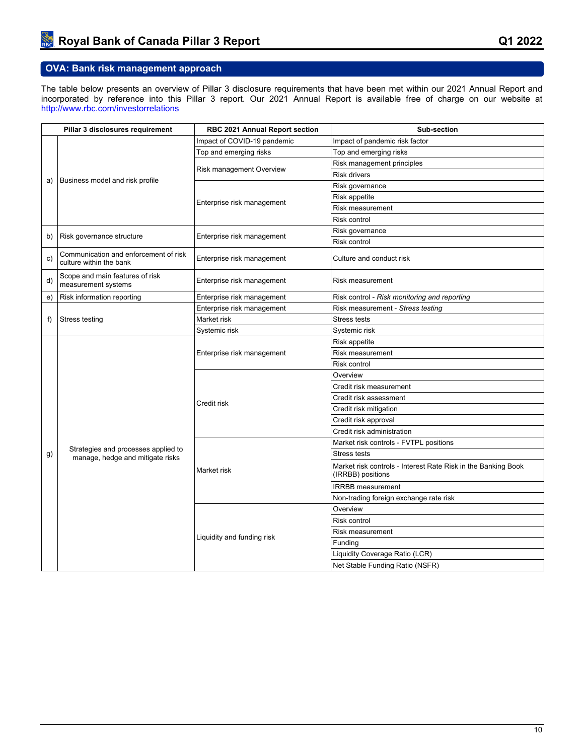## OVA: Bank risk management approach

The table below presents an overview of Pillar 3 disclosure requirements that have been met within our 2021 Annual Report and incorporated by reference into this Pillar 3 report. Our 2021 Annual Report is available free of charge on our website at http://www.rbc.com/investorrelations

| | Pillar 3 disclosures requirement | RBC 2021 Annual Report section | Sub-section |
|---|---|---|---|
| a) | Business model and risk profile | Impact of COVID-19 pandemic | Impact of pandemic risk factor |
| | | Top and emerging risks | Top and emerging risks |
| | | Risk management Overview | Risk management principles |
| | | | Risk drivers |
| | | Enterprise risk management | Risk governance |
| | | | Risk appetite |
| | | | Risk measurement |
| | | | Risk control |
| b) | Risk governance structure | Enterprise risk management | Risk governance |
| | | | Risk control |
| c) | Communication and enforcement of risk culture within the bank | Enterprise risk management | Culture and conduct risk |
| d) | Scope and main features of risk measurement systems | Enterprise risk management | Risk measurement |
| e) | Risk information reporting | Enterprise risk management | Risk control - *Risk monitoring and reporting* |
| f) | Stress testing | Enterprise risk management | Risk measurement - *Stress testing* |
| | | Market risk | Stress tests |
| | | Systemic risk | Systemic risk |
| g) | Strategies and processes applied to manage, hedge and mitigate risks | Enterprise risk management | Risk appetite |
| | | | Risk measurement |
| | | | Risk control |
| | | Credit risk | Overview |
| | | | Credit risk measurement |
| | | | Credit risk assessment |
| | | | Credit risk mitigation |
| | | | Credit risk approval |
| | | | Credit risk administration |
| | | Market risk | Market risk controls - FVTPL positions |
| | | | Stress tests |
| | | | Market risk controls - Interest Rate Risk in the Banking Book (IRRBB) positions |
| | | | IRRBB measurement |
| | | | Non-trading foreign exchange rate risk |
| | | Liquidity and funding risk | Overview |
| | | | Risk control |
| | | | Risk measurement |
| | | | Funding |
| | | | Liquidity Coverage Ratio (LCR) |
| | | | Net Stable Funding Ratio (NSFR) |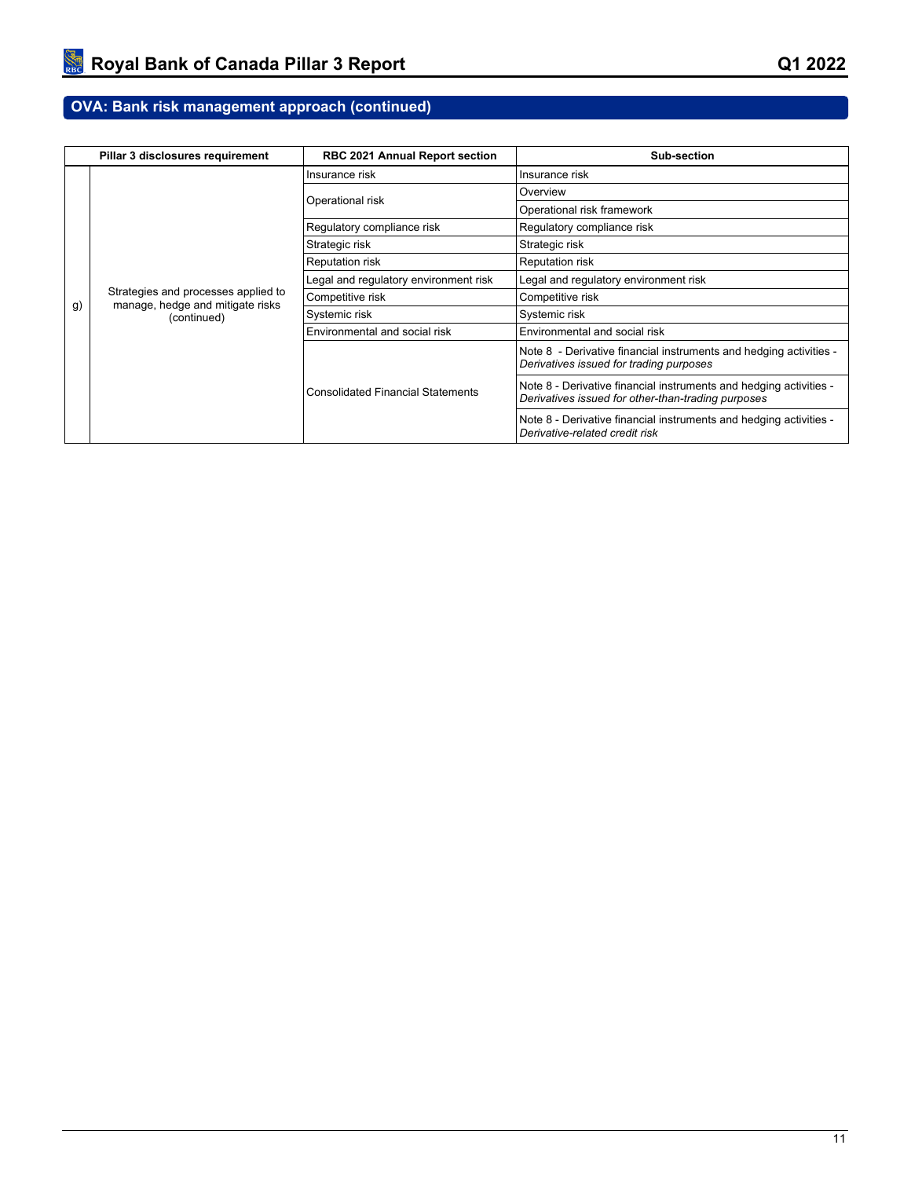## OVA: Bank risk management approach (continued)

| Pillar 3 disclosures requirement | | RBC 2021 Annual Report section | Sub-section |
|---|---|---|---|
| g) | Strategies and processes applied to manage, hedge and mitigate risks (continued) | Insurance risk | Insurance risk |
| | | Operational risk | Overview |
| | | | Operational risk framework |
| | | Regulatory compliance risk | Regulatory compliance risk |
| | | Strategic risk | Strategic risk |
| | | Reputation risk | Reputation risk |
| | | Legal and regulatory environment risk | Legal and regulatory environment risk |
| | | Competitive risk | Competitive risk |
| | | Systemic risk | Systemic risk |
| | | Environmental and social risk | Environmental and social risk |
| | | Consolidated Financial Statements | Note 8 - Derivative financial instruments and hedging activities - *Derivatives issued for trading purposes* |
| | | | Note 8 - Derivative financial instruments and hedging activities - *Derivatives issued for other-than-trading purposes* |
| | | | Note 8 - Derivative financial instruments and hedging activities - *Derivative-related credit risk* |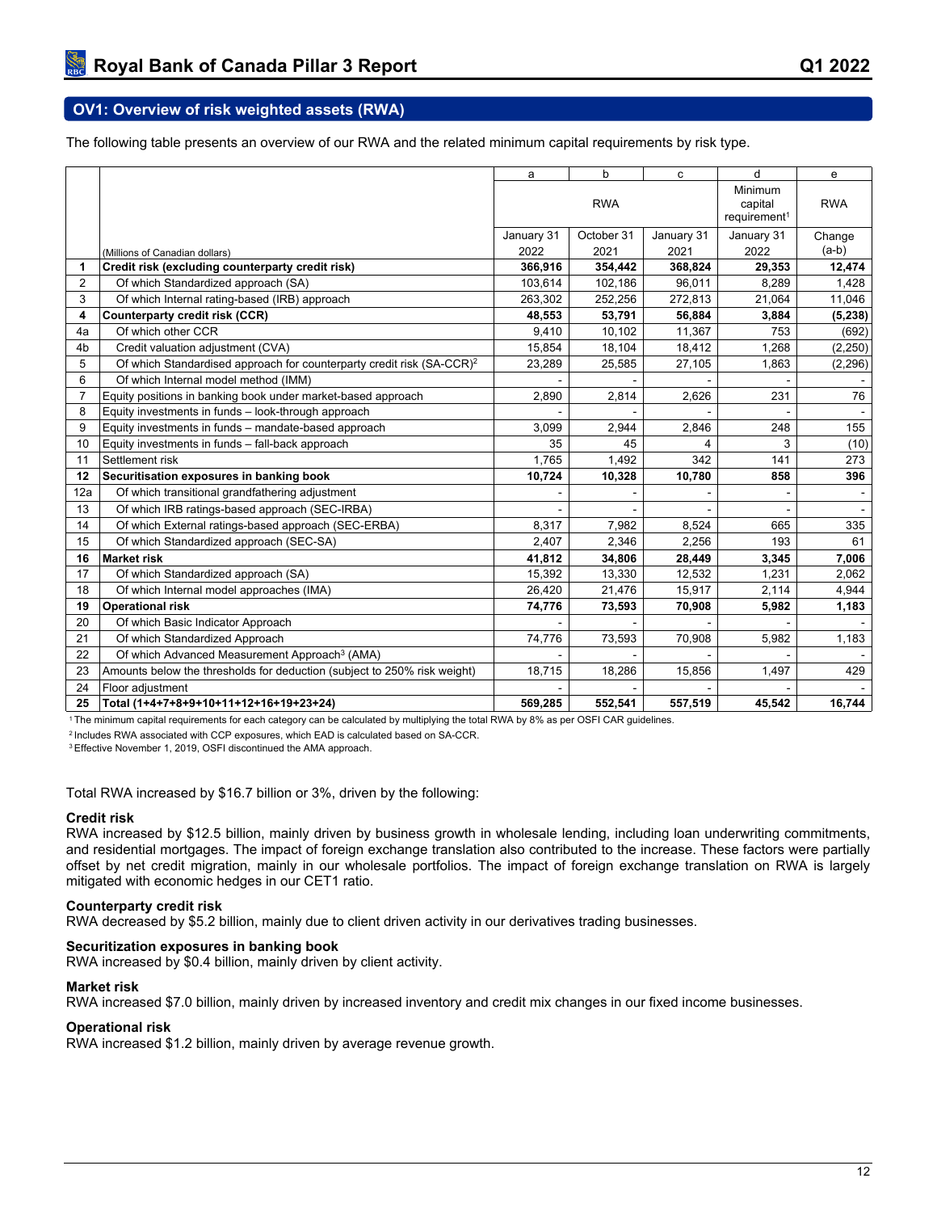## OV1: Overview of risk weighted assets (RWA)

The following table presents an overview of our RWA and the related minimum capital requirements by risk type.

| | | a | b | c | d | e |
|---|---|---|---|---|---|---|
| | | RWA | | | Minimum capital requirement[1] | RWA |
| | (Millions of Canadian dollars) | January 31 2022 | October 31 2021 | January 31 2021 | January 31 2022 | Change (a-b) |
| **1** | **Credit risk (excluding counterparty credit risk)** | **366,916** | **354,442** | **368,824** | **29,353** | **12,474** |
| 2 | Of which Standardized approach (SA) | 103,614 | 102,186 | 96,011 | 8,289 | 1,428 |
| 3 | Of which Internal rating-based (IRB) approach | 263,302 | 252,256 | 272,813 | 21,064 | 11,046 |
| **4** | **Counterparty credit risk (CCR)** | **48,553** | **53,791** | **56,884** | **3,884** | **(5,238)** |
| 4a | Of which other CCR | 9,410 | 10,102 | 11,367 | 753 | (692) |
| 4b | Credit valuation adjustment (CVA) | 15,854 | 18,104 | 18,412 | 1,268 | (2,250) |
| 5 | Of which Standardised approach for counterparty credit risk (SA-CCR)[2] | 23,289 | 25,585 | 27,105 | 1,863 | (2,296) |
| 6 | Of which Internal model method (IMM) | - | - | - | - | - |
| 7 | Equity positions in banking book under market-based approach | 2,890 | 2,814 | 2,626 | 231 | 76 |
| 8 | Equity investments in funds – look-through approach | - | - | - | - | - |
| 9 | Equity investments in funds – mandate-based approach | 3,099 | 2,944 | 2,846 | 248 | 155 |
| 10 | Equity investments in funds – fall-back approach | 35 | 45 | 4 | 3 | (10) |
| 11 | Settlement risk | 1,765 | 1,492 | 342 | 141 | 273 |
| **12** | **Securitisation exposures in banking book** | **10,724** | **10,328** | **10,780** | **858** | **396** |
| 12a | Of which transitional grandfathering adjustment | - | - | - | - | - |
| 13 | Of which IRB ratings-based approach (SEC-IRBA) | - | - | - | - | - |
| 14 | Of which External ratings-based approach (SEC-ERBA) | 8,317 | 7,982 | 8,524 | 665 | 335 |
| 15 | Of which Standardized approach (SEC-SA) | 2,407 | 2,346 | 2,256 | 193 | 61 |
| **16** | **Market risk** | **41,812** | **34,806** | **28,449** | **3,345** | **7,006** |
| 17 | Of which Standardized approach (SA) | 15,392 | 13,330 | 12,532 | 1,231 | 2,062 |
| 18 | Of which Internal model approaches (IMA) | 26,420 | 21,476 | 15,917 | 2,114 | 4,944 |
| **19** | **Operational risk** | **74,776** | **73,593** | **70,908** | **5,982** | **1,183** |
| 20 | Of which Basic Indicator Approach | - | - | - | - | - |
| 21 | Of which Standardized Approach | 74,776 | 73,593 | 70,908 | 5,982 | 1,183 |
| 22 | Of which Advanced Measurement Approach[3] (AMA) | - | - | - | - | - |
| 23 | Amounts below the thresholds for deduction (subject to 250% risk weight) | 18,715 | 18,286 | 15,856 | 1,497 | 429 |
| 24 | Floor adjustment | - | - | - | - | - |
| **25** | **Total (1+4+7+8+9+10+11+12+16+19+23+24)** | **569,285** | **552,541** | **557,519** | **45,542** | **16,744** |

[1] The minimum capital requirements for each category can be calculated by multiplying the total RWA by 8% as per OSFI CAR guidelines.

[2] Includes RWA associated with CCP exposures, which EAD is calculated based on SA-CCR.

[3] Effective November 1, 2019, OSFI discontinued the AMA approach.

Total RWA increased by $16.7 billion or 3%, driven by the following:

**Credit risk**
RWA increased by $12.5 billion, mainly driven by business growth in wholesale lending, including loan underwriting commitments, and residential mortgages. The impact of foreign exchange translation also contributed to the increase. These factors were partially offset by net credit migration, mainly in our wholesale portfolios. The impact of foreign exchange translation on RWA is largely mitigated with economic hedges in our CET1 ratio.

**Counterparty credit risk**
RWA decreased by $5.2 billion, mainly due to client driven activity in our derivatives trading businesses.

**Securitization exposures in banking book**
RWA increased by $0.4 billion, mainly driven by client activity.

**Market risk**
RWA increased $7.0 billion, mainly driven by increased inventory and credit mix changes in our fixed income businesses.

**Operational risk**
RWA increased $1.2 billion, mainly driven by average revenue growth.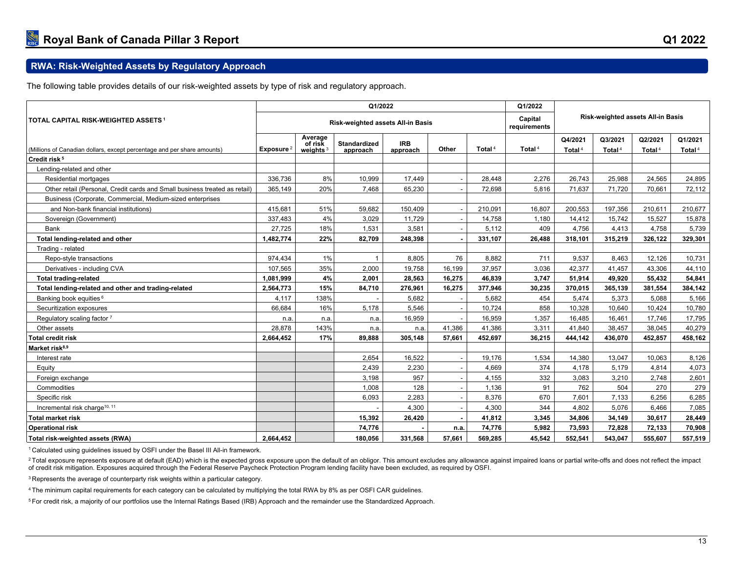## RWA: Risk-Weighted Assets by Regulatory Approach

The following table provides details of our risk-weighted assets by type of risk and regulatory approach.

| TOTAL CAPITAL RISK-WEIGHTED ASSETS [1] | Q1/2022 | | | | | | Q1/2022 | | | | |
|---|---|---|---|---|---|---|---|---|---|---|---|
| | Risk-weighted assets All-in Basis | | | | | | Capital requirements | Risk-weighted assets All-in Basis | | | |
| (Millions of Canadian dollars, except percentage and per share amounts) | Exposure [2] | Average of risk weights [3] | Standardized approach | IRB approach | Other | Total [4] | Total [4] | Q4/2021 Total [4] | Q3/2021 Total [4] | Q2/2021 Total [4] | Q1/2021 Total [4] |
| **Credit risk [5]** | | | | | | | | | | | |
| Lending-related and other | | | | | | | | | | | |
| Residential mortgages | 336,736 | 8% | 10,999 | 17,449 | - | 28,448 | 2,276 | 26,743 | 25,988 | 24,565 | 24,895 |
| Other retail (Personal, Credit cards and Small business treated as retail) | 365,149 | 20% | 7,468 | 65,230 | - | 72,698 | 5,816 | 71,637 | 71,720 | 70,661 | 72,112 |
| Business (Corporate, Commercial, Medium-sized enterprises and Non-bank financial institutions) | 415,681 | 51% | 59,682 | 150,409 | - | 210,091 | 16,807 | 200,553 | 197,356 | 210,611 | 210,677 |
| Sovereign (Government) | 337,483 | 4% | 3,029 | 11,729 | - | 14,758 | 1,180 | 14,412 | 15,742 | 15,527 | 15,878 |
| Bank | 27,725 | 18% | 1,531 | 3,581 | - | 5,112 | 409 | 4,756 | 4,413 | 4,758 | 5,739 |
| **Total lending-related and other** | **1,482,774** | **22%** | **82,709** | **248,398** | **-** | **331,107** | **26,488** | **318,101** | **315,219** | **326,122** | **329,301** |
| Trading - related | | | | | | | | | | | |
| Repo-style transactions | 974,434 | 1% | 1 | 8,805 | 76 | 8,882 | 711 | 9,537 | 8,463 | 12,126 | 10,731 |
| Derivatives - including CVA | 107,565 | 35% | 2,000 | 19,758 | 16,199 | 37,957 | 3,036 | 42,377 | 41,457 | 43,306 | 44,110 |
| **Total trading-related** | **1,081,999** | **4%** | **2,001** | **28,563** | **16,275** | **46,839** | **3,747** | **51,914** | **49,920** | **55,432** | **54,841** |
| **Total lending-related and other and trading-related** | **2,564,773** | **15%** | **84,710** | **276,961** | **16,275** | **377,946** | **30,235** | **370,015** | **365,139** | **381,554** | **384,142** |
| Banking book equities [6] | 4,117 | 138% | - | 5,682 | - | 5,682 | 454 | 5,474 | 5,373 | 5,088 | 5,166 |
| Securitization exposures | 66,684 | 16% | 5,178 | 5,546 | - | 10,724 | 858 | 10,328 | 10,640 | 10,424 | 10,780 |
| Regulatory scaling factor [7] | n.a. | n.a. | n.a. | 16,959 | - | 16,959 | 1,357 | 16,485 | 16,461 | 17,746 | 17,795 |
| Other assets | 28,878 | 143% | n.a. | n.a. | 41,386 | 41,386 | 3,311 | 41,840 | 38,457 | 38,045 | 40,279 |
| **Total credit risk** | **2,664,452** | **17%** | **89,888** | **305,148** | **57,661** | **452,697** | **36,215** | **444,142** | **436,070** | **452,857** | **458,162** |
| **Market risk [8,9]** | | | | | | | | | | | |
| Interest rate | | | 2,654 | 16,522 | - | 19,176 | 1,534 | 14,380 | 13,047 | 10,063 | 8,126 |
| Equity | | | 2,439 | 2,230 | - | 4,669 | 374 | 4,178 | 5,179 | 4,814 | 4,073 |
| Foreign exchange | | | 3,198 | 957 | - | 4,155 | 332 | 3,083 | 3,210 | 2,748 | 2,601 |
| Commodities | | | 1,008 | 128 | - | 1,136 | 91 | 762 | 504 | 270 | 279 |
| Specific risk | | | 6,093 | 2,283 | - | 8,376 | 670 | 7,601 | 7,133 | 6,256 | 6,285 |
| Incremental risk charge [10, 11] | | | - | 4,300 | - | 4,300 | 344 | 4,802 | 5,076 | 6,466 | 7,085 |
| **Total market risk** | | | **15,392** | **26,420** | **-** | **41,812** | **3,345** | **34,806** | **34,149** | **30,617** | **28,449** |
| **Operational risk** | | | **74,776** | **-** | **n.a.** | **74,776** | **5,982** | **73,593** | **72,828** | **72,133** | **70,908** |
| **Total risk-weighted assets (RWA)** | **2,664,452** | | **180,056** | **331,568** | **57,661** | **569,285** | **45,542** | **552,541** | **543,047** | **555,607** | **557,519** |

[1] Calculated using guidelines issued by OSFI under the Basel III All-in framework.

[2] Total exposure represents exposure at default (EAD) which is the expected gross exposure upon the default of an obligor. This amount excludes any allowance against impaired loans or partial write-offs and does not reflect the impact of credit risk mitigation. Exposures acquired through the Federal Reserve Paycheck Protection Program lending facility have been excluded, as required by OSFI.

[3] Represents the average of counterparty risk weights within a particular category.

[4] The minimum capital requirements for each category can be calculated by multiplying the total RWA by 8% as per OSFI CAR guidelines.

[5] For credit risk, a majority of our portfolios use the Internal Ratings Based (IRB) Approach and the remainder use the Standardized Approach.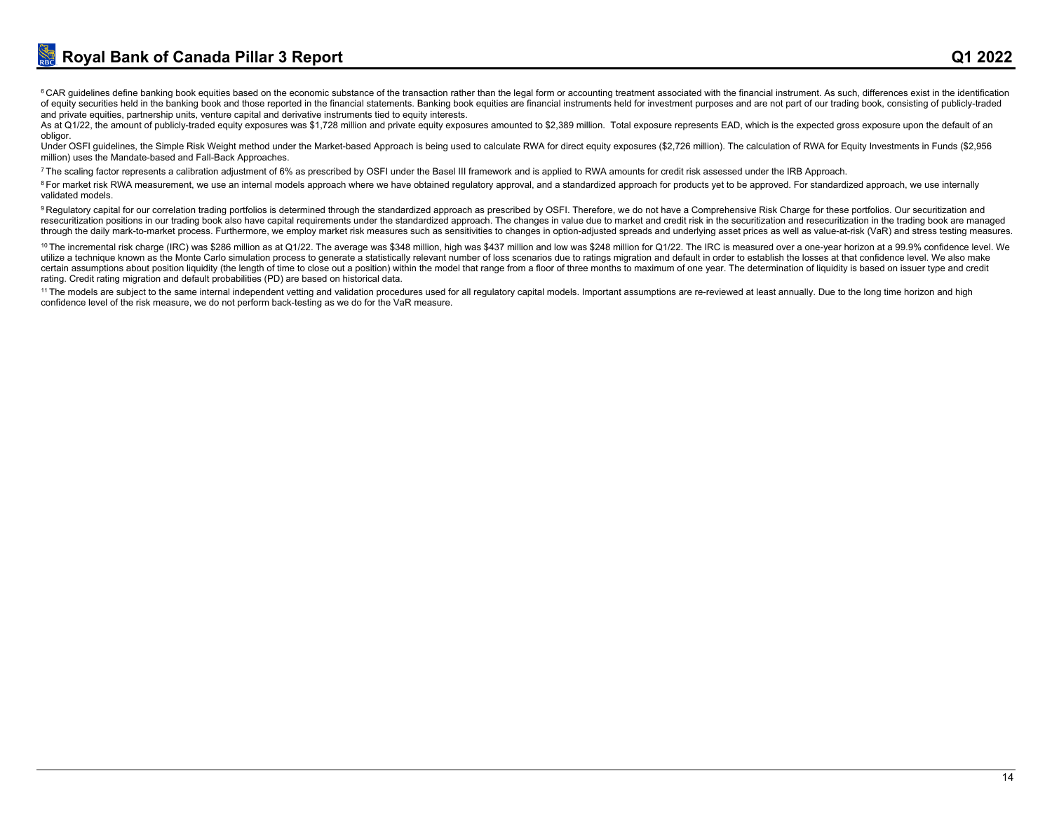[6] CAR guidelines define banking book equities based on the economic substance of the transaction rather than the legal form or accounting treatment associated with the financial instrument. As such, differences exist in the identification of equity securities held in the banking book and those reported in the financial statements. Banking book equities are financial instruments held for investment purposes and are not part of our trading book, consisting of publicly-traded and private equities, partnership units, venture capital and derivative instruments tied to equity interests.

As at Q1/22, the amount of publicly-traded equity exposures was $1,728 million and private equity exposures amounted to $2,389 million. Total exposure represents EAD, which is the expected gross exposure upon the default of an obligor.

Under OSFI guidelines, the Simple Risk Weight method under the Market-based Approach is being used to calculate RWA for direct equity exposures ($2,726 million). The calculation of RWA for Equity Investments in Funds ($2,956 million) uses the Mandate-based and Fall-Back Approaches.

[7] The scaling factor represents a calibration adjustment of 6% as prescribed by OSFI under the Basel III framework and is applied to RWA amounts for credit risk assessed under the IRB Approach.

[8] For market risk RWA measurement, we use an internal models approach where we have obtained regulatory approval, and a standardized approach for products yet to be approved. For standardized approach, we use internally validated models.

[9] Regulatory capital for our correlation trading portfolios is determined through the standardized approach as prescribed by OSFI. Therefore, we do not have a Comprehensive Risk Charge for these portfolios. Our securitization and resecuritization positions in our trading book also have capital requirements under the standardized approach. The changes in value due to market and credit risk in the securitization and resecuritization in the trading book are managed through the daily mark-to-market process. Furthermore, we employ market risk measures such as sensitivities to changes in option-adjusted spreads and underlying asset prices as well as value-at-risk (VaR) and stress testing measures.

[10] The incremental risk charge (IRC) was $286 million as at Q1/22. The average was $348 million, high was $437 million and low was $248 million for Q1/22. The IRC is measured over a one-year horizon at a 99.9% confidence level. We utilize a technique known as the Monte Carlo simulation process to generate a statistically relevant number of loss scenarios due to ratings migration and default in order to establish the losses at that confidence level. We also make certain assumptions about position liquidity (the length of time to close out a position) within the model that range from a floor of three months to maximum of one year. The determination of liquidity is based on issuer type and credit rating. Credit rating migration and default probabilities (PD) are based on historical data.

[11] The models are subject to the same internal independent vetting and validation procedures used for all regulatory capital models. Important assumptions are re-reviewed at least annually. Due to the long time horizon and high confidence level of the risk measure, we do not perform back-testing as we do for the VaR measure.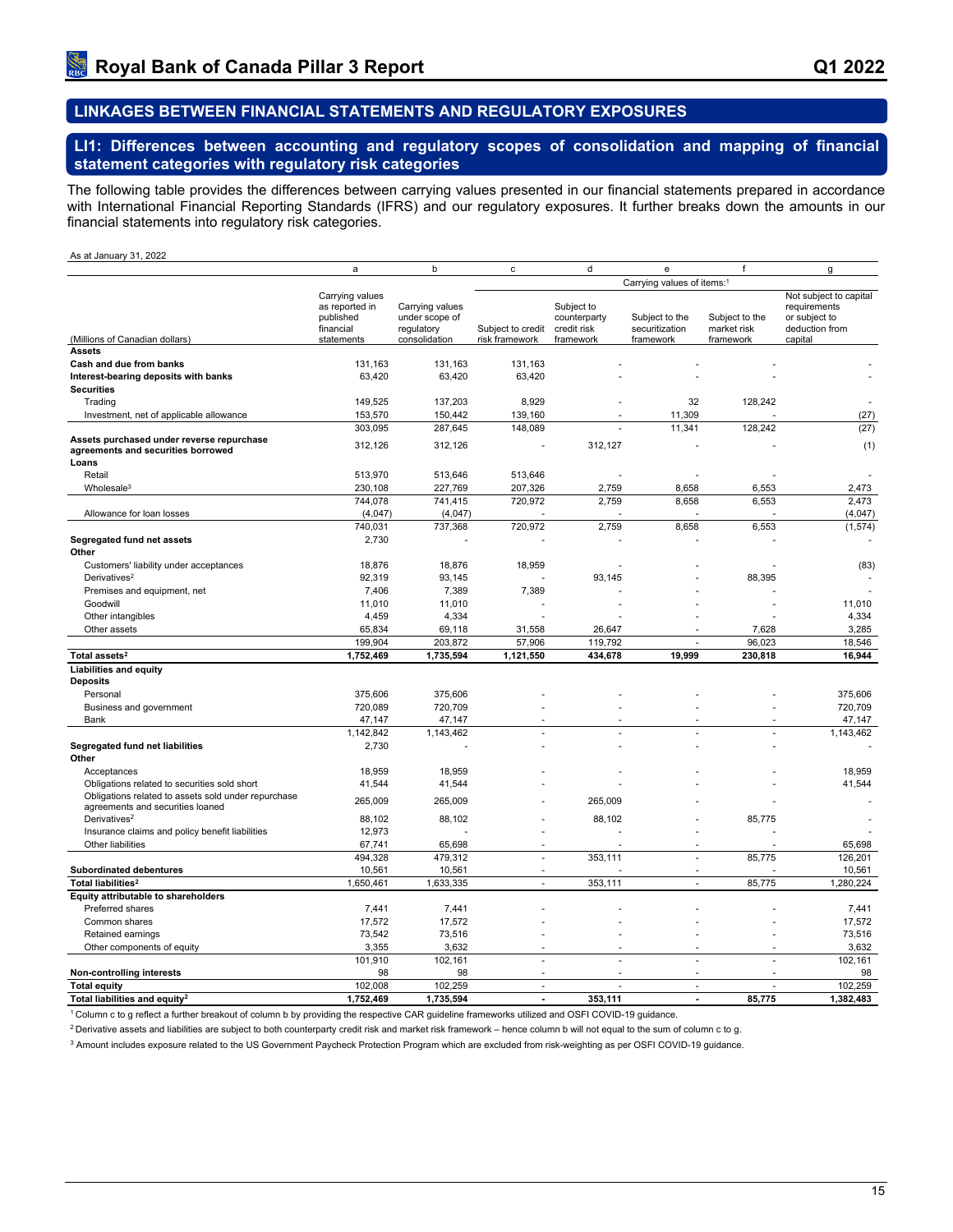## LINKAGES BETWEEN FINANCIAL STATEMENTS AND REGULATORY EXPOSURES

### LI1: Differences between accounting and regulatory scopes of consolidation and mapping of financial statement categories with regulatory risk categories

The following table provides the differences between carrying values presented in our financial statements prepared in accordance with International Financial Reporting Standards (IFRS) and our regulatory exposures. It further breaks down the amounts in our financial statements into regulatory risk categories.

As at January 31, 2022

| | a | b | c | d | e | f | g |
|---|---|---|---|---|---|---|---|
| | | | Carrying values of items:[1] | | | | |
| (Millions of Canadian dollars) | Carrying values as reported in published financial statements | Carrying values under scope of regulatory consolidation | Subject to credit risk framework | Subject to counterparty credit risk framework | Subject to the securitization framework | Subject to the market risk framework | Not subject to capital requirements or subject to deduction from capital |
| **Assets** | | | | | | | |
| **Cash and due from banks** | 131,163 | 131,163 | 131,163 | - | - | - | - |
| **Interest-bearing deposits with banks** | 63,420 | 63,420 | 63,420 | - | - | - | - |
| **Securities** | | | | | | | |
| Trading | 149,525 | 137,203 | 8,929 | - | 32 | 128,242 | - |
| Investment, net of applicable allowance | 153,570 | 150,442 | 139,160 | - | 11,309 | - | (27) |
| | 303,095 | 287,645 | 148,089 | - | 11,341 | 128,242 | (27) |
| **Assets purchased under reverse repurchase agreements and securities borrowed** | 312,126 | 312,126 | - | 312,127 | - | - | (1) |
| **Loans** | | | | | | | |
| Retail | 513,970 | 513,646 | 513,646 | - | - | - | - |
| Wholesale[3] | 230,108 | 227,769 | 207,326 | 2,759 | 8,658 | 6,553 | 2,473 |
| | 744,078 | 741,415 | 720,972 | 2,759 | 8,658 | 6,553 | 2,473 |
| Allowance for loan losses | (4,047) | (4,047) | - | - | - | - | (4,047) |
| | 740,031 | 737,368 | 720,972 | 2,759 | 8,658 | 6,553 | (1,574) |
| **Segregated fund net assets** | 2,730 | - | - | - | - | - | - |
| **Other** | | | | | | | |
| Customers' liability under acceptances | 18,876 | 18,876 | 18,959 | - | - | - | (83) |
| Derivatives[2] | 92,319 | 93,145 | - | 93,145 | - | 88,395 | - |
| Premises and equipment, net | 7,406 | 7,389 | 7,389 | - | - | - | - |
| Goodwill | 11,010 | 11,010 | - | - | - | - | 11,010 |
| Other intangibles | 4,459 | 4,334 | - | - | - | - | 4,334 |
| Other assets | 65,834 | 69,118 | 31,558 | 26,647 | - | 7,628 | 3,285 |
| | 199,904 | 203,872 | 57,906 | 119,792 | - | 96,023 | 18,546 |
| **Total assets[2]** | **1,752,469** | **1,735,594** | **1,121,550** | **434,678** | **19,999** | **230,818** | **16,944** |
| **Liabilities and equity** | | | | | | | |
| **Deposits** | | | | | | | |
| Personal | 375,606 | 375,606 | - | - | - | - | 375,606 |
| Business and government | 720,089 | 720,709 | - | - | - | - | 720,709 |
| Bank | 47,147 | 47,147 | - | - | - | - | 47,147 |
| | 1,142,842 | 1,143,462 | - | - | - | - | 1,143,462 |
| **Segregated fund net liabilities** | 2,730 | - | - | - | - | - | - |
| **Other** | | | | | | | |
| Acceptances | 18,959 | 18,959 | - | - | - | - | 18,959 |
| Obligations related to securities sold short | 41,544 | 41,544 | - | - | - | - | 41,544 |
| Obligations related to assets sold under repurchase agreements and securities loaned | 265,009 | 265,009 | - | 265,009 | - | - | - |
| Derivatives[2] | 88,102 | 88,102 | - | 88,102 | - | 85,775 | - |
| Insurance claims and policy benefit liabilities | 12,973 | - | - | - | - | - | - |
| Other liabilities | 67,741 | 65,698 | - | - | - | - | 65,698 |
| | 494,328 | 479,312 | - | 353,111 | - | 85,775 | 126,201 |
| **Subordinated debentures** | 10,561 | 10,561 | - | - | - | - | 10,561 |
| **Total liabilities[2]** | 1,650,461 | 1,633,335 | - | 353,111 | - | 85,775 | 1,280,224 |
| **Equity attributable to shareholders** | | | | | | | |
| Preferred shares | 7,441 | 7,441 | - | - | - | - | 7,441 |
| Common shares | 17,572 | 17,572 | - | - | - | - | 17,572 |
| Retained earnings | 73,542 | 73,516 | - | - | - | - | 73,516 |
| Other components of equity | 3,355 | 3,632 | - | - | - | - | 3,632 |
| | 101,910 | 102,161 | - | - | - | - | 102,161 |
| **Non-controlling interests** | 98 | 98 | - | - | - | - | 98 |
| **Total equity** | 102,008 | 102,259 | - | - | - | - | 102,259 |
| **Total liabilities and equity[2]** | **1,752,469** | **1,735,594** | **-** | **353,111** | **-** | **85,775** | **1,382,483** |

[1] Column c to g reflect a further breakout of column b by providing the respective CAR guideline frameworks utilized and OSFI COVID-19 guidance.

[2] Derivative assets and liabilities are subject to both counterparty credit risk and market risk framework – hence column b will not equal to the sum of column c to g.

[3] Amount includes exposure related to the US Government Paycheck Protection Program which are excluded from risk-weighting as per OSFI COVID-19 guidance.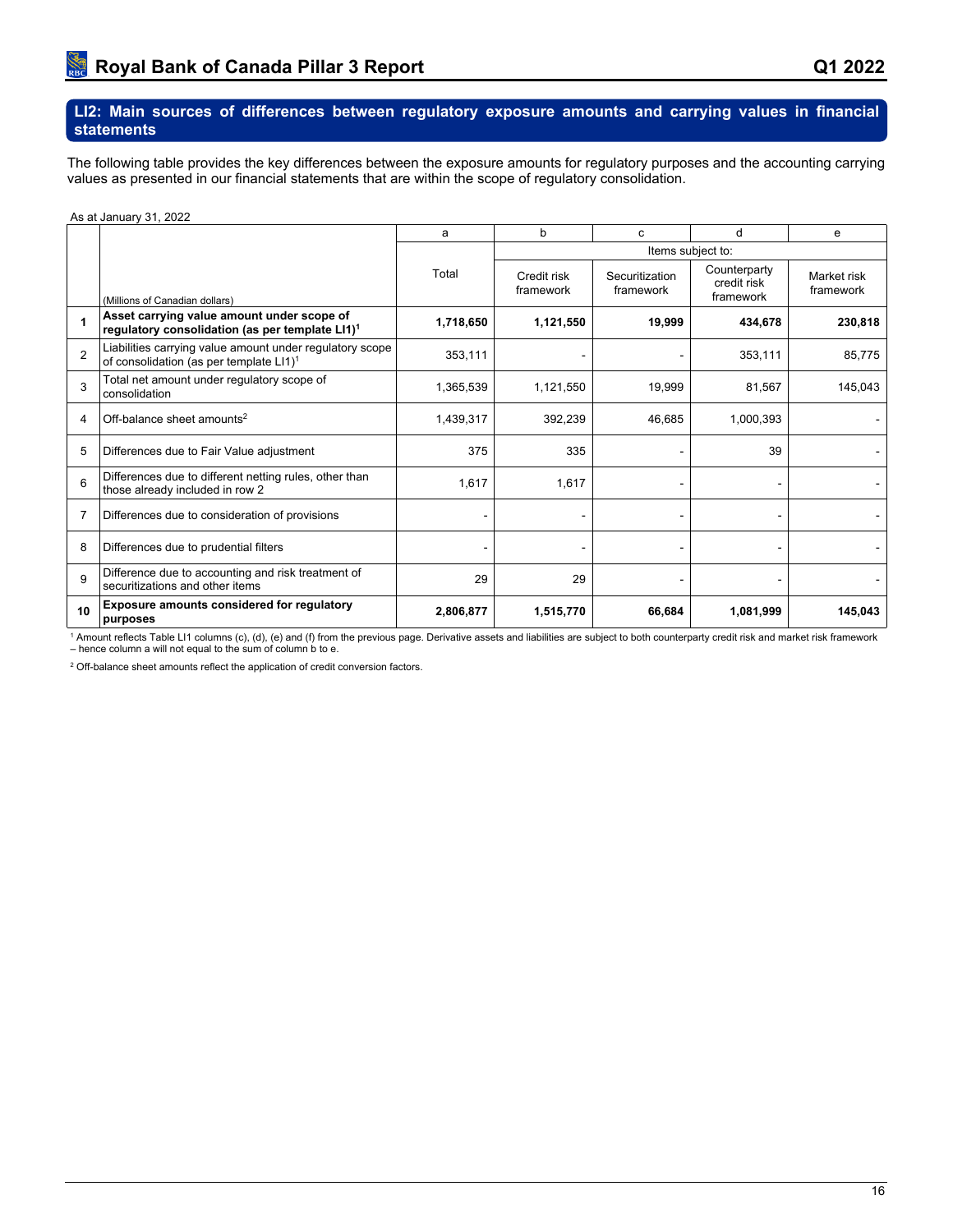## LI2: Main sources of differences between regulatory exposure amounts and carrying values in financial statements

The following table provides the key differences between the exposure amounts for regulatory purposes and the accounting carrying values as presented in our financial statements that are within the scope of regulatory consolidation.

As at January 31, 2022

| | | a | b | c | d | e |
|---|---|---|---|---|---|---|
| | | | Items subject to: | | | |
| | (Millions of Canadian dollars) | Total | Credit risk framework | Securitization framework | Counterparty credit risk framework | Market risk framework |
| **1** | **Asset carrying value amount under scope of regulatory consolidation (as per template LI1)[1]** | **1,718,650** | **1,121,550** | **19,999** | **434,678** | **230,818** |
| 2 | Liabilities carrying value amount under regulatory scope of consolidation (as per template LI1)[1] | 353,111 | - | - | 353,111 | 85,775 |
| 3 | Total net amount under regulatory scope of consolidation | 1,365,539 | 1,121,550 | 19,999 | 81,567 | 145,043 |
| 4 | Off-balance sheet amounts[2] | 1,439,317 | 392,239 | 46,685 | 1,000,393 | - |
| 5 | Differences due to Fair Value adjustment | 375 | 335 | - | 39 | - |
| 6 | Differences due to different netting rules, other than those already included in row 2 | 1,617 | 1,617 | - | - | - |
| 7 | Differences due to consideration of provisions | - | - | - | - | - |
| 8 | Differences due to prudential filters | - | - | - | - | - |
| 9 | Difference due to accounting and risk treatment of securitizations and other items | 29 | 29 | - | - | - |
| **10** | **Exposure amounts considered for regulatory purposes** | **2,806,877** | **1,515,770** | **66,684** | **1,081,999** | **145,043** |

[1] Amount reflects Table LI1 columns (c), (d), (e) and (f) from the previous page. Derivative assets and liabilities are subject to both counterparty credit risk and market risk framework – hence column a will not equal to the sum of column b to e.

[2] Off-balance sheet amounts reflect the application of credit conversion factors.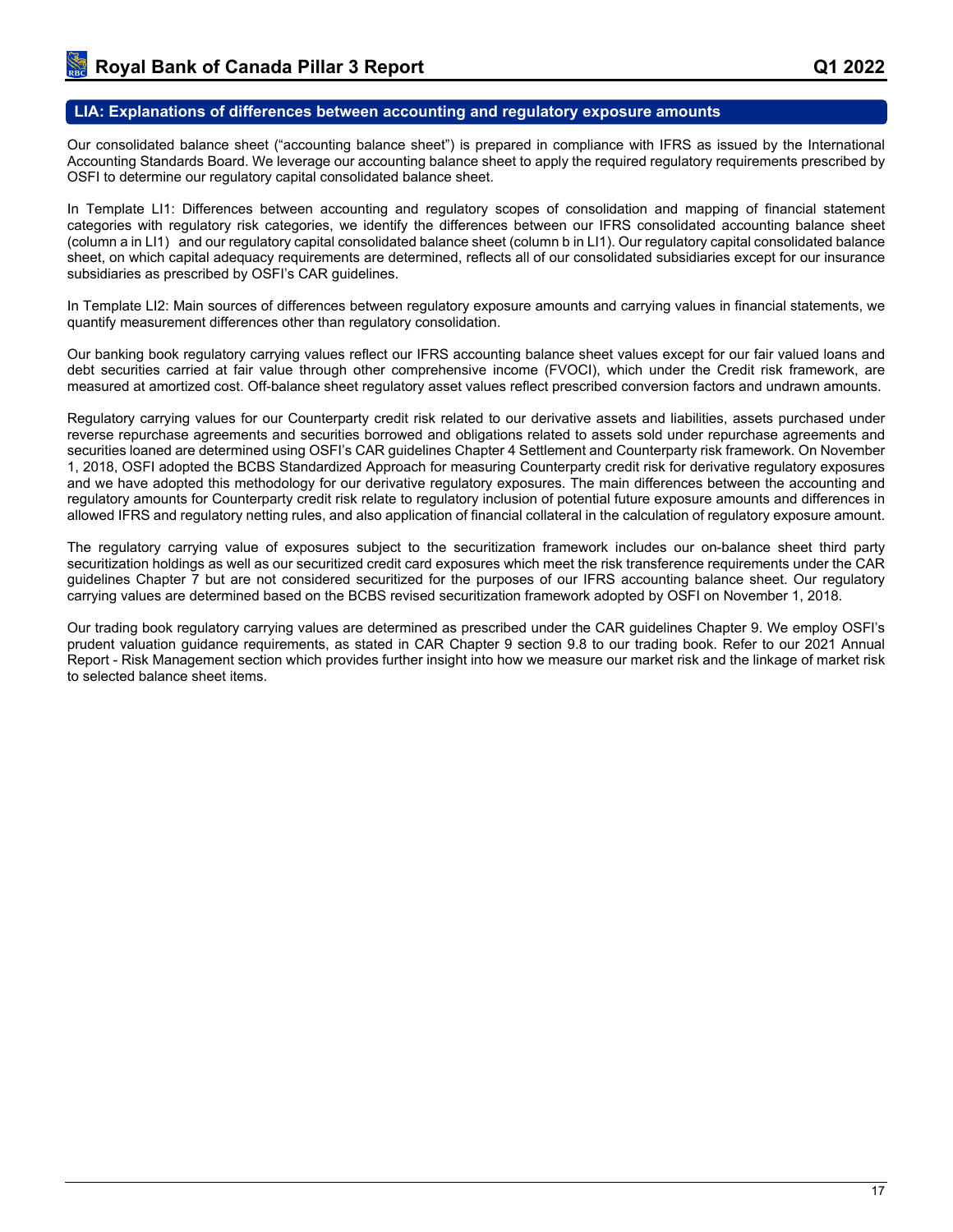## LIA: Explanations of differences between accounting and regulatory exposure amounts

Our consolidated balance sheet ("accounting balance sheet") is prepared in compliance with IFRS as issued by the International Accounting Standards Board. We leverage our accounting balance sheet to apply the required regulatory requirements prescribed by OSFI to determine our regulatory capital consolidated balance sheet.

In Template LI1: Differences between accounting and regulatory scopes of consolidation and mapping of financial statement categories with regulatory risk categories, we identify the differences between our IFRS consolidated accounting balance sheet (column a in LI1) and our regulatory capital consolidated balance sheet (column b in LI1). Our regulatory capital consolidated balance sheet, on which capital adequacy requirements are determined, reflects all of our consolidated subsidiaries except for our insurance subsidiaries as prescribed by OSFI's CAR guidelines.

In Template LI2: Main sources of differences between regulatory exposure amounts and carrying values in financial statements, we quantify measurement differences other than regulatory consolidation.

Our banking book regulatory carrying values reflect our IFRS accounting balance sheet values except for our fair valued loans and debt securities carried at fair value through other comprehensive income (FVOCI), which under the Credit risk framework, are measured at amortized cost. Off-balance sheet regulatory asset values reflect prescribed conversion factors and undrawn amounts.

Regulatory carrying values for our Counterparty credit risk related to our derivative assets and liabilities, assets purchased under reverse repurchase agreements and securities borrowed and obligations related to assets sold under repurchase agreements and securities loaned are determined using OSFI's CAR guidelines Chapter 4 Settlement and Counterparty risk framework. On November 1, 2018, OSFI adopted the BCBS Standardized Approach for measuring Counterparty credit risk for derivative regulatory exposures and we have adopted this methodology for our derivative regulatory exposures. The main differences between the accounting and regulatory amounts for Counterparty credit risk relate to regulatory inclusion of potential future exposure amounts and differences in allowed IFRS and regulatory netting rules, and also application of financial collateral in the calculation of regulatory exposure amount.

The regulatory carrying value of exposures subject to the securitization framework includes our on-balance sheet third party securitization holdings as well as our securitized credit card exposures which meet the risk transference requirements under the CAR guidelines Chapter 7 but are not considered securitized for the purposes of our IFRS accounting balance sheet. Our regulatory carrying values are determined based on the BCBS revised securitization framework adopted by OSFI on November 1, 2018.

Our trading book regulatory carrying values are determined as prescribed under the CAR guidelines Chapter 9. We employ OSFI's prudent valuation guidance requirements, as stated in CAR Chapter 9 section 9.8 to our trading book. Refer to our 2021 Annual Report - Risk Management section which provides further insight into how we measure our market risk and the linkage of market risk to selected balance sheet items.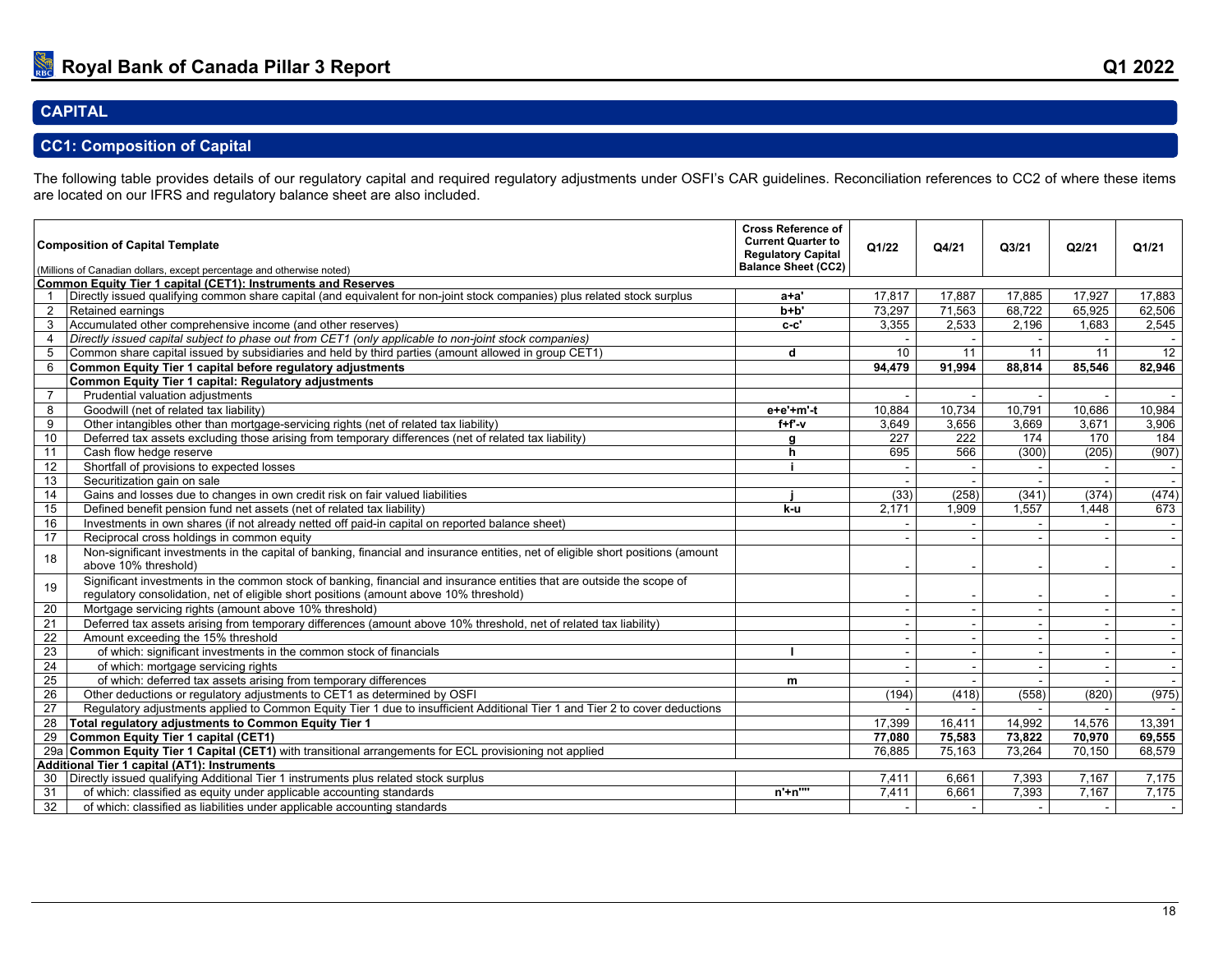## CAPITAL

### CC1: Composition of Capital

The following table provides details of our regulatory capital and required regulatory adjustments under OSFI's CAR guidelines. Reconciliation references to CC2 of where these items are located on our IFRS and regulatory balance sheet are also included.

| | Composition of Capital Template (Millions of Canadian dollars, except percentage and otherwise noted) | Cross Reference of Current Quarter to Regulatory Capital Balance Sheet (CC2) | Q1/22 | Q4/21 | Q3/21 | Q2/21 | Q1/21 |
|---|---|---|---|---|---|---|---|
| | **Common Equity Tier 1 capital (CET1): Instruments and Reserves** | | | | | | |
| 1 | Directly issued qualifying common share capital (and equivalent for non-joint stock companies) plus related stock surplus | a+a' | 17,817 | 17,887 | 17,885 | 17,927 | 17,883 |
| 2 | Retained earnings | b+b' | 73,297 | 71,563 | 68,722 | 65,925 | 62,506 |
| 3 | Accumulated other comprehensive income (and other reserves) | c-c' | 3,355 | 2,533 | 2,196 | 1,683 | 2,545 |
| 4 | *Directly issued capital subject to phase out from CET1 (only applicable to non-joint stock companies)* | | - | - | - | - | - |
| 5 | Common share capital issued by subsidiaries and held by third parties (amount allowed in group CET1) | d | 10 | 11 | 11 | 11 | 12 |
| 6 | **Common Equity Tier 1 capital before regulatory adjustments** | | **94,479** | **91,994** | **88,814** | **85,546** | **82,946** |
| | **Common Equity Tier 1 capital: Regulatory adjustments** | | | | | | |
| 7 | Prudential valuation adjustments | | - | - | - | - | - |
| 8 | Goodwill (net of related tax liability) | e+e'+m'-t | 10,884 | 10,734 | 10,791 | 10,686 | 10,984 |
| 9 | Other intangibles other than mortgage-servicing rights (net of related tax liability) | f+f'-v | 3,649 | 3,656 | 3,669 | 3,671 | 3,906 |
| 10 | Deferred tax assets excluding those arising from temporary differences (net of related tax liability) | g | 227 | 222 | 174 | 170 | 184 |
| 11 | Cash flow hedge reserve | h | 695 | 566 | (300) | (205) | (907) |
| 12 | Shortfall of provisions to expected losses | i | - | - | - | - | - |
| 13 | Securitization gain on sale | | - | - | - | - | - |
| 14 | Gains and losses due to changes in own credit risk on fair valued liabilities | j | (33) | (258) | (341) | (374) | (474) |
| 15 | Defined benefit pension fund net assets (net of related tax liability) | k-u | 2,171 | 1,909 | 1,557 | 1,448 | 673 |
| 16 | Investments in own shares (if not already netted off paid-in capital on reported balance sheet) | | - | - | - | - | - |
| 17 | Reciprocal cross holdings in common equity | | - | - | - | - | - |
| 18 | Non-significant investments in the capital of banking, financial and insurance entities, net of eligible short positions (amount above 10% threshold) | | - | - | - | - | - |
| 19 | Significant investments in the common stock of banking, financial and insurance entities that are outside the scope of regulatory consolidation, net of eligible short positions (amount above 10% threshold) | | - | - | - | - | - |
| 20 | Mortgage servicing rights (amount above 10% threshold) | | - | - | - | - | - |
| 21 | Deferred tax assets arising from temporary differences (amount above 10% threshold, net of related tax liability) | | - | - | - | - | - |
| 22 | Amount exceeding the 15% threshold | | - | - | - | - | - |
| 23 | of which: significant investments in the common stock of financials | l | - | - | - | - | - |
| 24 | of which: mortgage servicing rights | | - | - | - | - | - |
| 25 | of which: deferred tax assets arising from temporary differences | m | - | - | - | - | - |
| 26 | Other deductions or regulatory adjustments to CET1 as determined by OSFI | | (194) | (418) | (558) | (820) | (975) |
| 27 | Regulatory adjustments applied to Common Equity Tier 1 due to insufficient Additional Tier 1 and Tier 2 to cover deductions | | - | - | - | - | - |
| 28 | **Total regulatory adjustments to Common Equity Tier 1** | | 17,399 | 16,411 | 14,992 | 14,576 | 13,391 |
| 29 | **Common Equity Tier 1 capital (CET1)** | | **77,080** | **75,583** | **73,822** | **70,970** | **69,555** |
| 29a | **Common Equity Tier 1 Capital (CET1)** with transitional arrangements for ECL provisioning not applied | | 76,885 | 75,163 | 73,264 | 70,150 | 68,579 |
| | **Additional Tier 1 capital (AT1): Instruments** | | | | | | |
| 30 | Directly issued qualifying Additional Tier 1 instruments plus related stock surplus | | 7,411 | 6,661 | 7,393 | 7,167 | 7,175 |
| 31 | of which: classified as equity under applicable accounting standards | n'+n'''' | 7,411 | 6,661 | 7,393 | 7,167 | 7,175 |
| 32 | of which: classified as liabilities under applicable accounting standards | | - | - | - | - | - |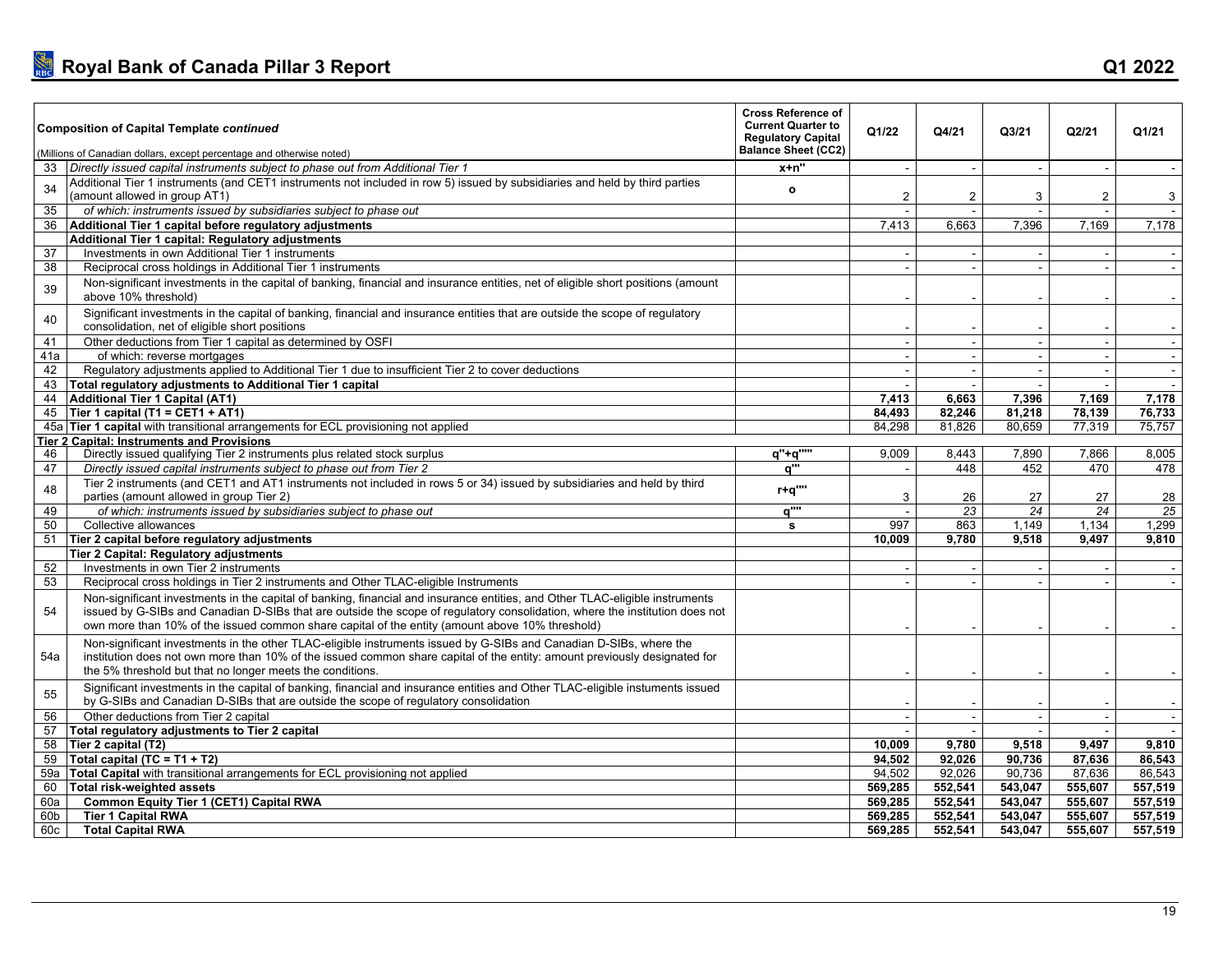## Royal Bank of Canada Pillar 3 Report Q1 2022

| | Composition of Capital Template *continued* (Millions of Canadian dollars, except percentage and otherwise noted) | Cross Reference of Current Quarter to Regulatory Capital Balance Sheet (CC2) | Q1/22 | Q4/21 | Q3/21 | Q2/21 | Q1/21 |
|---|---|---|---|---|---|---|---|
| 33 | *Directly issued capital instruments subject to phase out from Additional Tier 1* | x+n" | - | - | - | - | - |
| 34 | Additional Tier 1 instruments (and CET1 instruments not included in row 5) issued by subsidiaries and held by third parties (amount allowed in group AT1) | o | 2 | 2 | 3 | 2 | 3 |
| 35 | *of which: instruments issued by subsidiaries subject to phase out* | | - | - | - | - | - |
| 36 | **Additional Tier 1 capital before regulatory adjustments** | | 7,413 | 6,663 | 7,396 | 7,169 | 7,178 |
| | **Additional Tier 1 capital: Regulatory adjustments** | | | | | | |
| 37 | Investments in own Additional Tier 1 instruments | | - | - | - | - | - |
| 38 | Reciprocal cross holdings in Additional Tier 1 instruments | | - | - | - | - | - |
| 39 | Non-significant investments in the capital of banking, financial and insurance entities, net of eligible short positions (amount above 10% threshold) | | - | - | - | - | - |
| 40 | Significant investments in the capital of banking, financial and insurance entities that are outside the scope of regulatory consolidation, net of eligible short positions | | - | - | - | - | - |
| 41 | Other deductions from Tier 1 capital as determined by OSFI | | - | - | - | - | - |
| 41a | of which: reverse mortgages | | - | - | - | - | - |
| 42 | Regulatory adjustments applied to Additional Tier 1 due to insufficient Tier 2 to cover deductions | | - | - | - | - | - |
| 43 | **Total regulatory adjustments to Additional Tier 1 capital** | | - | - | - | - | - |
| 44 | **Additional Tier 1 Capital (AT1)** | | **7,413** | **6,663** | **7,396** | **7,169** | **7,178** |
| 45 | **Tier 1 capital (T1 = CET1 + AT1)** | | **84,493** | **82,246** | **81,218** | **78,139** | **76,733** |
| 45a | **Tier 1 capital** with transitional arrangements for ECL provisioning not applied | | 84,298 | 81,826 | 80,659 | 77,319 | 75,757 |
| | **Tier 2 Capital: Instruments and Provisions** | | | | | | |
| 46 | Directly issued qualifying Tier 2 instruments plus related stock surplus | q"+q"''' | 9,009 | 8,443 | 7,890 | 7,866 | 8,005 |
| 47 | *Directly issued capital instruments subject to phase out from Tier 2* | q''' | - | 448 | 452 | 470 | 478 |
| 48 | Tier 2 instruments (and CET1 and AT1 instruments not included in rows 5 or 34) issued by subsidiaries and held by third parties (amount allowed in group Tier 2) | r+q"" | 3 | 26 | 27 | 27 | 28 |
| 49 | *of which: instruments issued by subsidiaries subject to phase out* | q"" | - | *23* | *24* | *24* | *25* |
| 50 | Collective allowances | s | 997 | 863 | 1,149 | 1,134 | 1,299 |
| 51 | **Tier 2 capital before regulatory adjustments** | | **10,009** | **9,780** | **9,518** | **9,497** | **9,810** |
| | **Tier 2 Capital: Regulatory adjustments** | | | | | | |
| 52 | Investments in own Tier 2 instruments | | - | - | - | - | - |
| 53 | Reciprocal cross holdings in Tier 2 instruments and Other TLAC-eligible Instruments | | - | - | - | - | - |
| 54 | Non-significant investments in the capital of banking, financial and insurance entities, and Other TLAC-eligible instruments issued by G-SIBs and Canadian D-SIBs that are outside the scope of regulatory consolidation, where the institution does not own more than 10% of the issued common share capital of the entity (amount above 10% threshold) | | - | - | - | - | - |
| 54a | Non-significant investments in the other TLAC-eligible instruments issued by G-SIBs and Canadian D-SIBs, where the institution does not own more than 10% of the issued common share capital of the entity: amount previously designated for the 5% threshold but that no longer meets the conditions. | | - | - | - | - | - |
| 55 | Significant investments in the capital of banking, financial and insurance entities and Other TLAC-eligible instuments issued by G-SIBs and Canadian D-SIBs that are outside the scope of regulatory consolidation | | - | - | - | - | - |
| 56 | Other deductions from Tier 2 capital | | - | - | - | - | - |
| 57 | **Total regulatory adjustments to Tier 2 capital** | | - | - | - | - | - |
| 58 | **Tier 2 capital (T2)** | | **10,009** | **9,780** | **9,518** | **9,497** | **9,810** |
| 59 | **Total capital (TC = T1 + T2)** | | **94,502** | **92,026** | **90,736** | **87,636** | **86,543** |
| 59a | **Total Capital** with transitional arrangements for ECL provisioning not applied | | 94,502 | 92,026 | 90,736 | 87,636 | 86,543 |
| 60 | **Total risk-weighted assets** | | **569,285** | **552,541** | **543,047** | **555,607** | **557,519** |
| 60a | **Common Equity Tier 1 (CET1) Capital RWA** | | **569,285** | **552,541** | **543,047** | **555,607** | **557,519** |
| 60b | **Tier 1 Capital RWA** | | **569,285** | **552,541** | **543,047** | **555,607** | **557,519** |
| 60c | **Total Capital RWA** | | **569,285** | **552,541** | **543,047** | **555,607** | **557,519** |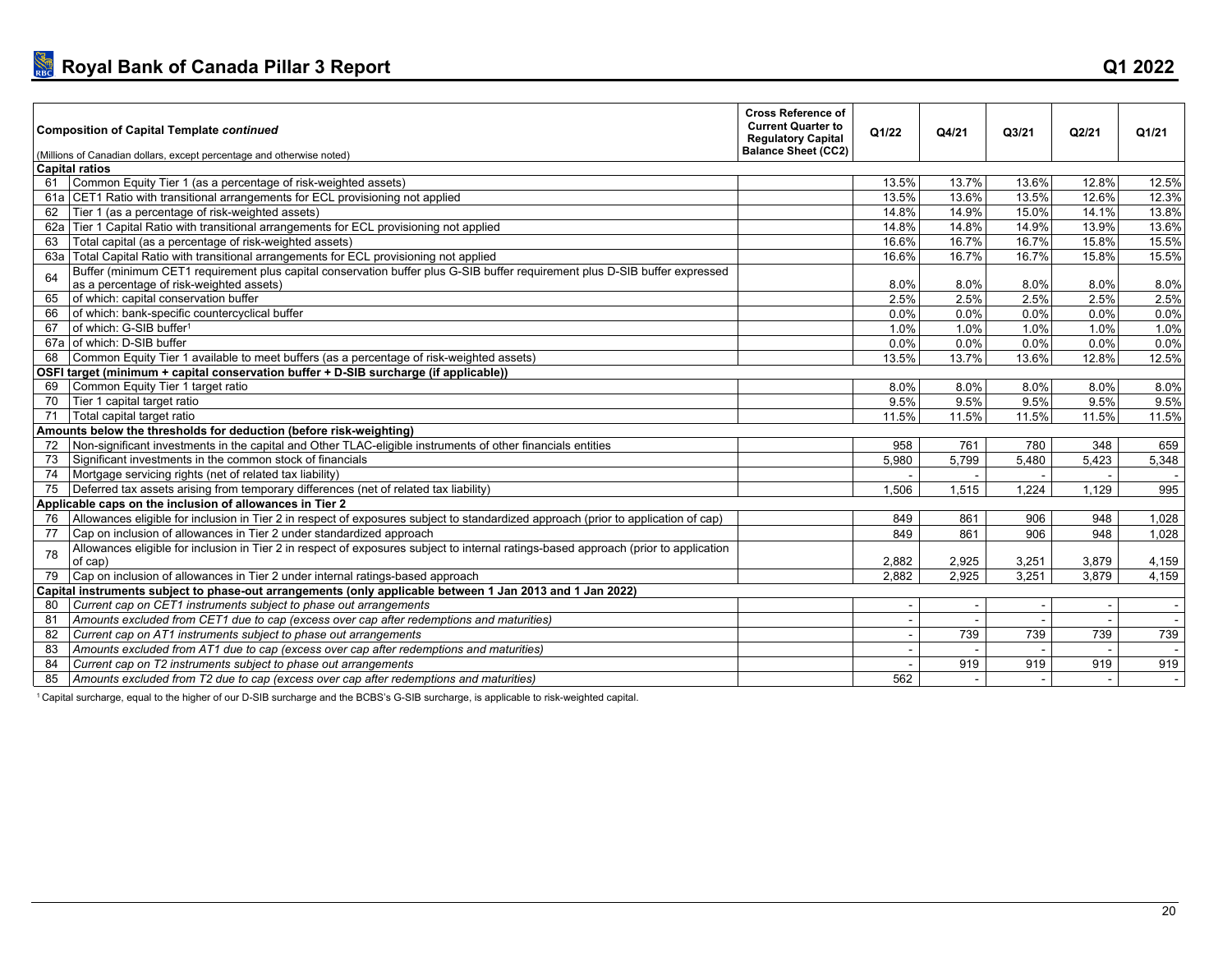# Royal Bank of Canada Pillar 3 Report

Q1 2022

| | Composition of Capital Template *continued* (Millions of Canadian dollars, except percentage and otherwise noted) | Cross Reference of Current Quarter to Regulatory Capital Balance Sheet (CC2) | Q1/22 | Q4/21 | Q3/21 | Q2/21 | Q1/21 |
|---|---|---|---|---|---|---|---|
| **Capital ratios** | | | | | | | |
| 61 | Common Equity Tier 1 (as a percentage of risk-weighted assets) | | 13.5% | 13.7% | 13.6% | 12.8% | 12.5% |
| 61a | CET1 Ratio with transitional arrangements for ECL provisioning not applied | | 13.5% | 13.6% | 13.5% | 12.6% | 12.3% |
| 62 | Tier 1 (as a percentage of risk-weighted assets) | | 14.8% | 14.9% | 15.0% | 14.1% | 13.8% |
| 62a | Tier 1 Capital Ratio with transitional arrangements for ECL provisioning not applied | | 14.8% | 14.8% | 14.9% | 13.9% | 13.6% |
| 63 | Total capital (as a percentage of risk-weighted assets) | | 16.6% | 16.7% | 16.7% | 15.8% | 15.5% |
| 63a | Total Capital Ratio with transitional arrangements for ECL provisioning not applied | | 16.6% | 16.7% | 16.7% | 15.8% | 15.5% |
| 64 | Buffer (minimum CET1 requirement plus capital conservation buffer plus G-SIB buffer requirement plus D-SIB buffer expressed as a percentage of risk-weighted assets) | | 8.0% | 8.0% | 8.0% | 8.0% | 8.0% |
| 65 | of which: capital conservation buffer | | 2.5% | 2.5% | 2.5% | 2.5% | 2.5% |
| 66 | of which: bank-specific countercyclical buffer | | 0.0% | 0.0% | 0.0% | 0.0% | 0.0% |
| 67 | of which: G-SIB buffer[1] | | 1.0% | 1.0% | 1.0% | 1.0% | 1.0% |
| 67a | of which: D-SIB buffer | | 0.0% | 0.0% | 0.0% | 0.0% | 0.0% |
| 68 | Common Equity Tier 1 available to meet buffers (as a percentage of risk-weighted assets) | | 13.5% | 13.7% | 13.6% | 12.8% | 12.5% |
| **OSFI target (minimum + capital conservation buffer + D-SIB surcharge (if applicable))** | | | | | | | |
| 69 | Common Equity Tier 1 target ratio | | 8.0% | 8.0% | 8.0% | 8.0% | 8.0% |
| 70 | Tier 1 capital target ratio | | 9.5% | 9.5% | 9.5% | 9.5% | 9.5% |
| 71 | Total capital target ratio | | 11.5% | 11.5% | 11.5% | 11.5% | 11.5% |
| **Amounts below the thresholds for deduction (before risk-weighting)** | | | | | | | |
| 72 | Non-significant investments in the capital and Other TLAC-eligible instruments of other financials entities | | 958 | 761 | 780 | 348 | 659 |
| 73 | Significant investments in the common stock of financials | | 5,980 | 5,799 | 5,480 | 5,423 | 5,348 |
| 74 | Mortgage servicing rights (net of related tax liability) | | - | - | - | - | - |
| 75 | Deferred tax assets arising from temporary differences (net of related tax liability) | | 1,506 | 1,515 | 1,224 | 1,129 | 995 |
| **Applicable caps on the inclusion of allowances in Tier 2** | | | | | | | |
| 76 | Allowances eligible for inclusion in Tier 2 in respect of exposures subject to standardized approach (prior to application of cap) | | 849 | 861 | 906 | 948 | 1,028 |
| 77 | Cap on inclusion of allowances in Tier 2 under standardized approach | | 849 | 861 | 906 | 948 | 1,028 |
| 78 | Allowances eligible for inclusion in Tier 2 in respect of exposures subject to internal ratings-based approach (prior to application of cap) | | 2,882 | 2,925 | 3,251 | 3,879 | 4,159 |
| 79 | Cap on inclusion of allowances in Tier 2 under internal ratings-based approach | | 2,882 | 2,925 | 3,251 | 3,879 | 4,159 |
| **Capital instruments subject to phase-out arrangements (only applicable between 1 Jan 2013 and 1 Jan 2022)** | | | | | | | |
| 80 | *Current cap on CET1 instruments subject to phase out arrangements* | | - | - | - | - | - |
| 81 | *Amounts excluded from CET1 due to cap (excess over cap after redemptions and maturities)* | | - | - | - | - | - |
| 82 | *Current cap on AT1 instruments subject to phase out arrangements* | | - | 739 | 739 | 739 | 739 |
| 83 | *Amounts excluded from AT1 due to cap (excess over cap after redemptions and maturities)* | | - | - | - | - | - |
| 84 | *Current cap on T2 instruments subject to phase out arrangements* | | - | 919 | 919 | 919 | 919 |
| 85 | *Amounts excluded from T2 due to cap (excess over cap after redemptions and maturities)* | | 562 | - | - | - | - |

[1] Capital surcharge, equal to the higher of our D-SIB surcharge and the BCBS's G-SIB surcharge, is applicable to risk-weighted capital.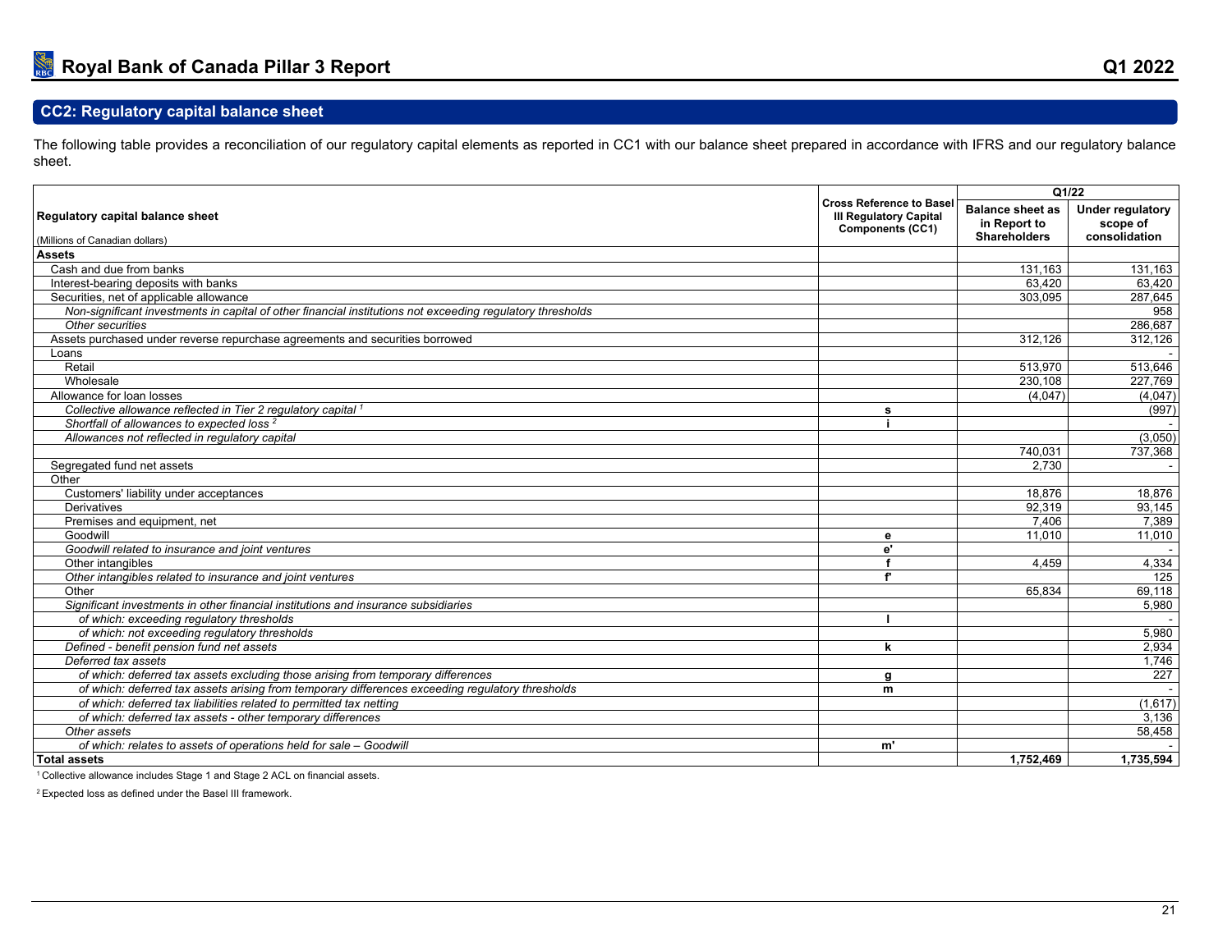## CC2: Regulatory capital balance sheet

The following table provides a reconciliation of our regulatory capital elements as reported in CC1 with our balance sheet prepared in accordance with IFRS and our regulatory balance sheet.

| Regulatory capital balance sheet (Millions of Canadian dollars) | Cross Reference to Basel III Regulatory Capital Components (CC1) | Q1/22 | |
|---|---|---|---|
| | | Balance sheet as in Report to Shareholders | Under regulatory scope of consolidation |
| **Assets** | | | |
| Cash and due from banks | | 131,163 | 131,163 |
| Interest-bearing deposits with banks | | 63,420 | 63,420 |
| Securities, net of applicable allowance | | 303,095 | 287,645 |
| *Non-significant investments in capital of other financial institutions not exceeding regulatory thresholds* | | | 958 |
| *Other securities* | | | 286,687 |
| Assets purchased under reverse repurchase agreements and securities borrowed | | 312,126 | 312,126 |
| Loans | | | - |
| Retail | | 513,970 | 513,646 |
| Wholesale | | 230,108 | 227,769 |
| Allowance for loan losses | | (4,047) | (4,047) |
| *Collective allowance reflected in Tier 2 regulatory capital* [1] | s | | (997) |
| *Shortfall of allowances to expected loss* [2] | i | | - |
| *Allowances not reflected in regulatory capital* | | | (3,050) |
| | | 740,031 | 737,368 |
| Segregated fund net assets | | 2,730 | - |
| Other | | | |
| Customers' liability under acceptances | | 18,876 | 18,876 |
| Derivatives | | 92,319 | 93,145 |
| Premises and equipment, net | | 7,406 | 7,389 |
| Goodwill | e | 11,010 | 11,010 |
| *Goodwill related to insurance and joint ventures* | e' | | - |
| Other intangibles | f | 4,459 | 4,334 |
| *Other intangibles related to insurance and joint ventures* | f' | | 125 |
| Other | | 65,834 | 69,118 |
| *Significant investments in other financial institutions and insurance subsidiaries* | | | 5,980 |
| *of which: exceeding regulatory thresholds* | l | | - |
| *of which: not exceeding regulatory thresholds* | | | 5,980 |
| *Defined - benefit pension fund net assets* | k | | 2,934 |
| *Deferred tax assets* | | | 1,746 |
| *of which: deferred tax assets excluding those arising from temporary differences* | g | | 227 |
| *of which: deferred tax assets arising from temporary differences exceeding regulatory thresholds* | m | | - |
| *of which: deferred tax liabilities related to permitted tax netting* | | | (1,617) |
| *of which: deferred tax assets - other temporary differences* | | | 3,136 |
| *Other assets* | | | 58,458 |
| *of which: relates to assets of operations held for sale – Goodwill* | m' | | - |
| **Total assets** | | **1,752,469** | **1,735,594** |

[1] Collective allowance includes Stage 1 and Stage 2 ACL on financial assets.

[2] Expected loss as defined under the Basel III framework.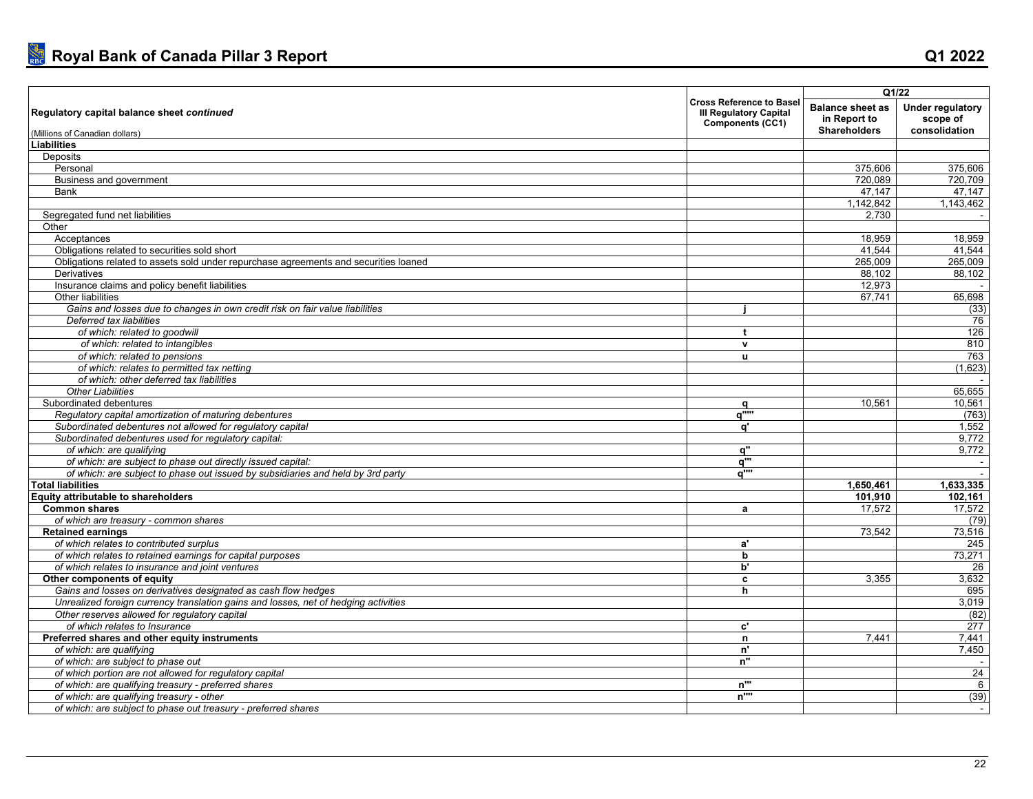| Regulatory capital balance sheet *continued* (Millions of Canadian dollars) | Cross Reference to Basel III Regulatory Capital Components (CC1) | Q1/22 | |
|---|---|---|---|
| | | Balance sheet as in Report to Shareholders | Under regulatory scope of consolidation |
| **Liabilities** | | | |
| Deposits | | | |
| Personal | | 375,606 | 375,606 |
| Business and government | | 720,089 | 720,709 |
| Bank | | 47,147 | 47,147 |
| | | 1,142,842 | 1,143,462 |
| Segregated fund net liabilities | | 2,730 | - |
| Other | | | |
| Acceptances | | 18,959 | 18,959 |
| Obligations related to securities sold short | | 41,544 | 41,544 |
| Obligations related to assets sold under repurchase agreements and securities loaned | | 265,009 | 265,009 |
| Derivatives | | 88,102 | 88,102 |
| Insurance claims and policy benefit liabilities | | 12,973 | - |
| Other liabilities | | 67,741 | 65,698 |
| *Gains and losses due to changes in own credit risk on fair value liabilities* | j | | (33) |
| *Deferred tax liabilities* | | | 76 |
| *of which: related to goodwill* | t | | 126 |
| *of which: related to intangibles* | v | | 810 |
| *of which: related to pensions* | u | | 763 |
| *of which: relates to permitted tax netting* | | | (1,623) |
| *of which: other deferred tax liabilities* | | | - |
| *Other Liabilities* | | | 65,655 |
| Subordinated debentures | q | 10,561 | 10,561 |
| *Regulatory capital amortization of maturing debentures* | q""" | | (763) |
| *Subordinated debentures not allowed for regulatory capital* | q' | | 1,552 |
| *Subordinated debentures used for regulatory capital:* | | | 9,772 |
| *of which: are qualifying* | q" | | 9,772 |
| *of which: are subject to phase out directly issued capital:* | q"' | | - |
| *of which: are subject to phase out issued by subsidiaries and held by 3rd party* | q"" | | - |
| **Total liabilities** | | **1,650,461** | **1,633,335** |
| **Equity attributable to shareholders** | | **101,910** | **102,161** |
| **Common shares** | a | 17,572 | 17,572 |
| *of which are treasury - common shares* | | | (79) |
| **Retained earnings** | | 73,542 | 73,516 |
| *of which relates to contributed surplus* | a' | | 245 |
| *of which relates to retained earnings for capital purposes* | b | | 73,271 |
| *of which relates to insurance and joint ventures* | b' | | 26 |
| **Other components of equity** | c | 3,355 | 3,632 |
| *Gains and losses on derivatives designated as cash flow hedges* | h | | 695 |
| *Unrealized foreign currency translation gains and losses, net of hedging activities* | | | 3,019 |
| *Other reserves allowed for regulatory capital* | | | (82) |
| *of which relates to Insurance* | c' | | 277 |
| **Preferred shares and other equity instruments** | n | 7,441 | 7,441 |
| *of which: are qualifying* | n' | | 7,450 |
| *of which: are subject to phase out* | n" | | - |
| *of which portion are not allowed for regulatory capital* | | | 24 |
| *of which: are qualifying treasury - preferred shares* | n"' | | 6 |
| *of which: are qualifying treasury - other* | n"" | | (39) |
| *of which: are subject to phase out treasury - preferred shares* | | | - |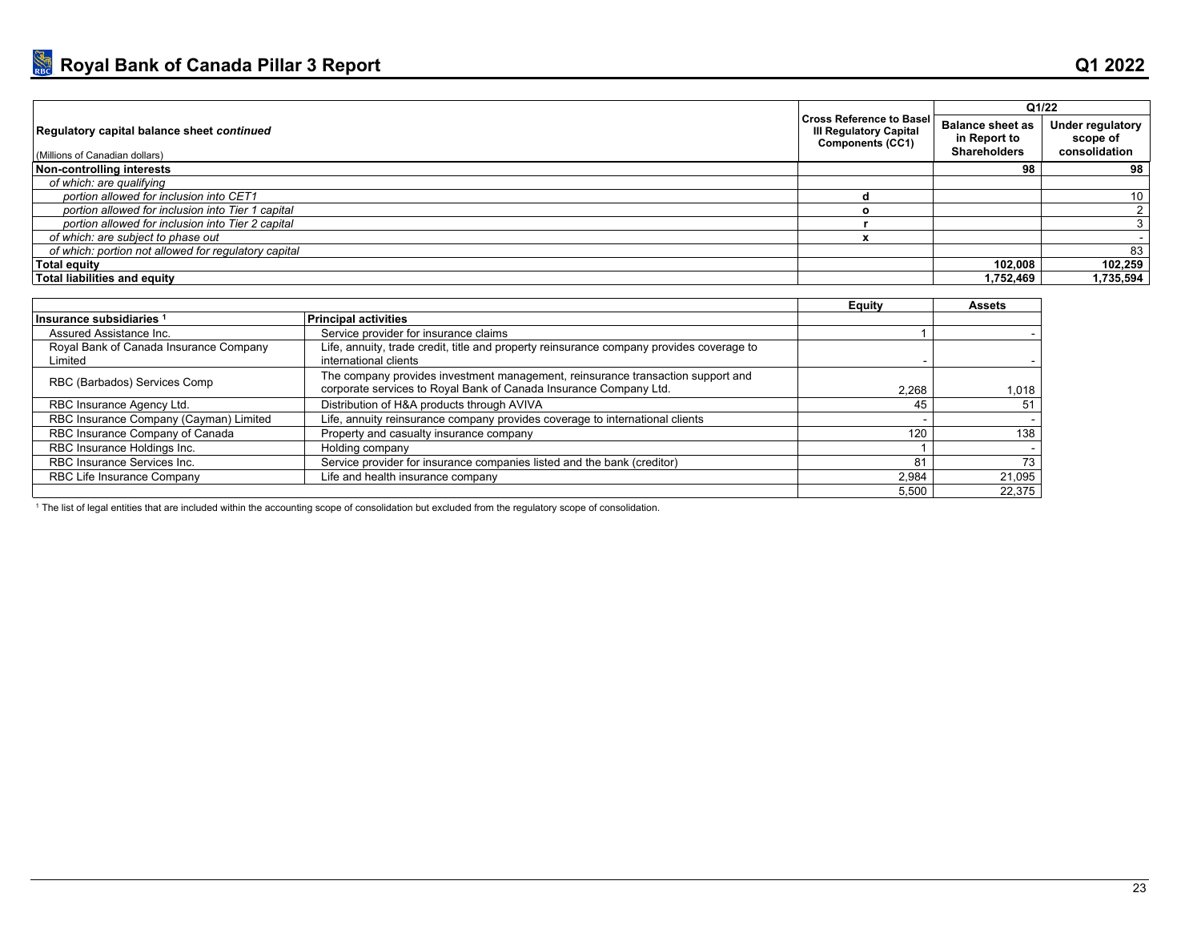| Regulatory capital balance sheet *continued* (Millions of Canadian dollars) | Cross Reference to Basel III Regulatory Capital Components (CC1) | Q1/22 | |
|---|---|---|---|
| | | Balance sheet as in Report to Shareholders | Under regulatory scope of consolidation |
| **Non-controlling interests** | | **98** | **98** |
| *of which: are qualifying* | | | |
| *portion allowed for inclusion into CET1* | d | | 10 |
| *portion allowed for inclusion into Tier 1 capital* | o | | 2 |
| *portion allowed for inclusion into Tier 2 capital* | r | | 3 |
| *of which: are subject to phase out* | x | | - |
| *of which: portion not allowed for regulatory capital* | | | 83 |
| **Total equity** | | **102,008** | **102,259** |
| **Total liabilities and equity** | | **1,752,469** | **1,735,594** |

| Insurance subsidiaries [1] | Principal activities | Equity | Assets |
|---|---|---|---|
| Assured Assistance Inc. | Service provider for insurance claims | 1 | - |
| Royal Bank of Canada Insurance Company Limited | Life, annuity, trade credit, title and property reinsurance company provides coverage to international clients | - | - |
| RBC (Barbados) Services Comp | The company provides investment management, reinsurance transaction support and corporate services to Royal Bank of Canada Insurance Company Ltd. | 2,268 | 1,018 |
| RBC Insurance Agency Ltd. | Distribution of H&A products through AVIVA | 45 | 51 |
| RBC Insurance Company (Cayman) Limited | Life, annuity reinsurance company provides coverage to international clients | - | - |
| RBC Insurance Company of Canada | Property and casualty insurance company | 120 | 138 |
| RBC Insurance Holdings Inc. | Holding company | 1 | - |
| RBC Insurance Services Inc. | Service provider for insurance companies listed and the bank (creditor) | 81 | 73 |
| RBC Life Insurance Company | Life and health insurance company | 2,984 | 21,095 |
| | | 5,500 | 22,375 |

[1] The list of legal entities that are included within the accounting scope of consolidation but excluded from the regulatory scope of consolidation.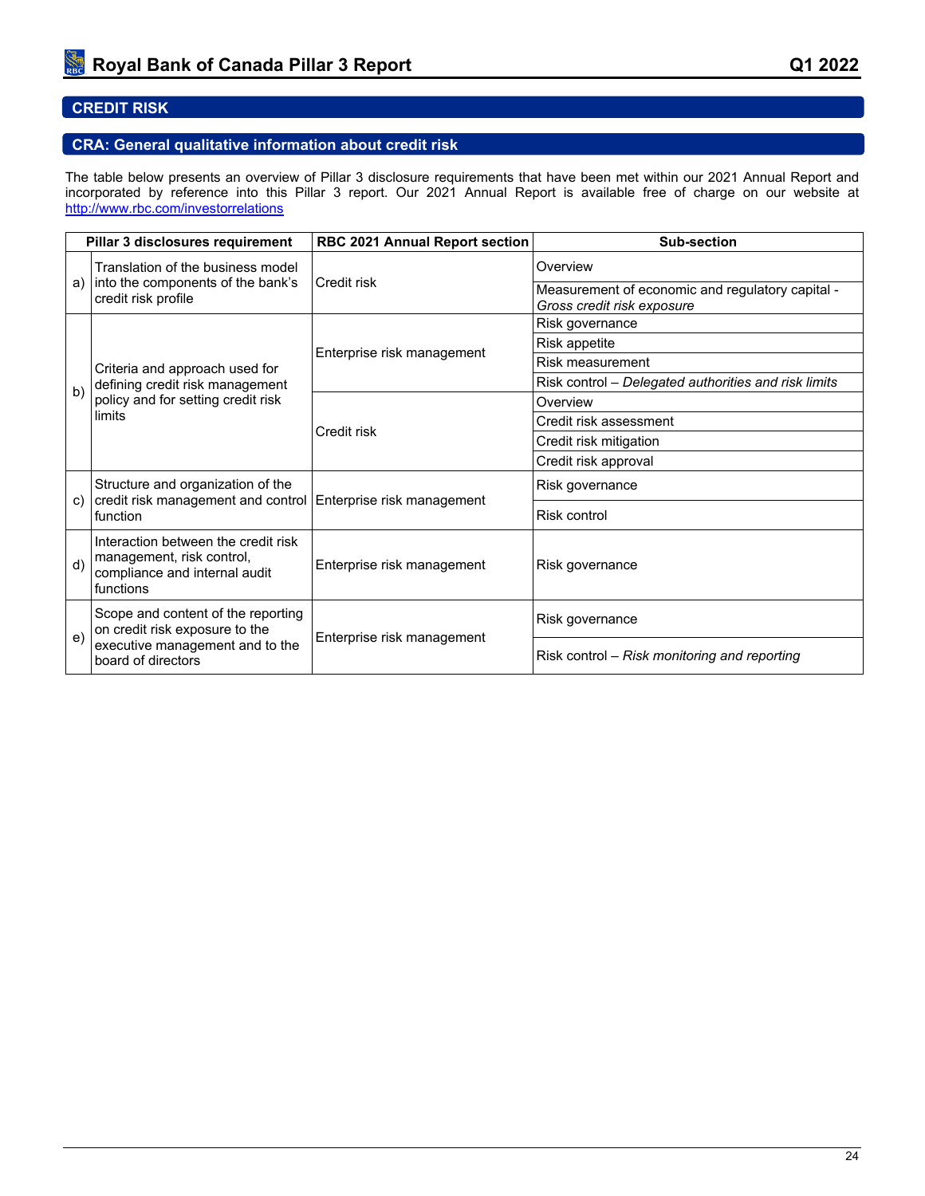## CREDIT RISK

### CRA: General qualitative information about credit risk

The table below presents an overview of Pillar 3 disclosure requirements that have been met within our 2021 Annual Report and incorporated by reference into this Pillar 3 report. Our 2021 Annual Report is available free of charge on our website at http://www.rbc.com/investorrelations

| | Pillar 3 disclosures requirement | RBC 2021 Annual Report section | Sub-section |
|---|---|---|---|
| a) | Translation of the business model into the components of the bank's credit risk profile | Credit risk | Overview |
| | | | Measurement of economic and regulatory capital - *Gross credit risk exposure* |
| b) | Criteria and approach used for defining credit risk management policy and for setting credit risk limits | Enterprise risk management | Risk governance |
| | | | Risk appetite |
| | | | Risk measurement |
| | | | Risk control – *Delegated authorities and risk limits* |
| | | Credit risk | Overview |
| | | | Credit risk assessment |
| | | | Credit risk mitigation |
| | | | Credit risk approval |
| c) | Structure and organization of the credit risk management and control function | Enterprise risk management | Risk governance |
| | | | Risk control |
| d) | Interaction between the credit risk management, risk control, compliance and internal audit functions | Enterprise risk management | Risk governance |
| e) | Scope and content of the reporting on credit risk exposure to the executive management and to the board of directors | Enterprise risk management | Risk governance |
| | | | Risk control – *Risk monitoring and reporting* |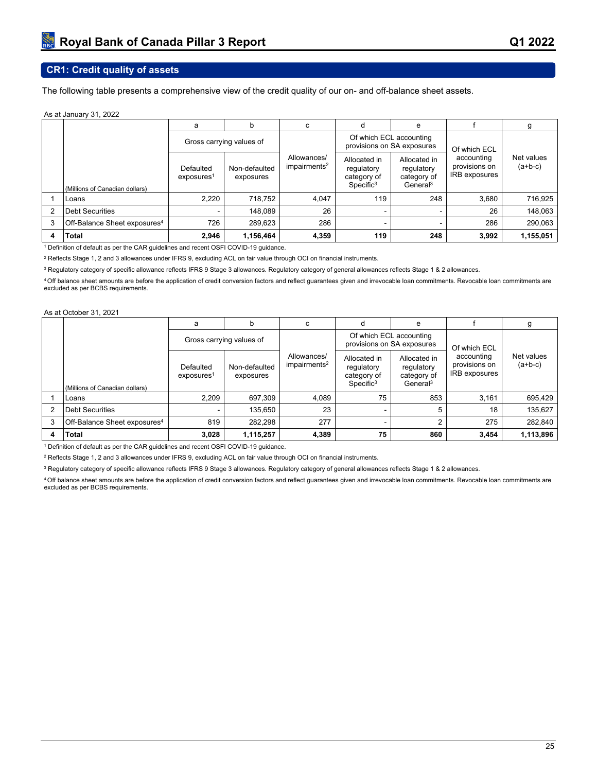## CR1: Credit quality of assets

The following table presents a comprehensive view of the credit quality of our on- and off-balance sheet assets.

As at January 31, 2022

| | | a | b | c | d | e | f | g |
|---|---|---|---|---|---|---|---|---|
| | | Gross carrying values of | | | Of which ECL accounting provisions on SA exposures | | | |
| | (Millions of Canadian dollars) | Defaulted exposures[1] | Non-defaulted exposures | Allowances/ impairments[2] | Allocated in regulatory category of Specific[3] | Allocated in regulatory category of General[3] | Of which ECL accounting provisions on IRB exposures | Net values (a+b-c) |
| 1 | Loans | 2,220 | 718,752 | 4,047 | 119 | 248 | 3,680 | 716,925 |
| 2 | Debt Securities | - | 148,089 | 26 | - | - | 26 | 148,063 |
| 3 | Off-Balance Sheet exposures[4] | 726 | 289,623 | 286 | - | - | 286 | 290,063 |
| **4** | **Total** | **2,946** | **1,156,464** | **4,359** | **119** | **248** | **3,992** | **1,155,051** |

[1] Definition of default as per the CAR guidelines and recent OSFI COVID-19 guidance.

[2] Reflects Stage 1, 2 and 3 allowances under IFRS 9, excluding ACL on fair value through OCI on financial instruments.

[3] Regulatory category of specific allowance reflects IFRS 9 Stage 3 allowances. Regulatory category of general allowances reflects Stage 1 & 2 allowances.

[4] Off balance sheet amounts are before the application of credit conversion factors and reflect guarantees given and irrevocable loan commitments. Revocable loan commitments are excluded as per BCBS requirements.

As at October 31, 2021

| | | a | b | c | d | e | f | g |
|---|---|---|---|---|---|---|---|---|
| | | Gross carrying values of | | | Of which ECL accounting provisions on SA exposures | | | |
| | (Millions of Canadian dollars) | Defaulted exposures[1] | Non-defaulted exposures | Allowances/ impairments[2] | Allocated in regulatory category of Specific[3] | Allocated in regulatory category of General[3] | Of which ECL accounting provisions on IRB exposures | Net values (a+b-c) |
| 1 | Loans | 2,209 | 697,309 | 4,089 | 75 | 853 | 3,161 | 695,429 |
| 2 | Debt Securities | - | 135,650 | 23 | - | 5 | 18 | 135,627 |
| 3 | Off-Balance Sheet exposures[4] | 819 | 282,298 | 277 | - | 2 | 275 | 282,840 |
| **4** | **Total** | **3,028** | **1,115,257** | **4,389** | **75** | **860** | **3,454** | **1,113,896** |

[1] Definition of default as per the CAR guidelines and recent OSFI COVID-19 guidance.

[2] Reflects Stage 1, 2 and 3 allowances under IFRS 9, excluding ACL on fair value through OCI on financial instruments.

[3] Regulatory category of specific allowance reflects IFRS 9 Stage 3 allowances. Regulatory category of general allowances reflects Stage 1 & 2 allowances.

[4] Off balance sheet amounts are before the application of credit conversion factors and reflect guarantees given and irrevocable loan commitments. Revocable loan commitments are excluded as per BCBS requirements.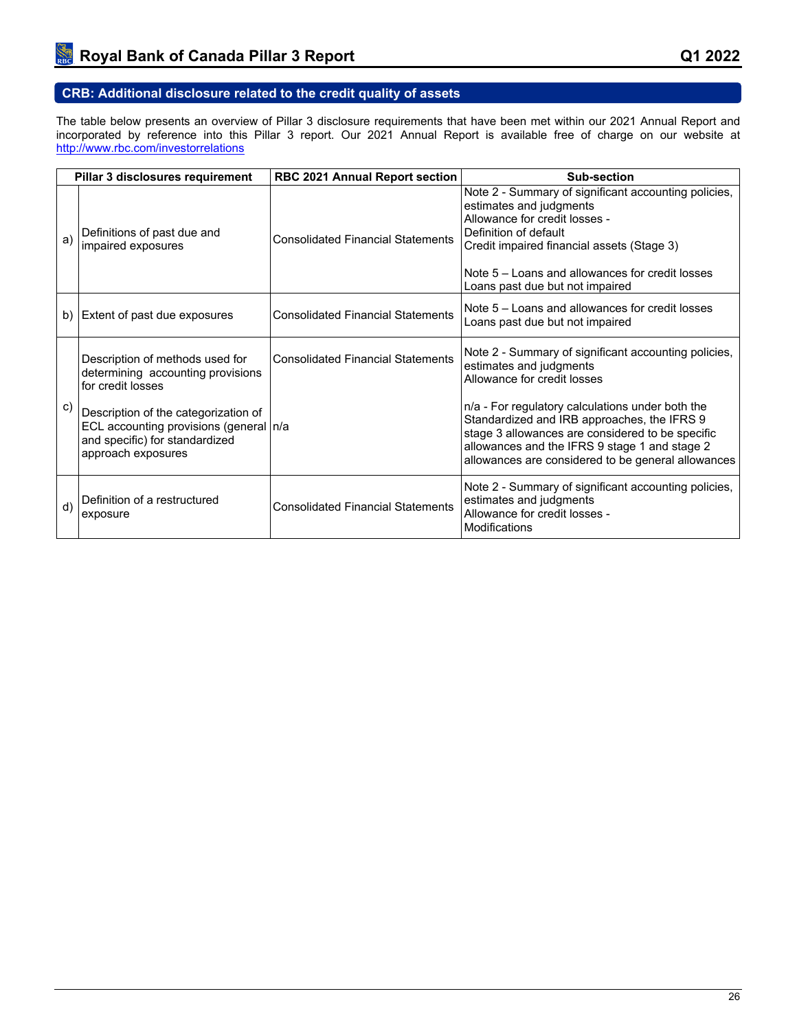## CRB: Additional disclosure related to the credit quality of assets

The table below presents an overview of Pillar 3 disclosure requirements that have been met within our 2021 Annual Report and incorporated by reference into this Pillar 3 report. Our 2021 Annual Report is available free of charge on our website at http://www.rbc.com/investorrelations

| | Pillar 3 disclosures requirement | RBC 2021 Annual Report section | Sub-section |
|---|---|---|---|
| a) | Definitions of past due and impaired exposures | Consolidated Financial Statements | Note 2 - Summary of significant accounting policies, estimates and judgments<br>Allowance for credit losses -<br>Definition of default<br>Credit impaired financial assets (Stage 3)<br><br>Note 5 – Loans and allowances for credit losses<br>Loans past due but not impaired |
| b) | Extent of past due exposures | Consolidated Financial Statements | Note 5 – Loans and allowances for credit losses<br>Loans past due but not impaired |
| c) | Description of methods used for determining accounting provisions for credit losses | Consolidated Financial Statements | Note 2 - Summary of significant accounting policies, estimates and judgments<br>Allowance for credit losses |
| | Description of the categorization of ECL accounting provisions (general and specific) for standardized approach exposures | n/a | n/a - For regulatory calculations under both the Standardized and IRB approaches, the IFRS 9 stage 3 allowances are considered to be specific allowances and the IFRS 9 stage 1 and stage 2 allowances are considered to be general allowances |
| d) | Definition of a restructured exposure | Consolidated Financial Statements | Note 2 - Summary of significant accounting policies, estimates and judgments<br>Allowance for credit losses -<br>Modifications |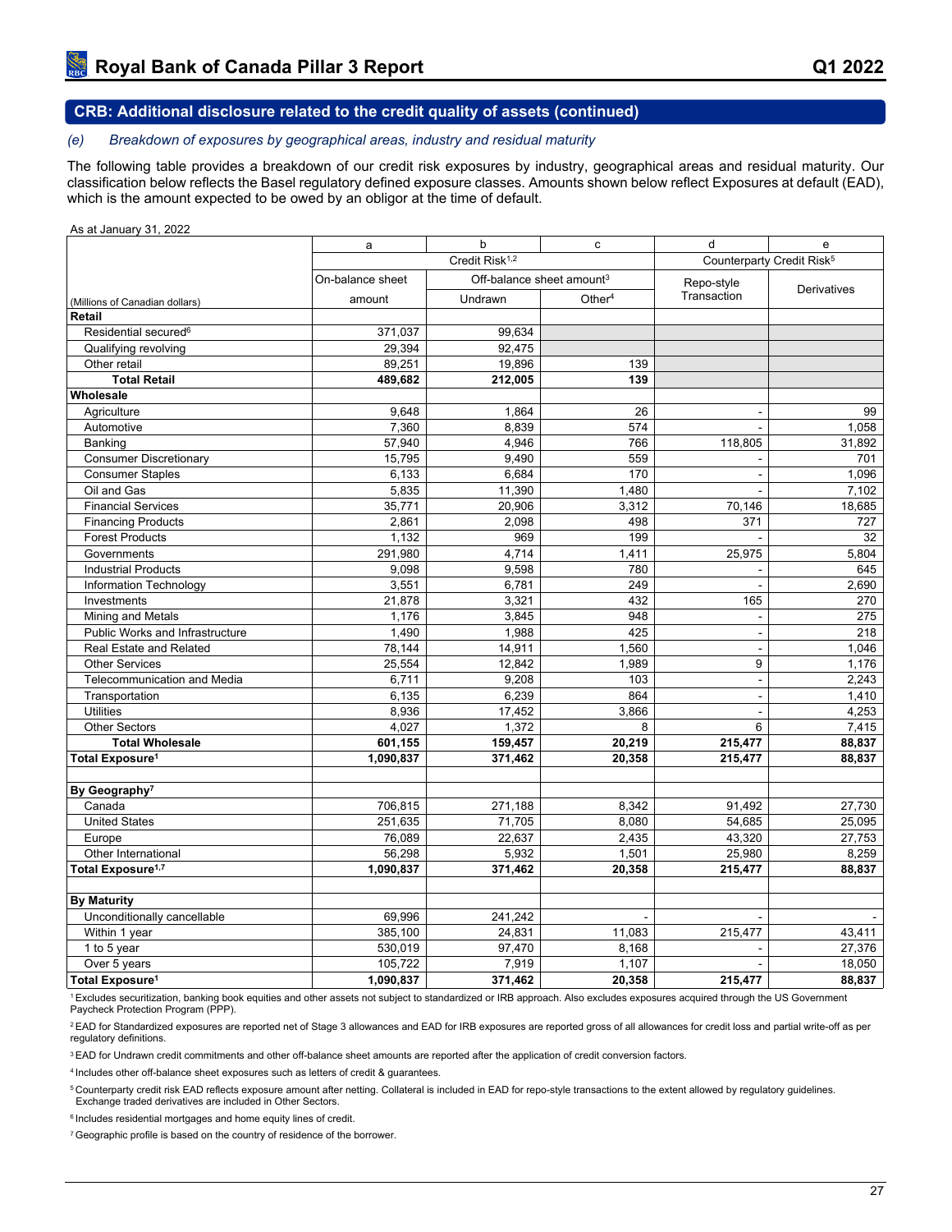## CRB: Additional disclosure related to the credit quality of assets (continued)

*(e) Breakdown of exposures by geographical areas, industry and residual maturity*

The following table provides a breakdown of our credit risk exposures by industry, geographical areas and residual maturity. Our classification below reflects the Basel regulatory defined exposure classes. Amounts shown below reflect Exposures at default (EAD), which is the amount expected to be owed by an obligor at the time of default.

As at January 31, 2022

| | a | b | c | d | e |
|---|---|---|---|---|---|
| | Credit Risk[1,2] | | | Counterparty Credit Risk[5] | |
| | On-balance sheet | Off-balance sheet amount[3] | | Repo-style Transaction | Derivatives |
| (Millions of Canadian dollars) | amount | Undrawn | Other[4] | | |
| **Retail** | | | | | |
| Residential secured[6] | 371,037 | 99,634 | | | |
| Qualifying revolving | 29,394 | 92,475 | | | |
| Other retail | 89,251 | 19,896 | 139 | | |
| **Total Retail** | **489,682** | **212,005** | **139** | | |
| **Wholesale** | | | | | |
| Agriculture | 9,648 | 1,864 | 26 | - | 99 |
| Automotive | 7,360 | 8,839 | 574 | - | 1,058 |
| Banking | 57,940 | 4,946 | 766 | 118,805 | 31,892 |
| Consumer Discretionary | 15,795 | 9,490 | 559 | - | 701 |
| Consumer Staples | 6,133 | 6,684 | 170 | - | 1,096 |
| Oil and Gas | 5,835 | 11,390 | 1,480 | - | 7,102 |
| Financial Services | 35,771 | 20,906 | 3,312 | 70,146 | 18,685 |
| Financing Products | 2,861 | 2,098 | 498 | 371 | 727 |
| Forest Products | 1,132 | 969 | 199 | - | 32 |
| Governments | 291,980 | 4,714 | 1,411 | 25,975 | 5,804 |
| Industrial Products | 9,098 | 9,598 | 780 | - | 645 |
| Information Technology | 3,551 | 6,781 | 249 | - | 2,690 |
| Investments | 21,878 | 3,321 | 432 | 165 | 270 |
| Mining and Metals | 1,176 | 3,845 | 948 | - | 275 |
| Public Works and Infrastructure | 1,490 | 1,988 | 425 | - | 218 |
| Real Estate and Related | 78,144 | 14,911 | 1,560 | - | 1,046 |
| Other Services | 25,554 | 12,842 | 1,989 | 9 | 1,176 |
| Telecommunication and Media | 6,711 | 9,208 | 103 | - | 2,243 |
| Transportation | 6,135 | 6,239 | 864 | - | 1,410 |
| Utilities | 8,936 | 17,452 | 3,866 | - | 4,253 |
| Other Sectors | 4,027 | 1,372 | 8 | 6 | 7,415 |
| **Total Wholesale** | **601,155** | **159,457** | **20,219** | **215,477** | **88,837** |
| **Total Exposure[1]** | **1,090,837** | **371,462** | **20,358** | **215,477** | **88,837** |
| | | | | | |
| **By Geography[7]** | | | | | |
| Canada | 706,815 | 271,188 | 8,342 | 91,492 | 27,730 |
| United States | 251,635 | 71,705 | 8,080 | 54,685 | 25,095 |
| Europe | 76,089 | 22,637 | 2,435 | 43,320 | 27,753 |
| Other International | 56,298 | 5,932 | 1,501 | 25,980 | 8,259 |
| **Total Exposure[1,7]** | **1,090,837** | **371,462** | **20,358** | **215,477** | **88,837** |
| | | | | | |
| **By Maturity** | | | | | |
| Unconditionally cancellable | 69,996 | 241,242 | - | - | - |
| Within 1 year | 385,100 | 24,831 | 11,083 | 215,477 | 43,411 |
| 1 to 5 year | 530,019 | 97,470 | 8,168 | - | 27,376 |
| Over 5 years | 105,722 | 7,919 | 1,107 | - | 18,050 |
| **Total Exposure[1]** | **1,090,837** | **371,462** | **20,358** | **215,477** | **88,837** |

[1] Excludes securitization, banking book equities and other assets not subject to standardized or IRB approach. Also excludes exposures acquired through the US Government Paycheck Protection Program (PPP).

[2] EAD for Standardized exposures are reported net of Stage 3 allowances and EAD for IRB exposures are reported gross of all allowances for credit loss and partial write-off as per regulatory definitions.

[3] EAD for Undrawn credit commitments and other off-balance sheet amounts are reported after the application of credit conversion factors.

[4] Includes other off-balance sheet exposures such as letters of credit & guarantees.

[5] Counterparty credit risk EAD reflects exposure amount after netting. Collateral is included in EAD for repo-style transactions to the extent allowed by regulatory guidelines. Exchange traded derivatives are included in Other Sectors.

[6] Includes residential mortgages and home equity lines of credit.

[7] Geographic profile is based on the country of residence of the borrower.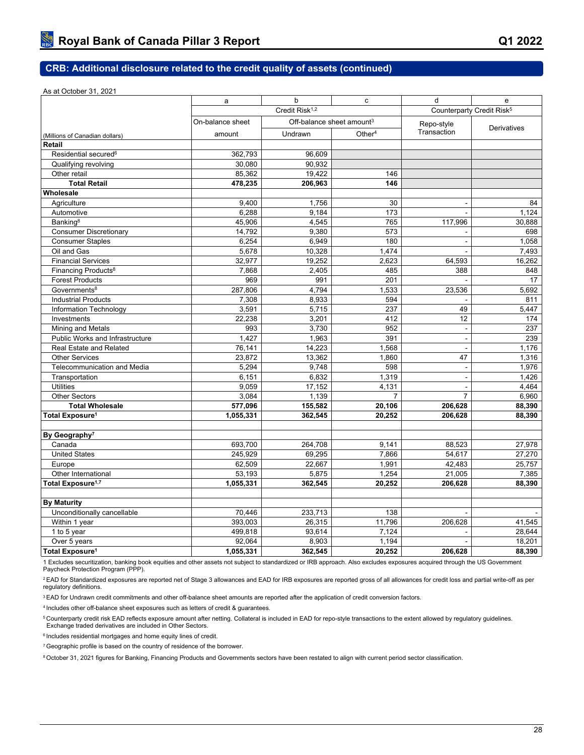## CRB: Additional disclosure related to the credit quality of assets (continued)

As at October 31, 2021

| | a | b | c | d | e |
|---|---|---|---|---|---|
| | Credit Risk[1,2] | | | Counterparty Credit Risk[5] | |
| | On-balance sheet | Off-balance sheet amount[3] | | Repo-style Transaction | Derivatives |
| (Millions of Canadian dollars) | amount | Undrawn | Other[4] | | |
| **Retail** | | | | | |
| Residential secured[6] | 362,793 | 96,609 | | | |
| Qualifying revolving | 30,080 | 90,932 | | | |
| Other retail | 85,362 | 19,422 | 146 | | |
| **Total Retail** | **478,235** | **206,963** | **146** | | |
| **Wholesale** | | | | | |
| Agriculture | 9,400 | 1,756 | 30 | - | 84 |
| Automotive | 6,288 | 9,184 | 173 | - | 1,124 |
| Banking[8] | 45,906 | 4,545 | 765 | 117,996 | 30,888 |
| Consumer Discretionary | 14,792 | 9,380 | 573 | - | 698 |
| Consumer Staples | 6,254 | 6,949 | 180 | - | 1,058 |
| Oil and Gas | 5,678 | 10,328 | 1,474 | - | 7,493 |
| Financial Services | 32,977 | 19,252 | 2,623 | 64,593 | 16,262 |
| Financing Products[8] | 7,868 | 2,405 | 485 | 388 | 848 |
| Forest Products | 969 | 991 | 201 | - | 17 |
| Governments[8] | 287,806 | 4,794 | 1,533 | 23,536 | 5,692 |
| Industrial Products | 7,308 | 8,933 | 594 | - | 811 |
| Information Technology | 3,591 | 5,715 | 237 | 49 | 5,447 |
| Investments | 22,238 | 3,201 | 412 | 12 | 174 |
| Mining and Metals | 993 | 3,730 | 952 | - | 237 |
| Public Works and Infrastructure | 1,427 | 1,963 | 391 | - | 239 |
| Real Estate and Related | 76,141 | 14,223 | 1,568 | - | 1,176 |
| Other Services | 23,872 | 13,362 | 1,860 | 47 | 1,316 |
| Telecommunication and Media | 5,294 | 9,748 | 598 | - | 1,976 |
| Transportation | 6,151 | 6,832 | 1,319 | - | 1,426 |
| Utilities | 9,059 | 17,152 | 4,131 | - | 4,464 |
| Other Sectors | 3,084 | 1,139 | 7 | 7 | 6,960 |
| **Total Wholesale** | **577,096** | **155,582** | **20,106** | **206,628** | **88,390** |
| **Total Exposure[1]** | **1,055,331** | **362,545** | **20,252** | **206,628** | **88,390** |
| | | | | | |
| **By Geography[7]** | | | | | |
| Canada | 693,700 | 264,708 | 9,141 | 88,523 | 27,978 |
| United States | 245,929 | 69,295 | 7,866 | 54,617 | 27,270 |
| Europe | 62,509 | 22,667 | 1,991 | 42,483 | 25,757 |
| Other International | 53,193 | 5,875 | 1,254 | 21,005 | 7,385 |
| **Total Exposure[1,7]** | **1,055,331** | **362,545** | **20,252** | **206,628** | **88,390** |
| | | | | | |
| **By Maturity** | | | | | |
| Unconditionally cancellable | 70,446 | 233,713 | 138 | - | - |
| Within 1 year | 393,003 | 26,315 | 11,796 | 206,628 | 41,545 |
| 1 to 5 year | 499,818 | 93,614 | 7,124 | - | 28,644 |
| Over 5 years | 92,064 | 8,903 | 1,194 | - | 18,201 |
| **Total Exposure[1]** | **1,055,331** | **362,545** | **20,252** | **206,628** | **88,390** |

1 Excludes securitization, banking book equities and other assets not subject to standardized or IRB approach. Also excludes exposures acquired through the US Government Paycheck Protection Program (PPP).

2 EAD for Standardized exposures are reported net of Stage 3 allowances and EAD for IRB exposures are reported gross of all allowances for credit loss and partial write-off as per regulatory definitions.

3 EAD for Undrawn credit commitments and other off-balance sheet amounts are reported after the application of credit conversion factors.

4 Includes other off-balance sheet exposures such as letters of credit & guarantees.

5 Counterparty credit risk EAD reflects exposure amount after netting. Collateral is included in EAD for repo-style transactions to the extent allowed by regulatory guidelines. Exchange traded derivatives are included in Other Sectors.

6 Includes residential mortgages and home equity lines of credit.

7 Geographic profile is based on the country of residence of the borrower.

8 October 31, 2021 figures for Banking, Financing Products and Governments sectors have been restated to align with current period sector classification.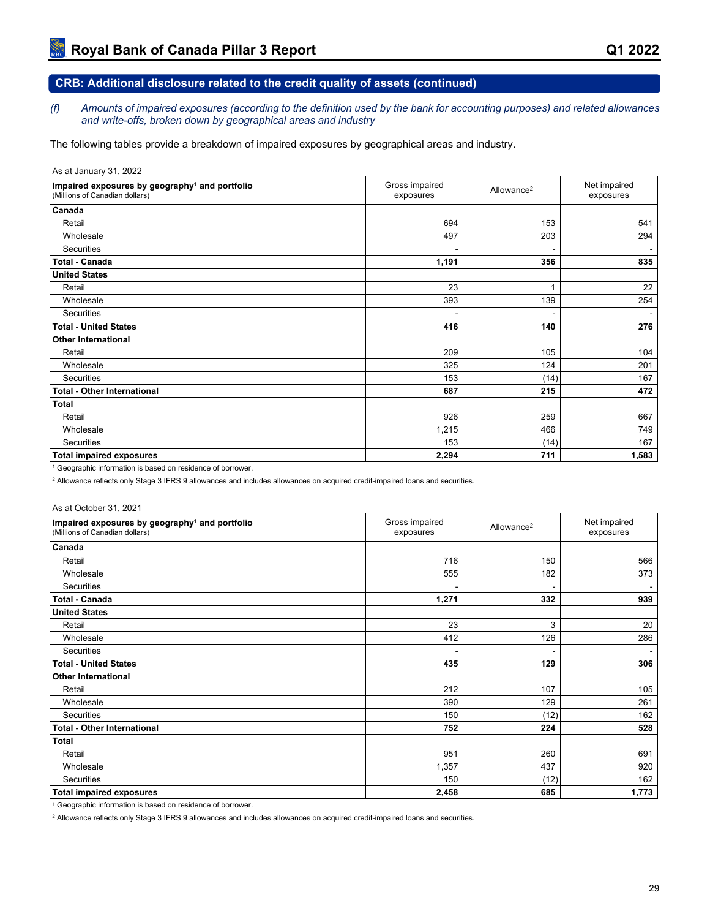## CRB: Additional disclosure related to the credit quality of assets (continued)

*(f) Amounts of impaired exposures (according to the definition used by the bank for accounting purposes) and related allowances and write-offs, broken down by geographical areas and industry*

The following tables provide a breakdown of impaired exposures by geographical areas and industry.

As at January 31, 2022

| **Impaired exposures by geography[1] and portfolio** (Millions of Canadian dollars) | Gross impaired exposures | Allowance[2] | Net impaired exposures |
|---|---|---|---|
| **Canada** | | | |
| Retail | 694 | 153 | 541 |
| Wholesale | 497 | 203 | 294 |
| Securities | - | - | - |
| **Total - Canada** | **1,191** | **356** | **835** |
| **United States** | | | |
| Retail | 23 | 1 | 22 |
| Wholesale | 393 | 139 | 254 |
| Securities | - | - | - |
| **Total - United States** | **416** | **140** | **276** |
| **Other International** | | | |
| Retail | 209 | 105 | 104 |
| Wholesale | 325 | 124 | 201 |
| Securities | 153 | (14) | 167 |
| **Total - Other International** | **687** | **215** | **472** |
| **Total** | | | |
| Retail | 926 | 259 | 667 |
| Wholesale | 1,215 | 466 | 749 |
| Securities | 153 | (14) | 167 |
| **Total impaired exposures** | **2,294** | **711** | **1,583** |

[1] Geographic information is based on residence of borrower.

[2] Allowance reflects only Stage 3 IFRS 9 allowances and includes allowances on acquired credit-impaired loans and securities.

As at October 31, 2021

| **Impaired exposures by geography[1] and portfolio** (Millions of Canadian dollars) | Gross impaired exposures | Allowance[2] | Net impaired exposures |
|---|---|---|---|
| **Canada** | | | |
| Retail | 716 | 150 | 566 |
| Wholesale | 555 | 182 | 373 |
| Securities | - | - | - |
| **Total - Canada** | **1,271** | **332** | **939** |
| **United States** | | | |
| Retail | 23 | 3 | 20 |
| Wholesale | 412 | 126 | 286 |
| Securities | - | - | - |
| **Total - United States** | **435** | **129** | **306** |
| **Other International** | | | |
| Retail | 212 | 107 | 105 |
| Wholesale | 390 | 129 | 261 |
| Securities | 150 | (12) | 162 |
| **Total - Other International** | **752** | **224** | **528** |
| **Total** | | | |
| Retail | 951 | 260 | 691 |
| Wholesale | 1,357 | 437 | 920 |
| Securities | 150 | (12) | 162 |
| **Total impaired exposures** | **2,458** | **685** | **1,773** |

[1] Geographic information is based on residence of borrower.

[2] Allowance reflects only Stage 3 IFRS 9 allowances and includes allowances on acquired credit-impaired loans and securities.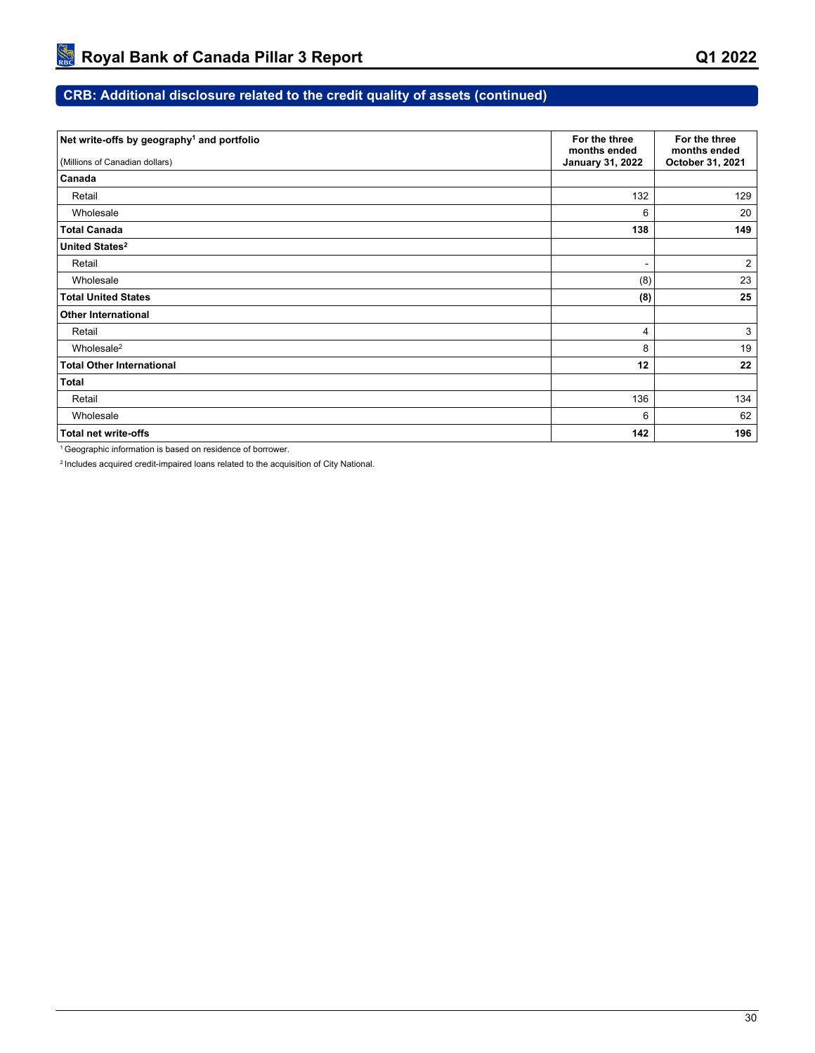## CRB: Additional disclosure related to the credit quality of assets (continued)

| Net write-offs by geography[1] and portfolio<br>(Millions of Canadian dollars) | For the three months ended January 31, 2022 | For the three months ended October 31, 2021 |
|---|---|---|
| **Canada** | | |
| Retail | 132 | 129 |
| Wholesale | 6 | 20 |
| **Total Canada** | **138** | **149** |
| **United States[2]** | | |
| Retail | - | 2 |
| Wholesale | (8) | 23 |
| **Total United States** | **(8)** | **25** |
| **Other International** | | |
| Retail | 4 | 3 |
| Wholesale[2] | 8 | 19 |
| **Total Other International** | **12** | **22** |
| **Total** | | |
| Retail | 136 | 134 |
| Wholesale | 6 | 62 |
| **Total net write-offs** | **142** | **196** |

[1] Geographic information is based on residence of borrower.

[2] Includes acquired credit-impaired loans related to the acquisition of City National.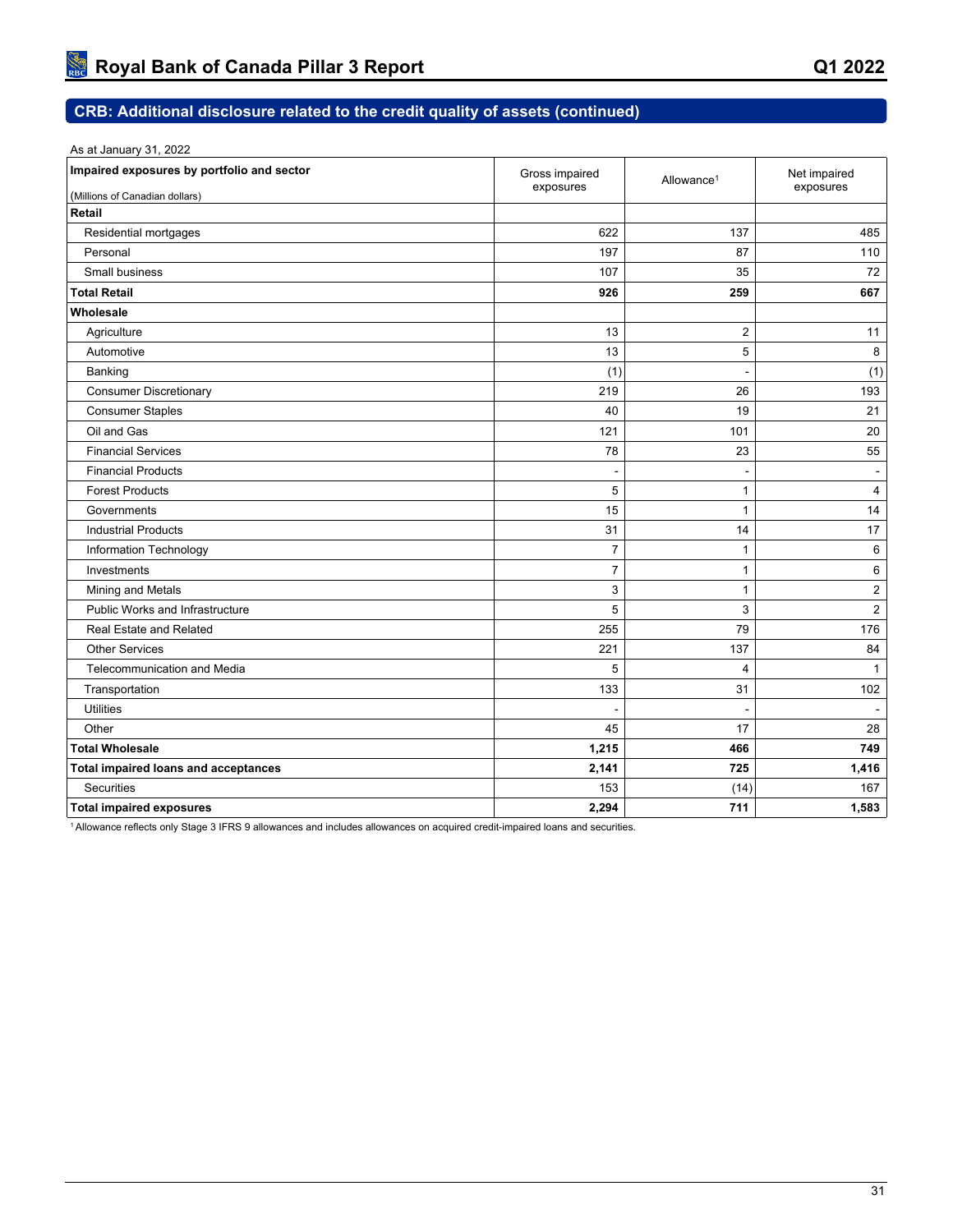## CRB: Additional disclosure related to the credit quality of assets (continued)

As at January 31, 2022

| Impaired exposures by portfolio and sector (Millions of Canadian dollars) | Gross impaired exposures | Allowance[1] | Net impaired exposures |
|---|---|---|---|
| **Retail** | | | |
| Residential mortgages | 622 | 137 | 485 |
| Personal | 197 | 87 | 110 |
| Small business | 107 | 35 | 72 |
| **Total Retail** | **926** | **259** | **667** |
| **Wholesale** | | | |
| Agriculture | 13 | 2 | 11 |
| Automotive | 13 | 5 | 8 |
| Banking | (1) | - | (1) |
| Consumer Discretionary | 219 | 26 | 193 |
| Consumer Staples | 40 | 19 | 21 |
| Oil and Gas | 121 | 101 | 20 |
| Financial Services | 78 | 23 | 55 |
| Financial Products | - | - | - |
| Forest Products | 5 | 1 | 4 |
| Governments | 15 | 1 | 14 |
| Industrial Products | 31 | 14 | 17 |
| Information Technology | 7 | 1 | 6 |
| Investments | 7 | 1 | 6 |
| Mining and Metals | 3 | 1 | 2 |
| Public Works and Infrastructure | 5 | 3 | 2 |
| Real Estate and Related | 255 | 79 | 176 |
| Other Services | 221 | 137 | 84 |
| Telecommunication and Media | 5 | 4 | 1 |
| Transportation | 133 | 31 | 102 |
| Utilities | - | - | - |
| Other | 45 | 17 | 28 |
| **Total Wholesale** | **1,215** | **466** | **749** |
| **Total impaired loans and acceptances** | **2,141** | **725** | **1,416** |
| Securities | 153 | (14) | 167 |
| **Total impaired exposures** | **2,294** | **711** | **1,583** |

[1] Allowance reflects only Stage 3 IFRS 9 allowances and includes allowances on acquired credit-impaired loans and securities.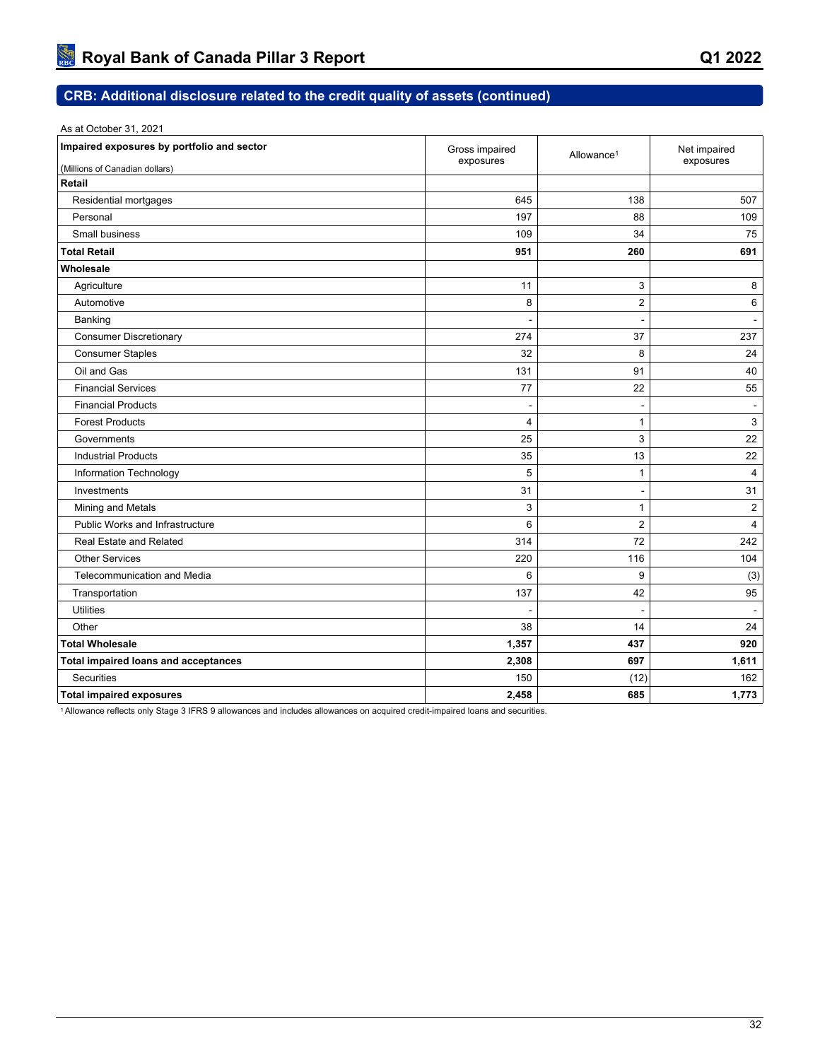## CRB: Additional disclosure related to the credit quality of assets (continued)

As at October 31, 2021

| Impaired exposures by portfolio and sector (Millions of Canadian dollars) | Gross impaired exposures | Allowance[1] | Net impaired exposures |
|---|---|---|---|
| **Retail** | | | |
| Residential mortgages | 645 | 138 | 507 |
| Personal | 197 | 88 | 109 |
| Small business | 109 | 34 | 75 |
| **Total Retail** | **951** | **260** | **691** |
| **Wholesale** | | | |
| Agriculture | 11 | 3 | 8 |
| Automotive | 8 | 2 | 6 |
| Banking | - | - | - |
| Consumer Discretionary | 274 | 37 | 237 |
| Consumer Staples | 32 | 8 | 24 |
| Oil and Gas | 131 | 91 | 40 |
| Financial Services | 77 | 22 | 55 |
| Financial Products | - | - | - |
| Forest Products | 4 | 1 | 3 |
| Governments | 25 | 3 | 22 |
| Industrial Products | 35 | 13 | 22 |
| Information Technology | 5 | 1 | 4 |
| Investments | 31 | - | 31 |
| Mining and Metals | 3 | 1 | 2 |
| Public Works and Infrastructure | 6 | 2 | 4 |
| Real Estate and Related | 314 | 72 | 242 |
| Other Services | 220 | 116 | 104 |
| Telecommunication and Media | 6 | 9 | (3) |
| Transportation | 137 | 42 | 95 |
| Utilities | - | - | - |
| Other | 38 | 14 | 24 |
| **Total Wholesale** | **1,357** | **437** | **920** |
| **Total impaired loans and acceptances** | **2,308** | **697** | **1,611** |
| Securities | 150 | (12) | 162 |
| **Total impaired exposures** | **2,458** | **685** | **1,773** |

[1] Allowance reflects only Stage 3 IFRS 9 allowances and includes allowances on acquired credit-impaired loans and securities.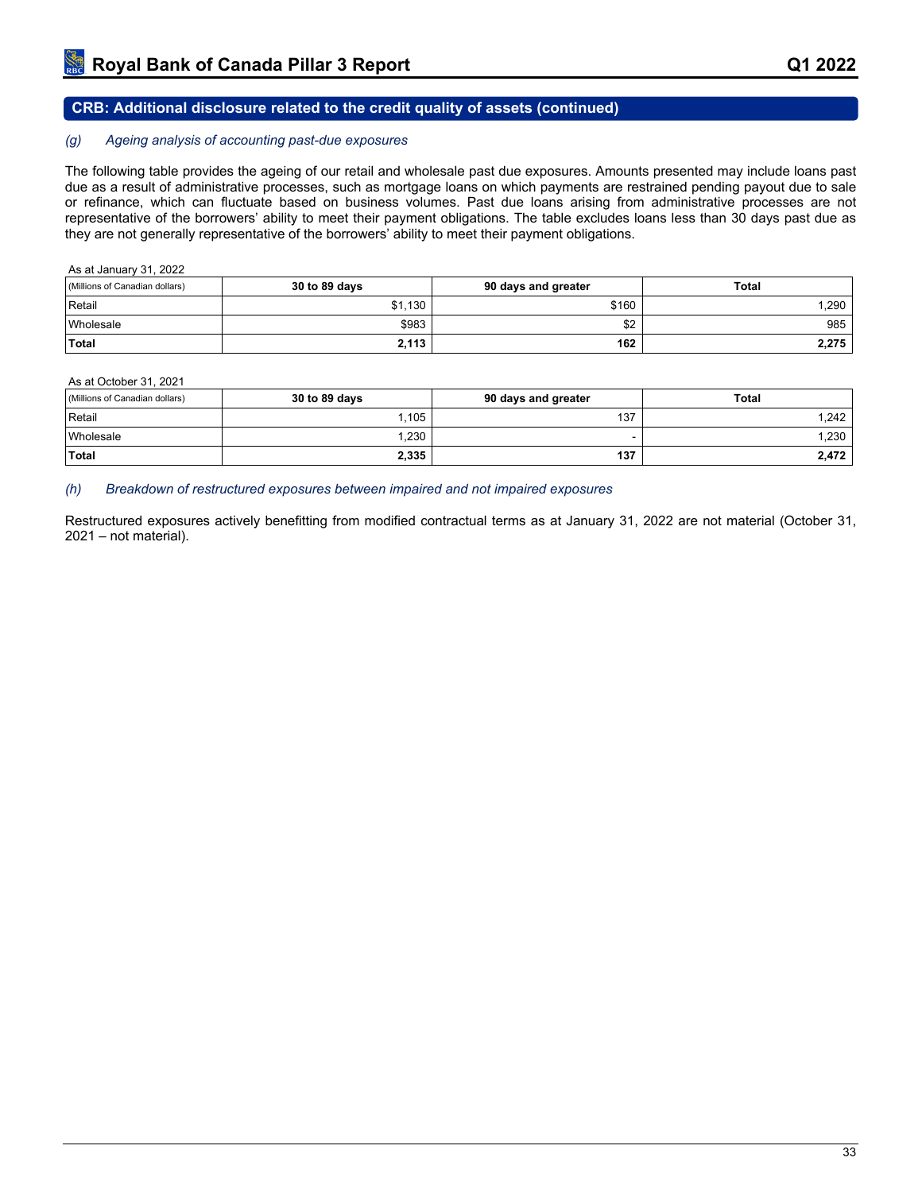## CRB: Additional disclosure related to the credit quality of assets (continued)

### *(g) Ageing analysis of accounting past-due exposures*

The following table provides the ageing of our retail and wholesale past due exposures. Amounts presented may include loans past due as a result of administrative processes, such as mortgage loans on which payments are restrained pending payout due to sale or refinance, which can fluctuate based on business volumes. Past due loans arising from administrative processes are not representative of the borrowers' ability to meet their payment obligations. The table excludes loans less than 30 days past due as they are not generally representative of the borrowers' ability to meet their payment obligations.

As at January 31, 2022

| (Millions of Canadian dollars) | 30 to 89 days | 90 days and greater | Total |
|---|---|---|---|
| Retail | $1,130 | $160 | 1,290 |
| Wholesale | $983 | $2 | 985 |
| **Total** | **2,113** | **162** | **2,275** |

As at October 31, 2021

| (Millions of Canadian dollars) | 30 to 89 days | 90 days and greater | Total |
|---|---|---|---|
| Retail | 1,105 | 137 | 1,242 |
| Wholesale | 1,230 | - | 1,230 |
| **Total** | **2,335** | **137** | **2,472** |

### *(h) Breakdown of restructured exposures between impaired and not impaired exposures*

Restructured exposures actively benefitting from modified contractual terms as at January 31, 2022 are not material (October 31, 2021 – not material).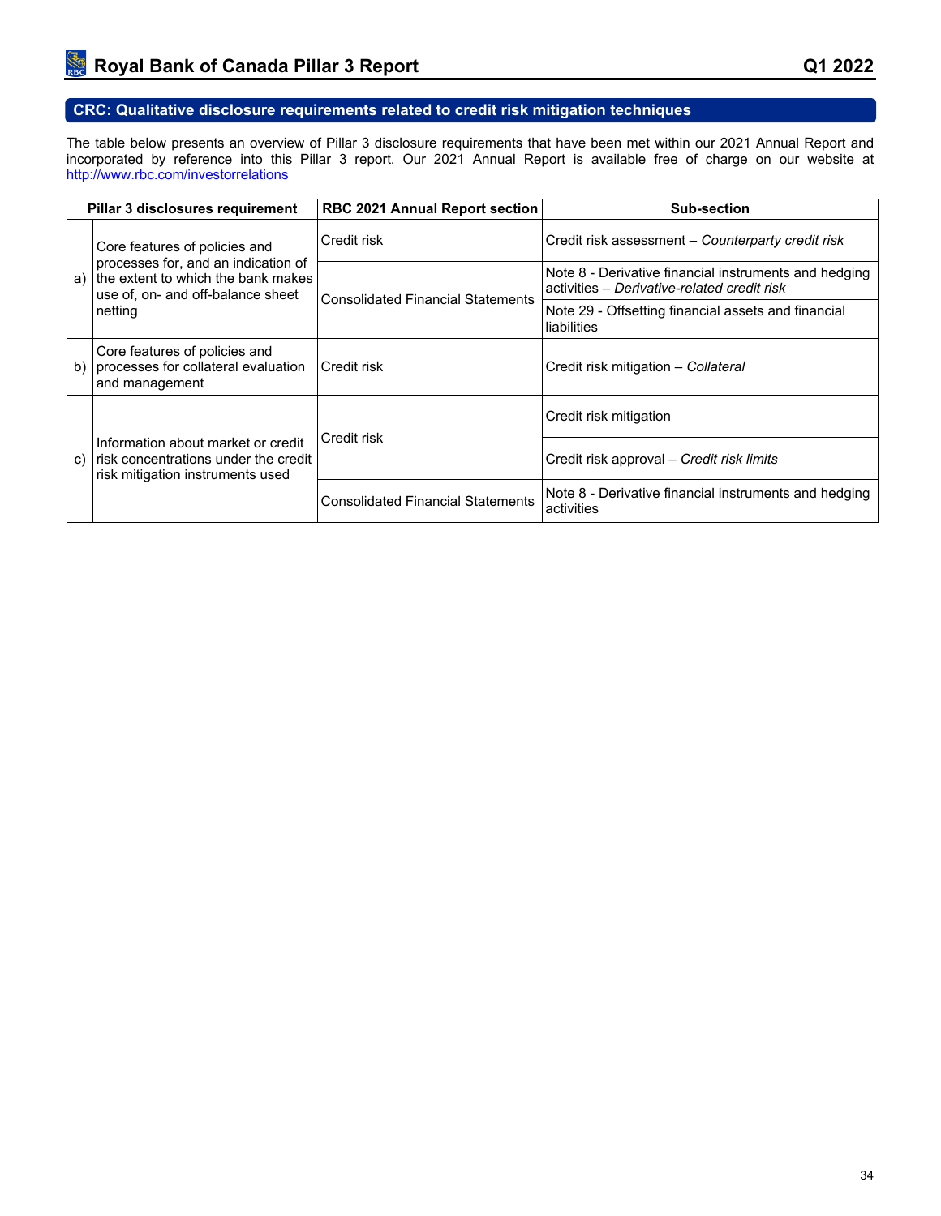## CRC: Qualitative disclosure requirements related to credit risk mitigation techniques

The table below presents an overview of Pillar 3 disclosure requirements that have been met within our 2021 Annual Report and incorporated by reference into this Pillar 3 report. Our 2021 Annual Report is available free of charge on our website at [http://www.rbc.com/investorrelations](http://www.rbc.com/investorrelations)

| Pillar 3 disclosures requirement | | RBC 2021 Annual Report section | Sub-section |
|---|---|---|---|
| a) | Core features of policies and processes for, and an indication of the extent to which the bank makes use of, on- and off-balance sheet netting | Credit risk | Credit risk assessment – *Counterparty credit risk* |
| | | Consolidated Financial Statements | Note 8 - Derivative financial instruments and hedging activities – *Derivative-related credit risk* |
| | | | Note 29 - Offsetting financial assets and financial liabilities |
| b) | Core features of policies and processes for collateral evaluation and management | Credit risk | Credit risk mitigation – *Collateral* |
| c) | Information about market or credit risk concentrations under the credit risk mitigation instruments used | Credit risk | Credit risk mitigation |
| | | | Credit risk approval – *Credit risk limits* |
| | | Consolidated Financial Statements | Note 8 - Derivative financial instruments and hedging activities |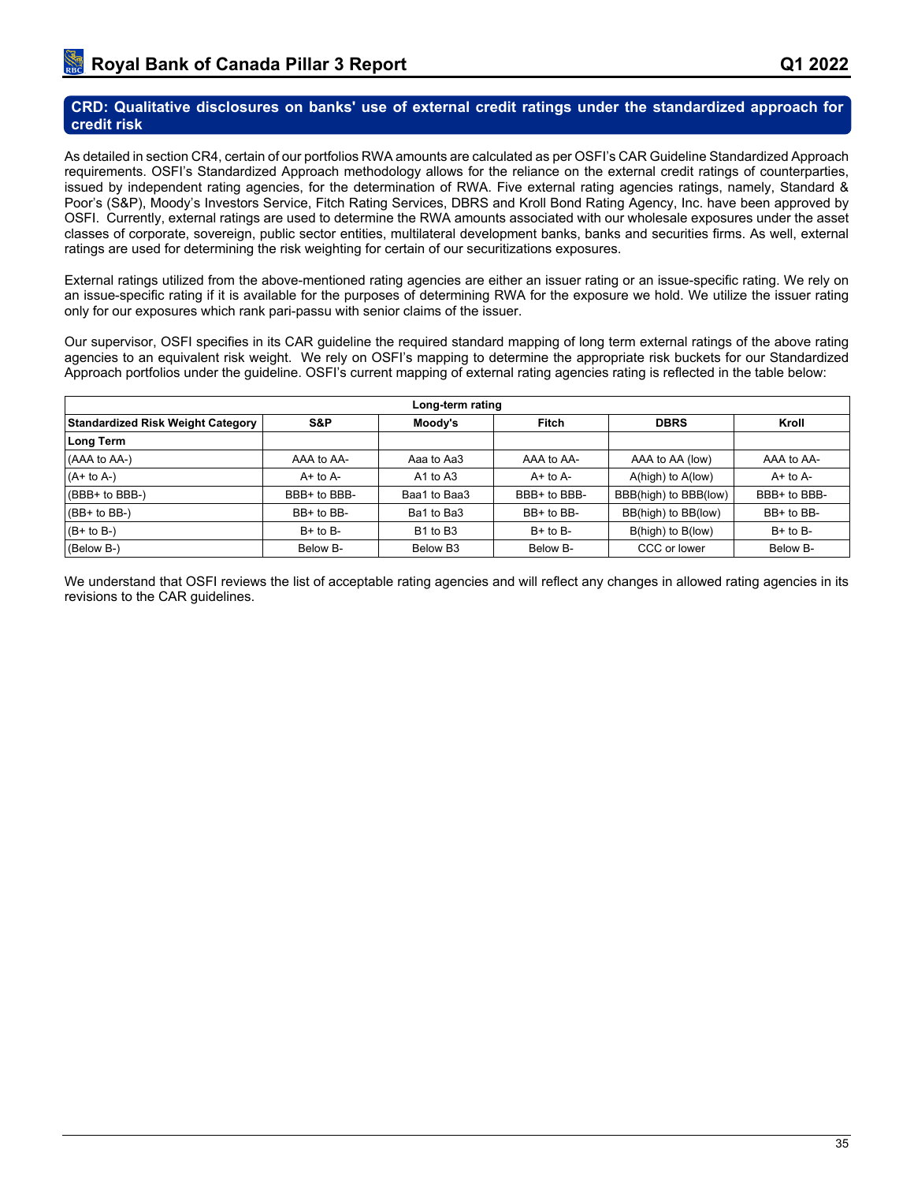## CRD: Qualitative disclosures on banks' use of external credit ratings under the standardized approach for credit risk

As detailed in section CR4, certain of our portfolios RWA amounts are calculated as per OSFI's CAR Guideline Standardized Approach requirements. OSFI's Standardized Approach methodology allows for the reliance on the external credit ratings of counterparties, issued by independent rating agencies, for the determination of RWA. Five external rating agencies ratings, namely, Standard & Poor's (S&P), Moody's Investors Service, Fitch Rating Services, DBRS and Kroll Bond Rating Agency, Inc. have been approved by OSFI. Currently, external ratings are used to determine the RWA amounts associated with our wholesale exposures under the asset classes of corporate, sovereign, public sector entities, multilateral development banks, banks and securities firms. As well, external ratings are used for determining the risk weighting for certain of our securitizations exposures.

External ratings utilized from the above-mentioned rating agencies are either an issuer rating or an issue-specific rating. We rely on an issue-specific rating if it is available for the purposes of determining RWA for the exposure we hold. We utilize the issuer rating only for our exposures which rank pari-passu with senior claims of the issuer.

Our supervisor, OSFI specifies in its CAR guideline the required standard mapping of long term external ratings of the above rating agencies to an equivalent risk weight. We rely on OSFI's mapping to determine the appropriate risk buckets for our Standardized Approach portfolios under the guideline. OSFI's current mapping of external rating agencies rating is reflected in the table below:

| Long-term rating | | | | | |
|---|---|---|---|---|---|
| **Standardized Risk Weight Category** | **S&P** | **Moody's** | **Fitch** | **DBRS** | **Kroll** |
| **Long Term** | | | | | |
| (AAA to AA-) | AAA to AA- | Aaa to Aa3 | AAA to AA- | AAA to AA (low) | AAA to AA- |
| (A+ to A-) | A+ to A- | A1 to A3 | A+ to A- | A(high) to A(low) | A+ to A- |
| (BBB+ to BBB-) | BBB+ to BBB- | Baa1 to Baa3 | BBB+ to BBB- | BBB(high) to BBB(low) | BBB+ to BBB- |
| (BB+ to BB-) | BB+ to BB- | Ba1 to Ba3 | BB+ to BB- | BB(high) to BB(low) | BB+ to BB- |
| (B+ to B-) | B+ to B- | B1 to B3 | B+ to B- | B(high) to B(low) | B+ to B- |
| (Below B-) | Below B- | Below B3 | Below B- | CCC or lower | Below B- |

We understand that OSFI reviews the list of acceptable rating agencies and will reflect any changes in allowed rating agencies in its revisions to the CAR guidelines.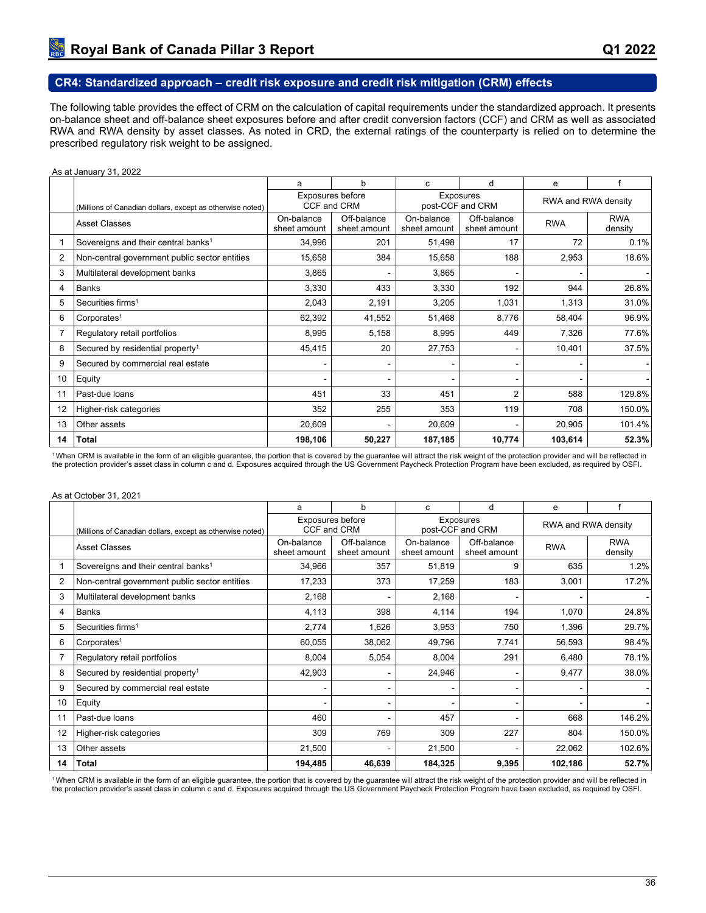## CR4: Standardized approach – credit risk exposure and credit risk mitigation (CRM) effects

The following table provides the effect of CRM on the calculation of capital requirements under the standardized approach. It presents on-balance sheet and off-balance sheet exposures before and after credit conversion factors (CCF) and CRM as well as associated RWA and RWA density by asset classes. As noted in CRD, the external ratings of the counterparty is relied on to determine the prescribed regulatory risk weight to be assigned.

As at January 31, 2022

| | | a | b | c | d | e | f |
|---|---|---|---|---|---|---|---|
| | (Millions of Canadian dollars, except as otherwise noted) | Exposures before CCF and CRM | | Exposures post-CCF and CRM | | RWA and RWA density | |
| | Asset Classes | On-balance sheet amount | Off-balance sheet amount | On-balance sheet amount | Off-balance sheet amount | RWA | RWA density |
| 1 | Sovereigns and their central banks[1] | 34,996 | 201 | 51,498 | 17 | 72 | 0.1% |
| 2 | Non-central government public sector entities | 15,658 | 384 | 15,658 | 188 | 2,953 | 18.6% |
| 3 | Multilateral development banks | 3,865 | - | 3,865 | - | - | - |
| 4 | Banks | 3,330 | 433 | 3,330 | 192 | 944 | 26.8% |
| 5 | Securities firms[1] | 2,043 | 2,191 | 3,205 | 1,031 | 1,313 | 31.0% |
| 6 | Corporates[1] | 62,392 | 41,552 | 51,468 | 8,776 | 58,404 | 96.9% |
| 7 | Regulatory retail portfolios | 8,995 | 5,158 | 8,995 | 449 | 7,326 | 77.6% |
| 8 | Secured by residential property[1] | 45,415 | 20 | 27,753 | - | 10,401 | 37.5% |
| 9 | Secured by commercial real estate | - | - | - | - | - | - |
| 10 | Equity | - | - | - | - | - | - |
| 11 | Past-due loans | 451 | 33 | 451 | 2 | 588 | 129.8% |
| 12 | Higher-risk categories | 352 | 255 | 353 | 119 | 708 | 150.0% |
| 13 | Other assets | 20,609 | - | 20,609 | - | 20,905 | 101.4% |
| **14** | **Total** | **198,106** | **50,227** | **187,185** | **10,774** | **103,614** | **52.3%** |

[1] When CRM is available in the form of an eligible guarantee, the portion that is covered by the guarantee will attract the risk weight of the protection provider and will be reflected in the protection provider's asset class in column c and d. Exposures acquired through the US Government Paycheck Protection Program have been excluded, as required by OSFI.

As at October 31, 2021

| | | a | b | c | d | e | f |
|---|---|---|---|---|---|---|---|
| | (Millions of Canadian dollars, except as otherwise noted) | Exposures before CCF and CRM | | Exposures post-CCF and CRM | | RWA and RWA density | |
| | Asset Classes | On-balance sheet amount | Off-balance sheet amount | On-balance sheet amount | Off-balance sheet amount | RWA | RWA density |
| 1 | Sovereigns and their central banks[1] | 34,966 | 357 | 51,819 | 9 | 635 | 1.2% |
| 2 | Non-central government public sector entities | 17,233 | 373 | 17,259 | 183 | 3,001 | 17.2% |
| 3 | Multilateral development banks | 2,168 | - | 2,168 | - | - | - |
| 4 | Banks | 4,113 | 398 | 4,114 | 194 | 1,070 | 24.8% |
| 5 | Securities firms[1] | 2,774 | 1,626 | 3,953 | 750 | 1,396 | 29.7% |
| 6 | Corporates[1] | 60,055 | 38,062 | 49,796 | 7,741 | 56,593 | 98.4% |
| 7 | Regulatory retail portfolios | 8,004 | 5,054 | 8,004 | 291 | 6,480 | 78.1% |
| 8 | Secured by residential property[1] | 42,903 | - | 24,946 | - | 9,477 | 38.0% |
| 9 | Secured by commercial real estate | - | - | - | - | - | - |
| 10 | Equity | - | - | - | - | - | - |
| 11 | Past-due loans | 460 | - | 457 | - | 668 | 146.2% |
| 12 | Higher-risk categories | 309 | 769 | 309 | 227 | 804 | 150.0% |
| 13 | Other assets | 21,500 | - | 21,500 | - | 22,062 | 102.6% |
| **14** | **Total** | **194,485** | **46,639** | **184,325** | **9,395** | **102,186** | **52.7%** |

[1] When CRM is available in the form of an eligible guarantee, the portion that is covered by the guarantee will attract the risk weight of the protection provider and will be reflected in the protection provider's asset class in column c and d. Exposures acquired through the US Government Paycheck Protection Program have been excluded, as required by OSFI.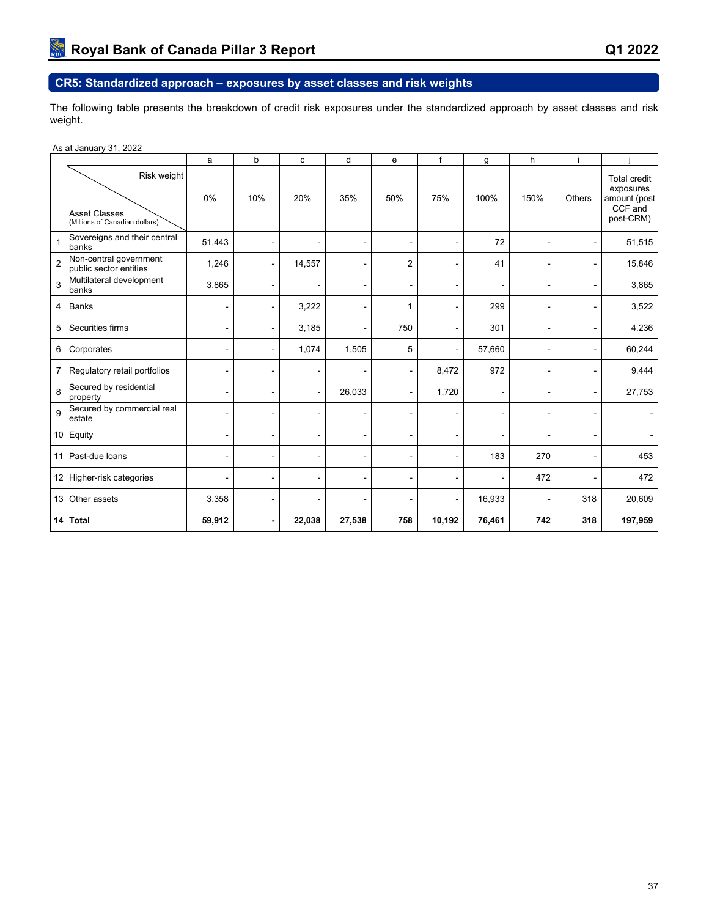## CR5: Standardized approach – exposures by asset classes and risk weights

The following table presents the breakdown of credit risk exposures under the standardized approach by asset classes and risk weight.

As at January 31, 2022

| | | a | b | c | d | e | f | g | h | i | j |
|---|---|---|---|---|---|---|---|---|---|---|---|
| | Risk weight / Asset Classes (Millions of Canadian dollars) | 0% | 10% | 20% | 35% | 50% | 75% | 100% | 150% | Others | Total credit exposures amount (post CCF and post-CRM) |
| 1 | Sovereigns and their central banks | 51,443 | - | - | - | - | - | 72 | - | - | 51,515 |
| 2 | Non-central government public sector entities | 1,246 | - | 14,557 | - | 2 | - | 41 | - | - | 15,846 |
| 3 | Multilateral development banks | 3,865 | - | - | - | - | - | - | - | - | 3,865 |
| 4 | Banks | - | - | 3,222 | - | 1 | - | 299 | - | - | 3,522 |
| 5 | Securities firms | - | - | 3,185 | - | 750 | - | 301 | - | - | 4,236 |
| 6 | Corporates | - | - | 1,074 | 1,505 | 5 | - | 57,660 | - | - | 60,244 |
| 7 | Regulatory retail portfolios | - | - | - | - | - | 8,472 | 972 | - | - | 9,444 |
| 8 | Secured by residential property | - | - | - | 26,033 | - | 1,720 | - | - | - | 27,753 |
| 9 | Secured by commercial real estate | - | - | - | - | - | - | - | - | - | - |
| 10 | Equity | - | - | - | - | - | - | - | - | - | - |
| 11 | Past-due loans | - | - | - | - | - | - | 183 | 270 | - | 453 |
| 12 | Higher-risk categories | - | - | - | - | - | - | - | 472 | - | 472 |
| 13 | Other assets | 3,358 | - | - | - | - | - | 16,933 | - | 318 | 20,609 |
| **14** | **Total** | **59,912** | **-** | **22,038** | **27,538** | **758** | **10,192** | **76,461** | **742** | **318** | **197,959** |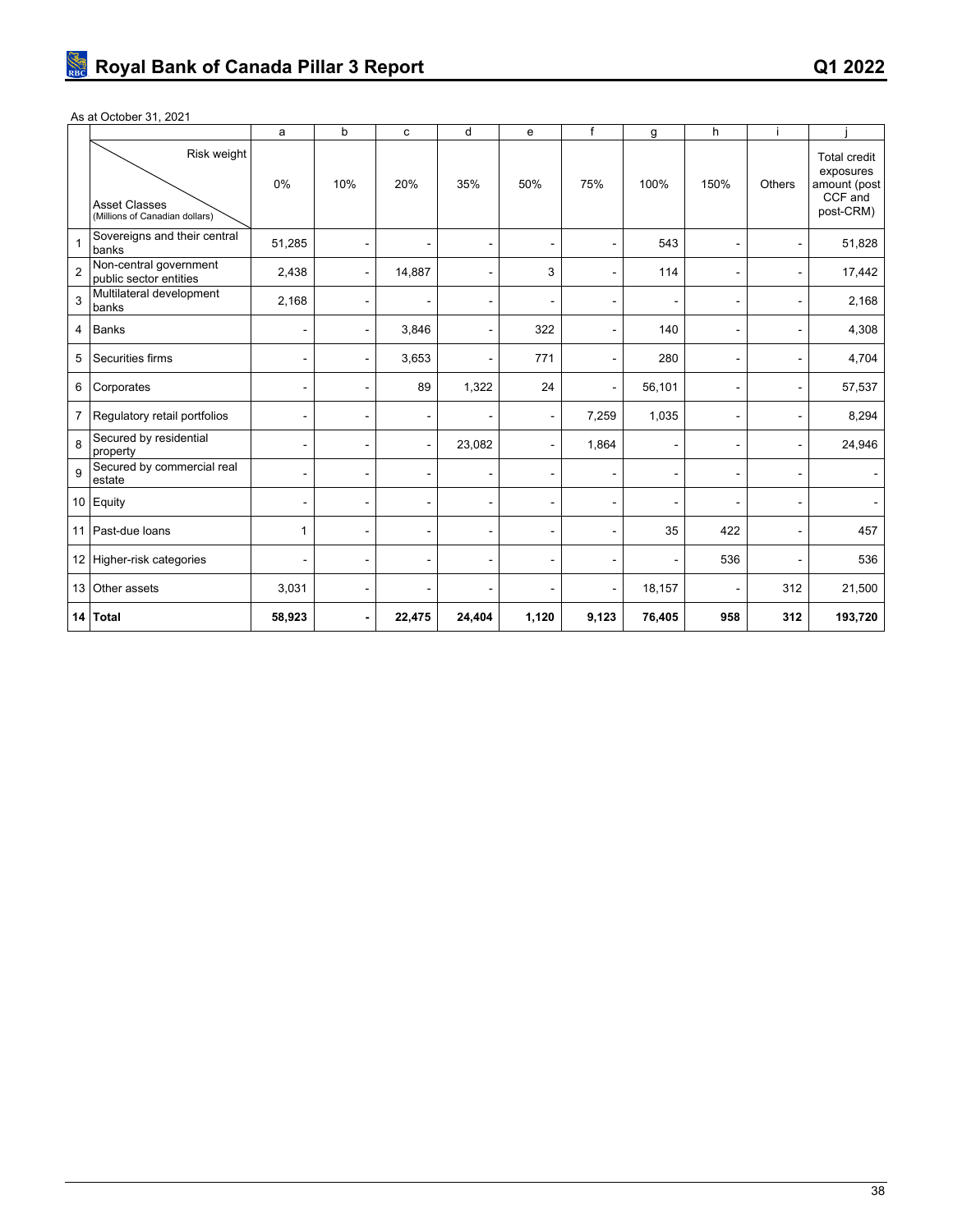As at October 31, 2021

| | | a | b | c | d | e | f | g | h | i | j |
|---|---|---|---|---|---|---|---|---|---|---|---|
| | Risk weight / Asset Classes (Millions of Canadian dollars) | 0% | 10% | 20% | 35% | 50% | 75% | 100% | 150% | Others | Total credit exposures amount (post CCF and post-CRM) |
| 1 | Sovereigns and their central banks | 51,285 | - | - | - | - | - | 543 | - | - | 51,828 |
| 2 | Non-central government public sector entities | 2,438 | - | 14,887 | - | 3 | - | 114 | - | - | 17,442 |
| 3 | Multilateral development banks | 2,168 | - | - | - | - | - | - | - | - | 2,168 |
| 4 | Banks | - | - | 3,846 | - | 322 | - | 140 | - | - | 4,308 |
| 5 | Securities firms | - | - | 3,653 | - | 771 | - | 280 | - | - | 4,704 |
| 6 | Corporates | - | - | 89 | 1,322 | 24 | - | 56,101 | - | - | 57,537 |
| 7 | Regulatory retail portfolios | - | - | - | - | - | 7,259 | 1,035 | - | - | 8,294 |
| 8 | Secured by residential property | - | - | - | 23,082 | - | 1,864 | - | - | - | 24,946 |
| 9 | Secured by commercial real estate | - | - | - | - | - | - | - | - | - | - |
| 10 | Equity | - | - | - | - | - | - | - | - | - | - |
| 11 | Past-due loans | 1 | - | - | - | - | - | 35 | 422 | - | 457 |
| 12 | Higher-risk categories | - | - | - | - | - | - | - | 536 | - | 536 |
| 13 | Other assets | 3,031 | - | - | - | - | - | 18,157 | - | 312 | 21,500 |
| **14** | **Total** | **58,923** | **-** | **22,475** | **24,404** | **1,120** | **9,123** | **76,405** | **958** | **312** | **193,720** |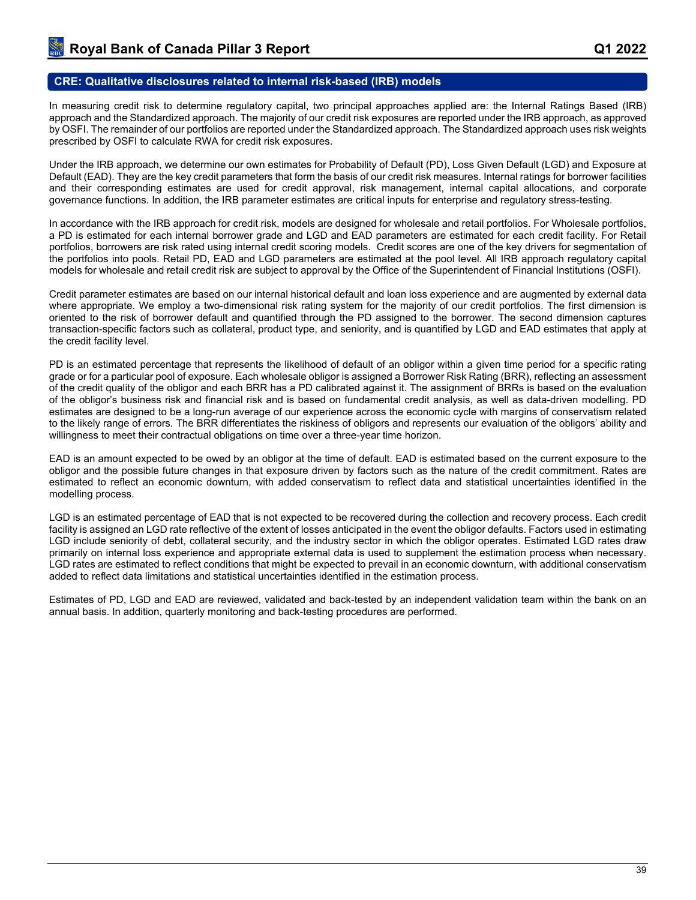## CRE: Qualitative disclosures related to internal risk-based (IRB) models

In measuring credit risk to determine regulatory capital, two principal approaches applied are: the Internal Ratings Based (IRB) approach and the Standardized approach. The majority of our credit risk exposures are reported under the IRB approach, as approved by OSFI. The remainder of our portfolios are reported under the Standardized approach. The Standardized approach uses risk weights prescribed by OSFI to calculate RWA for credit risk exposures.

Under the IRB approach, we determine our own estimates for Probability of Default (PD), Loss Given Default (LGD) and Exposure at Default (EAD). They are the key credit parameters that form the basis of our credit risk measures. Internal ratings for borrower facilities and their corresponding estimates are used for credit approval, risk management, internal capital allocations, and corporate governance functions. In addition, the IRB parameter estimates are critical inputs for enterprise and regulatory stress-testing.

In accordance with the IRB approach for credit risk, models are designed for wholesale and retail portfolios. For Wholesale portfolios, a PD is estimated for each internal borrower grade and LGD and EAD parameters are estimated for each credit facility. For Retail portfolios, borrowers are risk rated using internal credit scoring models. Credit scores are one of the key drivers for segmentation of the portfolios into pools. Retail PD, EAD and LGD parameters are estimated at the pool level. All IRB approach regulatory capital models for wholesale and retail credit risk are subject to approval by the Office of the Superintendent of Financial Institutions (OSFI).

Credit parameter estimates are based on our internal historical default and loan loss experience and are augmented by external data where appropriate. We employ a two-dimensional risk rating system for the majority of our credit portfolios. The first dimension is oriented to the risk of borrower default and quantified through the PD assigned to the borrower. The second dimension captures transaction-specific factors such as collateral, product type, and seniority, and is quantified by LGD and EAD estimates that apply at the credit facility level.

PD is an estimated percentage that represents the likelihood of default of an obligor within a given time period for a specific rating grade or for a particular pool of exposure. Each wholesale obligor is assigned a Borrower Risk Rating (BRR), reflecting an assessment of the credit quality of the obligor and each BRR has a PD calibrated against it. The assignment of BRRs is based on the evaluation of the obligor's business risk and financial risk and is based on fundamental credit analysis, as well as data-driven modelling. PD estimates are designed to be a long-run average of our experience across the economic cycle with margins of conservatism related to the likely range of errors. The BRR differentiates the riskiness of obligors and represents our evaluation of the obligors' ability and willingness to meet their contractual obligations on time over a three-year time horizon.

EAD is an amount expected to be owed by an obligor at the time of default. EAD is estimated based on the current exposure to the obligor and the possible future changes in that exposure driven by factors such as the nature of the credit commitment. Rates are estimated to reflect an economic downturn, with added conservatism to reflect data and statistical uncertainties identified in the modelling process.

LGD is an estimated percentage of EAD that is not expected to be recovered during the collection and recovery process. Each credit facility is assigned an LGD rate reflective of the extent of losses anticipated in the event the obligor defaults. Factors used in estimating LGD include seniority of debt, collateral security, and the industry sector in which the obligor operates. Estimated LGD rates draw primarily on internal loss experience and appropriate external data is used to supplement the estimation process when necessary. LGD rates are estimated to reflect conditions that might be expected to prevail in an economic downturn, with additional conservatism added to reflect data limitations and statistical uncertainties identified in the estimation process.

Estimates of PD, LGD and EAD are reviewed, validated and back-tested by an independent validation team within the bank on an annual basis. In addition, quarterly monitoring and back-testing procedures are performed.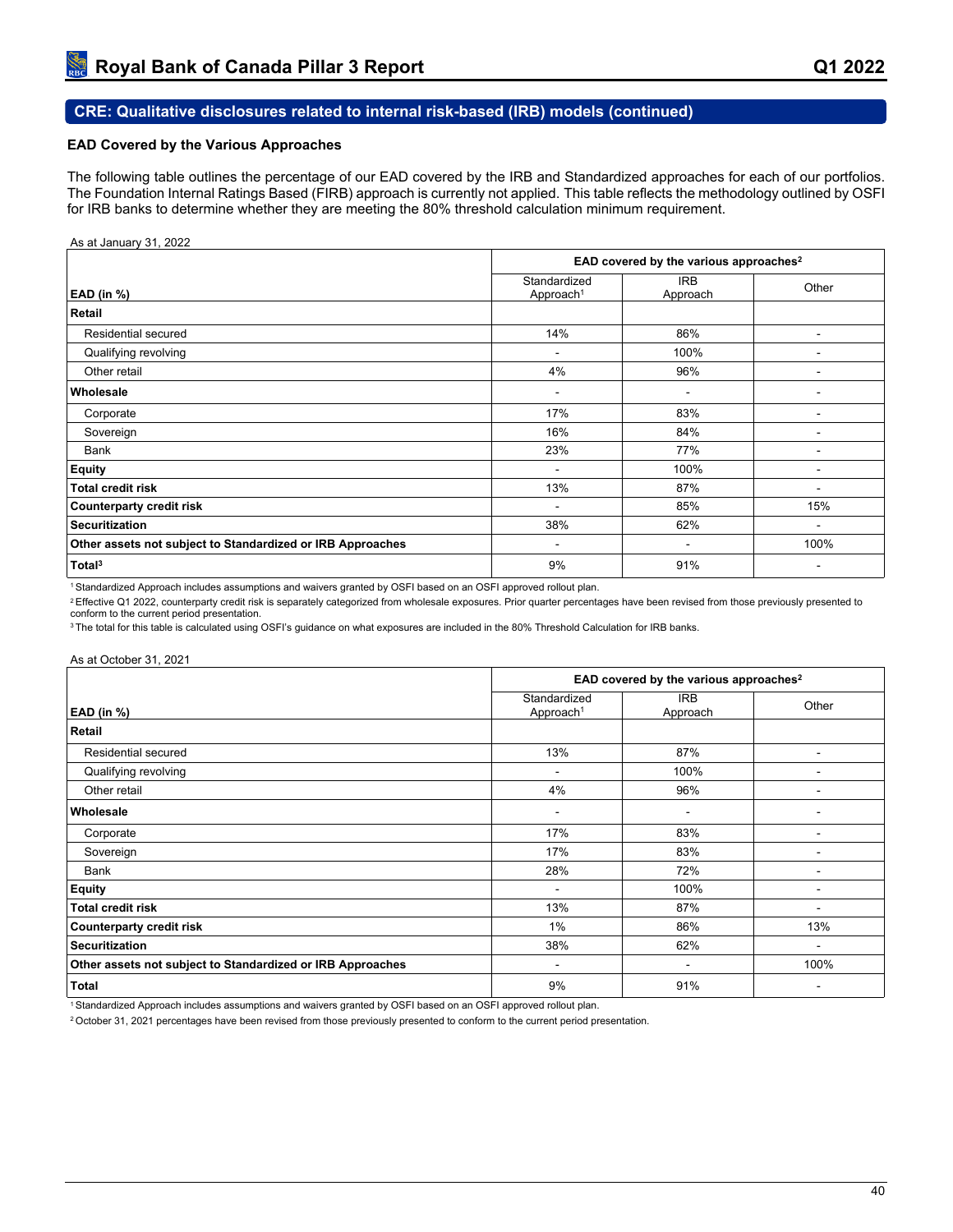## CRE: Qualitative disclosures related to internal risk-based (IRB) models (continued)

### EAD Covered by the Various Approaches

The following table outlines the percentage of our EAD covered by the IRB and Standardized approaches for each of our portfolios. The Foundation Internal Ratings Based (FIRB) approach is currently not applied. This table reflects the methodology outlined by OSFI for IRB banks to determine whether they are meeting the 80% threshold calculation minimum requirement.

As at January 31, 2022

| EAD (in %) | EAD covered by the various approaches[2] | | |
|---|---|---|---|
| | Standardized Approach[1] | IRB Approach | Other |
| **Retail** | | | |
| Residential secured | 14% | 86% | - |
| Qualifying revolving | - | 100% | - |
| Other retail | 4% | 96% | - |
| **Wholesale** | - | - | - |
| Corporate | 17% | 83% | - |
| Sovereign | 16% | 84% | - |
| Bank | 23% | 77% | - |
| **Equity** | - | 100% | - |
| **Total credit risk** | 13% | 87% | - |
| **Counterparty credit risk** | - | 85% | 15% |
| **Securitization** | 38% | 62% | - |
| **Other assets not subject to Standardized or IRB Approaches** | - | - | 100% |
| **Total[3]** | 9% | 91% | - |

[1] Standardized Approach includes assumptions and waivers granted by OSFI based on an OSFI approved rollout plan.
[2] Effective Q1 2022, counterparty credit risk is separately categorized from wholesale exposures. Prior quarter percentages have been revised from those previously presented to conform to the current period presentation.
[3] The total for this table is calculated using OSFI's guidance on what exposures are included in the 80% Threshold Calculation for IRB banks.

As at October 31, 2021

| EAD (in %) | EAD covered by the various approaches[2] | | |
|---|---|---|---|
| | Standardized Approach[1] | IRB Approach | Other |
| **Retail** | | | |
| Residential secured | 13% | 87% | - |
| Qualifying revolving | - | 100% | - |
| Other retail | 4% | 96% | - |
| **Wholesale** | - | - | - |
| Corporate | 17% | 83% | - |
| Sovereign | 17% | 83% | - |
| Bank | 28% | 72% | - |
| **Equity** | - | 100% | - |
| **Total credit risk** | 13% | 87% | - |
| **Counterparty credit risk** | 1% | 86% | 13% |
| **Securitization** | 38% | 62% | - |
| **Other assets not subject to Standardized or IRB Approaches** | - | - | 100% |
| **Total** | 9% | 91% | - |

[1] Standardized Approach includes assumptions and waivers granted by OSFI based on an OSFI approved rollout plan.
[2] October 31, 2021 percentages have been revised from those previously presented to conform to the current period presentation.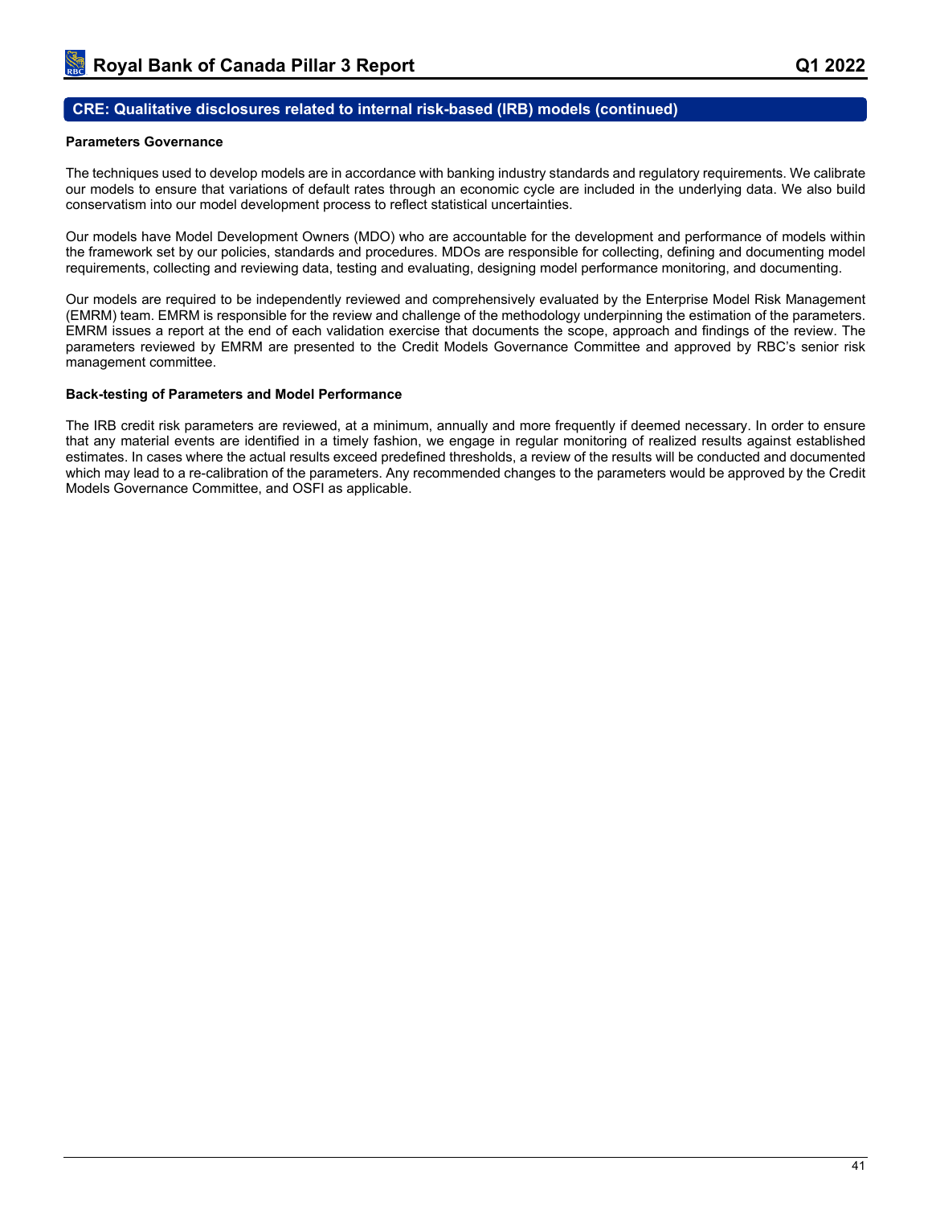## CRE: Qualitative disclosures related to internal risk-based (IRB) models (continued)

**Parameters Governance**

The techniques used to develop models are in accordance with banking industry standards and regulatory requirements. We calibrate our models to ensure that variations of default rates through an economic cycle are included in the underlying data. We also build conservatism into our model development process to reflect statistical uncertainties.

Our models have Model Development Owners (MDO) who are accountable for the development and performance of models within the framework set by our policies, standards and procedures. MDOs are responsible for collecting, defining and documenting model requirements, collecting and reviewing data, testing and evaluating, designing model performance monitoring, and documenting.

Our models are required to be independently reviewed and comprehensively evaluated by the Enterprise Model Risk Management (EMRM) team. EMRM is responsible for the review and challenge of the methodology underpinning the estimation of the parameters. EMRM issues a report at the end of each validation exercise that documents the scope, approach and findings of the review. The parameters reviewed by EMRM are presented to the Credit Models Governance Committee and approved by RBC's senior risk management committee.

**Back-testing of Parameters and Model Performance**

The IRB credit risk parameters are reviewed, at a minimum, annually and more frequently if deemed necessary. In order to ensure that any material events are identified in a timely fashion, we engage in regular monitoring of realized results against established estimates. In cases where the actual results exceed predefined thresholds, a review of the results will be conducted and documented which may lead to a re-calibration of the parameters. Any recommended changes to the parameters would be approved by the Credit Models Governance Committee, and OSFI as applicable.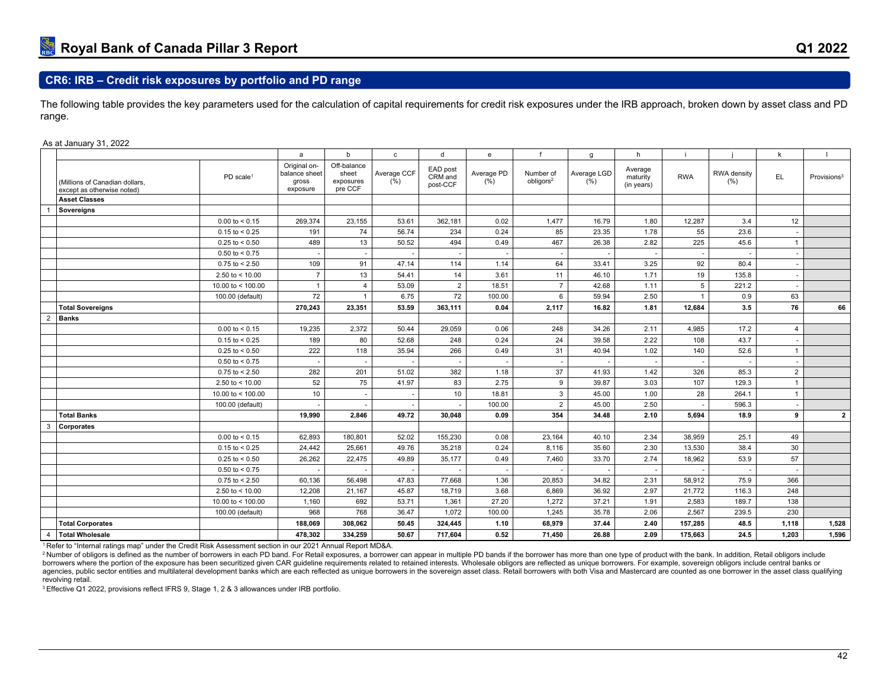## CR6: IRB – Credit risk exposures by portfolio and PD range

The following table provides the key parameters used for the calculation of capital requirements for credit risk exposures under the IRB approach, broken down by asset class and PD range.

As at January 31, 2022

| | | | a | b | c | d | e | f | g | h | i | j | k | l |
|---|---|---|---|---|---|---|---|---|---|---|---|---|---|---|
| | (Millions of Canadian dollars, except as otherwise noted) | PD scale[1] | Original on-balance sheet gross exposure | Off-balance sheet exposures pre CCF | Average CCF (%) | EAD post CRM and post-CCF | Average PD (%) | Number of obligors[2] | Average LGD (%) | Average maturity (in years) | RWA | RWA density (%) | EL | Provisions[3] |
| | **Asset Classes** | | | | | | | | | | | | | |
| 1 | **Sovereigns** | | | | | | | | | | | | | |
| | | 0.00 to < 0.15 | 269,374 | 23,155 | 53.61 | 362,181 | 0.02 | 1,477 | 16.79 | 1.80 | 12,287 | 3.4 | 12 | |
| | | 0.15 to < 0.25 | 191 | 74 | 56.74 | 234 | 0.24 | 85 | 23.35 | 1.78 | 55 | 23.6 | - | |
| | | 0.25 to < 0.50 | 489 | 13 | 50.52 | 494 | 0.49 | 467 | 26.38 | 2.82 | 225 | 45.6 | 1 | |
| | | 0.50 to < 0.75 | - | - | - | - | - | - | - | - | - | - | - | |
| | | 0.75 to < 2.50 | 109 | 91 | 47.14 | 114 | 1.14 | 64 | 33.41 | 3.25 | 92 | 80.4 | - | |
| | | 2.50 to < 10.00 | 7 | 13 | 54.41 | 14 | 3.61 | 11 | 46.10 | 1.71 | 19 | 135.8 | - | |
| | | 10.00 to < 100.00 | 1 | 4 | 53.09 | 2 | 18.51 | 7 | 42.68 | 1.11 | 5 | 221.2 | - | |
| | | 100.00 (default) | 72 | 1 | 6.75 | 72 | 100.00 | 6 | 59.94 | 2.50 | 1 | 0.9 | 63 | |
| | **Total Sovereigns** | | **270,243** | **23,351** | **53.59** | **363,111** | **0.04** | **2,117** | **16.82** | **1.81** | **12,684** | **3.5** | **76** | **66** |
| 2 | **Banks** | | | | | | | | | | | | | |
| | | 0.00 to < 0.15 | 19,235 | 2,372 | 50.44 | 29,059 | 0.06 | 248 | 34.26 | 2.11 | 4,985 | 17.2 | 4 | |
| | | 0.15 to < 0.25 | 189 | 80 | 52.68 | 248 | 0.24 | 24 | 39.58 | 2.22 | 108 | 43.7 | - | |
| | | 0.25 to < 0.50 | 222 | 118 | 35.94 | 266 | 0.49 | 31 | 40.94 | 1.02 | 140 | 52.6 | 1 | |
| | | 0.50 to < 0.75 | - | - | - | - | - | - | - | - | - | - | - | |
| | | 0.75 to < 2.50 | 282 | 201 | 51.02 | 382 | 1.18 | 37 | 41.93 | 1.42 | 326 | 85.3 | 2 | |
| | | 2.50 to < 10.00 | 52 | 75 | 41.97 | 83 | 2.75 | 9 | 39.87 | 3.03 | 107 | 129.3 | 1 | |
| | | 10.00 to < 100.00 | 10 | - | - | 10 | 18.81 | 3 | 45.00 | 1.00 | 28 | 264.1 | 1 | |
| | | 100.00 (default) | - | - | - | - | 100.00 | 2 | 45.00 | 2.50 | - | 596.3 | - | |
| | **Total Banks** | | **19,990** | **2,846** | **49.72** | **30,048** | **0.09** | **354** | **34.48** | **2.10** | **5,694** | **18.9** | **9** | **2** |
| 3 | **Corporates** | | | | | | | | | | | | | |
| | | 0.00 to < 0.15 | 62,893 | 180,801 | 52.02 | 155,230 | 0.08 | 23,164 | 40.10 | 2.34 | 38,959 | 25.1 | 49 | |
| | | 0.15 to < 0.25 | 24,442 | 25,661 | 49.76 | 35,218 | 0.24 | 8,116 | 35.60 | 2.30 | 13,530 | 38.4 | 30 | |
| | | 0.25 to < 0.50 | 26,262 | 22,475 | 49.89 | 35,177 | 0.49 | 7,460 | 33.70 | 2.74 | 18,962 | 53.9 | 57 | |
| | | 0.50 to < 0.75 | - | - | - | - | - | - | - | - | - | - | - | |
| | | 0.75 to < 2.50 | 60,136 | 56,498 | 47.83 | 77,668 | 1.36 | 20,853 | 34.82 | 2.31 | 58,912 | 75.9 | 366 | |
| | | 2.50 to < 10.00 | 12,208 | 21,167 | 45.87 | 18,719 | 3.68 | 6,869 | 36.92 | 2.97 | 21,772 | 116.3 | 248 | |
| | | 10.00 to < 100.00 | 1,160 | 692 | 53.71 | 1,361 | 27.20 | 1,272 | 37.21 | 1.91 | 2,583 | 189.7 | 138 | |
| | | 100.00 (default) | 968 | 768 | 36.47 | 1,072 | 100.00 | 1,245 | 35.78 | 2.06 | 2,567 | 239.5 | 230 | |
| | **Total Corporates** | | **188,069** | **308,062** | **50.45** | **324,445** | **1.10** | **68,979** | **37.44** | **2.40** | **157,285** | **48.5** | **1,118** | **1,528** |
| 4 | **Total Wholesale** | | **478,302** | **334,259** | **50.67** | **717,604** | **0.52** | **71,450** | **26.88** | **2.09** | **175,663** | **24.5** | **1,203** | **1,596** |

[1] Refer to "Internal ratings map" under the Credit Risk Assessment section in our 2021 Annual Report MD&A.

[2] Number of obligors is defined as the number of borrowers in each PD band. For Retail exposures, a borrower can appear in multiple PD bands if the borrower has more than one type of product with the bank. In addition, Retail obligors include borrowers where the portion of the exposure has been securitized given CAR guideline requirements related to retained interests. Wholesale obligors are reflected as unique borrowers. For example, sovereign obligors include central banks or agencies, public sector entities and multilateral development banks which are each reflected as unique borrowers in the sovereign asset class. Retail borrowers with both Visa and Mastercard are counted as one borrower in the asset class qualifying revolving retail.

[3] Effective Q1 2022, provisions reflect IFRS 9, Stage 1, 2 & 3 allowances under IRB portfolio.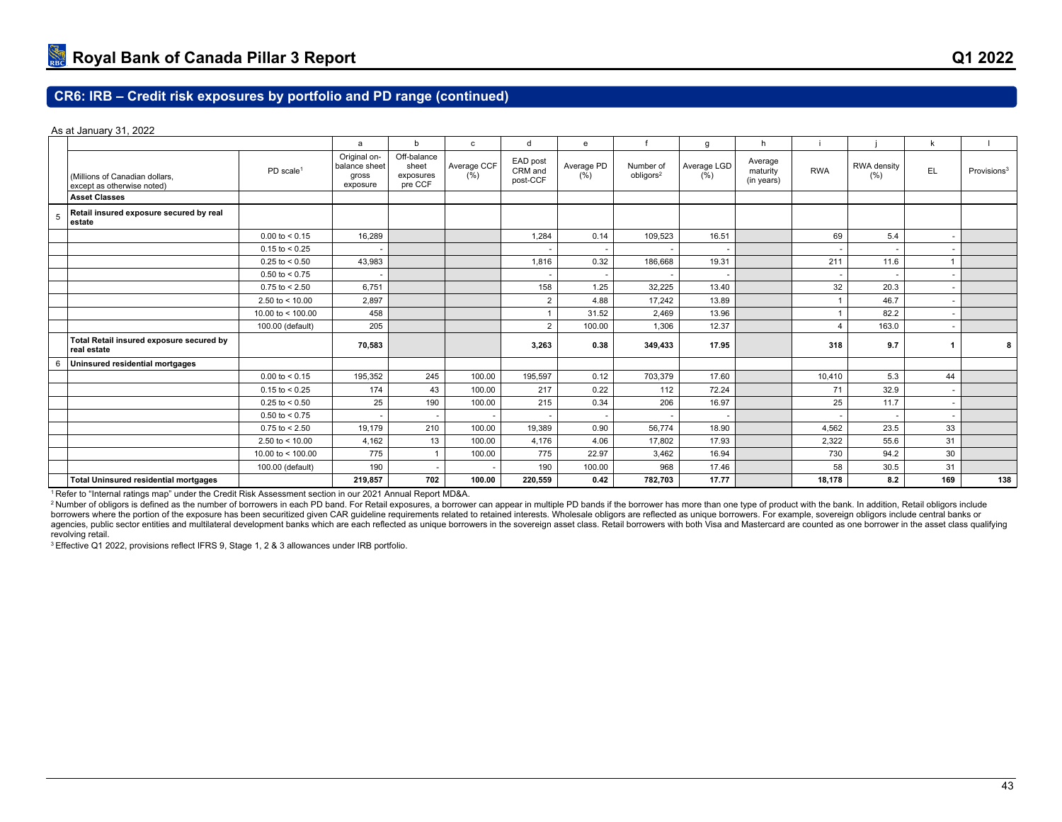## CR6: IRB – Credit risk exposures by portfolio and PD range (continued)

As at January 31, 2022

| | (Millions of Canadian dollars, except as otherwise noted) | PD scale[1] | a<br>Original on-balance sheet gross exposure | b<br>Off-balance sheet exposures pre CCF | c<br>Average CCF (%) | d<br>EAD post CRM and post-CCF | e<br>Average PD (%) | f<br>Number of obligors[2] | g<br>Average LGD (%) | h<br>Average maturity (in years) | i<br>RWA | j<br>RWA density (%) | k<br>EL | l<br>Provisions[3] |
|---|---|---|---|---|---|---|---|---|---|---|---|---|---|---|
| | **Asset Classes** | | | | | | | | | | | | | |
| 5 | **Retail insured exposure secured by real estate** | | | | | | | | | | | | | |
| | | 0.00 to < 0.15 | 16,289 | | | 1,284 | 0.14 | 109,523 | 16.51 | | 69 | 5.4 | - | |
| | | 0.15 to < 0.25 | - | | | - | - | - | - | | - | - | - | |
| | | 0.25 to < 0.50 | 43,983 | | | 1,816 | 0.32 | 186,668 | 19.31 | | 211 | 11.6 | 1 | |
| | | 0.50 to < 0.75 | - | | | - | - | - | - | | - | - | - | |
| | | 0.75 to < 2.50 | 6,751 | | | 158 | 1.25 | 32,225 | 13.40 | | 32 | 20.3 | - | |
| | | 2.50 to < 10.00 | 2,897 | | | 2 | 4.88 | 17,242 | 13.89 | | 1 | 46.7 | - | |
| | | 10.00 to < 100.00 | 458 | | | 1 | 31.52 | 2,469 | 13.96 | | 1 | 82.2 | - | |
| | | 100.00 (default) | 205 | | | 2 | 100.00 | 1,306 | 12.37 | | 4 | 163.0 | - | |
| | **Total Retail insured exposure secured by real estate** | | **70,583** | | | **3,263** | **0.38** | **349,433** | **17.95** | | **318** | **9.7** | **1** | **8** |
| 6 | **Uninsured residential mortgages** | | | | | | | | | | | | | |
| | | 0.00 to < 0.15 | 195,352 | 245 | 100.00 | 195,597 | 0.12 | 703,379 | 17.60 | | 10,410 | 5.3 | 44 | |
| | | 0.15 to < 0.25 | 174 | 43 | 100.00 | 217 | 0.22 | 112 | 72.24 | | 71 | 32.9 | - | |
| | | 0.25 to < 0.50 | 25 | 190 | 100.00 | 215 | 0.34 | 206 | 16.97 | | 25 | 11.7 | - | |
| | | 0.50 to < 0.75 | - | - | - | - | - | - | - | | - | - | - | |
| | | 0.75 to < 2.50 | 19,179 | 210 | 100.00 | 19,389 | 0.90 | 56,774 | 18.90 | | 4,562 | 23.5 | 33 | |
| | | 2.50 to < 10.00 | 4,162 | 13 | 100.00 | 4,176 | 4.06 | 17,802 | 17.93 | | 2,322 | 55.6 | 31 | |
| | | 10.00 to < 100.00 | 775 | 1 | 100.00 | 775 | 22.97 | 3,462 | 16.94 | | 730 | 94.2 | 30 | |
| | | 100.00 (default) | 190 | - | - | 190 | 100.00 | 968 | 17.46 | | 58 | 30.5 | 31 | |
| | **Total Uninsured residential mortgages** | | **219,857** | **702** | **100.00** | **220,559** | **0.42** | **782,703** | **17.77** | | **18,178** | **8.2** | **169** | **138** |

[1] Refer to "Internal ratings map" under the Credit Risk Assessment section in our 2021 Annual Report MD&A.

[2] Number of obligors is defined as the number of borrowers in each PD band. For Retail exposures, a borrower can appear in multiple PD bands if the borrower has more than one type of product with the bank. In addition, Retail obligors include borrowers where the portion of the exposure has been securitized given CAR guideline requirements related to retained interests. Wholesale obligors are reflected as unique borrowers. For example, sovereign obligors include central banks or agencies, public sector entities and multilateral development banks which are each reflected as unique borrowers in the sovereign asset class. Retail borrowers with both Visa and Mastercard are counted as one borrower in the asset class qualifying revolving retail.

[3] Effective Q1 2022, provisions reflect IFRS 9, Stage 1, 2 & 3 allowances under IRB portfolio.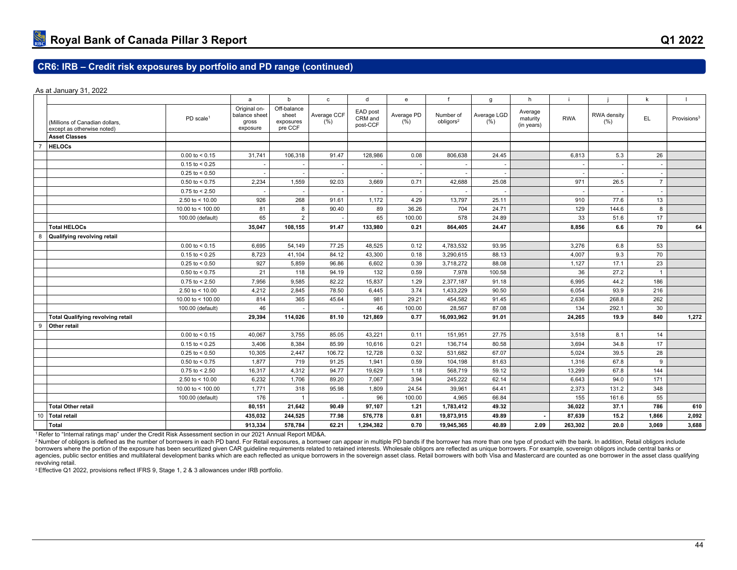## CR6: IRB – Credit risk exposures by portfolio and PD range (continued)

As at January 31, 2022

| | | | a | b | c | d | e | f | g | h | i | j | k | l |
|---|---|---|---|---|---|---|---|---|---|---|---|---|---|---|
| | (Millions of Canadian dollars, except as otherwise noted) | PD scale[1] | Original on-balance sheet gross exposure | Off-balance sheet exposures pre CCF | Average CCF (%) | EAD post CRM and post-CCF | Average PD (%) | Number of obligors[2] | Average LGD (%) | Average maturity (in years) | RWA | RWA density (%) | EL | Provisions[3] |
| | **Asset Classes** | | | | | | | | | | | | | |
| 7 | **HELOCs** | | | | | | | | | | | | | |
| | | 0.00 to < 0.15 | 31,741 | 106,318 | 91.47 | 128,986 | 0.08 | 806,638 | 24.45 | | 6,813 | 5.3 | 26 | |
| | | 0.15 to < 0.25 | - | - | - | - | - | - | - | | - | - | - | |
| | | 0.25 to < 0.50 | - | - | - | - | - | - | - | | - | - | - | |
| | | 0.50 to < 0.75 | 2,234 | 1,559 | 92.03 | 3,669 | 0.71 | 42,688 | 25.08 | | 971 | 26.5 | 7 | |
| | | 0.75 to < 2.50 | - | - | - | - | - | - | - | | - | - | - | |
| | | 2.50 to < 10.00 | 926 | 268 | 91.61 | 1,172 | 4.29 | 13,797 | 25.11 | | 910 | 77.6 | 13 | |
| | | 10.00 to < 100.00 | 81 | 8 | 90.40 | 89 | 36.26 | 704 | 24.71 | | 129 | 144.6 | 8 | |
| | | 100.00 (default) | 65 | 2 | - | 65 | 100.00 | 578 | 24.89 | | 33 | 51.6 | 17 | |
| | **Total HELOCs** | | **35,047** | **108,155** | **91.47** | **133,980** | **0.21** | **864,405** | **24.47** | | **8,856** | **6.6** | **70** | **64** |
| 8 | **Qualifying revolving retail** | | | | | | | | | | | | | |
| | | 0.00 to < 0.15 | 6,695 | 54,149 | 77.25 | 48,525 | 0.12 | 4,783,532 | 93.95 | | 3,276 | 6.8 | 53 | |
| | | 0.15 to < 0.25 | 8,723 | 41,104 | 84.12 | 43,300 | 0.18 | 3,290,615 | 88.13 | | 4,007 | 9.3 | 70 | |
| | | 0.25 to < 0.50 | 927 | 5,859 | 96.86 | 6,602 | 0.39 | 3,718,272 | 88.08 | | 1,127 | 17.1 | 23 | |
| | | 0.50 to < 0.75 | 21 | 118 | 94.19 | 132 | 0.59 | 7,978 | 100.58 | | 36 | 27.2 | 1 | |
| | | 0.75 to < 2.50 | 7,956 | 9,585 | 82.22 | 15,837 | 1.29 | 2,377,187 | 91.18 | | 6,995 | 44.2 | 186 | |
| | | 2.50 to < 10.00 | 4,212 | 2,845 | 78.50 | 6,445 | 3.74 | 1,433,229 | 90.50 | | 6,054 | 93.9 | 216 | |
| | | 10.00 to < 100.00 | 814 | 365 | 45.64 | 981 | 29.21 | 454,582 | 91.45 | | 2,636 | 268.8 | 262 | |
| | | 100.00 (default) | 46 | - | - | 46 | 100.00 | 28,567 | 87.08 | | 134 | 292.1 | 30 | |
| | **Total Qualifying revolving retail** | | **29,394** | **114,026** | **81.10** | **121,869** | **0.77** | **16,093,962** | **91.01** | | **24,265** | **19.9** | **840** | **1,272** |
| 9 | **Other retail** | | | | | | | | | | | | | |
| | | 0.00 to < 0.15 | 40,067 | 3,755 | 85.05 | 43,221 | 0.11 | 151,951 | 27.75 | | 3,518 | 8.1 | 14 | |
| | | 0.15 to < 0.25 | 3,406 | 8,384 | 85.99 | 10,616 | 0.21 | 136,714 | 80.58 | | 3,694 | 34.8 | 17 | |
| | | 0.25 to < 0.50 | 10,305 | 2,447 | 106.72 | 12,728 | 0.32 | 531,682 | 67.07 | | 5,024 | 39.5 | 28 | |
| | | 0.50 to < 0.75 | 1,877 | 719 | 91.25 | 1,941 | 0.59 | 104,198 | 81.63 | | 1,316 | 67.8 | 9 | |
| | | 0.75 to < 2.50 | 16,317 | 4,312 | 94.77 | 19,629 | 1.18 | 568,719 | 59.12 | | 13,299 | 67.8 | 144 | |
| | | 2.50 to < 10.00 | 6,232 | 1,706 | 89.20 | 7,067 | 3.94 | 245,222 | 62.14 | | 6,643 | 94.0 | 171 | |
| | | 10.00 to < 100.00 | 1,771 | 318 | 95.98 | 1,809 | 24.54 | 39,961 | 64.41 | | 2,373 | 131.2 | 348 | |
| | | 100.00 (default) | 176 | 1 | - | 96 | 100.00 | 4,965 | 66.84 | | 155 | 161.6 | 55 | |
| | **Total Other retail** | | **80,151** | **21,642** | **90.49** | **97,107** | **1.21** | **1,783,412** | **49.32** | | **36,022** | **37.1** | **786** | **610** |
| 10 | **Total retail** | | **435,032** | **244,525** | **77.98** | **576,778** | **0.81** | **19,873,915** | **49.89** | **-** | **87,639** | **15.2** | **1,866** | **2,092** |
| | **Total** | | **913,334** | **578,784** | **62.21** | **1,294,382** | **0.70** | **19,945,365** | **40.89** | **2.09** | **263,302** | **20.0** | **3,069** | **3,688** |

[1] Refer to "Internal ratings map" under the Credit Risk Assessment section in our 2021 Annual Report MD&A.

[2] Number of obligors is defined as the number of borrowers in each PD band. For Retail exposures, a borrower can appear in multiple PD bands if the borrower has more than one type of product with the bank. In addition, Retail obligors include borrowers where the portion of the exposure has been securitized given CAR guideline requirements related to retained interests. Wholesale obligors are reflected as unique borrowers. For example, sovereign obligors include central banks or agencies, public sector entities and multilateral development banks which are each reflected as unique borrowers in the sovereign asset class. Retail borrowers with both Visa and Mastercard are counted as one borrower in the asset class qualifying revolving retail.

[3] Effective Q1 2022, provisions reflect IFRS 9, Stage 1, 2 & 3 allowances under IRB portfolio.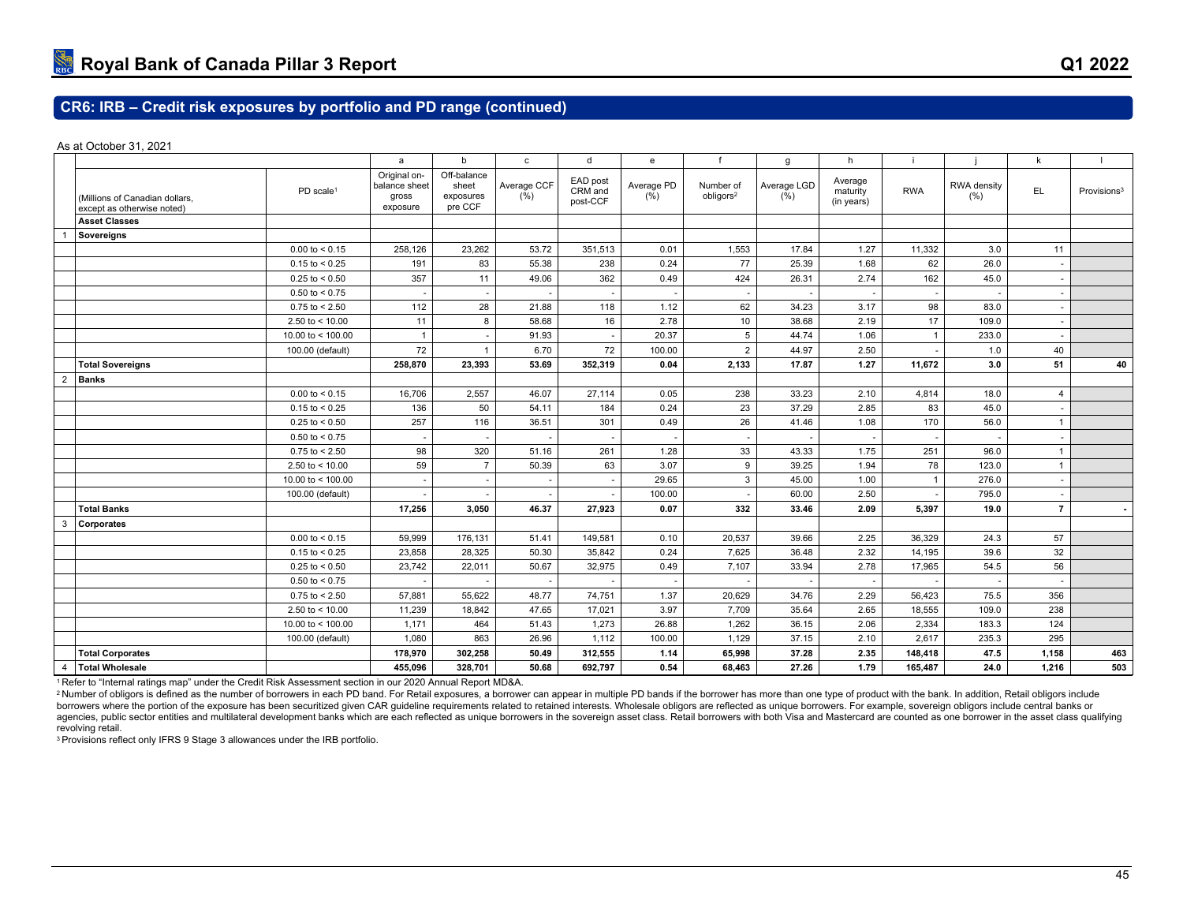## CR6: IRB – Credit risk exposures by portfolio and PD range (continued)

As at October 31, 2021

| | | | a | b | c | d | e | f | g | h | i | j | k | l |
|---|---|---|---|---|---|---|---|---|---|---|---|---|---|---|
| | (Millions of Canadian dollars, except as otherwise noted) | PD scale[1] | Original on-balance sheet gross exposure | Off-balance sheet exposures pre CCF | Average CCF (%) | EAD post CRM and post-CCF | Average PD (%) | Number of obligors[2] | Average LGD (%) | Average maturity (in years) | RWA | RWA density (%) | EL | Provisions[3] |
| | **Asset Classes** | | | | | | | | | | | | | |
| 1 | **Sovereigns** | | | | | | | | | | | | | |
| | | 0.00 to < 0.15 | 258,126 | 23,262 | 53.72 | 351,513 | 0.01 | 1,553 | 17.84 | 1.27 | 11,332 | 3.0 | 11 | |
| | | 0.15 to < 0.25 | 191 | 83 | 55.38 | 238 | 0.24 | 77 | 25.39 | 1.68 | 62 | 26.0 | - | |
| | | 0.25 to < 0.50 | 357 | 11 | 49.06 | 362 | 0.49 | 424 | 26.31 | 2.74 | 162 | 45.0 | - | |
| | | 0.50 to < 0.75 | - | - | - | - | - | - | - | - | - | - | - | |
| | | 0.75 to < 2.50 | 112 | 28 | 21.88 | 118 | 1.12 | 62 | 34.23 | 3.17 | 98 | 83.0 | - | |
| | | 2.50 to < 10.00 | 11 | 8 | 58.68 | 16 | 2.78 | 10 | 38.68 | 2.19 | 17 | 109.0 | - | |
| | | 10.00 to < 100.00 | 1 | - | 91.93 | - | 20.37 | 5 | 44.74 | 1.06 | 1 | 233.0 | - | |
| | | 100.00 (default) | 72 | 1 | 6.70 | 72 | 100.00 | 2 | 44.97 | 2.50 | - | 1.0 | 40 | |
| | **Total Sovereigns** | | **258,870** | **23,393** | **53.69** | **352,319** | **0.04** | **2,133** | **17.87** | **1.27** | **11,672** | **3.0** | **51** | **40** |
| 2 | **Banks** | | | | | | | | | | | | | |
| | | 0.00 to < 0.15 | 16,706 | 2,557 | 46.07 | 27,114 | 0.05 | 238 | 33.23 | 2.10 | 4,814 | 18.0 | 4 | |
| | | 0.15 to < 0.25 | 136 | 50 | 54.11 | 184 | 0.24 | 23 | 37.29 | 2.85 | 83 | 45.0 | - | |
| | | 0.25 to < 0.50 | 257 | 116 | 36.51 | 301 | 0.49 | 26 | 41.46 | 1.08 | 170 | 56.0 | 1 | |
| | | 0.50 to < 0.75 | - | - | - | - | - | - | - | - | - | - | - | |
| | | 0.75 to < 2.50 | 98 | 320 | 51.16 | 261 | 1.28 | 33 | 43.33 | 1.75 | 251 | 96.0 | 1 | |
| | | 2.50 to < 10.00 | 59 | 7 | 50.39 | 63 | 3.07 | 9 | 39.25 | 1.94 | 78 | 123.0 | 1 | |
| | | 10.00 to < 100.00 | - | - | - | - | 29.65 | 3 | 45.00 | 1.00 | 1 | 276.0 | - | |
| | | 100.00 (default) | - | - | - | - | 100.00 | - | 60.00 | 2.50 | - | 795.0 | - | |
| | **Total Banks** | | **17,256** | **3,050** | **46.37** | **27,923** | **0.07** | **332** | **33.46** | **2.09** | **5,397** | **19.0** | **7** | **-** |
| 3 | **Corporates** | | | | | | | | | | | | | |
| | | 0.00 to < 0.15 | 59,999 | 176,131 | 51.41 | 149,581 | 0.10 | 20,537 | 39.66 | 2.25 | 36,329 | 24.3 | 57 | |
| | | 0.15 to < 0.25 | 23,858 | 28,325 | 50.30 | 35,842 | 0.24 | 7,625 | 36.48 | 2.32 | 14,195 | 39.6 | 32 | |
| | | 0.25 to < 0.50 | 23,742 | 22,011 | 50.67 | 32,975 | 0.49 | 7,107 | 33.94 | 2.78 | 17,965 | 54.5 | 56 | |
| | | 0.50 to < 0.75 | - | - | - | - | - | - | - | - | - | - | - | |
| | | 0.75 to < 2.50 | 57,881 | 55,622 | 48.77 | 74,751 | 1.37 | 20,629 | 34.76 | 2.29 | 56,423 | 75.5 | 356 | |
| | | 2.50 to < 10.00 | 11,239 | 18,842 | 47.65 | 17,021 | 3.97 | 7,709 | 35.64 | 2.65 | 18,555 | 109.0 | 238 | |
| | | 10.00 to < 100.00 | 1,171 | 464 | 51.43 | 1,273 | 26.88 | 1,262 | 36.15 | 2.06 | 2,334 | 183.3 | 124 | |
| | | 100.00 (default) | 1,080 | 863 | 26.96 | 1,112 | 100.00 | 1,129 | 37.15 | 2.10 | 2,617 | 235.3 | 295 | |
| | **Total Corporates** | | **178,970** | **302,258** | **50.49** | **312,555** | **1.14** | **65,998** | **37.28** | **2.35** | **148,418** | **47.5** | **1,158** | **463** |
| 4 | **Total Wholesale** | | **455,096** | **328,701** | **50.68** | **692,797** | **0.54** | **68,463** | **27.26** | **1.79** | **165,487** | **24.0** | **1,216** | **503** |

[1] Refer to "Internal ratings map" under the Credit Risk Assessment section in our 2020 Annual Report MD&A.
[2] Number of obligors is defined as the number of borrowers in each PD band. For Retail exposures, a borrower can appear in multiple PD bands if the borrower has more than one type of product with the bank. In addition, Retail obligors include borrowers where the portion of the exposure has been securitized given CAR guideline requirements related to retained interests. Wholesale obligors are reflected as unique borrowers. For example, sovereign obligors include central banks or agencies, public sector entities and multilateral development banks which are each reflected as unique borrowers in the sovereign asset class. Retail borrowers with both Visa and Mastercard are counted as one borrower in the asset class qualifying revolving retail.
[3] Provisions reflect only IFRS 9 Stage 3 allowances under the IRB portfolio.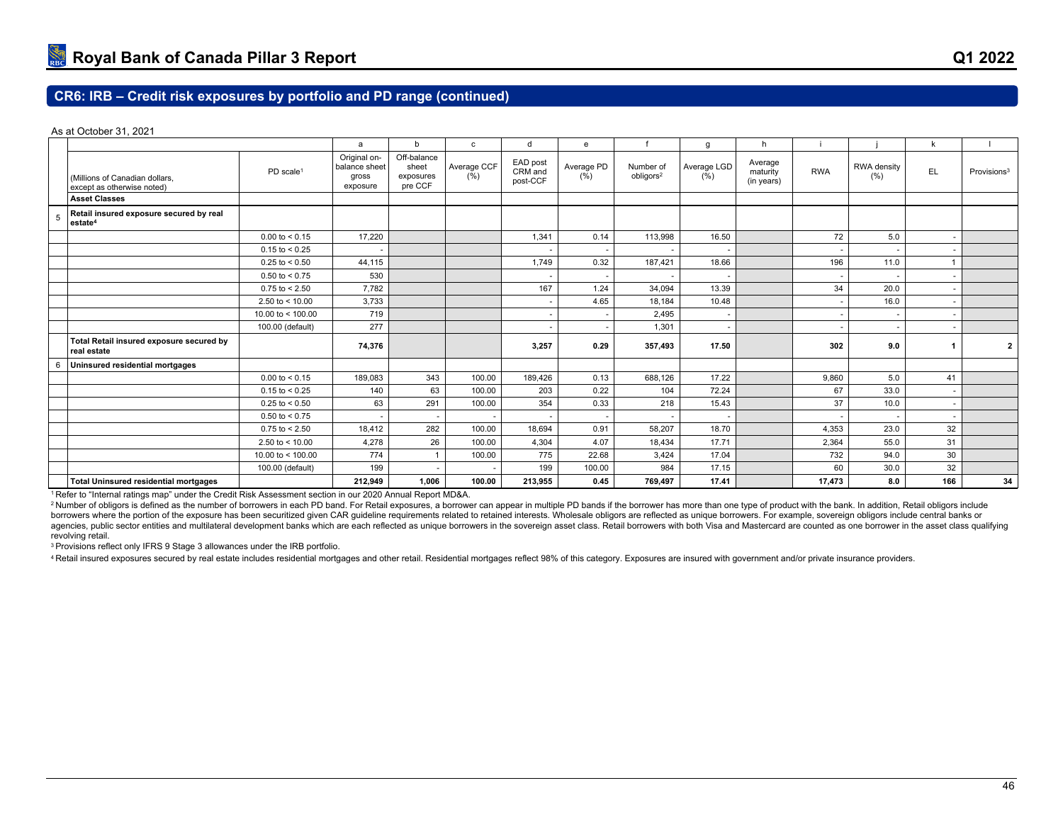## CR6: IRB – Credit risk exposures by portfolio and PD range (continued)

As at October 31, 2021

| | | | a | b | c | d | e | f | g | h | i | j | k | l |
|---|---|---|---|---|---|---|---|---|---|---|---|---|---|---|
| | (Millions of Canadian dollars, except as otherwise noted) | PD scale[1] | Original on-balance sheet gross exposure | Off-balance sheet exposures pre CCF | Average CCF (%) | EAD post CRM and post-CCF | Average PD (%) | Number of obligors[2] | Average LGD (%) | Average maturity (in years) | RWA | RWA density (%) | EL | Provisions[3] |
| | **Asset Classes** | | | | | | | | | | | | | |
| 5 | **Retail insured exposure secured by real estate[4]** | | | | | | | | | | | | | |
| | | 0.00 to < 0.15 | 17,220 | | | 1,341 | 0.14 | 113,998 | 16.50 | | 72 | 5.0 | - | |
| | | 0.15 to < 0.25 | - | | | - | - | - | - | | - | - | - | |
| | | 0.25 to < 0.50 | 44,115 | | | 1,749 | 0.32 | 187,421 | 18.66 | | 196 | 11.0 | 1 | |
| | | 0.50 to < 0.75 | 530 | | | - | - | - | - | | - | - | - | |
| | | 0.75 to < 2.50 | 7,782 | | | 167 | 1.24 | 34,094 | 13.39 | | 34 | 20.0 | - | |
| | | 2.50 to < 10.00 | 3,733 | | | - | 4.65 | 18,184 | 10.48 | | - | 16.0 | - | |
| | | 10.00 to < 100.00 | 719 | | | - | - | 2,495 | - | | - | - | - | |
| | | 100.00 (default) | 277 | | | - | - | 1,301 | - | | - | - | - | |
| | **Total Retail insured exposure secured by real estate** | | **74,376** | | | **3,257** | **0.29** | **357,493** | **17.50** | | **302** | **9.0** | **1** | **2** |
| 6 | **Uninsured residential mortgages** | | | | | | | | | | | | | |
| | | 0.00 to < 0.15 | 189,083 | 343 | 100.00 | 189,426 | 0.13 | 688,126 | 17.22 | | 9,860 | 5.0 | 41 | |
| | | 0.15 to < 0.25 | 140 | 63 | 100.00 | 203 | 0.22 | 104 | 72.24 | | 67 | 33.0 | - | |
| | | 0.25 to < 0.50 | 63 | 291 | 100.00 | 354 | 0.33 | 218 | 15.43 | | 37 | 10.0 | - | |
| | | 0.50 to < 0.75 | - | - | - | - | - | - | - | | - | - | - | |
| | | 0.75 to < 2.50 | 18,412 | 282 | 100.00 | 18,694 | 0.91 | 58,207 | 18.70 | | 4,353 | 23.0 | 32 | |
| | | 2.50 to < 10.00 | 4,278 | 26 | 100.00 | 4,304 | 4.07 | 18,434 | 17.71 | | 2,364 | 55.0 | 31 | |
| | | 10.00 to < 100.00 | 774 | 1 | 100.00 | 775 | 22.68 | 3,424 | 17.04 | | 732 | 94.0 | 30 | |
| | | 100.00 (default) | 199 | - | - | 199 | 100.00 | 984 | 17.15 | | 60 | 30.0 | 32 | |
| | **Total Uninsured residential mortgages** | | **212,949** | **1,006** | **100.00** | **213,955** | **0.45** | **769,497** | **17.41** | | **17,473** | **8.0** | **166** | **34** |

[1] Refer to "Internal ratings map" under the Credit Risk Assessment section in our 2020 Annual Report MD&A.

[2] Number of obligors is defined as the number of borrowers in each PD band. For Retail exposures, a borrower can appear in multiple PD bands if the borrower has more than one type of product with the bank. In addition, Retail obligors include borrowers where the portion of the exposure has been securitized given CAR guideline requirements related to retained interests. Wholesale obligors are reflected as unique borrowers. For example, sovereign obligors include central banks or agencies, public sector entities and multilateral development banks which are each reflected as unique borrowers in the sovereign asset class. Retail borrowers with both Visa and Mastercard are counted as one borrower in the asset class qualifying revolving retail.

[3] Provisions reflect only IFRS 9 Stage 3 allowances under the IRB portfolio.

[4] Retail insured exposures secured by real estate includes residential mortgages and other retail. Residential mortgages reflect 98% of this category. Exposures are insured with government and/or private insurance providers.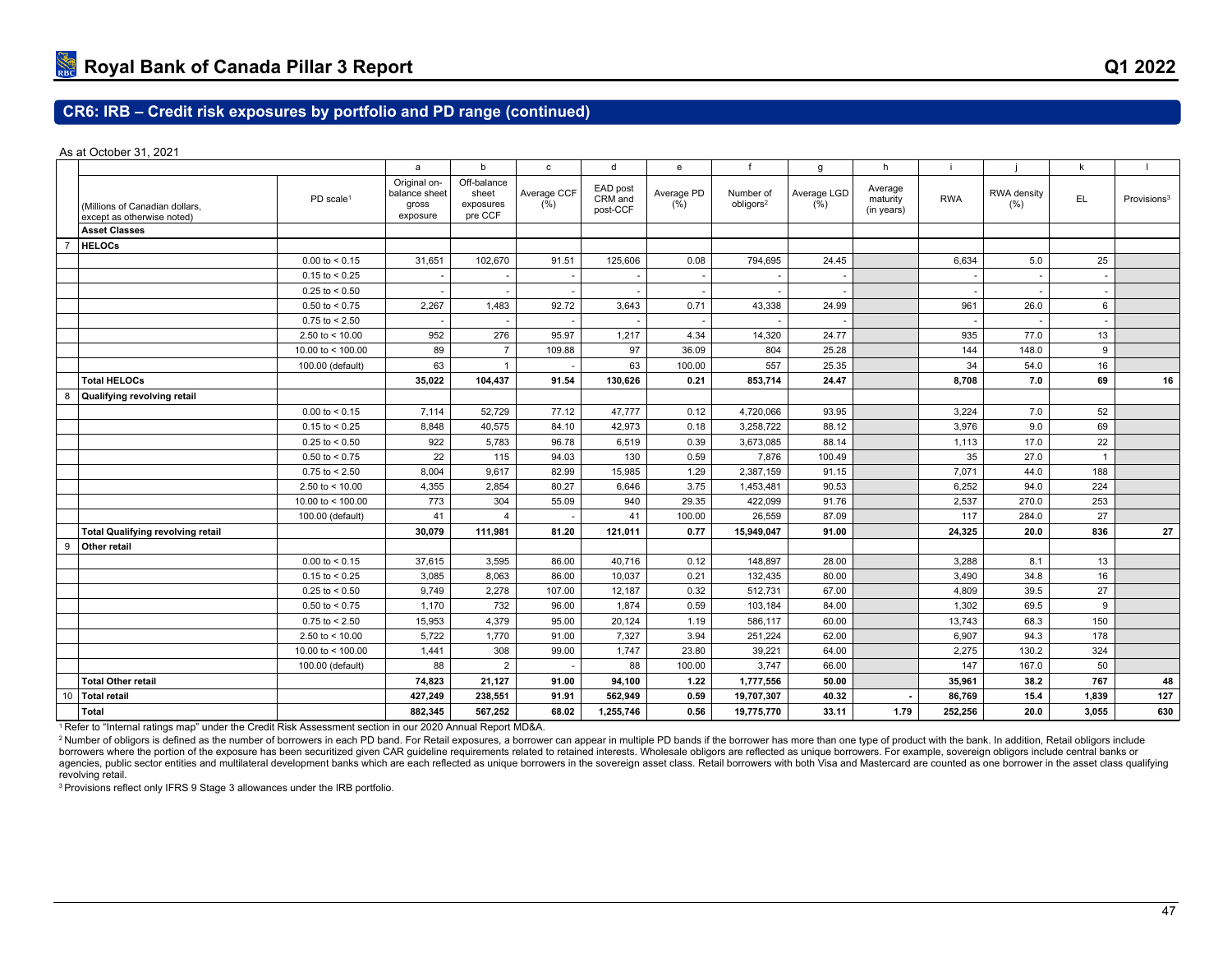## CR6: IRB – Credit risk exposures by portfolio and PD range (continued)

As at October 31, 2021

| | (Millions of Canadian dollars, except as otherwise noted) | PD scale[1] | a<br>Original on-balance sheet gross exposure | b<br>Off-balance sheet exposures pre CCF | c<br>Average CCF (%) | d<br>EAD post CRM and post-CCF | e<br>Average PD (%) | f<br>Number of obligors[2] | g<br>Average LGD (%) | h<br>Average maturity (in years) | i<br>RWA | j<br>RWA density (%) | k<br>EL | l<br>Provisions[3] |
|---|---|---|---|---|---|---|---|---|---|---|---|---|---|---|
| | **Asset Classes** | | | | | | | | | | | | | |
| 7 | **HELOCs** | | | | | | | | | | | | | |
| | | 0.00 to < 0.15 | 31,651 | 102,670 | 91.51 | 125,606 | 0.08 | 794,695 | 24.45 | | 6,634 | 5.0 | 25 | |
| | | 0.15 to < 0.25 | - | - | - | - | - | - | - | | - | - | - | |
| | | 0.25 to < 0.50 | - | - | - | - | - | - | - | | - | - | - | |
| | | 0.50 to < 0.75 | 2,267 | 1,483 | 92.72 | 3,643 | 0.71 | 43,338 | 24.99 | | 961 | 26.0 | 6 | |
| | | 0.75 to < 2.50 | - | - | - | - | - | - | - | | - | - | - | |
| | | 2.50 to < 10.00 | 952 | 276 | 95.97 | 1,217 | 4.34 | 14,320 | 24.77 | | 935 | 77.0 | 13 | |
| | | 10.00 to < 100.00 | 89 | 7 | 109.88 | 97 | 36.09 | 804 | 25.28 | | 144 | 148.0 | 9 | |
| | | 100.00 (default) | 63 | 1 | - | 63 | 100.00 | 557 | 25.35 | | 34 | 54.0 | 16 | |
| | **Total HELOCs** | | **35,022** | **104,437** | **91.54** | **130,626** | **0.21** | **853,714** | **24.47** | | **8,708** | **7.0** | **69** | **16** |
| 8 | **Qualifying revolving retail** | | | | | | | | | | | | | |
| | | 0.00 to < 0.15 | 7,114 | 52,729 | 77.12 | 47,777 | 0.12 | 4,720,066 | 93.95 | | 3,224 | 7.0 | 52 | |
| | | 0.15 to < 0.25 | 8,848 | 40,575 | 84.10 | 42,973 | 0.18 | 3,258,722 | 88.12 | | 3,976 | 9.0 | 69 | |
| | | 0.25 to < 0.50 | 922 | 5,783 | 96.78 | 6,519 | 0.39 | 3,673,085 | 88.14 | | 1,113 | 17.0 | 22 | |
| | | 0.50 to < 0.75 | 22 | 115 | 94.03 | 130 | 0.59 | 7,876 | 100.49 | | 35 | 27.0 | 1 | |
| | | 0.75 to < 2.50 | 8,004 | 9,617 | 82.99 | 15,985 | 1.29 | 2,387,159 | 91.15 | | 7,071 | 44.0 | 188 | |
| | | 2.50 to < 10.00 | 4,355 | 2,854 | 80.27 | 6,646 | 3.75 | 1,453,481 | 90.53 | | 6,252 | 94.0 | 224 | |
| | | 10.00 to < 100.00 | 773 | 304 | 55.09 | 940 | 29.35 | 422,099 | 91.76 | | 2,537 | 270.0 | 253 | |
| | | 100.00 (default) | 41 | 4 | - | 41 | 100.00 | 26,559 | 87.09 | | 117 | 284.0 | 27 | |
| | **Total Qualifying revolving retail** | | **30,079** | **111,981** | **81.20** | **121,011** | **0.77** | **15,949,047** | **91.00** | | **24,325** | **20.0** | **836** | **27** |
| 9 | **Other retail** | | | | | | | | | | | | | |
| | | 0.00 to < 0.15 | 37,615 | 3,595 | 86.00 | 40,716 | 0.12 | 148,897 | 28.00 | | 3,288 | 8.1 | 13 | |
| | | 0.15 to < 0.25 | 3,085 | 8,063 | 86.00 | 10,037 | 0.21 | 132,435 | 80.00 | | 3,490 | 34.8 | 16 | |
| | | 0.25 to < 0.50 | 9,749 | 2,278 | 107.00 | 12,187 | 0.32 | 512,731 | 67.00 | | 4,809 | 39.5 | 27 | |
| | | 0.50 to < 0.75 | 1,170 | 732 | 96.00 | 1,874 | 0.59 | 103,184 | 84.00 | | 1,302 | 69.5 | 9 | |
| | | 0.75 to < 2.50 | 15,953 | 4,379 | 95.00 | 20,124 | 1.19 | 586,117 | 60.00 | | 13,743 | 68.3 | 150 | |
| | | 2.50 to < 10.00 | 5,722 | 1,770 | 91.00 | 7,327 | 3.94 | 251,224 | 62.00 | | 6,907 | 94.3 | 178 | |
| | | 10.00 to < 100.00 | 1,441 | 308 | 99.00 | 1,747 | 23.80 | 39,221 | 64.00 | | 2,275 | 130.2 | 324 | |
| | | 100.00 (default) | 88 | 2 | - | 88 | 100.00 | 3,747 | 66.00 | | 147 | 167.0 | 50 | |
| | **Total Other retail** | | **74,823** | **21,127** | **91.00** | **94,100** | **1.22** | **1,777,556** | **50.00** | | **35,961** | **38.2** | **767** | **48** |
| 10 | **Total retail** | | **427,249** | **238,551** | **91.91** | **562,949** | **0.59** | **19,707,307** | **40.32** | **-** | **86,769** | **15.4** | **1,839** | **127** |
| | **Total** | | **882,345** | **567,252** | **68.02** | **1,255,746** | **0.56** | **19,775,770** | **33.11** | **1.79** | **252,256** | **20.0** | **3,055** | **630** |

[1] Refer to "Internal ratings map" under the Credit Risk Assessment section in our 2020 Annual Report MD&A.

[2] Number of obligors is defined as the number of borrowers in each PD band. For Retail exposures, a borrower can appear in multiple PD bands if the borrower has more than one type of product with the bank. In addition, Retail obligors include borrowers where the portion of the exposure has been securitized given CAR guideline requirements related to retained interests. Wholesale obligors are reflected as unique borrowers. For example, sovereign obligors include central banks or agencies, public sector entities and multilateral development banks which are each reflected as unique borrowers in the sovereign asset class. Retail borrowers with both Visa and Mastercard are counted as one borrower in the asset class qualifying revolving retail.

[3] Provisions reflect only IFRS 9 Stage 3 allowances under the IRB portfolio.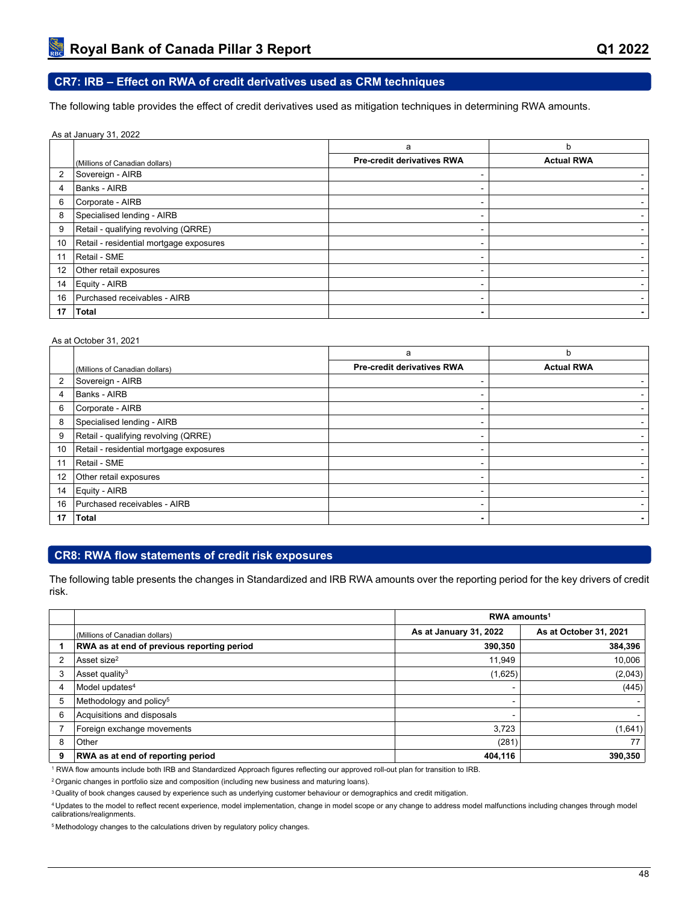## CR7: IRB – Effect on RWA of credit derivatives used as CRM techniques

The following table provides the effect of credit derivatives used as mitigation techniques in determining RWA amounts.

As at January 31, 2022

| | | a | b |
|---|---|---|---|
| | (Millions of Canadian dollars) | Pre-credit derivatives RWA | Actual RWA |
| 2 | Sovereign - AIRB | - | - |
| 4 | Banks - AIRB | - | - |
| 6 | Corporate - AIRB | - | - |
| 8 | Specialised lending - AIRB | - | - |
| 9 | Retail - qualifying revolving (QRRE) | - | - |
| 10 | Retail - residential mortgage exposures | - | - |
| 11 | Retail - SME | - | - |
| 12 | Other retail exposures | - | - |
| 14 | Equity - AIRB | - | - |
| 16 | Purchased receivables - AIRB | - | - |
| **17** | **Total** | **-** | **-** |

As at October 31, 2021

| | | a | b |
|---|---|---|---|
| | (Millions of Canadian dollars) | Pre-credit derivatives RWA | Actual RWA |
| 2 | Sovereign - AIRB | - | - |
| 4 | Banks - AIRB | - | - |
| 6 | Corporate - AIRB | - | - |
| 8 | Specialised lending - AIRB | - | - |
| 9 | Retail - qualifying revolving (QRRE) | - | - |
| 10 | Retail - residential mortgage exposures | - | - |
| 11 | Retail - SME | - | - |
| 12 | Other retail exposures | - | - |
| 14 | Equity - AIRB | - | - |
| 16 | Purchased receivables - AIRB | - | - |
| **17** | **Total** | **-** | **-** |

## CR8: RWA flow statements of credit risk exposures

The following table presents the changes in Standardized and IRB RWA amounts over the reporting period for the key drivers of credit risk.

| | | RWA amounts[1] | |
|---|---|---|---|
| | (Millions of Canadian dollars) | As at January 31, 2022 | As at October 31, 2021 |
| **1** | **RWA as at end of previous reporting period** | **390,350** | **384,396** |
| 2 | Asset size[2] | 11,949 | 10,006 |
| 3 | Asset quality[3] | (1,625) | (2,043) |
| 4 | Model updates[4] | - | (445) |
| 5 | Methodology and policy[5] | - | - |
| 6 | Acquisitions and disposals | - | - |
| 7 | Foreign exchange movements | 3,723 | (1,641) |
| 8 | Other | (281) | 77 |
| **9** | **RWA as at end of reporting period** | **404,116** | **390,350** |

[1] RWA flow amounts include both IRB and Standardized Approach figures reflecting our approved roll-out plan for transition to IRB.

[2] Organic changes in portfolio size and composition (including new business and maturing loans).

[3] Quality of book changes caused by experience such as underlying customer behaviour or demographics and credit mitigation.

[4] Updates to the model to reflect recent experience, model implementation, change in model scope or any change to address model malfunctions including changes through model calibrations/realignments.

[5] Methodology changes to the calculations driven by regulatory policy changes.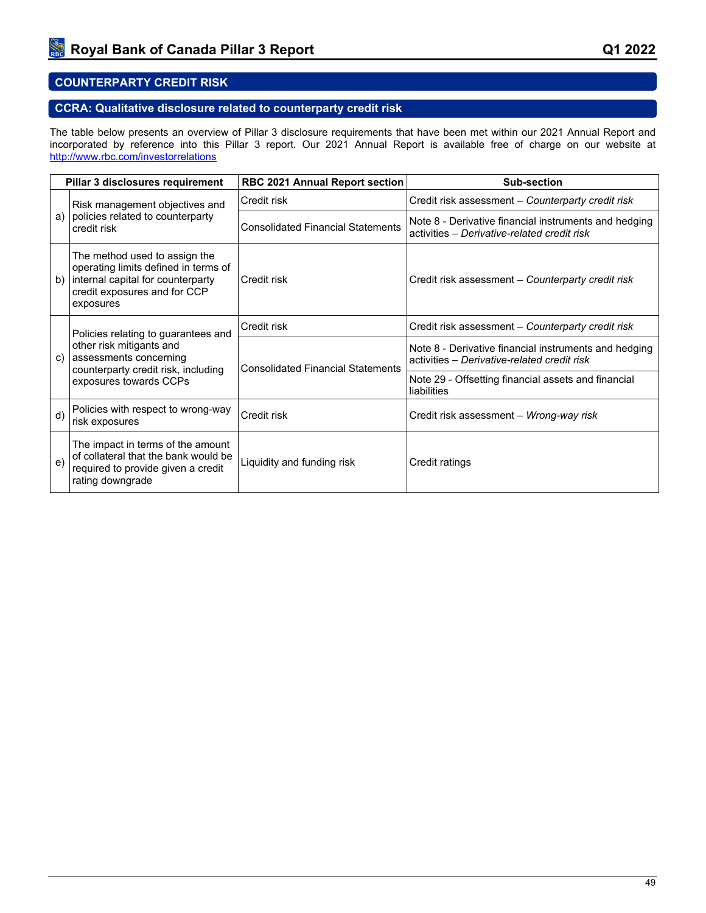## COUNTERPARTY CREDIT RISK

### CCRA: Qualitative disclosure related to counterparty credit risk

The table below presents an overview of Pillar 3 disclosure requirements that have been met within our 2021 Annual Report and incorporated by reference into this Pillar 3 report. Our 2021 Annual Report is available free of charge on our website at [http://www.rbc.com/investorrelations](http://www.rbc.com/investorrelations)

| | Pillar 3 disclosures requirement | RBC 2021 Annual Report section | Sub-section |
|---|---|---|---|
| a) | Risk management objectives and policies related to counterparty credit risk | Credit risk | Credit risk assessment – *Counterparty credit risk* |
| | | Consolidated Financial Statements | Note 8 - Derivative financial instruments and hedging activities – *Derivative-related credit risk* |
| b) | The method used to assign the operating limits defined in terms of internal capital for counterparty credit exposures and for CCP exposures | Credit risk | Credit risk assessment – *Counterparty credit risk* |
| c) | Policies relating to guarantees and other risk mitigants and assessments concerning counterparty credit risk, including exposures towards CCPs | Credit risk | Credit risk assessment – *Counterparty credit risk* |
| | | Consolidated Financial Statements | Note 8 - Derivative financial instruments and hedging activities – *Derivative-related credit risk* |
| | | | Note 29 - Offsetting financial assets and financial liabilities |
| d) | Policies with respect to wrong-way risk exposures | Credit risk | Credit risk assessment – *Wrong-way risk* |
| e) | The impact in terms of the amount of collateral that the bank would be required to provide given a credit rating downgrade | Liquidity and funding risk | Credit ratings |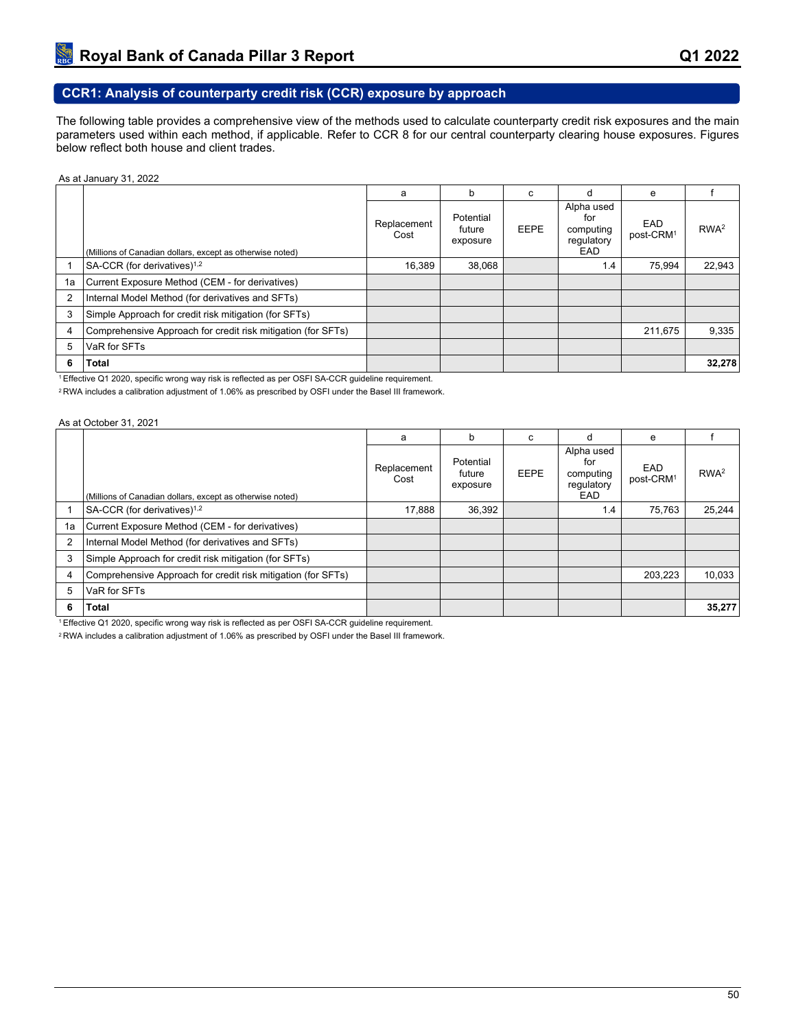## CCR1: Analysis of counterparty credit risk (CCR) exposure by approach

The following table provides a comprehensive view of the methods used to calculate counterparty credit risk exposures and the main parameters used within each method, if applicable. Refer to CCR 8 for our central counterparty clearing house exposures. Figures below reflect both house and client trades.

As at January 31, 2022

| | | a | b | c | d | e | f |
|---|---|---|---|---|---|---|---|
| | (Millions of Canadian dollars, except as otherwise noted) | Replacement Cost | Potential future exposure | EEPE | Alpha used for computing regulatory EAD | EAD post-CRM[1] | RWA[2] |
| 1 | SA-CCR (for derivatives)[1,2] | 16,389 | 38,068 | | 1.4 | 75,994 | 22,943 |
| 1a | Current Exposure Method (CEM - for derivatives) | | | | | | |
| 2 | Internal Model Method (for derivatives and SFTs) | | | | | | |
| 3 | Simple Approach for credit risk mitigation (for SFTs) | | | | | | |
| 4 | Comprehensive Approach for credit risk mitigation (for SFTs) | | | | | 211,675 | 9,335 |
| 5 | VaR for SFTs | | | | | | |
| **6** | **Total** | | | | | | **32,278** |

[1] Effective Q1 2020, specific wrong way risk is reflected as per OSFI SA-CCR guideline requirement.

[2] RWA includes a calibration adjustment of 1.06% as prescribed by OSFI under the Basel III framework.

As at October 31, 2021

| | | a | b | c | d | e | f |
|---|---|---|---|---|---|---|---|
| | (Millions of Canadian dollars, except as otherwise noted) | Replacement Cost | Potential future exposure | EEPE | Alpha used for computing regulatory EAD | EAD post-CRM[1] | RWA[2] |
| 1 | SA-CCR (for derivatives)[1,2] | 17,888 | 36,392 | | 1.4 | 75,763 | 25,244 |
| 1a | Current Exposure Method (CEM - for derivatives) | | | | | | |
| 2 | Internal Model Method (for derivatives and SFTs) | | | | | | |
| 3 | Simple Approach for credit risk mitigation (for SFTs) | | | | | | |
| 4 | Comprehensive Approach for credit risk mitigation (for SFTs) | | | | | 203,223 | 10,033 |
| 5 | VaR for SFTs | | | | | | |
| **6** | **Total** | | | | | | **35,277** |

[1] Effective Q1 2020, specific wrong way risk is reflected as per OSFI SA-CCR guideline requirement.

[2] RWA includes a calibration adjustment of 1.06% as prescribed by OSFI under the Basel III framework.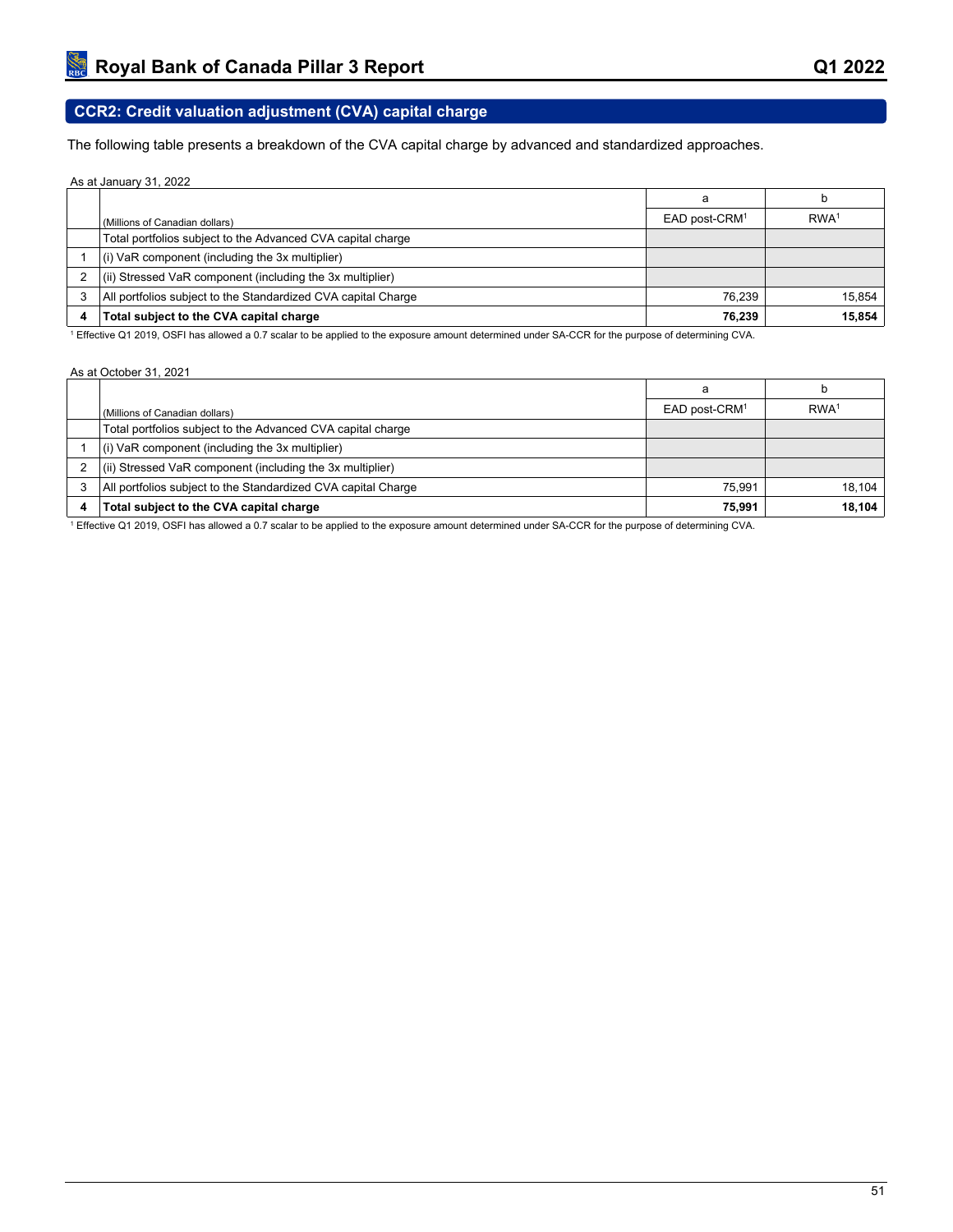## CCR2: Credit valuation adjustment (CVA) capital charge

The following table presents a breakdown of the CVA capital charge by advanced and standardized approaches.

As at January 31, 2022

| | | a | b |
|---|---|---|---|
| | (Millions of Canadian dollars) | EAD post-CRM[1] | RWA[1] |
| | Total portfolios subject to the Advanced CVA capital charge | | |
| 1 | (i) VaR component (including the 3x multiplier) | | |
| 2 | (ii) Stressed VaR component (including the 3x multiplier) | | |
| 3 | All portfolios subject to the Standardized CVA capital Charge | 76,239 | 15,854 |
| **4** | **Total subject to the CVA capital charge** | **76,239** | **15,854** |

[1] Effective Q1 2019, OSFI has allowed a 0.7 scalar to be applied to the exposure amount determined under SA-CCR for the purpose of determining CVA.

As at October 31, 2021

| | | a | b |
|---|---|---|---|
| | (Millions of Canadian dollars) | EAD post-CRM[1] | RWA[1] |
| | Total portfolios subject to the Advanced CVA capital charge | | |
| 1 | (i) VaR component (including the 3x multiplier) | | |
| 2 | (ii) Stressed VaR component (including the 3x multiplier) | | |
| 3 | All portfolios subject to the Standardized CVA capital Charge | 75,991 | 18,104 |
| **4** | **Total subject to the CVA capital charge** | **75,991** | **18,104** |

[1] Effective Q1 2019, OSFI has allowed a 0.7 scalar to be applied to the exposure amount determined under SA-CCR for the purpose of determining CVA.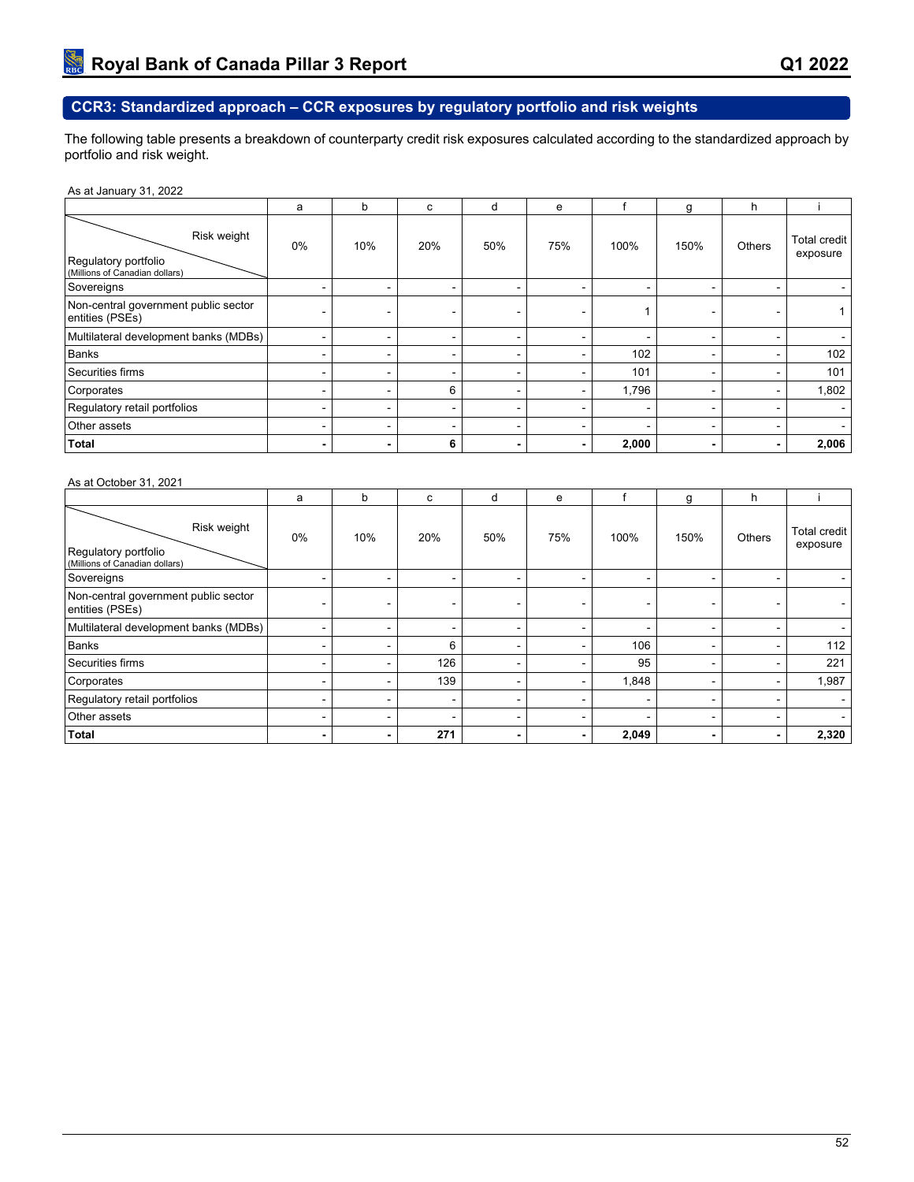## CCR3: Standardized approach – CCR exposures by regulatory portfolio and risk weights

The following table presents a breakdown of counterparty credit risk exposures calculated according to the standardized approach by portfolio and risk weight.

As at January 31, 2022

| | a | b | c | d | e | f | g | h | i |
|---|---|---|---|---|---|---|---|---|---|
| Regulatory portfolio (Millions of Canadian dollars) / Risk weight | 0% | 10% | 20% | 50% | 75% | 100% | 150% | Others | Total credit exposure |
| Sovereigns | - | - | - | - | - | - | - | - | - |
| Non-central government public sector entities (PSEs) | - | - | - | - | - | 1 | - | - | 1 |
| Multilateral development banks (MDBs) | - | - | - | - | - | - | - | - | - |
| Banks | - | - | - | - | - | 102 | - | - | 102 |
| Securities firms | - | - | - | - | - | 101 | - | - | 101 |
| Corporates | - | - | 6 | - | - | 1,796 | - | - | 1,802 |
| Regulatory retail portfolios | - | - | - | - | - | - | - | - | - |
| Other assets | - | - | - | - | - | - | - | - | - |
| **Total** | **-** | **-** | **6** | **-** | **-** | **2,000** | **-** | **-** | **2,006** |

As at October 31, 2021

| | a | b | c | d | e | f | g | h | i |
|---|---|---|---|---|---|---|---|---|---|
| Regulatory portfolio (Millions of Canadian dollars) / Risk weight | 0% | 10% | 20% | 50% | 75% | 100% | 150% | Others | Total credit exposure |
| Sovereigns | - | - | - | - | - | - | - | - | - |
| Non-central government public sector entities (PSEs) | - | - | - | - | - | - | - | - | - |
| Multilateral development banks (MDBs) | - | - | - | - | - | - | - | - | - |
| Banks | - | - | 6 | - | - | 106 | - | - | 112 |
| Securities firms | - | - | 126 | - | - | 95 | - | - | 221 |
| Corporates | - | - | 139 | - | - | 1,848 | - | - | 1,987 |
| Regulatory retail portfolios | - | - | - | - | - | - | - | - | - |
| Other assets | - | - | - | - | - | - | - | - | - |
| **Total** | **-** | **-** | **271** | **-** | **-** | **2,049** | **-** | **-** | **2,320** |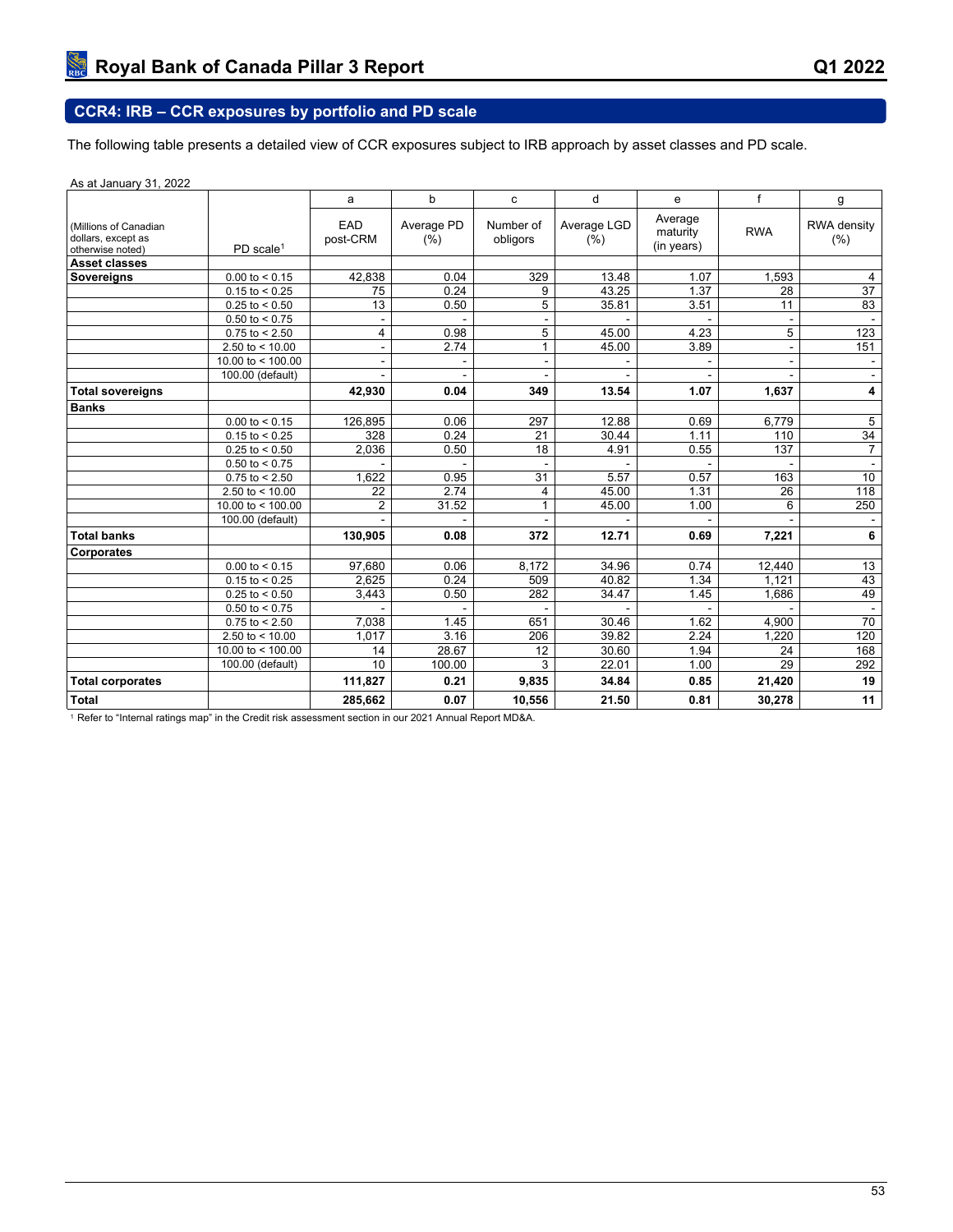## CCR4: IRB – CCR exposures by portfolio and PD scale

The following table presents a detailed view of CCR exposures subject to IRB approach by asset classes and PD scale.

As at January 31, 2022

| (Millions of Canadian dollars, except as otherwise noted) | PD scale[1] | a<br>EAD post-CRM | b<br>Average PD (%) | c<br>Number of obligors | d<br>Average LGD (%) | e<br>Average maturity (in years) | f<br>RWA | g<br>RWA density (%) |
|---|---|---|---|---|---|---|---|---|
| **Asset classes** | | | | | | | | |
| **Sovereigns** | 0.00 to < 0.15 | 42,838 | 0.04 | 329 | 13.48 | 1.07 | 1,593 | 4 |
| | 0.15 to < 0.25 | 75 | 0.24 | 9 | 43.25 | 1.37 | 28 | 37 |
| | 0.25 to < 0.50 | 13 | 0.50 | 5 | 35.81 | 3.51 | 11 | 83 |
| | 0.50 to < 0.75 | - | - | - | - | - | - | - |
| | 0.75 to < 2.50 | 4 | 0.98 | 5 | 45.00 | 4.23 | 5 | 123 |
| | 2.50 to < 10.00 | - | 2.74 | 1 | 45.00 | 3.89 | - | 151 |
| | 10.00 to < 100.00 | - | - | - | - | - | - | - |
| | 100.00 (default) | - | - | - | - | - | - | - |
| **Total sovereigns** | | **42,930** | **0.04** | **349** | **13.54** | **1.07** | **1,637** | **4** |
| **Banks** | | | | | | | | |
| | 0.00 to < 0.15 | 126,895 | 0.06 | 297 | 12.88 | 0.69 | 6,779 | 5 |
| | 0.15 to < 0.25 | 328 | 0.24 | 21 | 30.44 | 1.11 | 110 | 34 |
| | 0.25 to < 0.50 | 2,036 | 0.50 | 18 | 4.91 | 0.55 | 137 | 7 |
| | 0.50 to < 0.75 | - | - | - | - | - | - | - |
| | 0.75 to < 2.50 | 1,622 | 0.95 | 31 | 5.57 | 0.57 | 163 | 10 |
| | 2.50 to < 10.00 | 22 | 2.74 | 4 | 45.00 | 1.31 | 26 | 118 |
| | 10.00 to < 100.00 | 2 | 31.52 | 1 | 45.00 | 1.00 | 6 | 250 |
| | 100.00 (default) | - | - | - | - | - | - | - |
| **Total banks** | | **130,905** | **0.08** | **372** | **12.71** | **0.69** | **7,221** | **6** |
| **Corporates** | | | | | | | | |
| | 0.00 to < 0.15 | 97,680 | 0.06 | 8,172 | 34.96 | 0.74 | 12,440 | 13 |
| | 0.15 to < 0.25 | 2,625 | 0.24 | 509 | 40.82 | 1.34 | 1,121 | 43 |
| | 0.25 to < 0.50 | 3,443 | 0.50 | 282 | 34.47 | 1.45 | 1,686 | 49 |
| | 0.50 to < 0.75 | - | - | - | - | - | - | - |
| | 0.75 to < 2.50 | 7,038 | 1.45 | 651 | 30.46 | 1.62 | 4,900 | 70 |
| | 2.50 to < 10.00 | 1,017 | 3.16 | 206 | 39.82 | 2.24 | 1,220 | 120 |
| | 10.00 to < 100.00 | 14 | 28.67 | 12 | 30.60 | 1.94 | 24 | 168 |
| | 100.00 (default) | 10 | 100.00 | 3 | 22.01 | 1.00 | 29 | 292 |
| **Total corporates** | | **111,827** | **0.21** | **9,835** | **34.84** | **0.85** | **21,420** | **19** |
| **Total** | | **285,662** | **0.07** | **10,556** | **21.50** | **0.81** | **30,278** | **11** |

[1] Refer to "Internal ratings map" in the Credit risk assessment section in our 2021 Annual Report MD&A.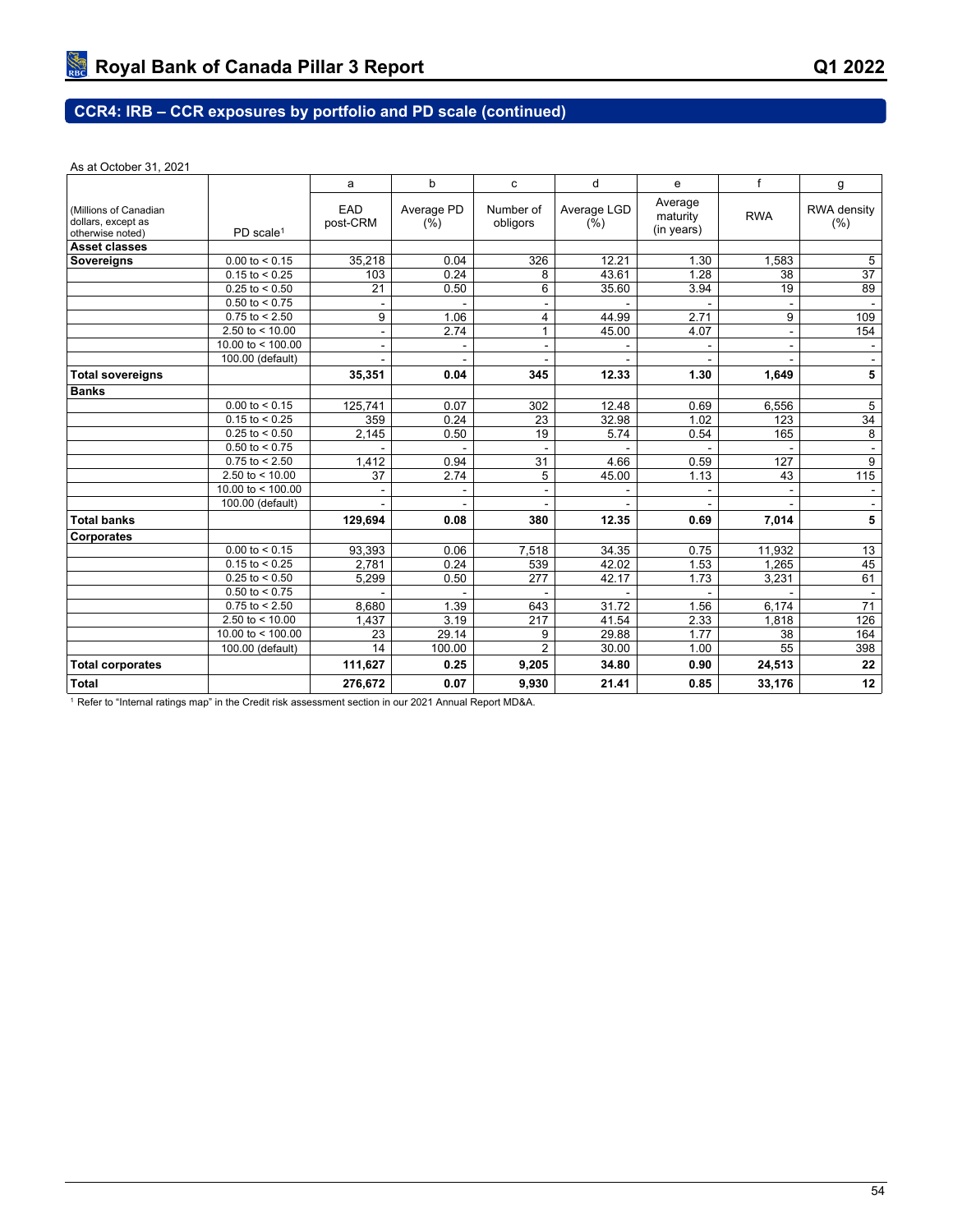## CCR4: IRB – CCR exposures by portfolio and PD scale (continued)

As at October 31, 2021

| (Millions of Canadian dollars, except as otherwise noted) | PD scale[1] | a<br>EAD post-CRM | b<br>Average PD (%) | c<br>Number of obligors | d<br>Average LGD (%) | e<br>Average maturity (in years) | f<br>RWA | g<br>RWA density (%) |
|---|---|---|---|---|---|---|---|---|
| **Asset classes** | | | | | | | | |
| **Sovereigns** | 0.00 to < 0.15 | 35,218 | 0.04 | 326 | 12.21 | 1.30 | 1,583 | 5 |
| | 0.15 to < 0.25 | 103 | 0.24 | 8 | 43.61 | 1.28 | 38 | 37 |
| | 0.25 to < 0.50 | 21 | 0.50 | 6 | 35.60 | 3.94 | 19 | 89 |
| | 0.50 to < 0.75 | - | - | - | - | - | - | - |
| | 0.75 to < 2.50 | 9 | 1.06 | 4 | 44.99 | 2.71 | 9 | 109 |
| | 2.50 to < 10.00 | - | 2.74 | 1 | 45.00 | 4.07 | - | 154 |
| | 10.00 to < 100.00 | - | - | - | - | - | - | - |
| | 100.00 (default) | - | - | - | - | - | - | - |
| **Total sovereigns** | | **35,351** | **0.04** | **345** | **12.33** | **1.30** | **1,649** | **5** |
| **Banks** | | | | | | | | |
| | 0.00 to < 0.15 | 125,741 | 0.07 | 302 | 12.48 | 0.69 | 6,556 | 5 |
| | 0.15 to < 0.25 | 359 | 0.24 | 23 | 32.98 | 1.02 | 123 | 34 |
| | 0.25 to < 0.50 | 2,145 | 0.50 | 19 | 5.74 | 0.54 | 165 | 8 |
| | 0.50 to < 0.75 | - | - | - | - | - | - | - |
| | 0.75 to < 2.50 | 1,412 | 0.94 | 31 | 4.66 | 0.59 | 127 | 9 |
| | 2.50 to < 10.00 | 37 | 2.74 | 5 | 45.00 | 1.13 | 43 | 115 |
| | 10.00 to < 100.00 | - | - | - | - | - | - | - |
| | 100.00 (default) | - | - | - | - | - | - | - |
| **Total banks** | | **129,694** | **0.08** | **380** | **12.35** | **0.69** | **7,014** | **5** |
| **Corporates** | | | | | | | | |
| | 0.00 to < 0.15 | 93,393 | 0.06 | 7,518 | 34.35 | 0.75 | 11,932 | 13 |
| | 0.15 to < 0.25 | 2,781 | 0.24 | 539 | 42.02 | 1.53 | 1,265 | 45 |
| | 0.25 to < 0.50 | 5,299 | 0.50 | 277 | 42.17 | 1.73 | 3,231 | 61 |
| | 0.50 to < 0.75 | - | - | - | - | - | - | - |
| | 0.75 to < 2.50 | 8,680 | 1.39 | 643 | 31.72 | 1.56 | 6,174 | 71 |
| | 2.50 to < 10.00 | 1,437 | 3.19 | 217 | 41.54 | 2.33 | 1,818 | 126 |
| | 10.00 to < 100.00 | 23 | 29.14 | 9 | 29.88 | 1.77 | 38 | 164 |
| | 100.00 (default) | 14 | 100.00 | 2 | 30.00 | 1.00 | 55 | 398 |
| **Total corporates** | | **111,627** | **0.25** | **9,205** | **34.80** | **0.90** | **24,513** | **22** |
| **Total** | | **276,672** | **0.07** | **9,930** | **21.41** | **0.85** | **33,176** | **12** |

[1] Refer to "Internal ratings map" in the Credit risk assessment section in our 2021 Annual Report MD&A.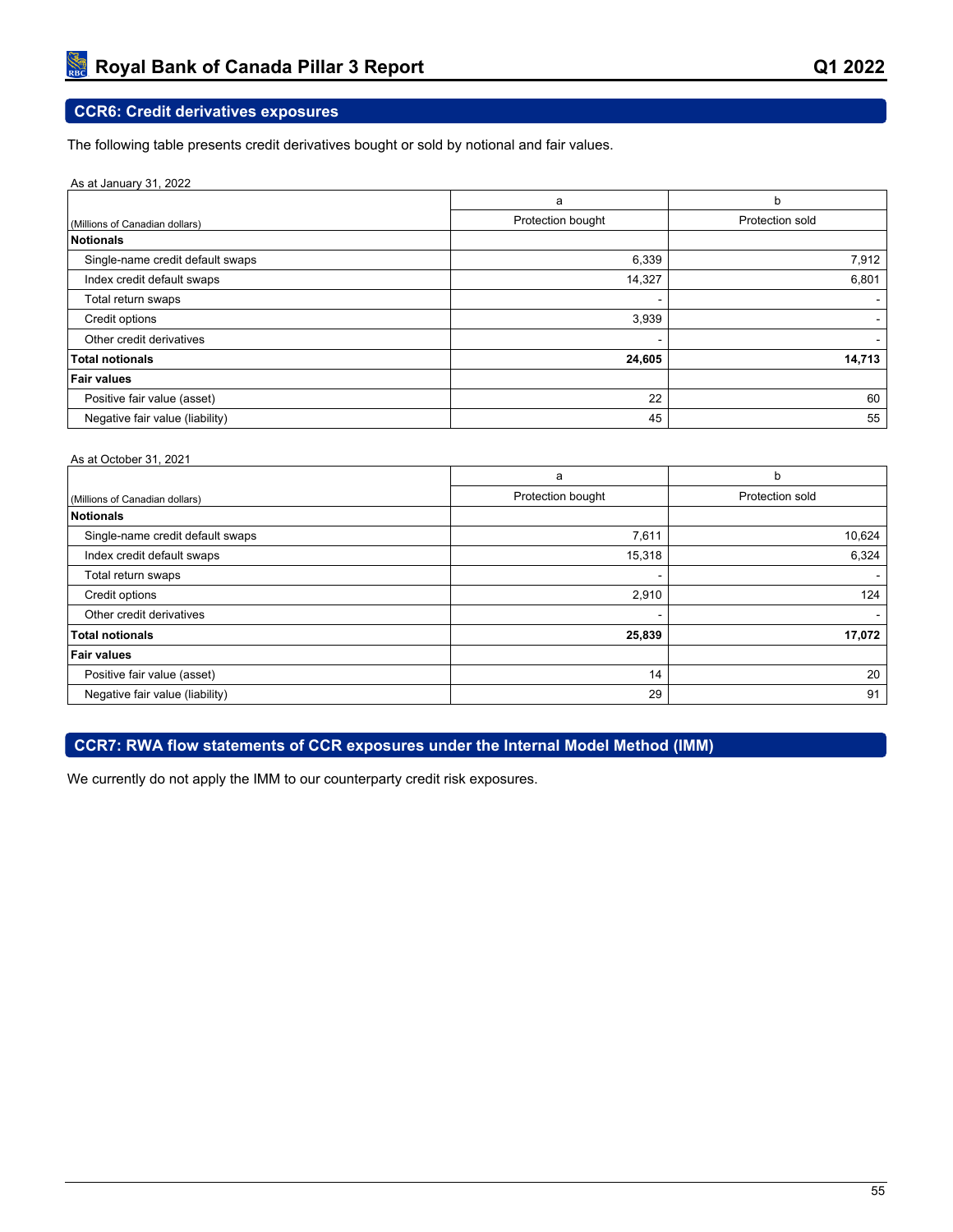## CCR6: Credit derivatives exposures

The following table presents credit derivatives bought or sold by notional and fair values.

As at January 31, 2022

| (Millions of Canadian dollars) | a<br>Protection bought | b<br>Protection sold |
|---|---|---|
| **Notionals** | | |
| Single-name credit default swaps | 6,339 | 7,912 |
| Index credit default swaps | 14,327 | 6,801 |
| Total return swaps | - | - |
| Credit options | 3,939 | - |
| Other credit derivatives | - | - |
| **Total notionals** | **24,605** | **14,713** |
| **Fair values** | | |
| Positive fair value (asset) | 22 | 60 |
| Negative fair value (liability) | 45 | 55 |

As at October 31, 2021

| (Millions of Canadian dollars) | a<br>Protection bought | b<br>Protection sold |
|---|---|---|
| **Notionals** | | |
| Single-name credit default swaps | 7,611 | 10,624 |
| Index credit default swaps | 15,318 | 6,324 |
| Total return swaps | - | - |
| Credit options | 2,910 | 124 |
| Other credit derivatives | - | - |
| **Total notionals** | **25,839** | **17,072** |
| **Fair values** | | |
| Positive fair value (asset) | 14 | 20 |
| Negative fair value (liability) | 29 | 91 |

## CCR7: RWA flow statements of CCR exposures under the Internal Model Method (IMM)

We currently do not apply the IMM to our counterparty credit risk exposures.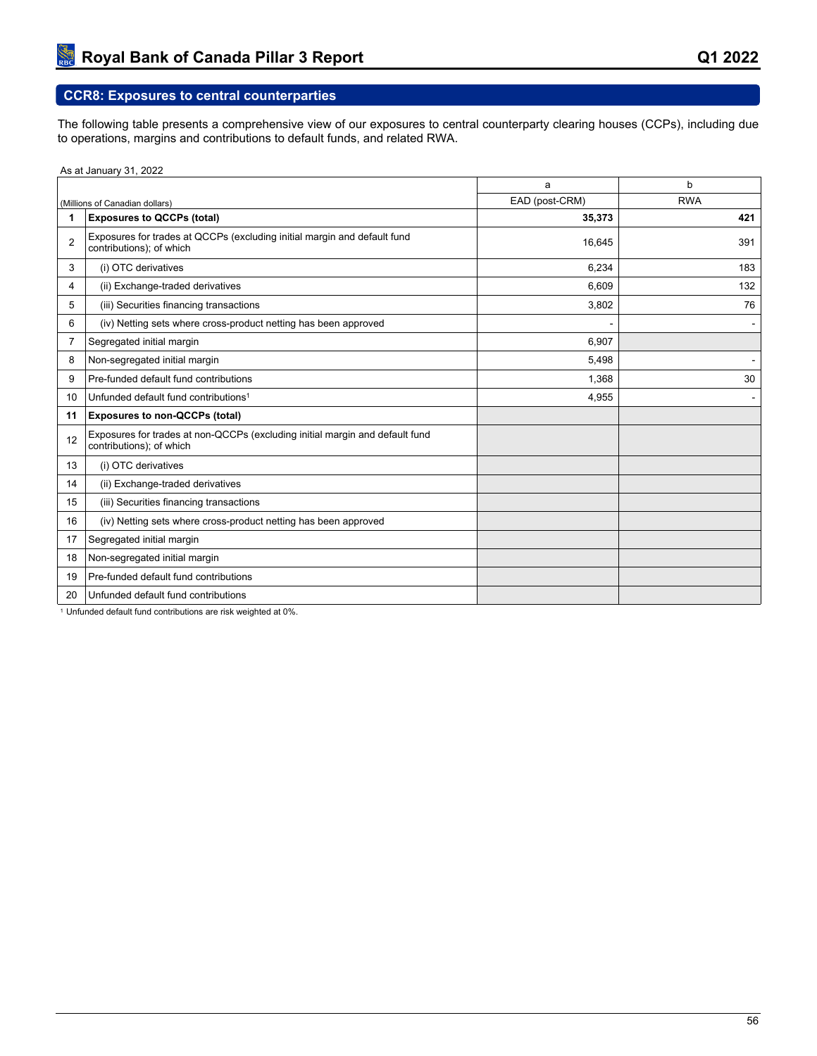## CCR8: Exposures to central counterparties

The following table presents a comprehensive view of our exposures to central counterparty clearing houses (CCPs), including due to operations, margins and contributions to default funds, and related RWA.

As at January 31, 2022

| | | a | b |
|---|---|---|---|
| | (Millions of Canadian dollars) | EAD (post-CRM) | RWA |
| **1** | **Exposures to QCCPs (total)** | **35,373** | **421** |
| 2 | Exposures for trades at QCCPs (excluding initial margin and default fund contributions); of which | 16,645 | 391 |
| 3 | (i) OTC derivatives | 6,234 | 183 |
| 4 | (ii) Exchange-traded derivatives | 6,609 | 132 |
| 5 | (iii) Securities financing transactions | 3,802 | 76 |
| 6 | (iv) Netting sets where cross-product netting has been approved | - | - |
| 7 | Segregated initial margin | 6,907 | |
| 8 | Non-segregated initial margin | 5,498 | - |
| 9 | Pre-funded default fund contributions | 1,368 | 30 |
| 10 | Unfunded default fund contributions[1] | 4,955 | - |
| **11** | **Exposures to non-QCCPs (total)** | | |
| 12 | Exposures for trades at non-QCCPs (excluding initial margin and default fund contributions); of which | | |
| 13 | (i) OTC derivatives | | |
| 14 | (ii) Exchange-traded derivatives | | |
| 15 | (iii) Securities financing transactions | | |
| 16 | (iv) Netting sets where cross-product netting has been approved | | |
| 17 | Segregated initial margin | | |
| 18 | Non-segregated initial margin | | |
| 19 | Pre-funded default fund contributions | | |
| 20 | Unfunded default fund contributions | | |

[1] Unfunded default fund contributions are risk weighted at 0%.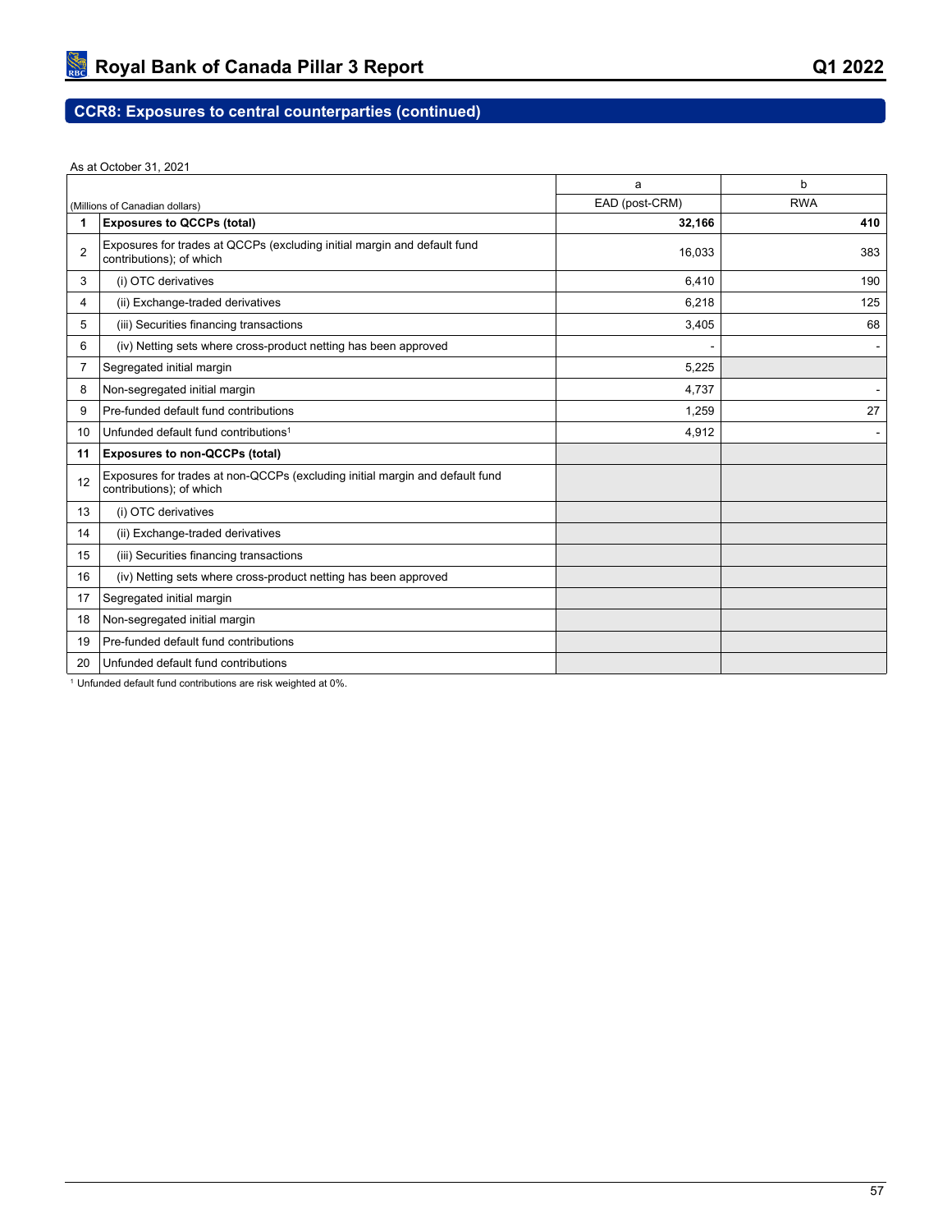## CCR8: Exposures to central counterparties (continued)

As at October 31, 2021

| | (Millions of Canadian dollars) | a<br>EAD (post-CRM) | b<br>RWA |
|---|---|---|---|
| **1** | **Exposures to QCCPs (total)** | **32,166** | **410** |
| 2 | Exposures for trades at QCCPs (excluding initial margin and default fund contributions); of which | 16,033 | 383 |
| 3 | (i) OTC derivatives | 6,410 | 190 |
| 4 | (ii) Exchange-traded derivatives | 6,218 | 125 |
| 5 | (iii) Securities financing transactions | 3,405 | 68 |
| 6 | (iv) Netting sets where cross-product netting has been approved | - | - |
| 7 | Segregated initial margin | 5,225 | |
| 8 | Non-segregated initial margin | 4,737 | - |
| 9 | Pre-funded default fund contributions | 1,259 | 27 |
| 10 | Unfunded default fund contributions[1] | 4,912 | - |
| **11** | **Exposures to non-QCCPs (total)** | | |
| 12 | Exposures for trades at non-QCCPs (excluding initial margin and default fund contributions); of which | | |
| 13 | (i) OTC derivatives | | |
| 14 | (ii) Exchange-traded derivatives | | |
| 15 | (iii) Securities financing transactions | | |
| 16 | (iv) Netting sets where cross-product netting has been approved | | |
| 17 | Segregated initial margin | | |
| 18 | Non-segregated initial margin | | |
| 19 | Pre-funded default fund contributions | | |
| 20 | Unfunded default fund contributions | | |

[1] Unfunded default fund contributions are risk weighted at 0%.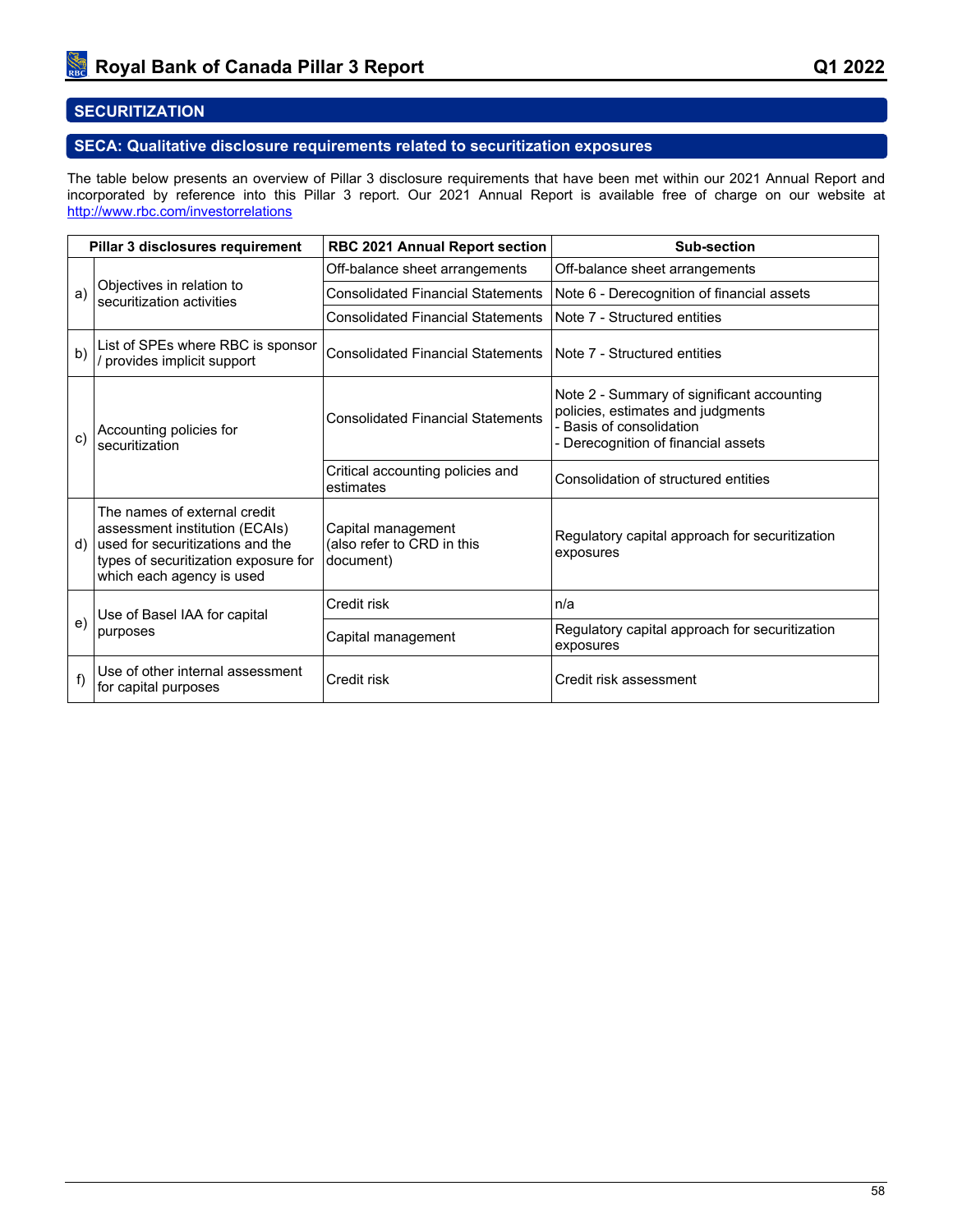## SECURITIZATION

### SECA: Qualitative disclosure requirements related to securitization exposures

The table below presents an overview of Pillar 3 disclosure requirements that have been met within our 2021 Annual Report and incorporated by reference into this Pillar 3 report. Our 2021 Annual Report is available free of charge on our website at http://www.rbc.com/investorrelations

| | Pillar 3 disclosures requirement | RBC 2021 Annual Report section | Sub-section |
|---|---|---|---|
| a) | Objectives in relation to securitization activities | Off-balance sheet arrangements | Off-balance sheet arrangements |
| | | Consolidated Financial Statements | Note 6 - Derecognition of financial assets |
| | | Consolidated Financial Statements | Note 7 - Structured entities |
| b) | List of SPEs where RBC is sponsor / provides implicit support | Consolidated Financial Statements | Note 7 - Structured entities |
| c) | Accounting policies for securitization | Consolidated Financial Statements | Note 2 - Summary of significant accounting policies, estimates and judgments<br>- Basis of consolidation<br>- Derecognition of financial assets |
| | | Critical accounting policies and estimates | Consolidation of structured entities |
| d) | The names of external credit assessment institution (ECAIs) used for securitizations and the types of securitization exposure for which each agency is used | Capital management (also refer to CRD in this document) | Regulatory capital approach for securitization exposures |
| e) | Use of Basel IAA for capital purposes | Credit risk | n/a |
| | | Capital management | Regulatory capital approach for securitization exposures |
| f) | Use of other internal assessment for capital purposes | Credit risk | Credit risk assessment |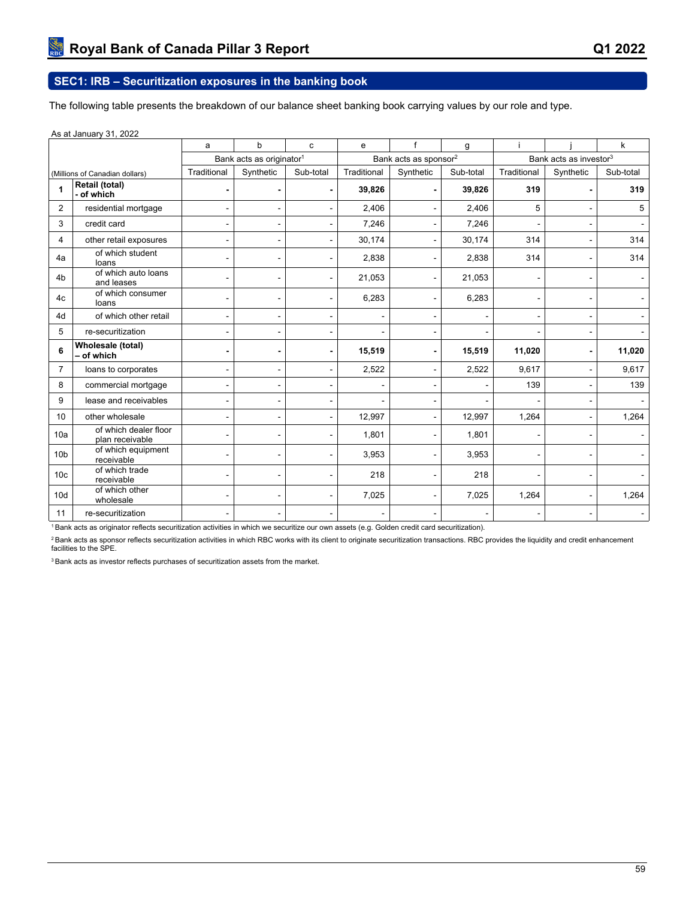## SEC1: IRB – Securitization exposures in the banking book

The following table presents the breakdown of our balance sheet banking book carrying values by our role and type.

As at January 31, 2022

| | | a | b | c | e | f | g | i | j | k |
|---|---|---|---|---|---|---|---|---|---|---|
| | | Bank acts as originator[1] | | | Bank acts as sponsor[2] | | | Bank acts as investor[3] | | |
| (Millions of Canadian dollars) | | Traditional | Synthetic | Sub-total | Traditional | Synthetic | Sub-total | Traditional | Synthetic | Sub-total |
| **1** | **Retail (total) - of which** | **-** | **-** | **-** | **39,826** | **-** | **39,826** | **319** | **-** | **319** |
| 2 | residential mortgage | - | - | - | 2,406 | - | 2,406 | 5 | - | 5 |
| 3 | credit card | - | - | - | 7,246 | - | 7,246 | - | - | - |
| 4 | other retail exposures | - | - | - | 30,174 | - | 30,174 | 314 | - | 314 |
| 4a | of which student loans | - | - | - | 2,838 | - | 2,838 | 314 | - | 314 |
| 4b | of which auto loans and leases | - | - | - | 21,053 | - | 21,053 | - | - | - |
| 4c | of which consumer loans | - | - | - | 6,283 | - | 6,283 | - | - | - |
| 4d | of which other retail | - | - | - | - | - | - | - | - | - |
| 5 | re-securitization | - | - | - | - | - | - | - | - | - |
| **6** | **Wholesale (total) – of which** | **-** | **-** | **-** | **15,519** | **-** | **15,519** | **11,020** | **-** | **11,020** |
| 7 | loans to corporates | - | - | - | 2,522 | - | 2,522 | 9,617 | - | 9,617 |
| 8 | commercial mortgage | - | - | - | - | - | - | 139 | - | 139 |
| 9 | lease and receivables | - | - | - | - | - | - | - | - | - |
| 10 | other wholesale | - | - | - | 12,997 | - | 12,997 | 1,264 | - | 1,264 |
| 10a | of which dealer floor plan receivable | - | - | - | 1,801 | - | 1,801 | - | - | - |
| 10b | of which equipment receivable | - | - | - | 3,953 | - | 3,953 | - | - | - |
| 10c | of which trade receivable | - | - | - | 218 | - | 218 | - | - | - |
| 10d | of which other wholesale | - | - | - | 7,025 | - | 7,025 | 1,264 | - | 1,264 |
| 11 | re-securitization | - | - | - | - | - | - | - | - | - |

[1] Bank acts as originator reflects securitization activities in which we securitize our own assets (e.g. Golden credit card securitization).

[2] Bank acts as sponsor reflects securitization activities in which RBC works with its client to originate securitization transactions. RBC provides the liquidity and credit enhancement facilities to the SPE.

[3] Bank acts as investor reflects purchases of securitization assets from the market.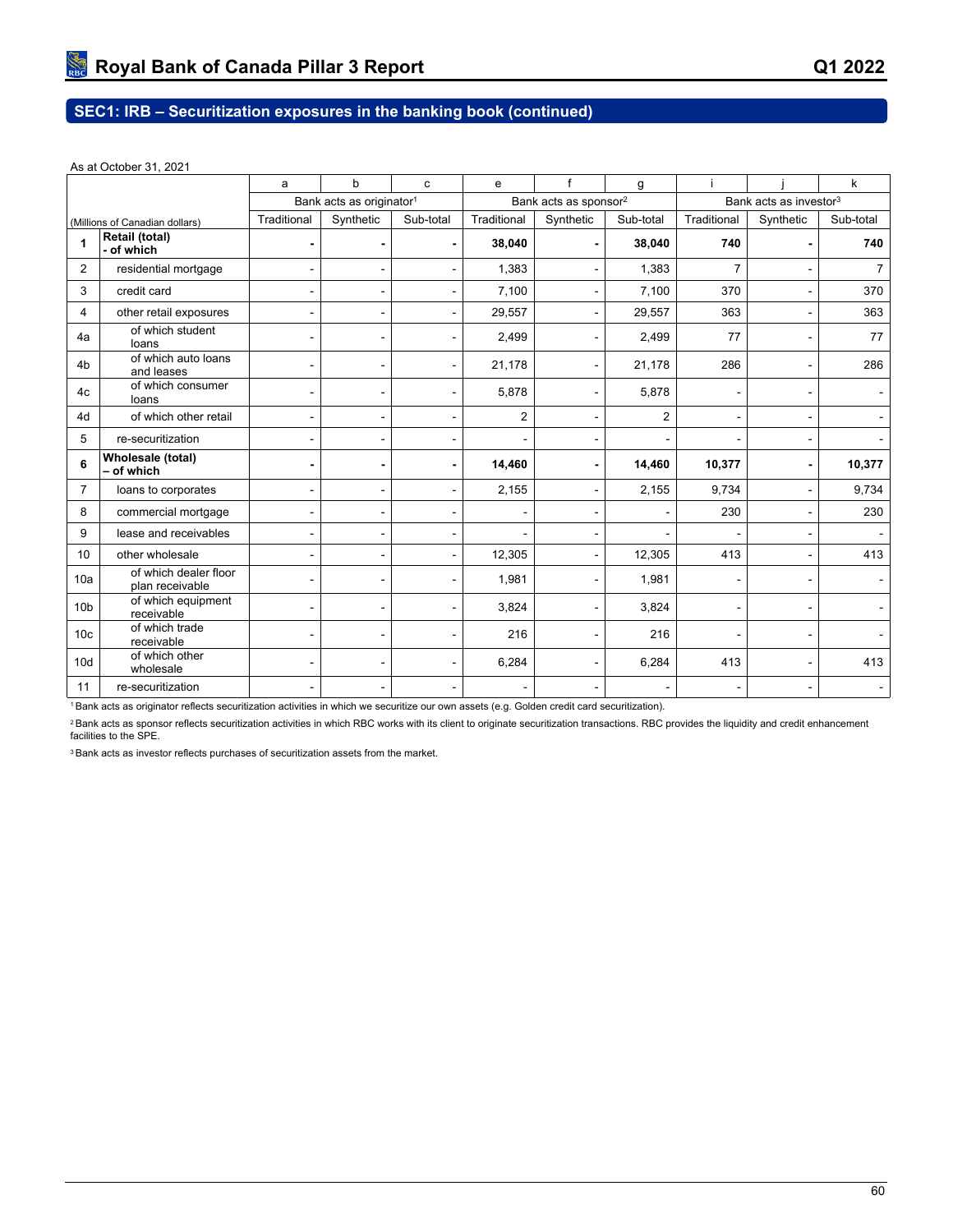## SEC1: IRB – Securitization exposures in the banking book (continued)

As at October 31, 2021

| (Millions of Canadian dollars) | | a | b | c | e | f | g | i | j | k |
|---|---|---|---|---|---|---|---|---|---|---|
| | | Bank acts as originator[1] | | | Bank acts as sponsor[2] | | | Bank acts as investor[3] | | |
| | | Traditional | Synthetic | Sub-total | Traditional | Synthetic | Sub-total | Traditional | Synthetic | Sub-total |
| **1** | **Retail (total) - of which** | **-** | **-** | **-** | **38,040** | **-** | **38,040** | **740** | **-** | **740** |
| 2 | residential mortgage | - | - | - | 1,383 | - | 1,383 | 7 | - | 7 |
| 3 | credit card | - | - | - | 7,100 | - | 7,100 | 370 | - | 370 |
| 4 | other retail exposures | - | - | - | 29,557 | - | 29,557 | 363 | - | 363 |
| 4a | of which student loans | - | - | - | 2,499 | - | 2,499 | 77 | - | 77 |
| 4b | of which auto loans and leases | - | - | - | 21,178 | - | 21,178 | 286 | - | 286 |
| 4c | of which consumer loans | - | - | - | 5,878 | - | 5,878 | - | - | - |
| 4d | of which other retail | - | - | - | 2 | - | 2 | - | - | - |
| 5 | re-securitization | - | - | - | - | - | - | - | - | - |
| **6** | **Wholesale (total) – of which** | **-** | **-** | **-** | **14,460** | **-** | **14,460** | **10,377** | **-** | **10,377** |
| 7 | loans to corporates | - | - | - | 2,155 | - | 2,155 | 9,734 | - | 9,734 |
| 8 | commercial mortgage | - | - | - | - | - | - | 230 | - | 230 |
| 9 | lease and receivables | - | - | - | - | - | - | - | - | - |
| 10 | other wholesale | - | - | - | 12,305 | - | 12,305 | 413 | - | 413 |
| 10a | of which dealer floor plan receivable | - | - | - | 1,981 | - | 1,981 | - | - | - |
| 10b | of which equipment receivable | - | - | - | 3,824 | - | 3,824 | - | - | - |
| 10c | of which trade receivable | - | - | - | 216 | - | 216 | - | - | - |
| 10d | of which other wholesale | - | - | - | 6,284 | - | 6,284 | 413 | - | 413 |
| 11 | re-securitization | - | - | - | - | - | - | - | - | - |

[1] Bank acts as originator reflects securitization activities in which we securitize our own assets (e.g. Golden credit card securitization).

[2] Bank acts as sponsor reflects securitization activities in which RBC works with its client to originate securitization transactions. RBC provides the liquidity and credit enhancement facilities to the SPE.

[3] Bank acts as investor reflects purchases of securitization assets from the market.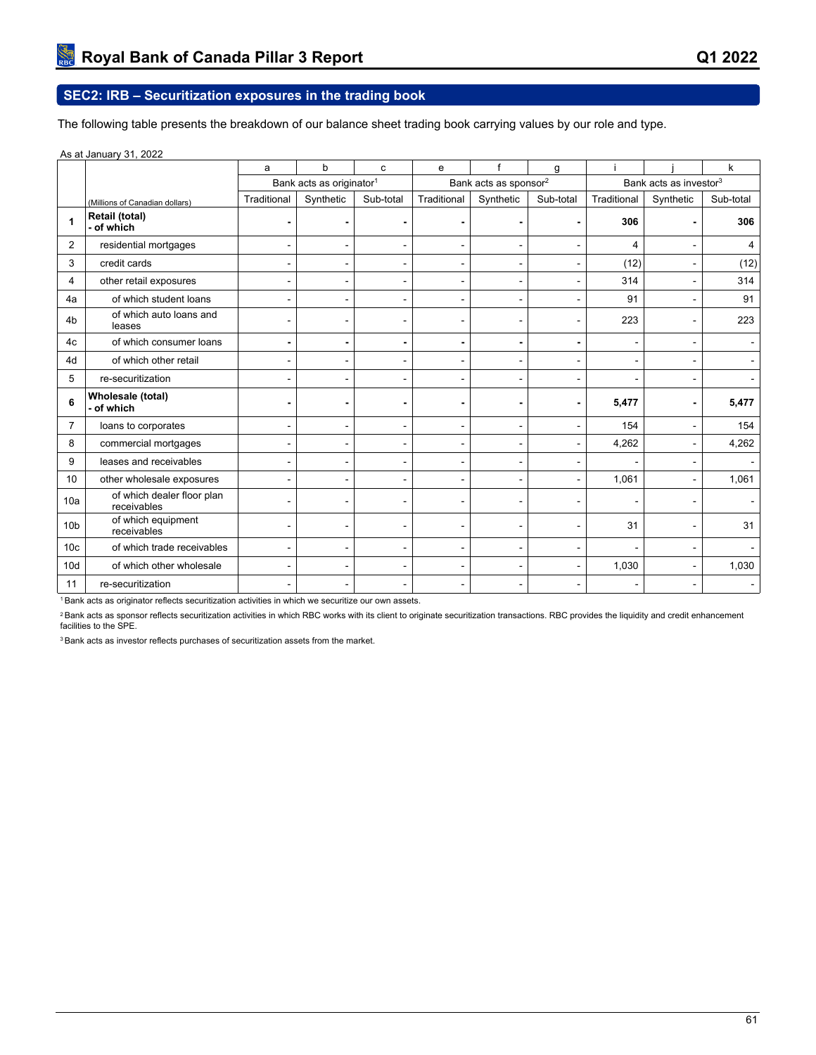## SEC2: IRB – Securitization exposures in the trading book

The following table presents the breakdown of our balance sheet trading book carrying values by our role and type.

As at January 31, 2022

| | | a | b | c | e | f | g | i | j | k |
|---|---|---|---|---|---|---|---|---|---|---|
| | | Bank acts as originator[1] | | | Bank acts as sponsor[2] | | | Bank acts as investor[3] | | |
| | (Millions of Canadian dollars) | Traditional | Synthetic | Sub-total | Traditional | Synthetic | Sub-total | Traditional | Synthetic | Sub-total |
| **1** | **Retail (total) - of which** | **-** | **-** | **-** | **-** | **-** | **-** | **306** | **-** | **306** |
| 2 | residential mortgages | - | - | - | - | - | - | 4 | - | 4 |
| 3 | credit cards | - | - | - | - | - | - | (12) | - | (12) |
| 4 | other retail exposures | - | - | - | - | - | - | 314 | - | 314 |
| 4a | of which student loans | - | - | - | - | - | - | 91 | - | 91 |
| 4b | of which auto loans and leases | - | - | - | - | - | - | 223 | - | 223 |
| 4c | of which consumer loans | - | - | - | - | - | - | - | - | - |
| 4d | of which other retail | - | - | - | - | - | - | - | - | - |
| 5 | re-securitization | - | - | - | - | - | - | - | - | - |
| **6** | **Wholesale (total) - of which** | **-** | **-** | **-** | **-** | **-** | **-** | **5,477** | **-** | **5,477** |
| 7 | loans to corporates | - | - | - | - | - | - | 154 | - | 154 |
| 8 | commercial mortgages | - | - | - | - | - | - | 4,262 | - | 4,262 |
| 9 | leases and receivables | - | - | - | - | - | - | - | - | - |
| 10 | other wholesale exposures | - | - | - | - | - | - | 1,061 | - | 1,061 |
| 10a | of which dealer floor plan receivables | - | - | - | - | - | - | - | - | - |
| 10b | of which equipment receivables | - | - | - | - | - | - | 31 | - | 31 |
| 10c | of which trade receivables | - | - | - | - | - | - | - | - | - |
| 10d | of which other wholesale | - | - | - | - | - | - | 1,030 | - | 1,030 |
| 11 | re-securitization | - | - | - | - | - | - | - | - | - |

[1] Bank acts as originator reflects securitization activities in which we securitize our own assets.

[2] Bank acts as sponsor reflects securitization activities in which RBC works with its client to originate securitization transactions. RBC provides the liquidity and credit enhancement facilities to the SPE.

[3] Bank acts as investor reflects purchases of securitization assets from the market.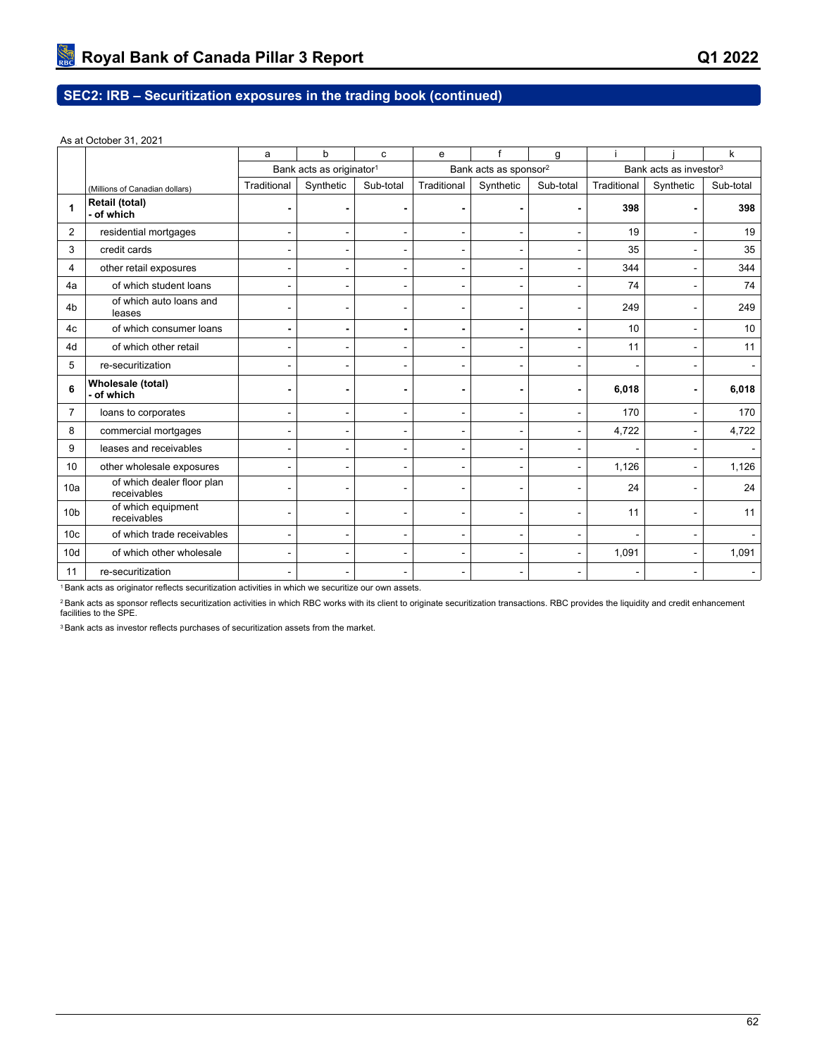## SEC2: IRB – Securitization exposures in the trading book (continued)

As at October 31, 2021

| | | a | b | c | e | f | g | i | j | k |
|---|---|---|---|---|---|---|---|---|---|---|
| | | Bank acts as originator[1] | | | Bank acts as sponsor[2] | | | Bank acts as investor[3] | | |
| | (Millions of Canadian dollars) | Traditional | Synthetic | Sub-total | Traditional | Synthetic | Sub-total | Traditional | Synthetic | Sub-total |
| **1** | **Retail (total) - of which** | **-** | **-** | **-** | **-** | **-** | **-** | **398** | **-** | **398** |
| 2 | residential mortgages | - | - | - | - | - | - | 19 | - | 19 |
| 3 | credit cards | - | - | - | - | - | - | 35 | - | 35 |
| 4 | other retail exposures | - | - | - | - | - | - | 344 | - | 344 |
| 4a | of which student loans | - | - | - | - | - | - | 74 | - | 74 |
| 4b | of which auto loans and leases | - | - | - | - | - | - | 249 | - | 249 |
| 4c | of which consumer loans | - | - | - | - | - | - | 10 | - | 10 |
| 4d | of which other retail | - | - | - | - | - | - | 11 | - | 11 |
| 5 | re-securitization | - | - | - | - | - | - | - | - | - |
| **6** | **Wholesale (total) - of which** | **-** | **-** | **-** | **-** | **-** | **-** | **6,018** | **-** | **6,018** |
| 7 | loans to corporates | - | - | - | - | - | - | 170 | - | 170 |
| 8 | commercial mortgages | - | - | - | - | - | - | 4,722 | - | 4,722 |
| 9 | leases and receivables | - | - | - | - | - | - | - | - | - |
| 10 | other wholesale exposures | - | - | - | - | - | - | 1,126 | - | 1,126 |
| 10a | of which dealer floor plan receivables | - | - | - | - | - | - | 24 | - | 24 |
| 10b | of which equipment receivables | - | - | - | - | - | - | 11 | - | 11 |
| 10c | of which trade receivables | - | - | - | - | - | - | - | - | - |
| 10d | of which other wholesale | - | - | - | - | - | - | 1,091 | - | 1,091 |
| 11 | re-securitization | - | - | - | - | - | - | - | - | - |

[1] Bank acts as originator reflects securitization activities in which we securitize our own assets.

[2] Bank acts as sponsor reflects securitization activities in which RBC works with its client to originate securitization transactions. RBC provides the liquidity and credit enhancement facilities to the SPE.

[3] Bank acts as investor reflects purchases of securitization assets from the market.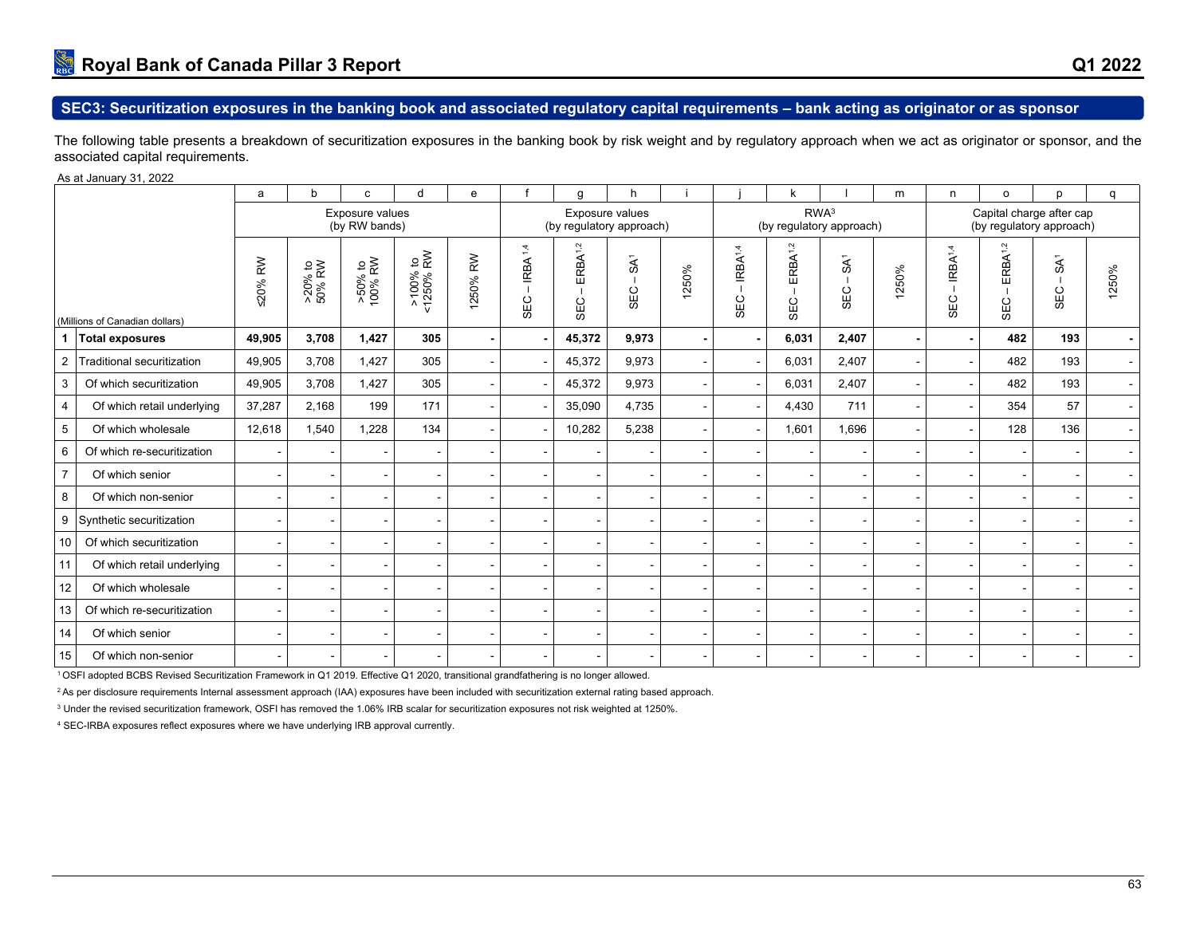## SEC3: Securitization exposures in the banking book and associated regulatory capital requirements – bank acting as originator or as sponsor

The following table presents a breakdown of securitization exposures in the banking book by risk weight and by regulatory approach when we act as originator or sponsor, and the associated capital requirements.

As at January 31, 2022

| | | a | b | c | d | e | f | g | h | i | j | k | l | m | n | o | p | q |
|---|---|---|---|---|---|---|---|---|---|---|---|---|---|---|---|---|---|---|
| | | Exposure values (by RW bands) | | | | | Exposure values (by regulatory approach) | | | | RWA[3] | | | | Capital charge after cap (by regulatory approach) | | | |
| | (Millions of Canadian dollars) | ≤20% RW | >20% to 50% RW | >50% to 100% RW | >100% to <1250% RW | 1250% RW | SEC – IRBA[1,4] | SEC – ERBA[1,2] | SEC – SA[1] | 1250% | SEC – IRBA[1,4] | SEC – ERBA[1,2] | SEC – SA[1] | 1250% | SEC – IRBA[1,4] | SEC – ERBA[1,2] | SEC – SA[1] | 1250% |
| 1 | **Total exposures** | **49,905** | **3,708** | **1,427** | **305** | **-** | **-** | **45,372** | **9,973** | **-** | **-** | **6,031** | **2,407** | **-** | **-** | **482** | **193** | **-** |
| 2 | Traditional securitization | 49,905 | 3,708 | 1,427 | 305 | - | - | 45,372 | 9,973 | - | - | 6,031 | 2,407 | - | - | 482 | 193 | - |
| 3 | Of which securitization | 49,905 | 3,708 | 1,427 | 305 | - | - | 45,372 | 9,973 | - | - | 6,031 | 2,407 | - | - | 482 | 193 | - |
| 4 | Of which retail underlying | 37,287 | 2,168 | 199 | 171 | - | - | 35,090 | 4,735 | - | - | 4,430 | 711 | - | - | 354 | 57 | - |
| 5 | Of which wholesale | 12,618 | 1,540 | 1,228 | 134 | - | - | 10,282 | 5,238 | - | - | 1,601 | 1,696 | - | - | 128 | 136 | - |
| 6 | Of which re-securitization | - | - | - | - | - | - | - | - | - | - | - | - | - | - | - | - | - |
| 7 | Of which senior | - | - | - | - | - | - | - | - | - | - | - | - | - | - | - | - | - |
| 8 | Of which non-senior | - | - | - | - | - | - | - | - | - | - | - | - | - | - | - | - | - |
| 9 | Synthetic securitization | - | - | - | - | - | - | - | - | - | - | - | - | - | - | - | - | - |
| 10 | Of which securitization | - | - | - | - | - | - | - | - | - | - | - | - | - | - | - | - | - |
| 11 | Of which retail underlying | - | - | - | - | - | - | - | - | - | - | - | - | - | - | - | - | - |
| 12 | Of which wholesale | - | - | - | - | - | - | - | - | - | - | - | - | - | - | - | - | - |
| 13 | Of which re-securitization | - | - | - | - | - | - | - | - | - | - | - | - | - | - | - | - | - |
| 14 | Of which senior | - | - | - | - | - | - | - | - | - | - | - | - | - | - | - | - | - |
| 15 | Of which non-senior | - | - | - | - | - | - | - | - | - | - | - | - | - | - | - | - | - |

[1] OSFI adopted BCBS Revised Securitization Framework in Q1 2019. Effective Q1 2020, transitional grandfathering is no longer allowed.

[2] As per disclosure requirements Internal assessment approach (IAA) exposures have been included with securitization external rating based approach.

[3] Under the revised securitization framework, OSFI has removed the 1.06% IRB scalar for securitization exposures not risk weighted at 1250%.

[4] SEC-IRBA exposures reflect exposures where we have underlying IRB approval currently.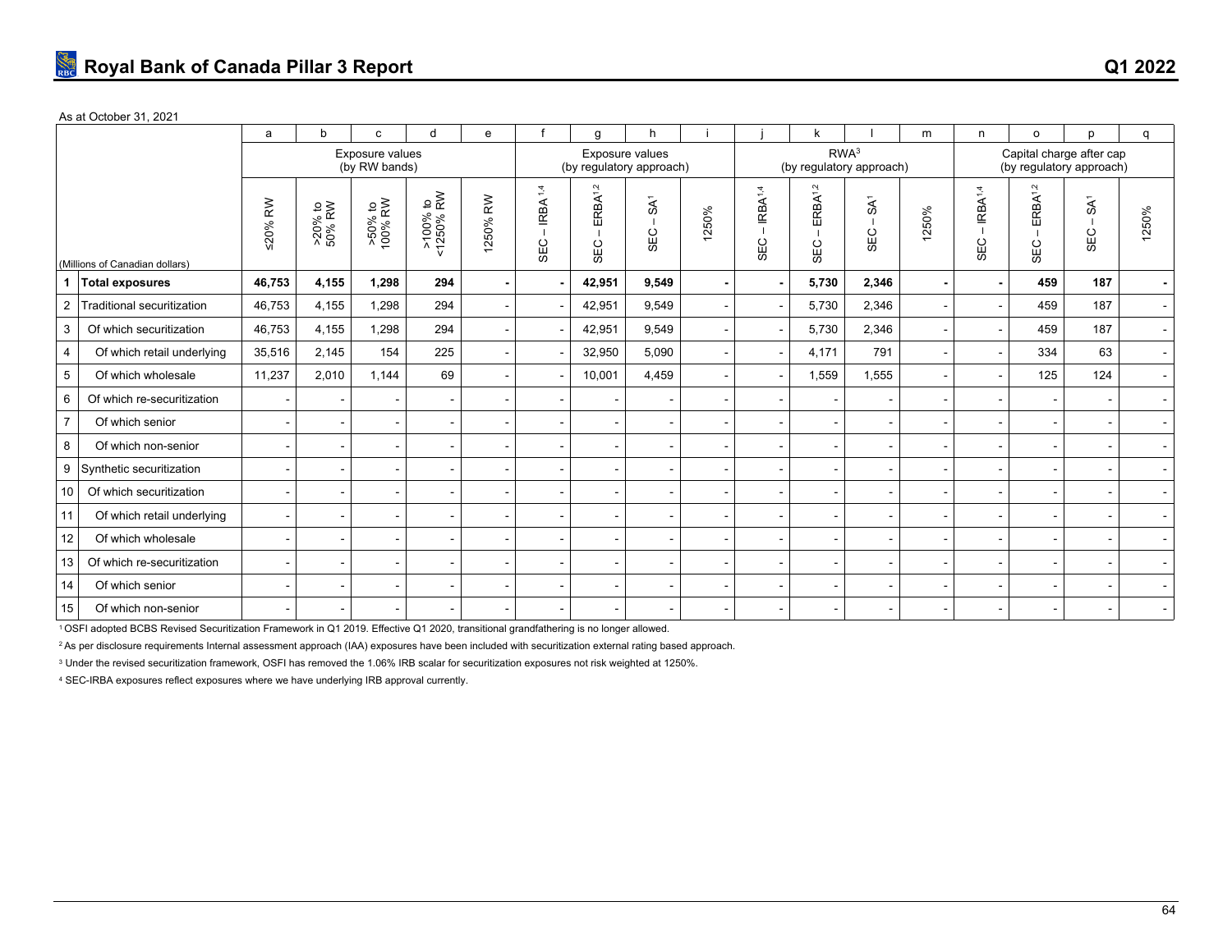As at October 31, 2021

| | | a | b | c | d | e | f | g | h | i | j | k | l | m | n | o | p | q |
|---|---|---|---|---|---|---|---|---|---|---|---|---|---|---|---|---|---|---|
| | | Exposure values (by RW bands) | | | | | Exposure values (by regulatory approach) | | | | RWA[3] (by regulatory approach) | | | | Capital charge after cap (by regulatory approach) | | | |
| | (Millions of Canadian dollars) | ≤20% RW | >20% to 50% RW | >50% to 100% RW | >100% to <1250% RW | 1250% RW | SEC – IRBA[1,4] | SEC – ERBA[1,2] | SEC – SA[1] | 1250% | SEC – IRBA[1,4] | SEC – ERBA[1,2] | SEC – SA[1] | 1250% | SEC – IRBA[1,4] | SEC – ERBA[1,2] | SEC – SA[1] | 1250% |
| **1** | **Total exposures** | **46,753** | **4,155** | **1,298** | **294** | **-** | **-** | **42,951** | **9,549** | **-** | **-** | **5,730** | **2,346** | **-** | **-** | **459** | **187** | **-** |
| 2 | Traditional securitization | 46,753 | 4,155 | 1,298 | 294 | - | - | 42,951 | 9,549 | - | - | 5,730 | 2,346 | - | - | 459 | 187 | - |
| 3 | Of which securitization | 46,753 | 4,155 | 1,298 | 294 | - | - | 42,951 | 9,549 | - | - | 5,730 | 2,346 | - | - | 459 | 187 | - |
| 4 | Of which retail underlying | 35,516 | 2,145 | 154 | 225 | - | - | 32,950 | 5,090 | - | - | 4,171 | 791 | - | - | 334 | 63 | - |
| 5 | Of which wholesale | 11,237 | 2,010 | 1,144 | 69 | - | - | 10,001 | 4,459 | - | - | 1,559 | 1,555 | - | - | 125 | 124 | - |
| 6 | Of which re-securitization | - | - | - | - | - | - | - | - | - | - | - | - | - | - | - | - | - |
| 7 | Of which senior | - | - | - | - | - | - | - | - | - | - | - | - | - | - | - | - | - |
| 8 | Of which non-senior | - | - | - | - | - | - | - | - | - | - | - | - | - | - | - | - | - |
| 9 | Synthetic securitization | - | - | - | - | - | - | - | - | - | - | - | - | - | - | - | - | - |
| 10 | Of which securitization | - | - | - | - | - | - | - | - | - | - | - | - | - | - | - | - | - |
| 11 | Of which retail underlying | - | - | - | - | - | - | - | - | - | - | - | - | - | - | - | - | - |
| 12 | Of which wholesale | - | - | - | - | - | - | - | - | - | - | - | - | - | - | - | - | - |
| 13 | Of which re-securitization | - | - | - | - | - | - | - | - | - | - | - | - | - | - | - | - | - |
| 14 | Of which senior | - | - | - | - | - | - | - | - | - | - | - | - | - | - | - | - | - |
| 15 | Of which non-senior | - | - | - | - | - | - | - | - | - | - | - | - | - | - | - | - | - |

[1] OSFI adopted BCBS Revised Securitization Framework in Q1 2019. Effective Q1 2020, transitional grandfathering is no longer allowed.

[2] As per disclosure requirements Internal assessment approach (IAA) exposures have been included with securitization external rating based approach.

[3] Under the revised securitization framework, OSFI has removed the 1.06% IRB scalar for securitization exposures not risk weighted at 1250%.

[4] SEC-IRBA exposures reflect exposures where we have underlying IRB approval currently.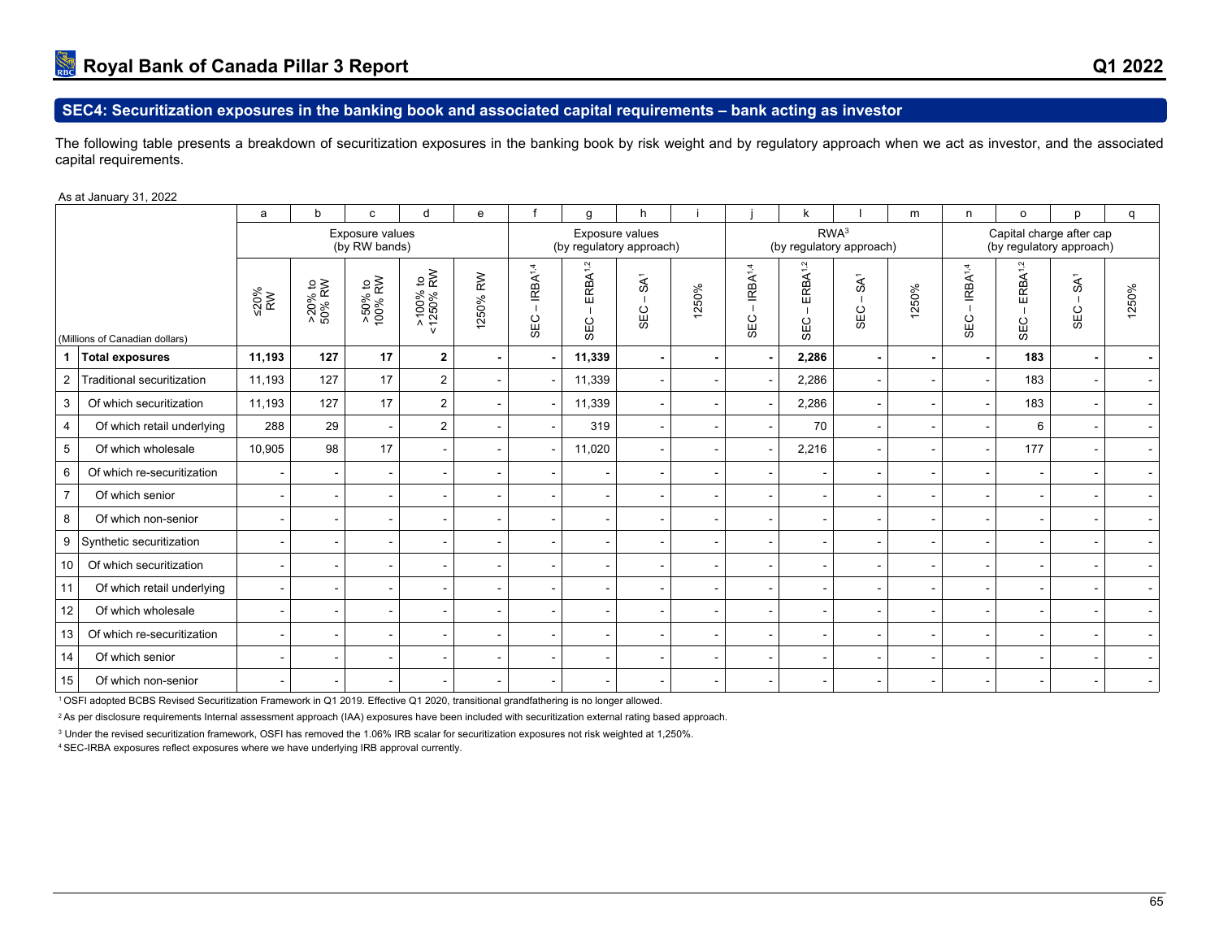## SEC4: Securitization exposures in the banking book and associated capital requirements – bank acting as investor

The following table presents a breakdown of securitization exposures in the banking book by risk weight and by regulatory approach when we act as investor, and the associated capital requirements.

As at January 31, 2022

| | | a | b | c | d | e | f | g | h | i | j | k | l | m | n | o | p | q |
|---|---|---|---|---|---|---|---|---|---|---|---|---|---|---|---|---|---|---|
| | | Exposure values (by RW bands) | | | | | Exposure values (by regulatory approach) | | | | RWA[3] (by regulatory approach) | | | | Capital charge after cap (by regulatory approach) | | | |
| (Millions of Canadian dollars) | | ≤20% RW | >20% to 50% RW | >50% to 100% RW | >100% to <1250% RW | 1250% RW | SEC – IRBA[1,4] | SEC – ERBA[1,2] | SEC – SA[1] | 1250% | SEC – IRBA[1,4] | SEC – ERBA[1,2] | SEC – SA[1] | 1250% | SEC – IRBA[1,4] | SEC – ERBA[1,2] | SEC – SA[1] | 1250% |
| **1** | **Total exposures** | **11,193** | **127** | **17** | **2** | **-** | **-** | **11,339** | **-** | **-** | **-** | **2,286** | **-** | **-** | **-** | **183** | **-** | **-** |
| 2 | Traditional securitization | 11,193 | 127 | 17 | 2 | - | - | 11,339 | - | - | - | 2,286 | - | - | - | 183 | - | - |
| 3 | Of which securitization | 11,193 | 127 | 17 | 2 | - | - | 11,339 | - | - | - | 2,286 | - | - | - | 183 | - | - |
| 4 | Of which retail underlying | 288 | 29 | - | 2 | - | - | 319 | - | - | - | 70 | - | - | - | 6 | - | - |
| 5 | Of which wholesale | 10,905 | 98 | 17 | - | - | - | 11,020 | - | - | - | 2,216 | - | - | - | 177 | - | - |
| 6 | Of which re-securitization | - | - | - | - | - | - | - | - | - | - | - | - | - | - | - | - | - |
| 7 | Of which senior | - | - | - | - | - | - | - | - | - | - | - | - | - | - | - | - | - |
| 8 | Of which non-senior | - | - | - | - | - | - | - | - | - | - | - | - | - | - | - | - | - |
| 9 | Synthetic securitization | - | - | - | - | - | - | - | - | - | - | - | - | - | - | - | - | - |
| 10 | Of which securitization | - | - | - | - | - | - | - | - | - | - | - | - | - | - | - | - | - |
| 11 | Of which retail underlying | - | - | - | - | - | - | - | - | - | - | - | - | - | - | - | - | - |
| 12 | Of which wholesale | - | - | - | - | - | - | - | - | - | - | - | - | - | - | - | - | - |
| 13 | Of which re-securitization | - | - | - | - | - | - | - | - | - | - | - | - | - | - | - | - | - |
| 14 | Of which senior | - | - | - | - | - | - | - | - | - | - | - | - | - | - | - | - | - |
| 15 | Of which non-senior | - | - | - | - | - | - | - | - | - | - | - | - | - | - | - | - | - |

[1] OSFI adopted BCBS Revised Securitization Framework in Q1 2019. Effective Q1 2020, transitional grandfathering is no longer allowed.

[2] As per disclosure requirements Internal assessment approach (IAA) exposures have been included with securitization external rating based approach.

[3] Under the revised securitization framework, OSFI has removed the 1.06% IRB scalar for securitization exposures not risk weighted at 1,250%.

[4] SEC-IRBA exposures reflect exposures where we have underlying IRB approval currently.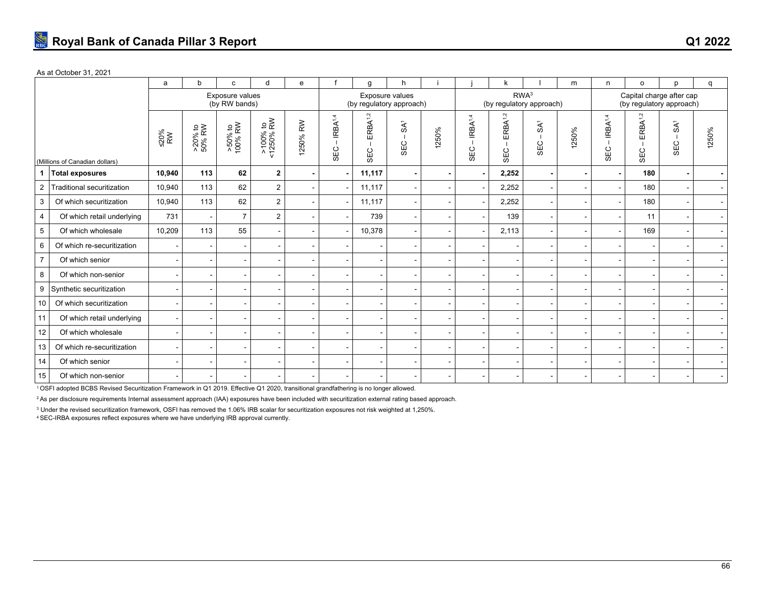As at October 31, 2021

| (Millions of Canadian dollars) | | a | b | c | d | e | f | g | h | i | j | k | l | m | n | o | p | q |
|---|---|---|---|---|---|---|---|---|---|---|---|---|---|---|---|---|---|---|
| | | Exposure values (by RW bands) | | | | | Exposure values (by regulatory approach) | | | | RWA[3] (by regulatory approach) | | | | Capital charge after cap (by regulatory approach) | | | |
| | | ≤20% RW | >20% to 50% RW | >50% to 100% RW | >100% to <1250% RW | 1250% RW | SEC – IRBA[1,4] | SEC – ERBA[1,2] | SEC – SA[1] | 1250% | SEC – IRBA[1,4] | SEC – ERBA[1,2] | SEC – SA[1] | 1250% | SEC – IRBA[1,4] | SEC – ERBA[1,2] | SEC – SA[1] | 1250% |
| 1 | **Total exposures** | **10,940** | **113** | **62** | **2** | **-** | **-** | **11,117** | **-** | **-** | **-** | **2,252** | **-** | **-** | **-** | **180** | **-** | **-** |
| 2 | Traditional securitization | 10,940 | 113 | 62 | 2 | - | - | 11,117 | - | - | - | 2,252 | - | - | - | 180 | - | - |
| 3 | Of which securitization | 10,940 | 113 | 62 | 2 | - | - | 11,117 | - | - | - | 2,252 | - | - | - | 180 | - | - |
| 4 | Of which retail underlying | 731 | - | 7 | 2 | - | - | 739 | - | - | - | 139 | - | - | - | 11 | - | - |
| 5 | Of which wholesale | 10,209 | 113 | 55 | - | - | - | 10,378 | - | - | - | 2,113 | - | - | - | 169 | - | - |
| 6 | Of which re-securitization | - | - | - | - | - | - | - | - | - | - | - | - | - | - | - | - | - |
| 7 | Of which senior | - | - | - | - | - | - | - | - | - | - | - | - | - | - | - | - | - |
| 8 | Of which non-senior | - | - | - | - | - | - | - | - | - | - | - | - | - | - | - | - | - |
| 9 | Synthetic securitization | - | - | - | - | - | - | - | - | - | - | - | - | - | - | - | - | - |
| 10 | Of which securitization | - | - | - | - | - | - | - | - | - | - | - | - | - | - | - | - | - |
| 11 | Of which retail underlying | - | - | - | - | - | - | - | - | - | - | - | - | - | - | - | - | - |
| 12 | Of which wholesale | - | - | - | - | - | - | - | - | - | - | - | - | - | - | - | - | - |
| 13 | Of which re-securitization | - | - | - | - | - | - | - | - | - | - | - | - | - | - | - | - | - |
| 14 | Of which senior | - | - | - | - | - | - | - | - | - | - | - | - | - | - | - | - | - |
| 15 | Of which non-senior | - | - | - | - | - | - | - | - | - | - | - | - | - | - | - | - | - |

[1] OSFI adopted BCBS Revised Securitization Framework in Q1 2019. Effective Q1 2020, transitional grandfathering is no longer allowed.

[2] As per disclosure requirements Internal assessment approach (IAA) exposures have been included with securitization external rating based approach.

[3] Under the revised securitization framework, OSFI has removed the 1.06% IRB scalar for securitization exposures not risk weighted at 1,250%.

[4] SEC-IRBA exposures reflect exposures where we have underlying IRB approval currently.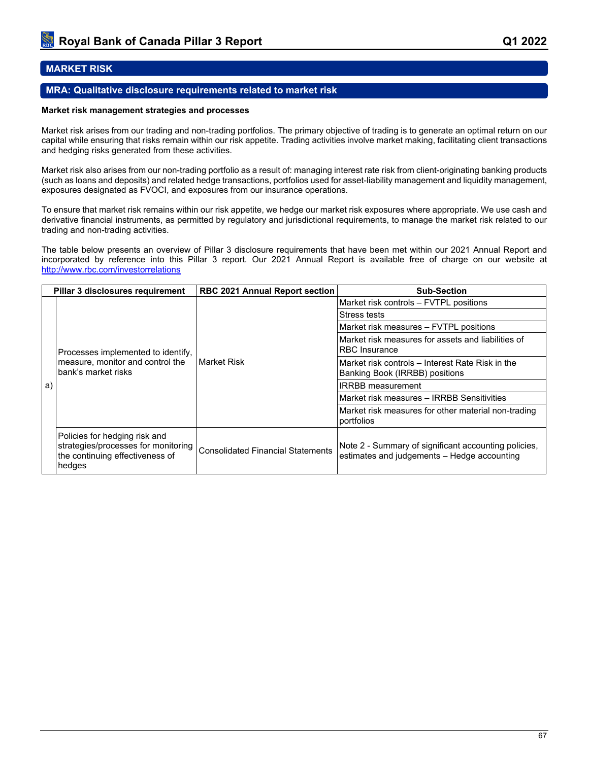## MARKET RISK

### MRA: Qualitative disclosure requirements related to market risk

**Market risk management strategies and processes**

Market risk arises from our trading and non-trading portfolios. The primary objective of trading is to generate an optimal return on our capital while ensuring that risks remain within our risk appetite. Trading activities involve market making, facilitating client transactions and hedging risks generated from these activities.

Market risk also arises from our non-trading portfolio as a result of: managing interest rate risk from client-originating banking products (such as loans and deposits) and related hedge transactions, portfolios used for asset-liability management and liquidity management, exposures designated as FVOCI, and exposures from our insurance operations.

To ensure that market risk remains within our risk appetite, we hedge our market risk exposures where appropriate. We use cash and derivative financial instruments, as permitted by regulatory and jurisdictional requirements, to manage the market risk related to our trading and non-trading activities.

The table below presents an overview of Pillar 3 disclosure requirements that have been met within our 2021 Annual Report and incorporated by reference into this Pillar 3 report. Our 2021 Annual Report is available free of charge on our website at http://www.rbc.com/investorrelations

| | Pillar 3 disclosures requirement | RBC 2021 Annual Report section | Sub-Section |
|---|---|---|---|
| a) | Processes implemented to identify, measure, monitor and control the bank's market risks | Market Risk | Market risk controls – FVTPL positions |
| | | | Stress tests |
| | | | Market risk measures – FVTPL positions |
| | | | Market risk measures for assets and liabilities of RBC Insurance |
| | | | Market risk controls – Interest Rate Risk in the Banking Book (IRRBB) positions |
| | | | IRRBB measurement |
| | | | Market risk measures – IRRBB Sensitivities |
| | | | Market risk measures for other material non-trading portfolios |
| | Policies for hedging risk and strategies/processes for monitoring the continuing effectiveness of hedges | Consolidated Financial Statements | Note 2 - Summary of significant accounting policies, estimates and judgements – Hedge accounting |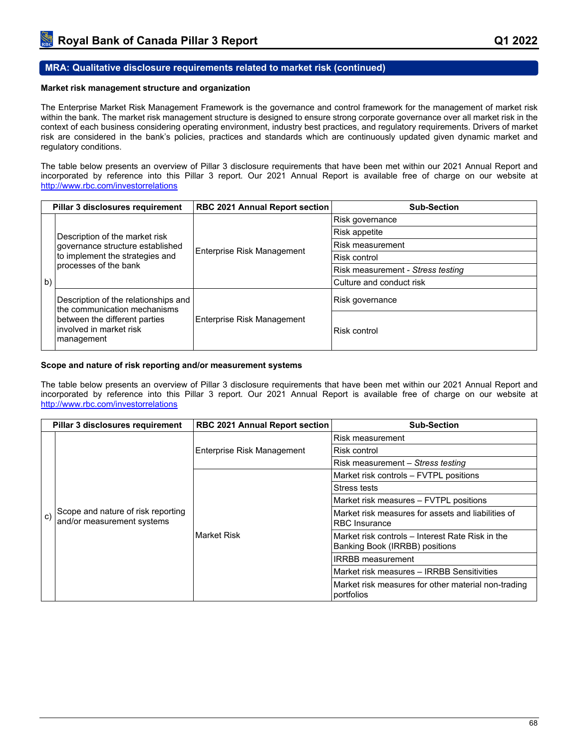## MRA: Qualitative disclosure requirements related to market risk (continued)

**Market risk management structure and organization**

The Enterprise Market Risk Management Framework is the governance and control framework for the management of market risk within the bank. The market risk management structure is designed to ensure strong corporate governance over all market risk in the context of each business considering operating environment, industry best practices, and regulatory requirements. Drivers of market risk are considered in the bank's policies, practices and standards which are continuously updated given dynamic market and regulatory conditions.

The table below presents an overview of Pillar 3 disclosure requirements that have been met within our 2021 Annual Report and incorporated by reference into this Pillar 3 report. Our 2021 Annual Report is available free of charge on our website at http://www.rbc.com/investorrelations

| | Pillar 3 disclosures requirement | RBC 2021 Annual Report section | Sub-Section |
|---|---|---|---|
| b) | Description of the market risk governance structure established to implement the strategies and processes of the bank | Enterprise Risk Management | Risk governance |
| | | | Risk appetite |
| | | | Risk measurement |
| | | | Risk control |
| | | | Risk measurement - *Stress testing* |
| | | | Culture and conduct risk |
| | Description of the relationships and the communication mechanisms between the different parties involved in market risk management | Enterprise Risk Management | Risk governance |
| | | | Risk control |

**Scope and nature of risk reporting and/or measurement systems**

The table below presents an overview of Pillar 3 disclosure requirements that have been met within our 2021 Annual Report and incorporated by reference into this Pillar 3 report. Our 2021 Annual Report is available free of charge on our website at http://www.rbc.com/investorrelations

| | Pillar 3 disclosures requirement | RBC 2021 Annual Report section | Sub-Section |
|---|---|---|---|
| c) | Scope and nature of risk reporting and/or measurement systems | Enterprise Risk Management | Risk measurement |
| | | | Risk control |
| | | | Risk measurement – *Stress testing* |
| | | Market Risk | Market risk controls – FVTPL positions |
| | | | Stress tests |
| | | | Market risk measures – FVTPL positions |
| | | | Market risk measures for assets and liabilities of RBC Insurance |
| | | | Market risk controls – Interest Rate Risk in the Banking Book (IRRBB) positions |
| | | | IRRBB measurement |
| | | | Market risk measures – IRRBB Sensitivities |
| | | | Market risk measures for other material non-trading portfolios |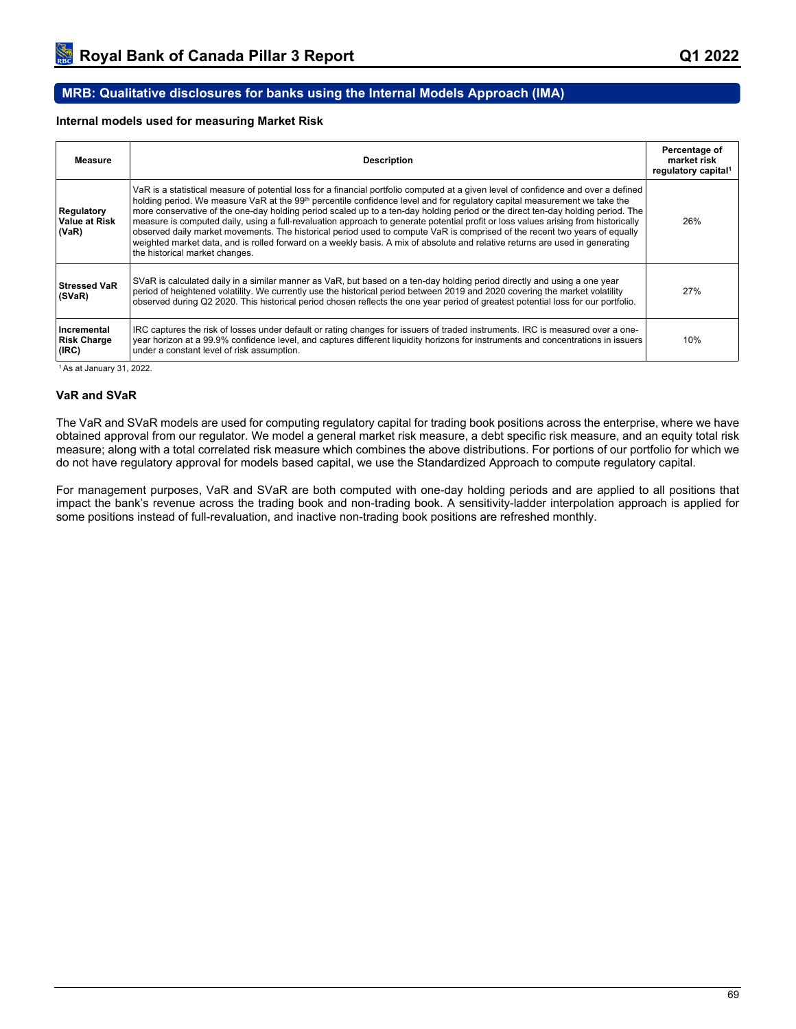## MRB: Qualitative disclosures for banks using the Internal Models Approach (IMA)

**Internal models used for measuring Market Risk**

| Measure | Description | Percentage of market risk regulatory capital[1] |
|---|---|---|
| **Regulatory Value at Risk (VaR)** | VaR is a statistical measure of potential loss for a financial portfolio computed at a given level of confidence and over a defined holding period. We measure VaR at the 99th percentile confidence level and for regulatory capital measurement we take the more conservative of the one-day holding period scaled up to a ten-day holding period or the direct ten-day holding period. The measure is computed daily, using a full-revaluation approach to generate potential profit or loss values arising from historically observed daily market movements. The historical period used to compute VaR is comprised of the recent two years of equally weighted market data, and is rolled forward on a weekly basis. A mix of absolute and relative returns are used in generating the historical market changes. | 26% |
| **Stressed VaR (SVaR)** | SVaR is calculated daily in a similar manner as VaR, but based on a ten-day holding period directly and using a one year period of heightened volatility. We currently use the historical period between 2019 and 2020 covering the market volatility observed during Q2 2020. This historical period chosen reflects the one year period of greatest potential loss for our portfolio. | 27% |
| **Incremental Risk Charge (IRC)** | IRC captures the risk of losses under default or rating changes for issuers of traded instruments. IRC is measured over a one-year horizon at a 99.9% confidence level, and captures different liquidity horizons for instruments and concentrations in issuers under a constant level of risk assumption. | 10% |

[1] As at January 31, 2022.

### VaR and SVaR

The VaR and SVaR models are used for computing regulatory capital for trading book positions across the enterprise, where we have obtained approval from our regulator. We model a general market risk measure, a debt specific risk measure, and an equity total risk measure; along with a total correlated risk measure which combines the above distributions. For portions of our portfolio for which we do not have regulatory approval for models based capital, we use the Standardized Approach to compute regulatory capital.

For management purposes, VaR and SVaR are both computed with one-day holding periods and are applied to all positions that impact the bank's revenue across the trading book and non-trading book. A sensitivity-ladder interpolation approach is applied for some positions instead of full-revaluation, and inactive non-trading book positions are refreshed monthly.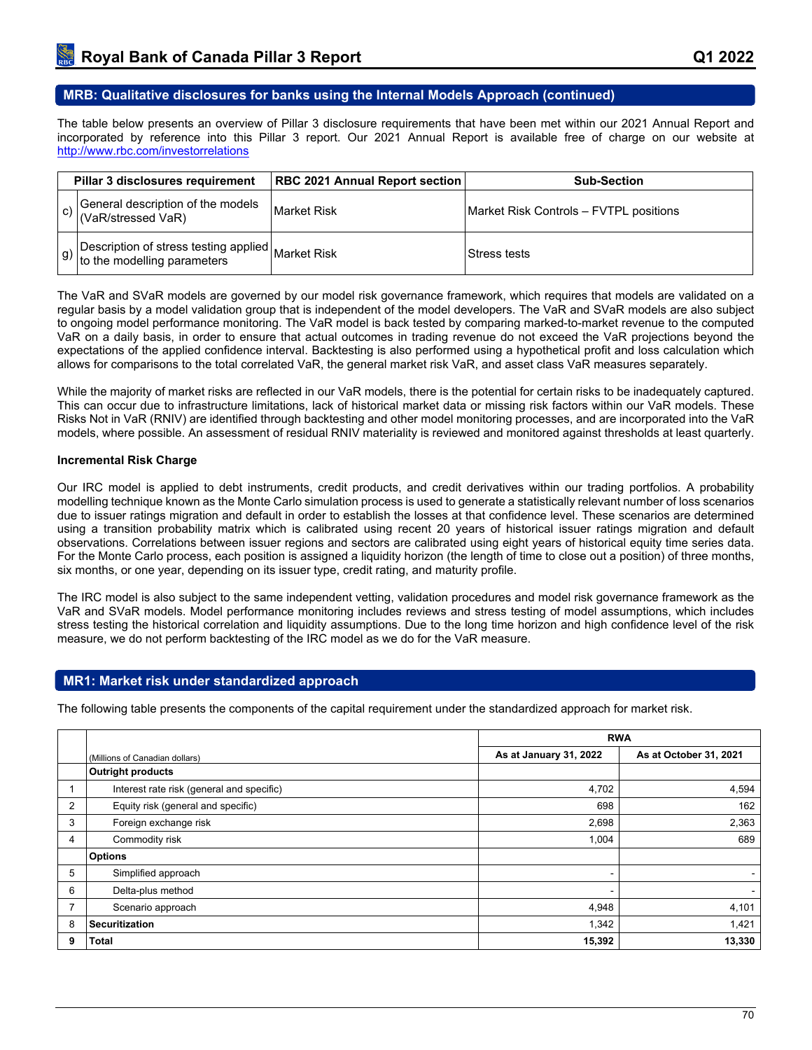## MRB: Qualitative disclosures for banks using the Internal Models Approach (continued)

The table below presents an overview of Pillar 3 disclosure requirements that have been met within our 2021 Annual Report and incorporated by reference into this Pillar 3 report. Our 2021 Annual Report is available free of charge on our website at http://www.rbc.com/investorrelations

| | Pillar 3 disclosures requirement | RBC 2021 Annual Report section | Sub-Section |
|---|---|---|---|
| c) | General description of the models (VaR/stressed VaR) | Market Risk | Market Risk Controls – FVTPL positions |
| g) | Description of stress testing applied to the modelling parameters | Market Risk | Stress tests |

The VaR and SVaR models are governed by our model risk governance framework, which requires that models are validated on a regular basis by a model validation group that is independent of the model developers. The VaR and SVaR models are also subject to ongoing model performance monitoring. The VaR model is back tested by comparing marked-to-market revenue to the computed VaR on a daily basis, in order to ensure that actual outcomes in trading revenue do not exceed the VaR projections beyond the expectations of the applied confidence interval. Backtesting is also performed using a hypothetical profit and loss calculation which allows for comparisons to the total correlated VaR, the general market risk VaR, and asset class VaR measures separately.

While the majority of market risks are reflected in our VaR models, there is the potential for certain risks to be inadequately captured. This can occur due to infrastructure limitations, lack of historical market data or missing risk factors within our VaR models. These Risks Not in VaR (RNIV) are identified through backtesting and other model monitoring processes, and are incorporated into the VaR models, where possible. An assessment of residual RNIV materiality is reviewed and monitored against thresholds at least quarterly.

**Incremental Risk Charge**

Our IRC model is applied to debt instruments, credit products, and credit derivatives within our trading portfolios. A probability modelling technique known as the Monte Carlo simulation process is used to generate a statistically relevant number of loss scenarios due to issuer ratings migration and default in order to establish the losses at that confidence level. These scenarios are determined using a transition probability matrix which is calibrated using recent 20 years of historical issuer ratings migration and default observations. Correlations between issuer regions and sectors are calibrated using eight years of historical equity time series data. For the Monte Carlo process, each position is assigned a liquidity horizon (the length of time to close out a position) of three months, six months, or one year, depending on its issuer type, credit rating, and maturity profile.

The IRC model is also subject to the same independent vetting, validation procedures and model risk governance framework as the VaR and SVaR models. Model performance monitoring includes reviews and stress testing of model assumptions, which includes stress testing the historical correlation and liquidity assumptions. Due to the long time horizon and high confidence level of the risk measure, we do not perform backtesting of the IRC model as we do for the VaR measure.

## MR1: Market risk under standardized approach

The following table presents the components of the capital requirement under the standardized approach for market risk.

| | | RWA | |
|---|---|---|---|
| | (Millions of Canadian dollars) | As at January 31, 2022 | As at October 31, 2021 |
| | **Outright products** | | |
| 1 | Interest rate risk (general and specific) | 4,702 | 4,594 |
| 2 | Equity risk (general and specific) | 698 | 162 |
| 3 | Foreign exchange risk | 2,698 | 2,363 |
| 4 | Commodity risk | 1,004 | 689 |
| | **Options** | | |
| 5 | Simplified approach | - | - |
| 6 | Delta-plus method | - | - |
| 7 | Scenario approach | 4,948 | 4,101 |
| 8 | **Securitization** | 1,342 | 1,421 |
| **9** | **Total** | **15,392** | **13,330** |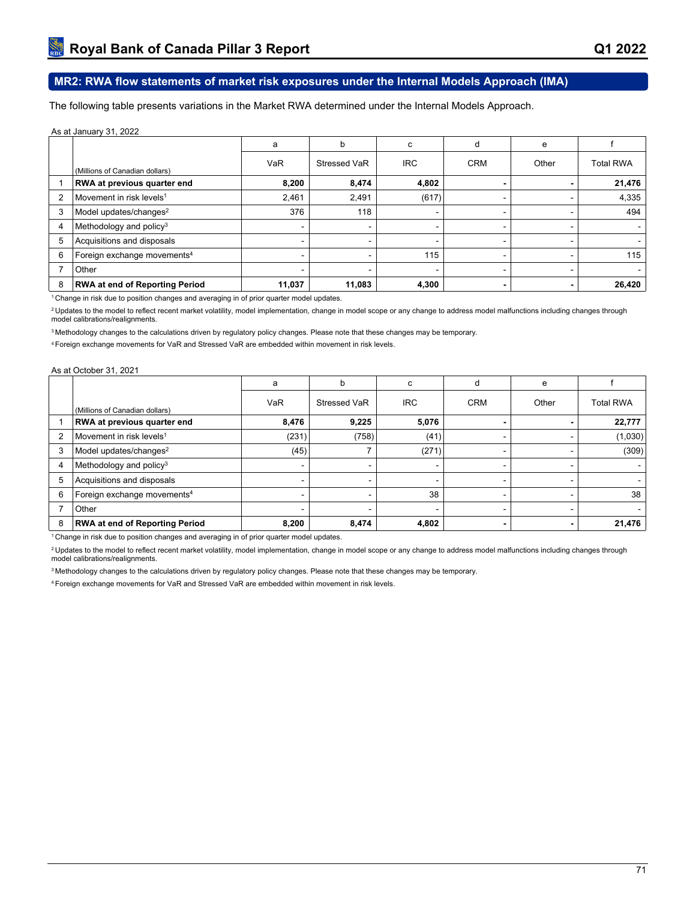## MR2: RWA flow statements of market risk exposures under the Internal Models Approach (IMA)

The following table presents variations in the Market RWA determined under the Internal Models Approach.

As at January 31, 2022

| | (Millions of Canadian dollars) | a<br>VaR | b<br>Stressed VaR | c<br>IRC | d<br>CRM | e<br>Other | f<br>Total RWA |
|---|---|---|---|---|---|---|---|
| 1 | **RWA at previous quarter end** | **8,200** | **8,474** | **4,802** | **-** | **-** | **21,476** |
| 2 | Movement in risk levels[1] | 2,461 | 2,491 | (617) | - | - | 4,335 |
| 3 | Model updates/changes[2] | 376 | 118 | - | - | - | 494 |
| 4 | Methodology and policy[3] | - | - | - | - | - | - |
| 5 | Acquisitions and disposals | - | - | - | - | - | - |
| 6 | Foreign exchange movements[4] | - | - | 115 | - | - | 115 |
| 7 | Other | - | - | - | - | - | - |
| 8 | **RWA at end of Reporting Period** | **11,037** | **11,083** | **4,300** | **-** | **-** | **26,420** |

[1] Change in risk due to position changes and averaging in of prior quarter model updates.

[2] Updates to the model to reflect recent market volatility, model implementation, change in model scope or any change to address model malfunctions including changes through model calibrations/realignments.

[3] Methodology changes to the calculations driven by regulatory policy changes. Please note that these changes may be temporary.

[4] Foreign exchange movements for VaR and Stressed VaR are embedded within movement in risk levels.

As at October 31, 2021

| | (Millions of Canadian dollars) | a<br>VaR | b<br>Stressed VaR | c<br>IRC | d<br>CRM | e<br>Other | f<br>Total RWA |
|---|---|---|---|---|---|---|---|
| 1 | **RWA at previous quarter end** | **8,476** | **9,225** | **5,076** | **-** | **-** | **22,777** |
| 2 | Movement in risk levels[1] | (231) | (758) | (41) | - | - | (1,030) |
| 3 | Model updates/changes[2] | (45) | 7 | (271) | - | - | (309) |
| 4 | Methodology and policy[3] | - | - | - | - | - | - |
| 5 | Acquisitions and disposals | - | - | - | - | - | - |
| 6 | Foreign exchange movements[4] | - | - | 38 | - | - | 38 |
| 7 | Other | - | - | - | - | - | - |
| 8 | **RWA at end of Reporting Period** | **8,200** | **8,474** | **4,802** | **-** | **-** | **21,476** |

[1] Change in risk due to position changes and averaging in of prior quarter model updates.

[2] Updates to the model to reflect recent market volatility, model implementation, change in model scope or any change to address model malfunctions including changes through model calibrations/realignments.

[3] Methodology changes to the calculations driven by regulatory policy changes. Please note that these changes may be temporary.

[4] Foreign exchange movements for VaR and Stressed VaR are embedded within movement in risk levels.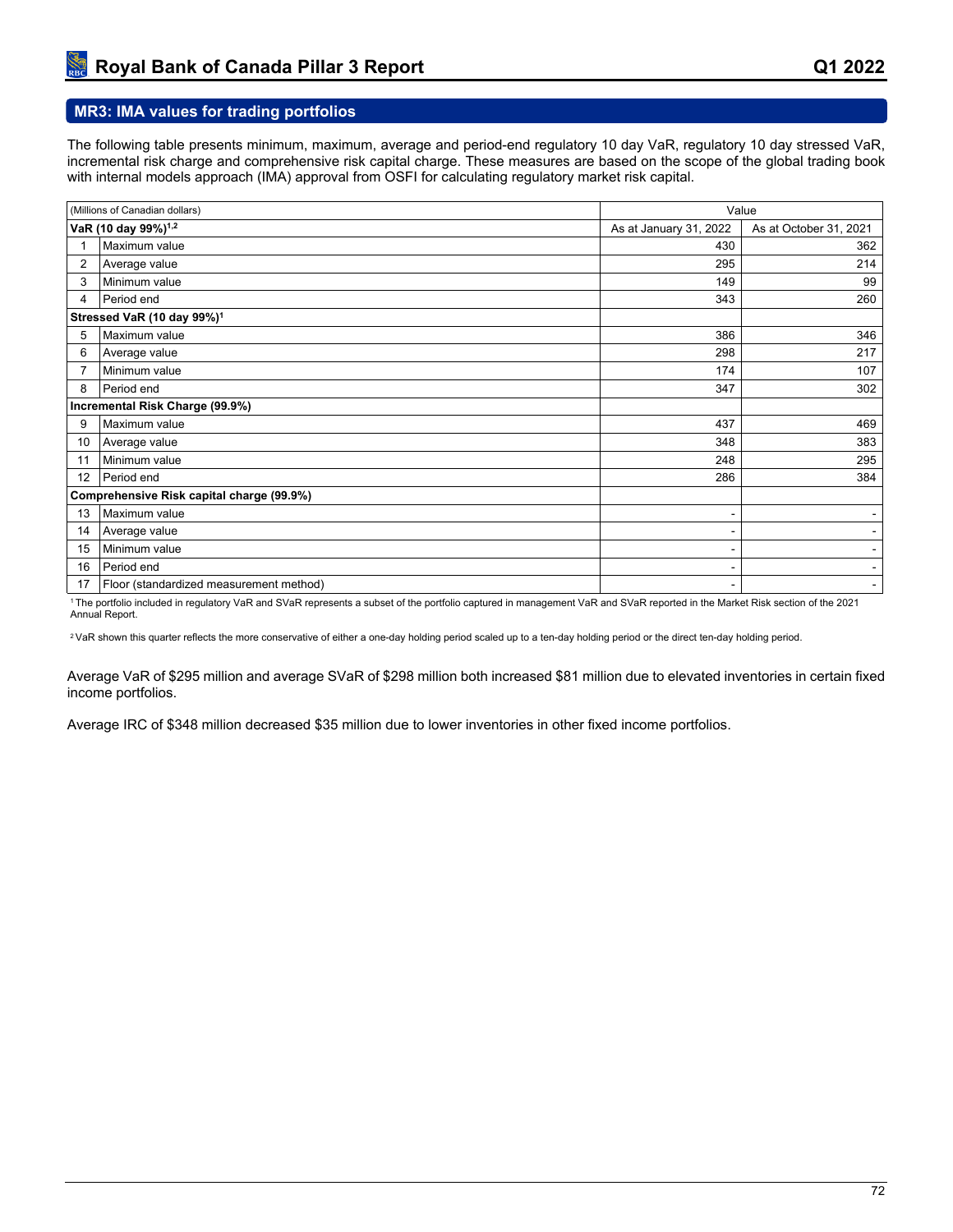## MR3: IMA values for trading portfolios

The following table presents minimum, maximum, average and period-end regulatory 10 day VaR, regulatory 10 day stressed VaR, incremental risk charge and comprehensive risk capital charge. These measures are based on the scope of the global trading book with internal models approach (IMA) approval from OSFI for calculating regulatory market risk capital.

| (Millions of Canadian dollars) | | Value | |
|---|---|---|---|
| **VaR (10 day 99%)[1,2]** | | As at January 31, 2022 | As at October 31, 2021 |
| 1 | Maximum value | 430 | 362 |
| 2 | Average value | 295 | 214 |
| 3 | Minimum value | 149 | 99 |
| 4 | Period end | 343 | 260 |
| **Stressed VaR (10 day 99%)[1]** | | | |
| 5 | Maximum value | 386 | 346 |
| 6 | Average value | 298 | 217 |
| 7 | Minimum value | 174 | 107 |
| 8 | Period end | 347 | 302 |
| **Incremental Risk Charge (99.9%)** | | | |
| 9 | Maximum value | 437 | 469 |
| 10 | Average value | 348 | 383 |
| 11 | Minimum value | 248 | 295 |
| 12 | Period end | 286 | 384 |
| **Comprehensive Risk capital charge (99.9%)** | | | |
| 13 | Maximum value | - | - |
| 14 | Average value | - | - |
| 15 | Minimum value | - | - |
| 16 | Period end | - | - |
| 17 | Floor (standardized measurement method) | - | - |

[1] The portfolio included in regulatory VaR and SVaR represents a subset of the portfolio captured in management VaR and SVaR reported in the Market Risk section of the 2021 Annual Report.

[2] VaR shown this quarter reflects the more conservative of either a one-day holding period scaled up to a ten-day holding period or the direct ten-day holding period.

Average VaR of $295 million and average SVaR of $298 million both increased $81 million due to elevated inventories in certain fixed income portfolios.

Average IRC of $348 million decreased $35 million due to lower inventories in other fixed income portfolios.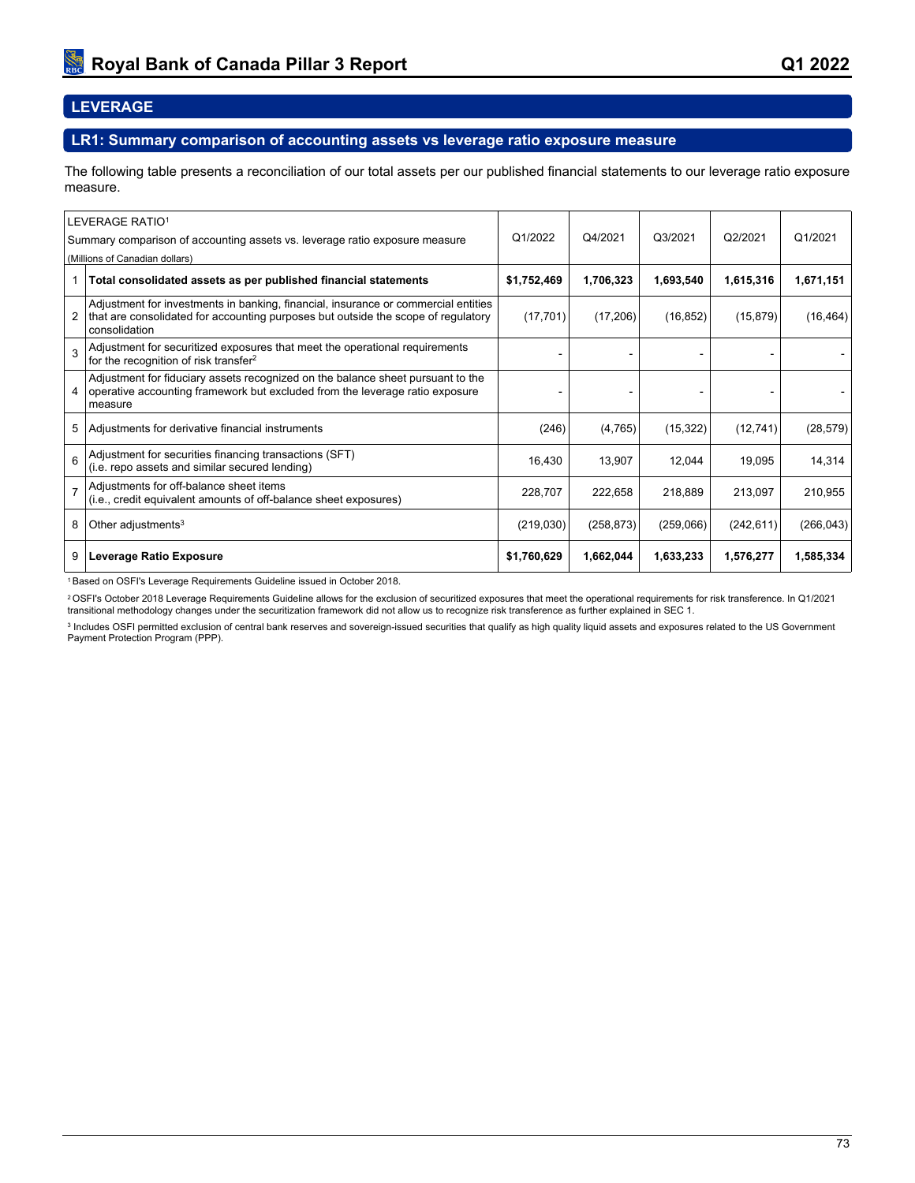## LEVERAGE

### LR1: Summary comparison of accounting assets vs leverage ratio exposure measure

The following table presents a reconciliation of our total assets per our published financial statements to our leverage ratio exposure measure.

| | LEVERAGE RATIO[1] Summary comparison of accounting assets vs. leverage ratio exposure measure (Millions of Canadian dollars) | Q1/2022 | Q4/2021 | Q3/2021 | Q2/2021 | Q1/2021 |
|---|---|---|---|---|---|---|
| 1 | **Total consolidated assets as per published financial statements** | **$1,752,469** | **1,706,323** | **1,693,540** | **1,615,316** | **1,671,151** |
| 2 | Adjustment for investments in banking, financial, insurance or commercial entities that are consolidated for accounting purposes but outside the scope of regulatory consolidation | (17,701) | (17,206) | (16,852) | (15,879) | (16,464) |
| 3 | Adjustment for securitized exposures that meet the operational requirements for the recognition of risk transfer[2] | - | - | - | - | - |
| 4 | Adjustment for fiduciary assets recognized on the balance sheet pursuant to the operative accounting framework but excluded from the leverage ratio exposure measure | - | - | - | - | - |
| 5 | Adjustments for derivative financial instruments | (246) | (4,765) | (15,322) | (12,741) | (28,579) |
| 6 | Adjustment for securities financing transactions (SFT) (i.e. repo assets and similar secured lending) | 16,430 | 13,907 | 12,044 | 19,095 | 14,314 |
| 7 | Adjustments for off-balance sheet items (i.e., credit equivalent amounts of off-balance sheet exposures) | 228,707 | 222,658 | 218,889 | 213,097 | 210,955 |
| 8 | Other adjustments[3] | (219,030) | (258,873) | (259,066) | (242,611) | (266,043) |
| 9 | **Leverage Ratio Exposure** | **$1,760,629** | **1,662,044** | **1,633,233** | **1,576,277** | **1,585,334** |

[1] Based on OSFI's Leverage Requirements Guideline issued in October 2018.

[2] OSFI's October 2018 Leverage Requirements Guideline allows for the exclusion of securitized exposures that meet the operational requirements for risk transference. In Q1/2021 transitional methodology changes under the securitization framework did not allow us to recognize risk transference as further explained in SEC 1.

[3] Includes OSFI permitted exclusion of central bank reserves and sovereign-issued securities that qualify as high quality liquid assets and exposures related to the US Government Payment Protection Program (PPP).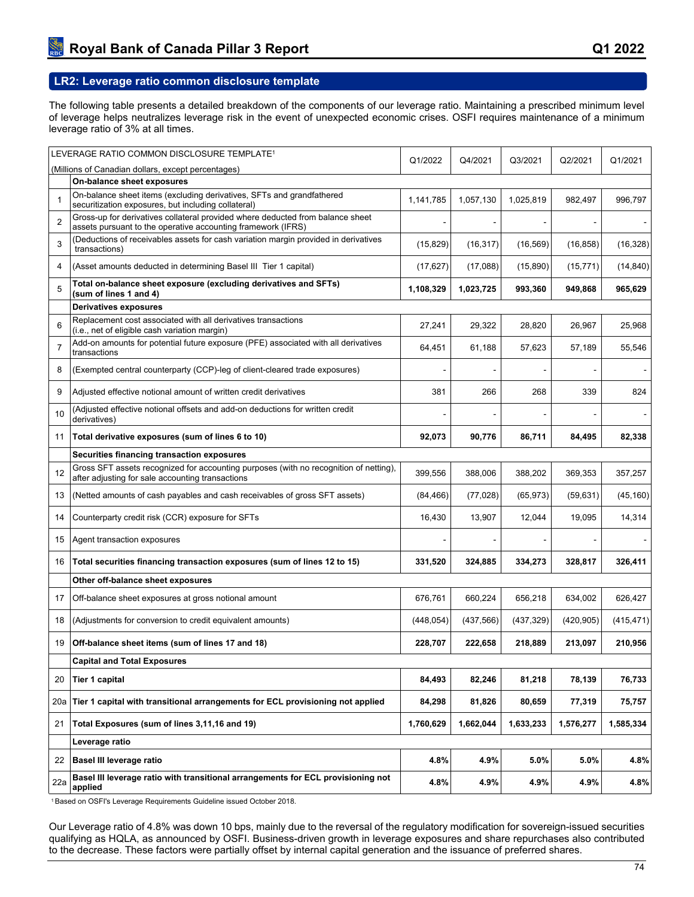## LR2: Leverage ratio common disclosure template

The following table presents a detailed breakdown of the components of our leverage ratio. Maintaining a prescribed minimum level of leverage helps neutralizes leverage risk in the event of unexpected economic crises. OSFI requires maintenance of a minimum leverage ratio of 3% at all times.

| | LEVERAGE RATIO COMMON DISCLOSURE TEMPLATE[1] (Millions of Canadian dollars, except percentages) | Q1/2022 | Q4/2021 | Q3/2021 | Q2/2021 | Q1/2021 |
|---|---|---|---|---|---|---|
| | **On-balance sheet exposures** | | | | | |
| 1 | On-balance sheet items (excluding derivatives, SFTs and grandfathered securitization exposures, but including collateral) | 1,141,785 | 1,057,130 | 1,025,819 | 982,497 | 996,797 |
| 2 | Gross-up for derivatives collateral provided where deducted from balance sheet assets pursuant to the operative accounting framework (IFRS) | - | - | - | - | - |
| 3 | (Deductions of receivables assets for cash variation margin provided in derivatives transactions) | (15,829) | (16,317) | (16,569) | (16,858) | (16,328) |
| 4 | (Asset amounts deducted in determining Basel III Tier 1 capital) | (17,627) | (17,088) | (15,890) | (15,771) | (14,840) |
| 5 | **Total on-balance sheet exposure (excluding derivatives and SFTs) (sum of lines 1 and 4)** | **1,108,329** | **1,023,725** | **993,360** | **949,868** | **965,629** |
| | **Derivatives exposures** | | | | | |
| 6 | Replacement cost associated with all derivatives transactions (i.e., net of eligible cash variation margin) | 27,241 | 29,322 | 28,820 | 26,967 | 25,968 |
| 7 | Add-on amounts for potential future exposure (PFE) associated with all derivatives transactions | 64,451 | 61,188 | 57,623 | 57,189 | 55,546 |
| 8 | (Exempted central counterparty (CCP)-leg of client-cleared trade exposures) | - | - | - | - | - |
| 9 | Adjusted effective notional amount of written credit derivatives | 381 | 266 | 268 | 339 | 824 |
| 10 | (Adjusted effective notional offsets and add-on deductions for written credit derivatives) | - | - | - | - | - |
| 11 | **Total derivative exposures (sum of lines 6 to 10)** | **92,073** | **90,776** | **86,711** | **84,495** | **82,338** |
| | **Securities financing transaction exposures** | | | | | |
| 12 | Gross SFT assets recognized for accounting purposes (with no recognition of netting), after adjusting for sale accounting transactions | 399,556 | 388,006 | 388,202 | 369,353 | 357,257 |
| 13 | (Netted amounts of cash payables and cash receivables of gross SFT assets) | (84,466) | (77,028) | (65,973) | (59,631) | (45,160) |
| 14 | Counterparty credit risk (CCR) exposure for SFTs | 16,430 | 13,907 | 12,044 | 19,095 | 14,314 |
| 15 | Agent transaction exposures | - | - | - | - | - |
| 16 | **Total securities financing transaction exposures (sum of lines 12 to 15)** | **331,520** | **324,885** | **334,273** | **328,817** | **326,411** |
| | **Other off-balance sheet exposures** | | | | | |
| 17 | Off-balance sheet exposures at gross notional amount | 676,761 | 660,224 | 656,218 | 634,002 | 626,427 |
| 18 | (Adjustments for conversion to credit equivalent amounts) | (448,054) | (437,566) | (437,329) | (420,905) | (415,471) |
| 19 | **Off-balance sheet items (sum of lines 17 and 18)** | **228,707** | **222,658** | **218,889** | **213,097** | **210,956** |
| | **Capital and Total Exposures** | | | | | |
| 20 | **Tier 1 capital** | **84,493** | **82,246** | **81,218** | **78,139** | **76,733** |
| 20a | **Tier 1 capital with transitional arrangements for ECL provisioning not applied** | **84,298** | **81,826** | **80,659** | **77,319** | **75,757** |
| 21 | **Total Exposures (sum of lines 3,11,16 and 19)** | **1,760,629** | **1,662,044** | **1,633,233** | **1,576,277** | **1,585,334** |
| | **Leverage ratio** | | | | | |
| 22 | **Basel III leverage ratio** | **4.8%** | **4.9%** | **5.0%** | **5.0%** | **4.8%** |
| 22a | **Basel III leverage ratio with transitional arrangements for ECL provisioning not applied** | **4.8%** | **4.9%** | **4.9%** | **4.9%** | **4.8%** |

[1] Based on OSFI's Leverage Requirements Guideline issued October 2018.

Our Leverage ratio of 4.8% was down 10 bps, mainly due to the reversal of the regulatory modification for sovereign-issued securities qualifying as HQLA, as announced by OSFI. Business-driven growth in leverage exposures and share repurchases also contributed to the decrease. These factors were partially offset by internal capital generation and the issuance of preferred shares.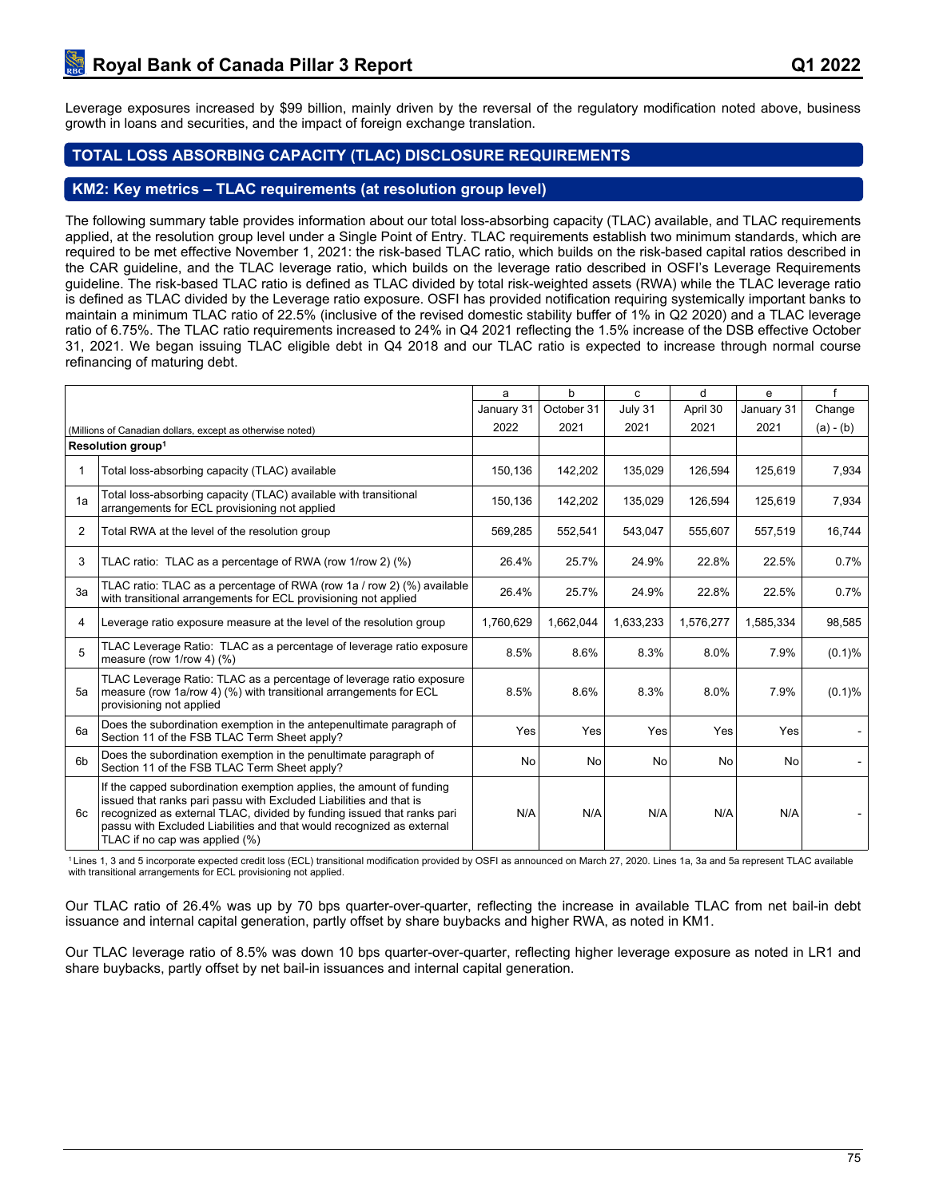Leverage exposures increased by $99 billion, mainly driven by the reversal of the regulatory modification noted above, business growth in loans and securities, and the impact of foreign exchange translation.

## TOTAL LOSS ABSORBING CAPACITY (TLAC) DISCLOSURE REQUIREMENTS

### KM2: Key metrics – TLAC requirements (at resolution group level)

The following summary table provides information about our total loss-absorbing capacity (TLAC) available, and TLAC requirements applied, at the resolution group level under a Single Point of Entry. TLAC requirements establish two minimum standards, which are required to be met effective November 1, 2021: the risk-based TLAC ratio, which builds on the risk-based capital ratios described in the CAR guideline, and the TLAC leverage ratio, which builds on the leverage ratio described in OSFI's Leverage Requirements guideline. The risk-based TLAC ratio is defined as TLAC divided by total risk-weighted assets (RWA) while the TLAC leverage ratio is defined as TLAC divided by the Leverage ratio exposure. OSFI has provided notification requiring systemically important banks to maintain a minimum TLAC ratio of 22.5% (inclusive of the revised domestic stability buffer of 1% in Q2 2020) and a TLAC leverage ratio of 6.75%. The TLAC ratio requirements increased to 24% in Q4 2021 reflecting the 1.5% increase of the DSB effective October 31, 2021. We began issuing TLAC eligible debt in Q4 2018 and our TLAC ratio is expected to increase through normal course refinancing of maturing debt.

| | (Millions of Canadian dollars, except as otherwise noted) | a<br>January 31<br>2022 | b<br>October 31<br>2021 | c<br>July 31<br>2021 | d<br>April 30<br>2021 | e<br>January 31<br>2021 | f<br>Change<br>(a) - (b) |
|---|---|---|---|---|---|---|---|
| **Resolution group[1]** | | | | | | | |
| 1 | Total loss-absorbing capacity (TLAC) available | 150,136 | 142,202 | 135,029 | 126,594 | 125,619 | 7,934 |
| 1a | Total loss-absorbing capacity (TLAC) available with transitional arrangements for ECL provisioning not applied | 150,136 | 142,202 | 135,029 | 126,594 | 125,619 | 7,934 |
| 2 | Total RWA at the level of the resolution group | 569,285 | 552,541 | 543,047 | 555,607 | 557,519 | 16,744 |
| 3 | TLAC ratio: TLAC as a percentage of RWA (row 1/row 2) (%) | 26.4% | 25.7% | 24.9% | 22.8% | 22.5% | 0.7% |
| 3a | TLAC ratio: TLAC as a percentage of RWA (row 1a / row 2) (%) available with transitional arrangements for ECL provisioning not applied | 26.4% | 25.7% | 24.9% | 22.8% | 22.5% | 0.7% |
| 4 | Leverage ratio exposure measure at the level of the resolution group | 1,760,629 | 1,662,044 | 1,633,233 | 1,576,277 | 1,585,334 | 98,585 |
| 5 | TLAC Leverage Ratio: TLAC as a percentage of leverage ratio exposure measure (row 1/row 4) (%) | 8.5% | 8.6% | 8.3% | 8.0% | 7.9% | (0.1)% |
| 5a | TLAC Leverage Ratio: TLAC as a percentage of leverage ratio exposure measure (row 1a/row 4) (%) with transitional arrangements for ECL provisioning not applied | 8.5% | 8.6% | 8.3% | 8.0% | 7.9% | (0.1)% |
| 6a | Does the subordination exemption in the antepenultimate paragraph of Section 11 of the FSB TLAC Term Sheet apply? | Yes | Yes | Yes | Yes | Yes | - |
| 6b | Does the subordination exemption in the penultimate paragraph of Section 11 of the FSB TLAC Term Sheet apply? | No | No | No | No | No | - |
| 6c | If the capped subordination exemption applies, the amount of funding issued that ranks pari passu with Excluded Liabilities and that is recognized as external TLAC, divided by funding issued that ranks pari passu with Excluded Liabilities and that would recognized as external TLAC if no cap was applied (%) | N/A | N/A | N/A | N/A | N/A | - |

[1] Lines 1, 3 and 5 incorporate expected credit loss (ECL) transitional modification provided by OSFI as announced on March 27, 2020. Lines 1a, 3a and 5a represent TLAC available with transitional arrangements for ECL provisioning not applied.

Our TLAC ratio of 26.4% was up by 70 bps quarter-over-quarter, reflecting the increase in available TLAC from net bail-in debt issuance and internal capital generation, partly offset by share buybacks and higher RWA, as noted in KM1.

Our TLAC leverage ratio of 8.5% was down 10 bps quarter-over-quarter, reflecting higher leverage exposure as noted in LR1 and share buybacks, partly offset by net bail-in issuances and internal capital generation.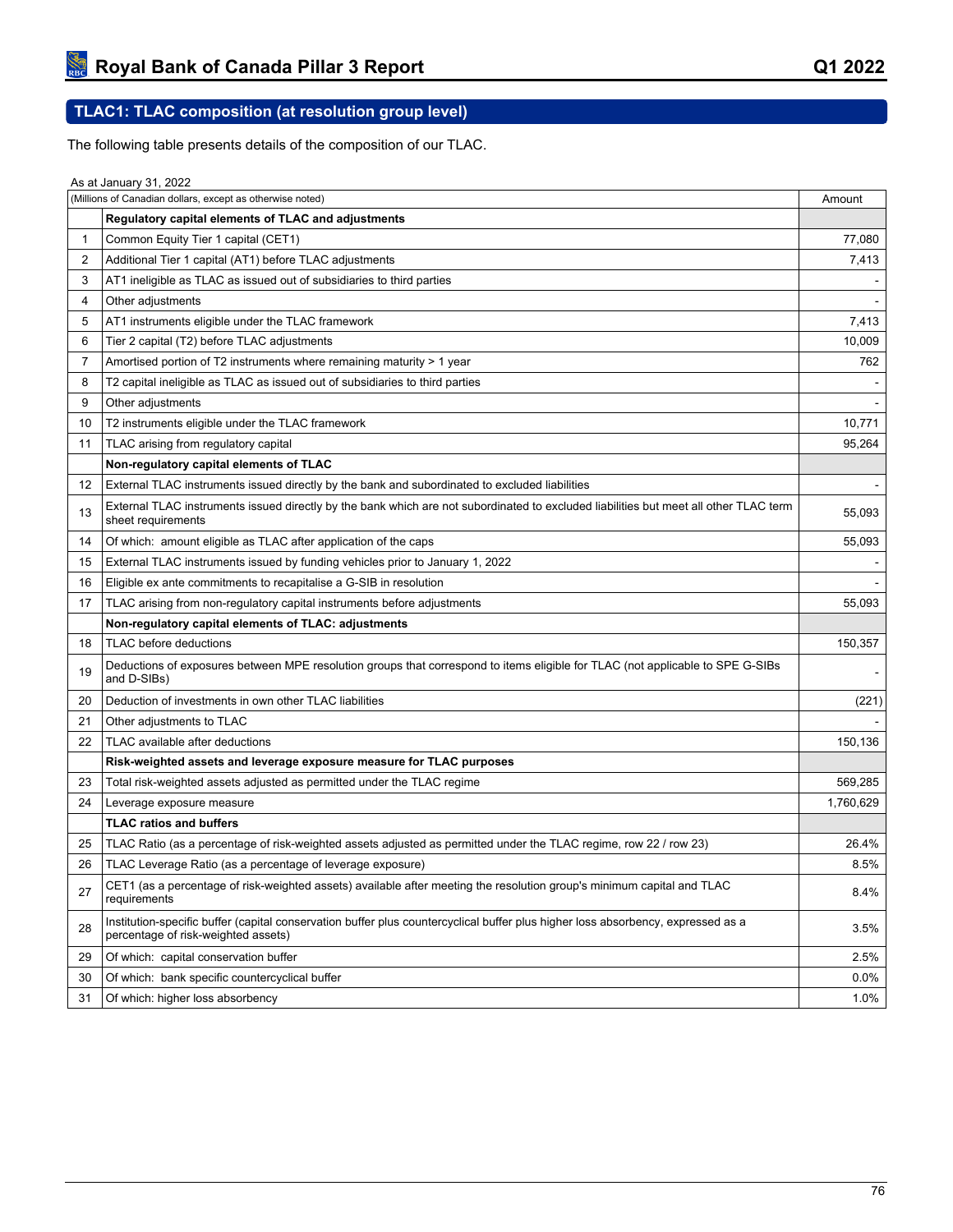## TLAC1: TLAC composition (at resolution group level)

The following table presents details of the composition of our TLAC.

As at January 31, 2022

| (Millions of Canadian dollars, except as otherwise noted) | | Amount |
|---|---|---|
| | **Regulatory capital elements of TLAC and adjustments** | |
| 1 | Common Equity Tier 1 capital (CET1) | 77,080 |
| 2 | Additional Tier 1 capital (AT1) before TLAC adjustments | 7,413 |
| 3 | AT1 ineligible as TLAC as issued out of subsidiaries to third parties | - |
| 4 | Other adjustments | - |
| 5 | AT1 instruments eligible under the TLAC framework | 7,413 |
| 6 | Tier 2 capital (T2) before TLAC adjustments | 10,009 |
| 7 | Amortised portion of T2 instruments where remaining maturity > 1 year | 762 |
| 8 | T2 capital ineligible as TLAC as issued out of subsidiaries to third parties | - |
| 9 | Other adjustments | - |
| 10 | T2 instruments eligible under the TLAC framework | 10,771 |
| 11 | TLAC arising from regulatory capital | 95,264 |
| | **Non-regulatory capital elements of TLAC** | |
| 12 | External TLAC instruments issued directly by the bank and subordinated to excluded liabilities | - |
| 13 | External TLAC instruments issued directly by the bank which are not subordinated to excluded liabilities but meet all other TLAC term sheet requirements | 55,093 |
| 14 | Of which: amount eligible as TLAC after application of the caps | 55,093 |
| 15 | External TLAC instruments issued by funding vehicles prior to January 1, 2022 | - |
| 16 | Eligible ex ante commitments to recapitalise a G-SIB in resolution | - |
| 17 | TLAC arising from non-regulatory capital instruments before adjustments | 55,093 |
| | **Non-regulatory capital elements of TLAC: adjustments** | |
| 18 | TLAC before deductions | 150,357 |
| 19 | Deductions of exposures between MPE resolution groups that correspond to items eligible for TLAC (not applicable to SPE G-SIBs and D-SIBs) | - |
| 20 | Deduction of investments in own other TLAC liabilities | (221) |
| 21 | Other adjustments to TLAC | - |
| 22 | TLAC available after deductions | 150,136 |
| | **Risk-weighted assets and leverage exposure measure for TLAC purposes** | |
| 23 | Total risk-weighted assets adjusted as permitted under the TLAC regime | 569,285 |
| 24 | Leverage exposure measure | 1,760,629 |
| | **TLAC ratios and buffers** | |
| 25 | TLAC Ratio (as a percentage of risk-weighted assets adjusted as permitted under the TLAC regime, row 22 / row 23) | 26.4% |
| 26 | TLAC Leverage Ratio (as a percentage of leverage exposure) | 8.5% |
| 27 | CET1 (as a percentage of risk-weighted assets) available after meeting the resolution group's minimum capital and TLAC requirements | 8.4% |
| 28 | Institution-specific buffer (capital conservation buffer plus countercyclical buffer plus higher loss absorbency, expressed as a percentage of risk-weighted assets) | 3.5% |
| 29 | Of which: capital conservation buffer | 2.5% |
| 30 | Of which: bank specific countercyclical buffer | 0.0% |
| 31 | Of which: higher loss absorbency | 1.0% |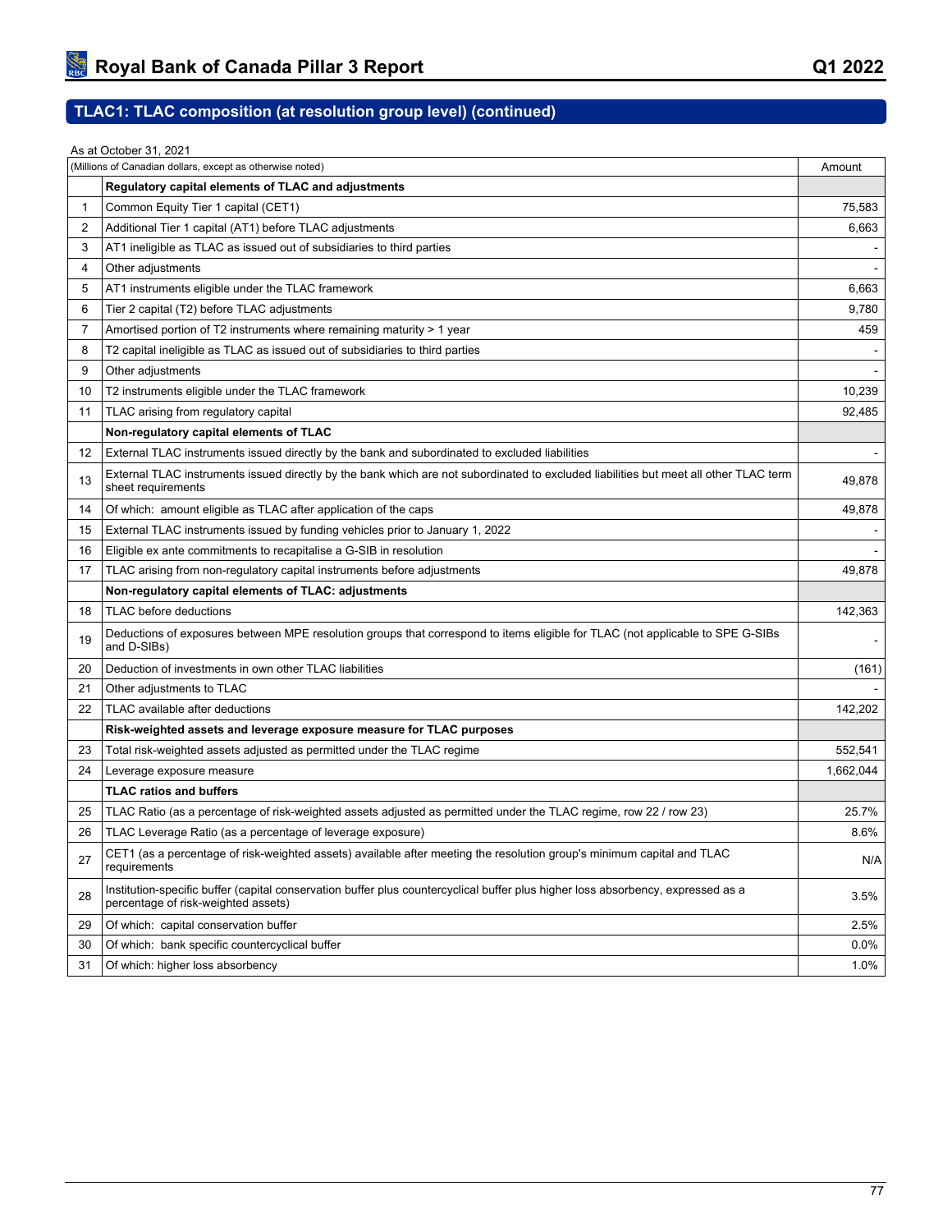## TLAC1: TLAC composition (at resolution group level) (continued)

As at October 31, 2021

| (Millions of Canadian dollars, except as otherwise noted) | | Amount |
|---|---|---|
| | **Regulatory capital elements of TLAC and adjustments** | |
| 1 | Common Equity Tier 1 capital (CET1) | 75,583 |
| 2 | Additional Tier 1 capital (AT1) before TLAC adjustments | 6,663 |
| 3 | AT1 ineligible as TLAC as issued out of subsidiaries to third parties | - |
| 4 | Other adjustments | - |
| 5 | AT1 instruments eligible under the TLAC framework | 6,663 |
| 6 | Tier 2 capital (T2) before TLAC adjustments | 9,780 |
| 7 | Amortised portion of T2 instruments where remaining maturity > 1 year | 459 |
| 8 | T2 capital ineligible as TLAC as issued out of subsidiaries to third parties | - |
| 9 | Other adjustments | - |
| 10 | T2 instruments eligible under the TLAC framework | 10,239 |
| 11 | TLAC arising from regulatory capital | 92,485 |
| | **Non-regulatory capital elements of TLAC** | |
| 12 | External TLAC instruments issued directly by the bank and subordinated to excluded liabilities | - |
| 13 | External TLAC instruments issued directly by the bank which are not subordinated to excluded liabilities but meet all other TLAC term sheet requirements | 49,878 |
| 14 | Of which: amount eligible as TLAC after application of the caps | 49,878 |
| 15 | External TLAC instruments issued by funding vehicles prior to January 1, 2022 | - |
| 16 | Eligible ex ante commitments to recapitalise a G-SIB in resolution | - |
| 17 | TLAC arising from non-regulatory capital instruments before adjustments | 49,878 |
| | **Non-regulatory capital elements of TLAC: adjustments** | |
| 18 | TLAC before deductions | 142,363 |
| 19 | Deductions of exposures between MPE resolution groups that correspond to items eligible for TLAC (not applicable to SPE G-SIBs and D-SIBs) | - |
| 20 | Deduction of investments in own other TLAC liabilities | (161) |
| 21 | Other adjustments to TLAC | - |
| 22 | TLAC available after deductions | 142,202 |
| | **Risk-weighted assets and leverage exposure measure for TLAC purposes** | |
| 23 | Total risk-weighted assets adjusted as permitted under the TLAC regime | 552,541 |
| 24 | Leverage exposure measure | 1,662,044 |
| | **TLAC ratios and buffers** | |
| 25 | TLAC Ratio (as a percentage of risk-weighted assets adjusted as permitted under the TLAC regime, row 22 / row 23) | 25.7% |
| 26 | TLAC Leverage Ratio (as a percentage of leverage exposure) | 8.6% |
| 27 | CET1 (as a percentage of risk-weighted assets) available after meeting the resolution group's minimum capital and TLAC requirements | N/A |
| 28 | Institution-specific buffer (capital conservation buffer plus countercyclical buffer plus higher loss absorbency, expressed as a percentage of risk-weighted assets) | 3.5% |
| 29 | Of which: capital conservation buffer | 2.5% |
| 30 | Of which: bank specific countercyclical buffer | 0.0% |
| 31 | Of which: higher loss absorbency | 1.0% |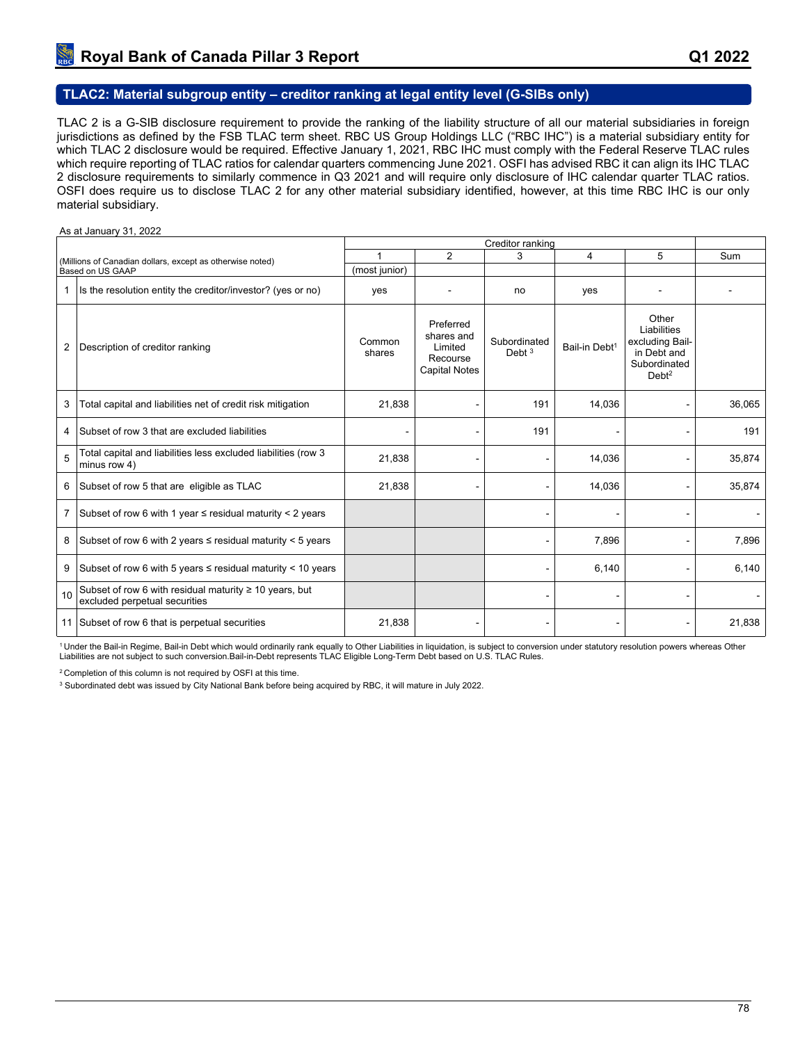## TLAC2: Material subgroup entity – creditor ranking at legal entity level (G-SIBs only)

TLAC 2 is a G-SIB disclosure requirement to provide the ranking of the liability structure of all our material subsidiaries in foreign jurisdictions as defined by the FSB TLAC term sheet. RBC US Group Holdings LLC ("RBC IHC") is a material subsidiary entity for which TLAC 2 disclosure would be required. Effective January 1, 2021, RBC IHC must comply with the Federal Reserve TLAC rules which require reporting of TLAC ratios for calendar quarters commencing June 2021. OSFI has advised RBC it can align its IHC TLAC 2 disclosure requirements to similarly commence in Q3 2021 and will require only disclosure of IHC calendar quarter TLAC ratios. OSFI does require us to disclose TLAC 2 for any other material subsidiary identified, however, at this time RBC IHC is our only material subsidiary.

As at January 31, 2022

| | (Millions of Canadian dollars, except as otherwise noted) Based on US GAAP | Creditor ranking | | | | | |
|---|---|---|---|---|---|---|---|
| | | 1 | 2 | 3 | 4 | 5 | Sum |
| | | (most junior) | | | | | |
| 1 | Is the resolution entity the creditor/investor? (yes or no) | yes | - | no | yes | - | - |
| 2 | Description of creditor ranking | Common shares | Preferred shares and Limited Recourse Capital Notes | Subordinated Debt [3] | Bail-in Debt[1] | Other Liabilities excluding Bail-in Debt and Subordinated Debt[2] | |
| 3 | Total capital and liabilities net of credit risk mitigation | 21,838 | - | 191 | 14,036 | - | 36,065 |
| 4 | Subset of row 3 that are excluded liabilities | - | - | 191 | - | - | 191 |
| 5 | Total capital and liabilities less excluded liabilities (row 3 minus row 4) | 21,838 | - | - | 14,036 | - | 35,874 |
| 6 | Subset of row 5 that are eligible as TLAC | 21,838 | - | - | 14,036 | - | 35,874 |
| 7 | Subset of row 6 with 1 year ≤ residual maturity < 2 years | | | - | - | - | - |
| 8 | Subset of row 6 with 2 years ≤ residual maturity < 5 years | | | - | 7,896 | - | 7,896 |
| 9 | Subset of row 6 with 5 years ≤ residual maturity < 10 years | | | - | 6,140 | - | 6,140 |
| 10 | Subset of row 6 with residual maturity ≥ 10 years, but excluded perpetual securities | | | - | - | - | - |
| 11 | Subset of row 6 that is perpetual securities | 21,838 | - | - | - | - | 21,838 |

[1] Under the Bail-in Regime, Bail-in Debt which would ordinarily rank equally to Other Liabilities in liquidation, is subject to conversion under statutory resolution powers whereas Other Liabilities are not subject to such conversion.Bail-in-Debt represents TLAC Eligible Long-Term Debt based on U.S. TLAC Rules.

[2] Completion of this column is not required by OSFI at this time.

[3] Subordinated debt was issued by City National Bank before being acquired by RBC, it will mature in July 2022.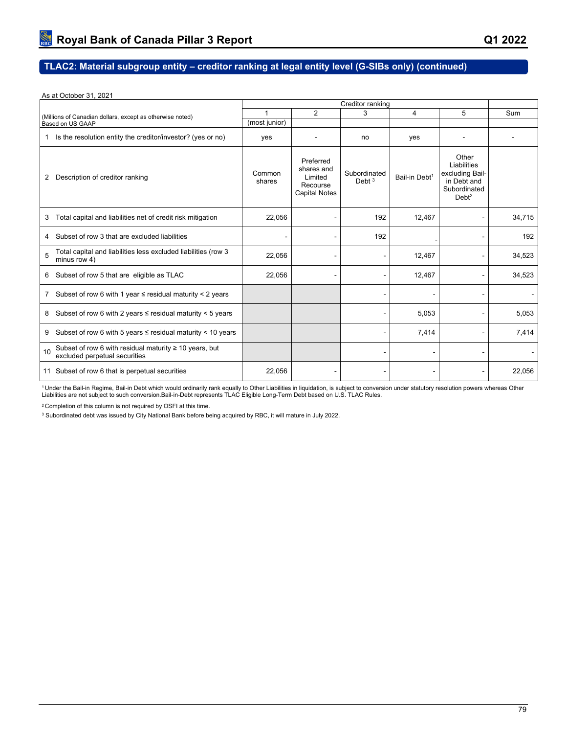## TLAC2: Material subgroup entity – creditor ranking at legal entity level (G-SIBs only) (continued)

As at October 31, 2021

| (Millions of Canadian dollars, except as otherwise noted) Based on US GAAP | | Creditor ranking | | | | | |
|---|---|---|---|---|---|---|---|
| | | 1 (most junior) | 2 | 3 | 4 | 5 | Sum |
| 1 | Is the resolution entity the creditor/investor? (yes or no) | yes | - | no | yes | - | - |
| 2 | Description of creditor ranking | Common shares | Preferred shares and Limited Recourse Capital Notes | Subordinated Debt [3] | Bail-in Debt[1] | Other Liabilities excluding Bail-in Debt and Subordinated Debt[2] | |
| 3 | Total capital and liabilities net of credit risk mitigation | 22,056 | - | 192 | 12,467 | - | 34,715 |
| 4 | Subset of row 3 that are excluded liabilities | - | - | 192 | - | - | 192 |
| 5 | Total capital and liabilities less excluded liabilities (row 3 minus row 4) | 22,056 | - | - | 12,467 | - | 34,523 |
| 6 | Subset of row 5 that are eligible as TLAC | 22,056 | - | - | 12,467 | - | 34,523 |
| 7 | Subset of row 6 with 1 year ≤ residual maturity < 2 years | | | - | - | - | - |
| 8 | Subset of row 6 with 2 years ≤ residual maturity < 5 years | | | - | 5,053 | - | 5,053 |
| 9 | Subset of row 6 with 5 years ≤ residual maturity < 10 years | | | - | 7,414 | - | 7,414 |
| 10 | Subset of row 6 with residual maturity ≥ 10 years, but excluded perpetual securities | | | - | - | - | - |
| 11 | Subset of row 6 that is perpetual securities | 22,056 | - | - | - | - | 22,056 |

[1] Under the Bail-in Regime, Bail-in Debt which would ordinarily rank equally to Other Liabilities in liquidation, is subject to conversion under statutory resolution powers whereas Other Liabilities are not subject to such conversion.Bail-in-Debt represents TLAC Eligible Long-Term Debt based on U.S. TLAC Rules.

[2] Completion of this column is not required by OSFI at this time.

[3] Subordinated debt was issued by City National Bank before being acquired by RBC, it will mature in July 2022.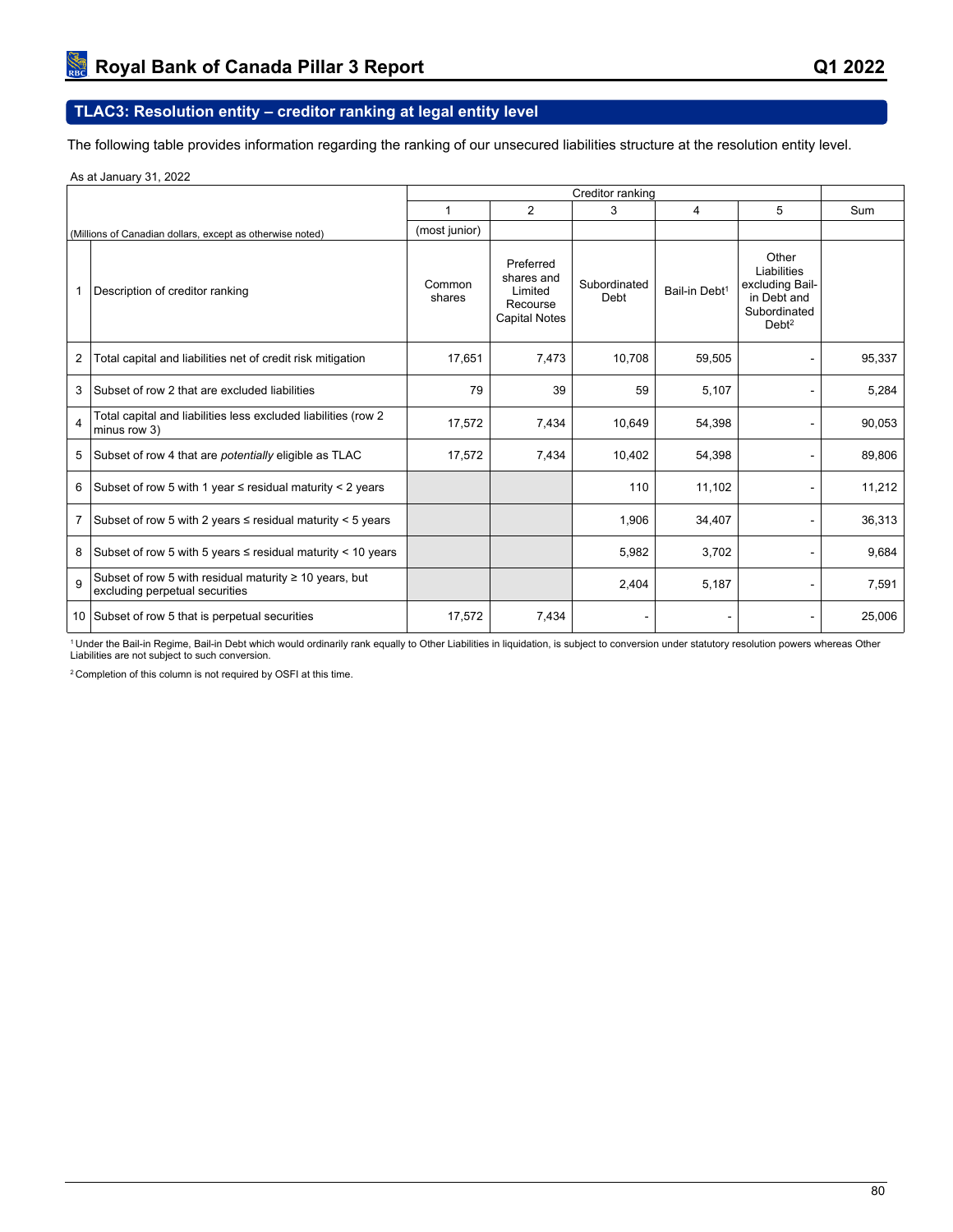## TLAC3: Resolution entity – creditor ranking at legal entity level

The following table provides information regarding the ranking of our unsecured liabilities structure at the resolution entity level.

As at January 31, 2022

| | | Creditor ranking | | | | | |
|---|---|---|---|---|---|---|---|
| | | 1 | 2 | 3 | 4 | 5 | Sum |
| (Millions of Canadian dollars, except as otherwise noted) | | (most junior) | | | | | |
| 1 | Description of creditor ranking | Common shares | Preferred shares and Limited Recourse Capital Notes | Subordinated Debt | Bail-in Debt[1] | Other Liabilities excluding Bail-in Debt and Subordinated Debt[2] | |
| 2 | Total capital and liabilities net of credit risk mitigation | 17,651 | 7,473 | 10,708 | 59,505 | - | 95,337 |
| 3 | Subset of row 2 that are excluded liabilities | 79 | 39 | 59 | 5,107 | - | 5,284 |
| 4 | Total capital and liabilities less excluded liabilities (row 2 minus row 3) | 17,572 | 7,434 | 10,649 | 54,398 | - | 90,053 |
| 5 | Subset of row 4 that are *potentially* eligible as TLAC | 17,572 | 7,434 | 10,402 | 54,398 | - | 89,806 |
| 6 | Subset of row 5 with 1 year ≤ residual maturity < 2 years | | | 110 | 11,102 | - | 11,212 |
| 7 | Subset of row 5 with 2 years ≤ residual maturity < 5 years | | | 1,906 | 34,407 | - | 36,313 |
| 8 | Subset of row 5 with 5 years ≤ residual maturity < 10 years | | | 5,982 | 3,702 | - | 9,684 |
| 9 | Subset of row 5 with residual maturity ≥ 10 years, but excluding perpetual securities | | | 2,404 | 5,187 | - | 7,591 |
| 10 | Subset of row 5 that is perpetual securities | 17,572 | 7,434 | - | - | - | 25,006 |

[1] Under the Bail-in Regime, Bail-in Debt which would ordinarily rank equally to Other Liabilities in liquidation, is subject to conversion under statutory resolution powers whereas Other Liabilities are not subject to such conversion.

[2] Completion of this column is not required by OSFI at this time.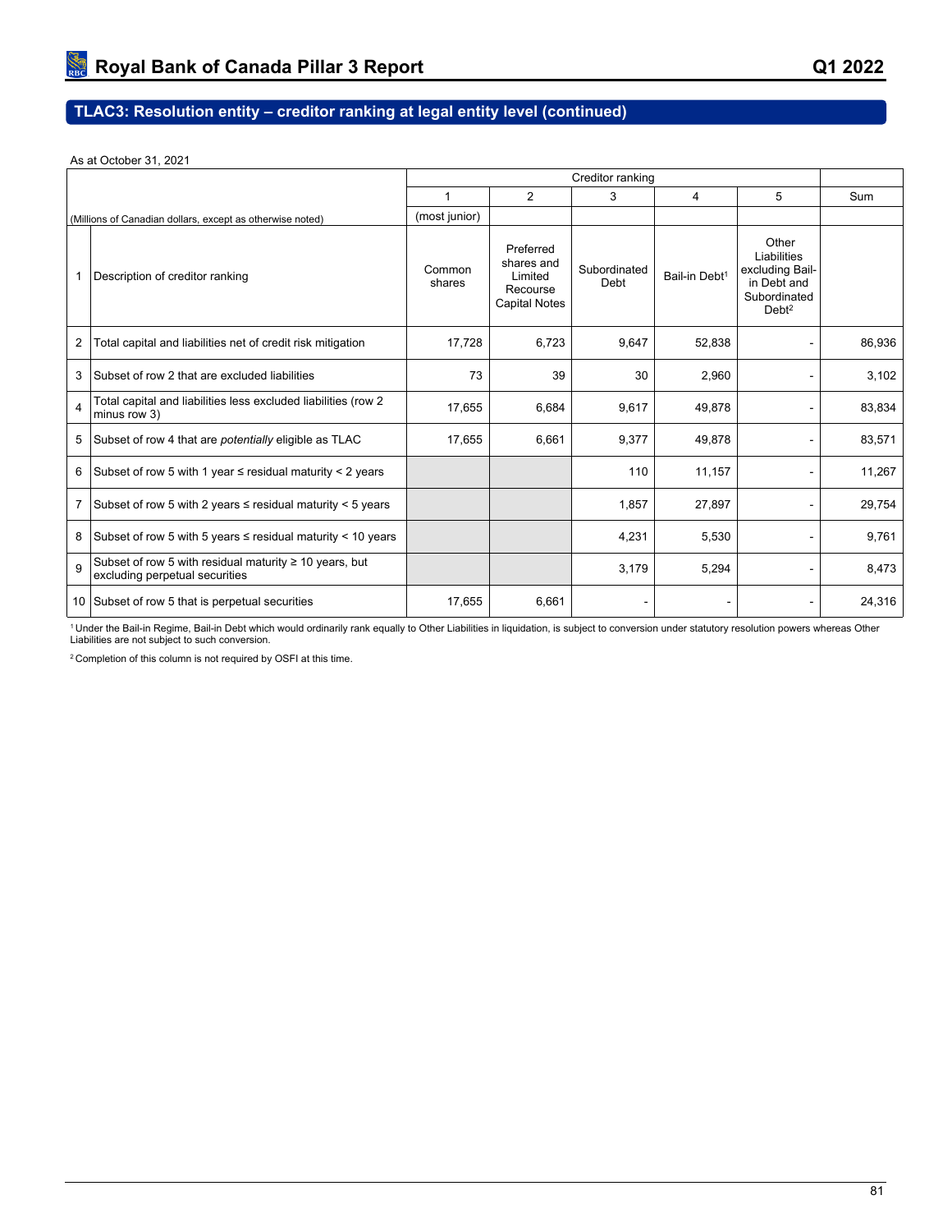## TLAC3: Resolution entity – creditor ranking at legal entity level (continued)

As at October 31, 2021

| | | Creditor ranking | | | | | |
|---|---|---|---|---|---|---|---|
| | | 1 | 2 | 3 | 4 | 5 | Sum |
| (Millions of Canadian dollars, except as otherwise noted) | | (most junior) | | | | | |
| 1 | Description of creditor ranking | Common shares | Preferred shares and Limited Recourse Capital Notes | Subordinated Debt | Bail-in Debt[1] | Other Liabilities excluding Bail-in Debt and Subordinated Debt[2] | |
| 2 | Total capital and liabilities net of credit risk mitigation | 17,728 | 6,723 | 9,647 | 52,838 | - | 86,936 |
| 3 | Subset of row 2 that are excluded liabilities | 73 | 39 | 30 | 2,960 | - | 3,102 |
| 4 | Total capital and liabilities less excluded liabilities (row 2 minus row 3) | 17,655 | 6,684 | 9,617 | 49,878 | - | 83,834 |
| 5 | Subset of row 4 that are *potentially* eligible as TLAC | 17,655 | 6,661 | 9,377 | 49,878 | - | 83,571 |
| 6 | Subset of row 5 with 1 year ≤ residual maturity < 2 years | | | 110 | 11,157 | - | 11,267 |
| 7 | Subset of row 5 with 2 years ≤ residual maturity < 5 years | | | 1,857 | 27,897 | - | 29,754 |
| 8 | Subset of row 5 with 5 years ≤ residual maturity < 10 years | | | 4,231 | 5,530 | - | 9,761 |
| 9 | Subset of row 5 with residual maturity ≥ 10 years, but excluding perpetual securities | | | 3,179 | 5,294 | - | 8,473 |
| 10 | Subset of row 5 that is perpetual securities | 17,655 | 6,661 | - | - | - | 24,316 |

[1] Under the Bail-in Regime, Bail-in Debt which would ordinarily rank equally to Other Liabilities in liquidation, is subject to conversion under statutory resolution powers whereas Other Liabilities are not subject to such conversion.

[2] Completion of this column is not required by OSFI at this time.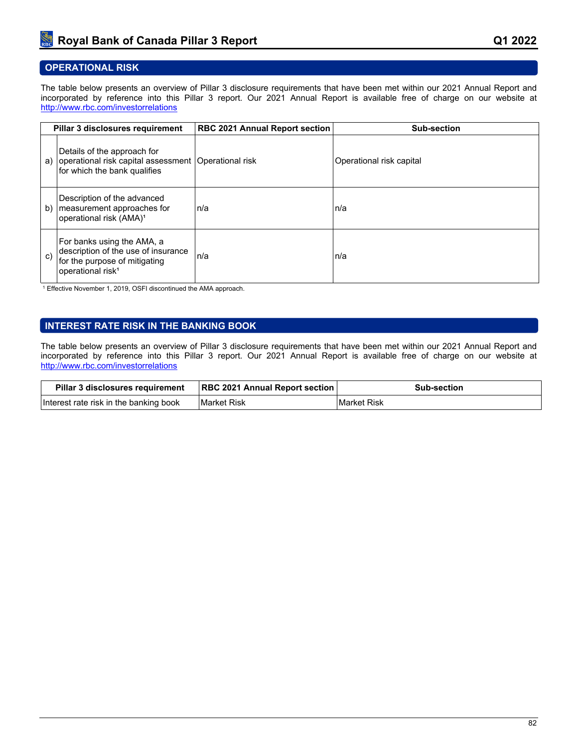## OPERATIONAL RISK

The table below presents an overview of Pillar 3 disclosure requirements that have been met within our 2021 Annual Report and incorporated by reference into this Pillar 3 report. Our 2021 Annual Report is available free of charge on our website at http://www.rbc.com/investorrelations

| | Pillar 3 disclosures requirement | RBC 2021 Annual Report section | Sub-section |
|---|---|---|---|
| a) | Details of the approach for operational risk capital assessment for which the bank qualifies | Operational risk | Operational risk capital |
| b) | Description of the advanced measurement approaches for operational risk (AMA)[1] | n/a | n/a |
| c) | For banks using the AMA, a description of the use of insurance for the purpose of mitigating operational risk[1] | n/a | n/a |

[1] Effective November 1, 2019, OSFI discontinued the AMA approach.

## INTEREST RATE RISK IN THE BANKING BOOK

The table below presents an overview of Pillar 3 disclosure requirements that have been met within our 2021 Annual Report and incorporated by reference into this Pillar 3 report. Our 2021 Annual Report is available free of charge on our website at http://www.rbc.com/investorrelations

| Pillar 3 disclosures requirement | RBC 2021 Annual Report section | Sub-section |
|---|---|---|
| Interest rate risk in the banking book | Market Risk | Market Risk |